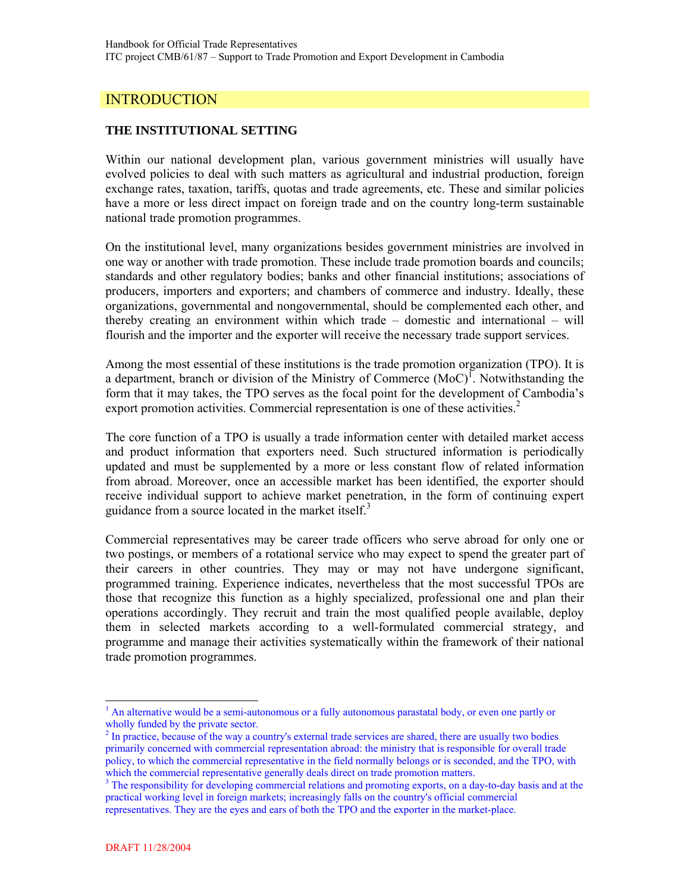# INTRODUCTION

## THE INSTITUTIONAL SETTING

Within our national development plan, various government ministries will usually have evolved policies to deal with such matters as agricultural and industrial production, foreign exchange rates, taxation, tariffs, quotas and trade agreements, etc. These and similar policies have a more or less direct impact on foreign trade and on the country long-term sustainable national trade promotion programmes.

On the institutional level, many organizations besides government ministries are involved in one way or another with trade promotion. These include trade promotion boards and councils; standards and other regulatory bodies; banks and other financial institutions; associations of producers, importers and exporters; and chambers of commerce and industry. Ideally, these organizations, governmental and nongovernmental, should be complemented each other, and thereby creating an environment within which trade – domestic and international – will flourish and the importer and the exporter will receive the necessary trade support services.

Among the most essential of these institutions is the trade promotion organization (TPO). It is a department, branch or division of the Ministry of Commerce (MoC)[1]. Notwithstanding the form that it may takes, the TPO serves as the focal point for the development of Cambodia's export promotion activities. Commercial representation is one of these activities.[2]

The core function of a TPO is usually a trade information center with detailed market access and product information that exporters need. Such structured information is periodically updated and must be supplemented by a more or less constant flow of related information from abroad. Moreover, once an accessible market has been identified, the exporter should receive individual support to achieve market penetration, in the form of continuing expert guidance from a source located in the market itself.[3]

Commercial representatives may be career trade officers who serve abroad for only one or two postings, or members of a rotational service who may expect to spend the greater part of their careers in other countries. They may or may not have undergone significant, programmed training. Experience indicates, nevertheless that the most successful TPOs are those that recognize this function as a highly specialized, professional one and plan their operations accordingly. They recruit and train the most qualified people available, deploy them in selected markets according to a well-formulated commercial strategy, and programme and manage their activities systematically within the framework of their national trade promotion programmes.

---

[1] An alternative would be a semi-autonomous or a fully autonomous parastatal body, or even one partly or wholly funded by the private sector.

[2] In practice, because of the way a country's external trade services are shared, there are usually two bodies primarily concerned with commercial representation abroad: the ministry that is responsible for overall trade policy, to which the commercial representative in the field normally belongs or is seconded, and the TPO, with which the commercial representative generally deals direct on trade promotion matters.

[3] The responsibility for developing commercial relations and promoting exports, on a day-to-day basis and at the practical working level in foreign markets; increasingly falls on the country's official commercial representatives. They are the eyes and ears of both the TPO and the exporter in the market-place.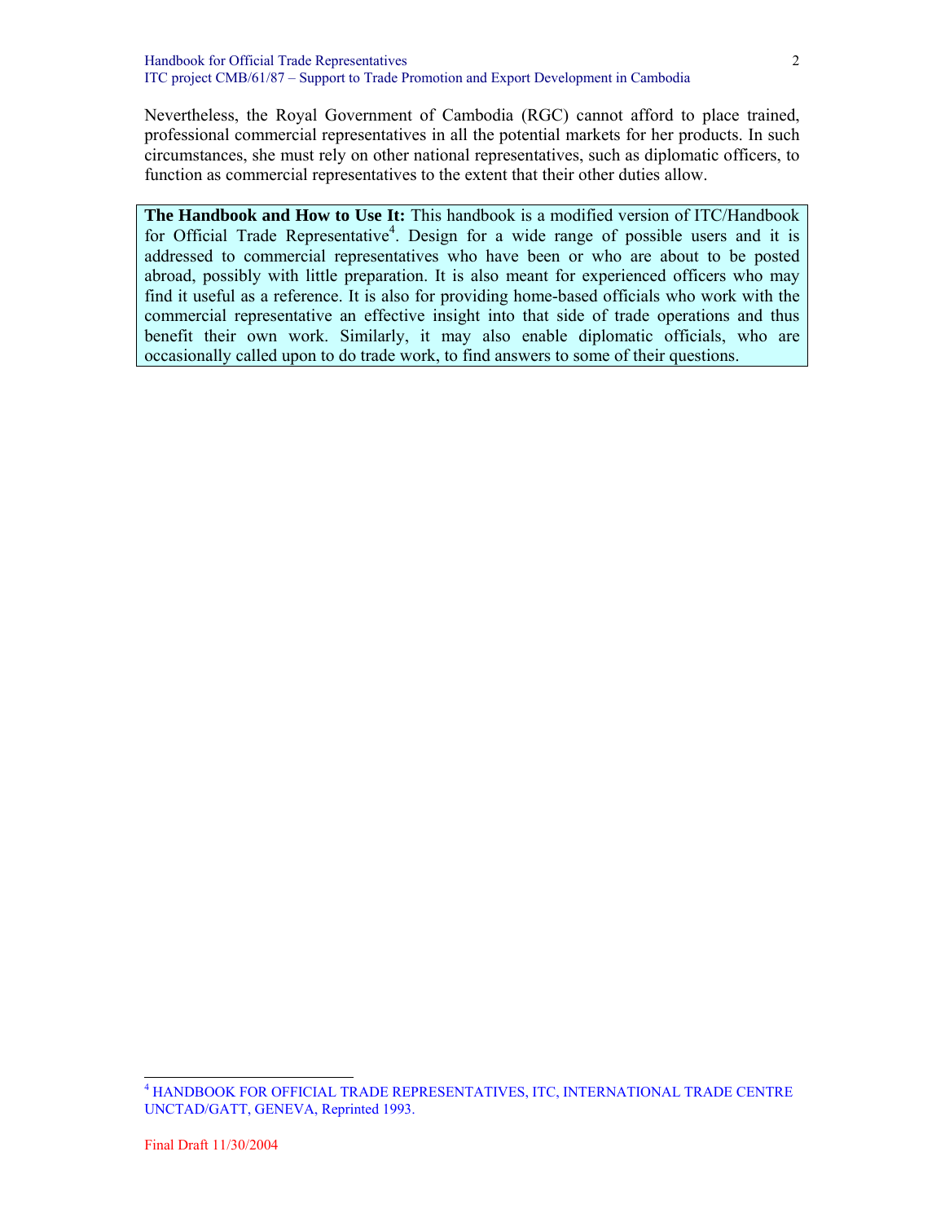Nevertheless, the Royal Government of Cambodia (RGC) cannot afford to place trained, professional commercial representatives in all the potential markets for her products. In such circumstances, she must rely on other national representatives, such as diplomatic officers, to function as commercial representatives to the extent that their other duties allow.

**The Handbook and How to Use It:** This handbook is a modified version of ITC/Handbook for Official Trade Representative[4]. Design for a wide range of possible users and it is addressed to commercial representatives who have been or who are about to be posted abroad, possibly with little preparation. It is also meant for experienced officers who may find it useful as a reference. It is also for providing home-based officials who work with the commercial representative an effective insight into that side of trade operations and thus benefit their own work. Similarly, it may also enable diplomatic officials, who are occasionally called upon to do trade work, to find answers to some of their questions.

[4] HANDBOOK FOR OFFICIAL TRADE REPRESENTATIVES, ITC, INTERNATIONAL TRADE CENTRE UNCTAD/GATT, GENEVA, Reprinted 1993.

Final Draft 11/30/2004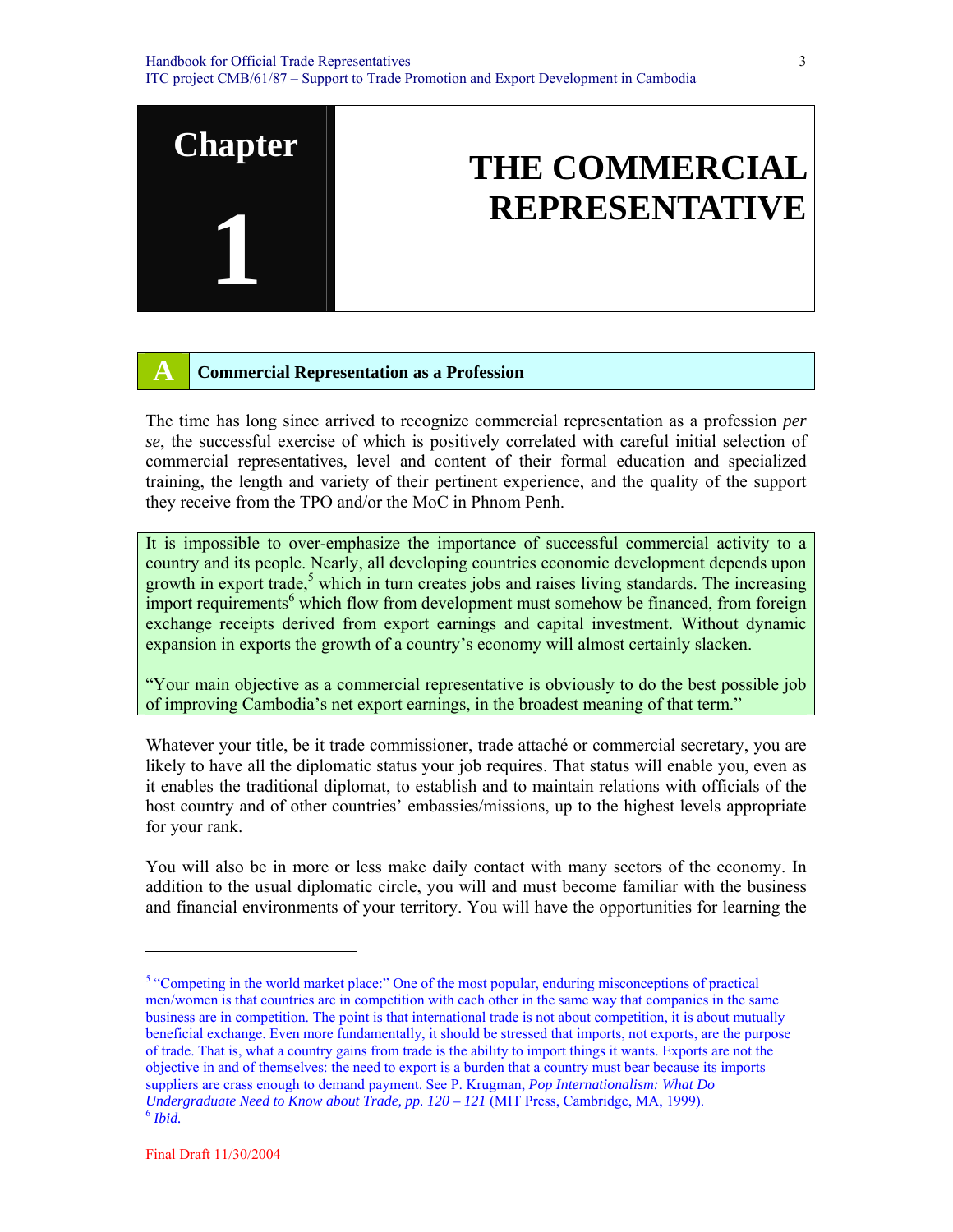# Chapter 1

# THE COMMERCIAL REPRESENTATIVE

## A Commercial Representation as a Profession

The time has long since arrived to recognize commercial representation as a profession *per se*, the successful exercise of which is positively correlated with careful initial selection of commercial representatives, level and content of their formal education and specialized training, the length and variety of their pertinent experience, and the quality of the support they receive from the TPO and/or the MoC in Phnom Penh.

It is impossible to over-emphasize the importance of successful commercial activity to a country and its people. Nearly, all developing countries economic development depends upon growth in export trade,[5] which in turn creates jobs and raises living standards. The increasing import requirements[6] which flow from development must somehow be financed, from foreign exchange receipts derived from export earnings and capital investment. Without dynamic expansion in exports the growth of a country's economy will almost certainly slacken.

"Your main objective as a commercial representative is obviously to do the best possible job of improving Cambodia's net export earnings, in the broadest meaning of that term."

Whatever your title, be it trade commissioner, trade attaché or commercial secretary, you are likely to have all the diplomatic status your job requires. That status will enable you, even as it enables the traditional diplomat, to establish and to maintain relations with officials of the host country and of other countries' embassies/missions, up to the highest levels appropriate for your rank.

You will also be in more or less make daily contact with many sectors of the economy. In addition to the usual diplomatic circle, you will and must become familiar with the business and financial environments of your territory. You will have the opportunities for learning the

---

[5] "Competing in the world market place:" One of the most popular, enduring misconceptions of practical men/women is that countries are in competition with each other in the same way that companies in the same business are in competition. The point is that international trade is not about competition, it is about mutually beneficial exchange. Even more fundamentally, it should be stressed that imports, not exports, are the purpose of trade. That is, what a country gains from trade is the ability to import things it wants. Exports are not the objective in and of themselves: the need to export is a burden that a country must bear because its imports suppliers are crass enough to demand payment. See P. Krugman, *Pop Internationalism: What Do Undergraduate Need to Know about Trade, pp. 120 – 121* (MIT Press, Cambridge, MA, 1999).

[6] *Ibid.*

Final Draft 11/30/2004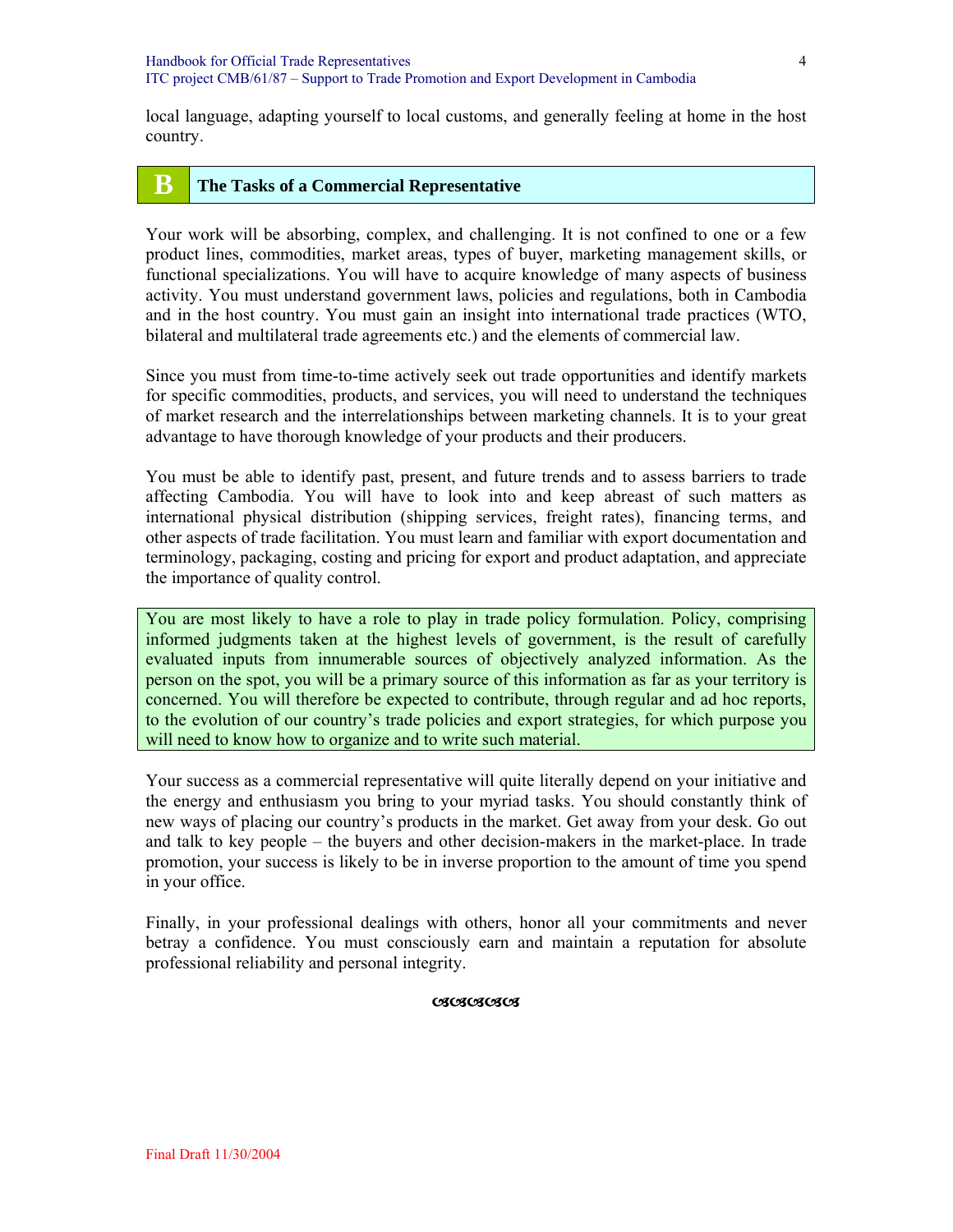local language, adapting yourself to local customs, and generally feeling at home in the host country.

## B The Tasks of a Commercial Representative

Your work will be absorbing, complex, and challenging. It is not confined to one or a few product lines, commodities, market areas, types of buyer, marketing management skills, or functional specializations. You will have to acquire knowledge of many aspects of business activity. You must understand government laws, policies and regulations, both in Cambodia and in the host country. You must gain an insight into international trade practices (WTO, bilateral and multilateral trade agreements etc.) and the elements of commercial law.

Since you must from time-to-time actively seek out trade opportunities and identify markets for specific commodities, products, and services, you will need to understand the techniques of market research and the interrelationships between marketing channels. It is to your great advantage to have thorough knowledge of your products and their producers.

You must be able to identify past, present, and future trends and to assess barriers to trade affecting Cambodia. You will have to look into and keep abreast of such matters as international physical distribution (shipping services, freight rates), financing terms, and other aspects of trade facilitation. You must learn and familiar with export documentation and terminology, packaging, costing and pricing for export and product adaptation, and appreciate the importance of quality control.

You are most likely to have a role to play in trade policy formulation. Policy, comprising informed judgments taken at the highest levels of government, is the result of carefully evaluated inputs from innumerable sources of objectively analyzed information. As the person on the spot, you will be a primary source of this information as far as your territory is concerned. You will therefore be expected to contribute, through regular and ad hoc reports, to the evolution of our country's trade policies and export strategies, for which purpose you will need to know how to organize and to write such material.

Your success as a commercial representative will quite literally depend on your initiative and the energy and enthusiasm you bring to your myriad tasks. You should constantly think of new ways of placing our country's products in the market. Get away from your desk. Go out and talk to key people – the buyers and other decision-makers in the market-place. In trade promotion, your success is likely to be in inverse proportion to the amount of time you spend in your office.

Finally, in your professional dealings with others, honor all your commitments and never betray a confidence. You must consciously earn and maintain a reputation for absolute professional reliability and personal integrity.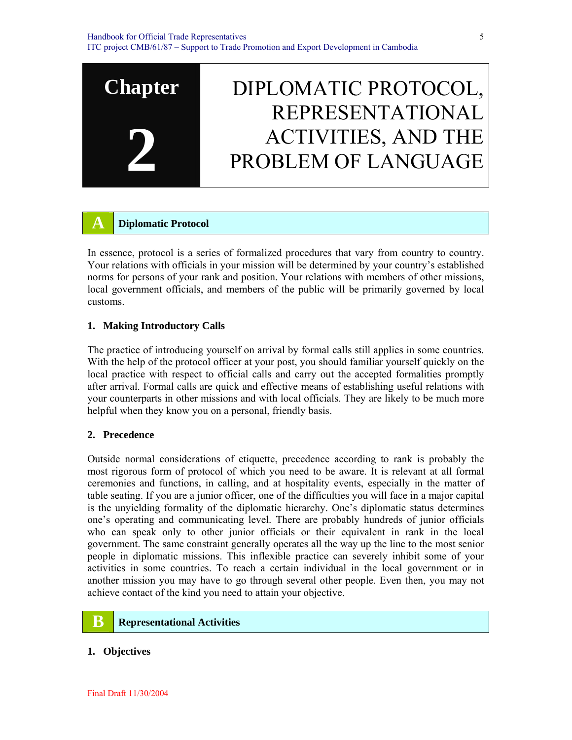# Chapter 2 DIPLOMATIC PROTOCOL, REPRESENTATIONAL ACTIVITIES, AND THE PROBLEM OF LANGUAGE

## A Diplomatic Protocol

In essence, protocol is a series of formalized procedures that vary from country to country. Your relations with officials in your mission will be determined by your country's established norms for persons of your rank and position. Your relations with members of other missions, local government officials, and members of the public will be primarily governed by local customs.

### 1. Making Introductory Calls

The practice of introducing yourself on arrival by formal calls still applies in some countries. With the help of the protocol officer at your post, you should familiar yourself quickly on the local practice with respect to official calls and carry out the accepted formalities promptly after arrival. Formal calls are quick and effective means of establishing useful relations with your counterparts in other missions and with local officials. They are likely to be much more helpful when they know you on a personal, friendly basis.

### 2. Precedence

Outside normal considerations of etiquette, precedence according to rank is probably the most rigorous form of protocol of which you need to be aware. It is relevant at all formal ceremonies and functions, in calling, and at hospitality events, especially in the matter of table seating. If you are a junior officer, one of the difficulties you will face in a major capital is the unyielding formality of the diplomatic hierarchy. One's diplomatic status determines one's operating and communicating level. There are probably hundreds of junior officials who can speak only to other junior officials or their equivalent in rank in the local government. The same constraint generally operates all the way up the line to the most senior people in diplomatic missions. This inflexible practice can severely inhibit some of your activities in some countries. To reach a certain individual in the local government or in another mission you may have to go through several other people. Even then, you may not achieve contact of the kind you need to attain your objective.

## B Representational Activities

### 1. Objectives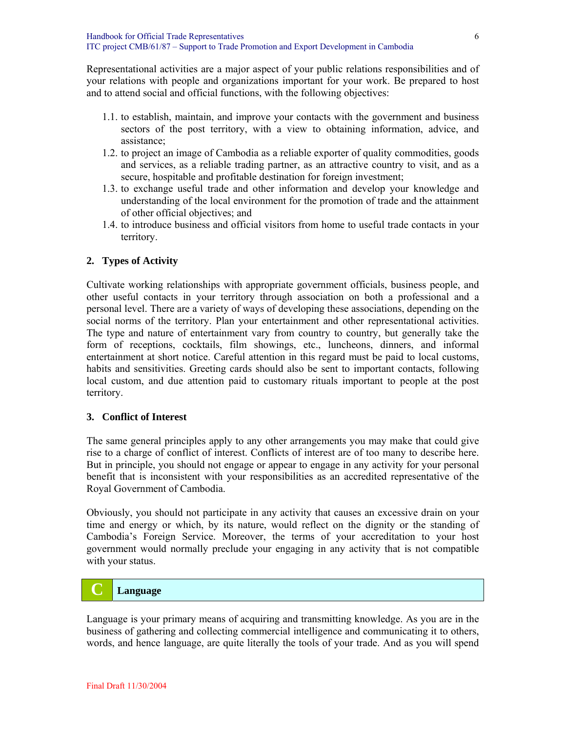Representational activities are a major aspect of your public relations responsibilities and of your relations with people and organizations important for your work. Be prepared to host and to attend social and official functions, with the following objectives:

1.1. to establish, maintain, and improve your contacts with the government and business sectors of the post territory, with a view to obtaining information, advice, and assistance;
1.2. to project an image of Cambodia as a reliable exporter of quality commodities, goods and services, as a reliable trading partner, as an attractive country to visit, and as a secure, hospitable and profitable destination for foreign investment;
1.3. to exchange useful trade and other information and develop your knowledge and understanding of the local environment for the promotion of trade and the attainment of other official objectives; and
1.4. to introduce business and official visitors from home to useful trade contacts in your territory.

### 2. Types of Activity

Cultivate working relationships with appropriate government officials, business people, and other useful contacts in your territory through association on both a professional and a personal level. There are a variety of ways of developing these associations, depending on the social norms of the territory. Plan your entertainment and other representational activities. The type and nature of entertainment vary from country to country, but generally take the form of receptions, cocktails, film showings, etc., luncheons, dinners, and informal entertainment at short notice. Careful attention in this regard must be paid to local customs, habits and sensitivities. Greeting cards should also be sent to important contacts, following local custom, and due attention paid to customary rituals important to people at the post territory.

### 3. Conflict of Interest

The same general principles apply to any other arrangements you may make that could give rise to a charge of conflict of interest. Conflicts of interest are of too many to describe here. But in principle, you should not engage or appear to engage in any activity for your personal benefit that is inconsistent with your responsibilities as an accredited representative of the Royal Government of Cambodia.

Obviously, you should not participate in any activity that causes an excessive drain on your time and energy or which, by its nature, would reflect on the dignity or the standing of Cambodia's Foreign Service. Moreover, the terms of your accreditation to your host government would normally preclude your engaging in any activity that is not compatible with your status.

## C Language

Language is your primary means of acquiring and transmitting knowledge. As you are in the business of gathering and collecting commercial intelligence and communicating it to others, words, and hence language, are quite literally the tools of your trade. And as you will spend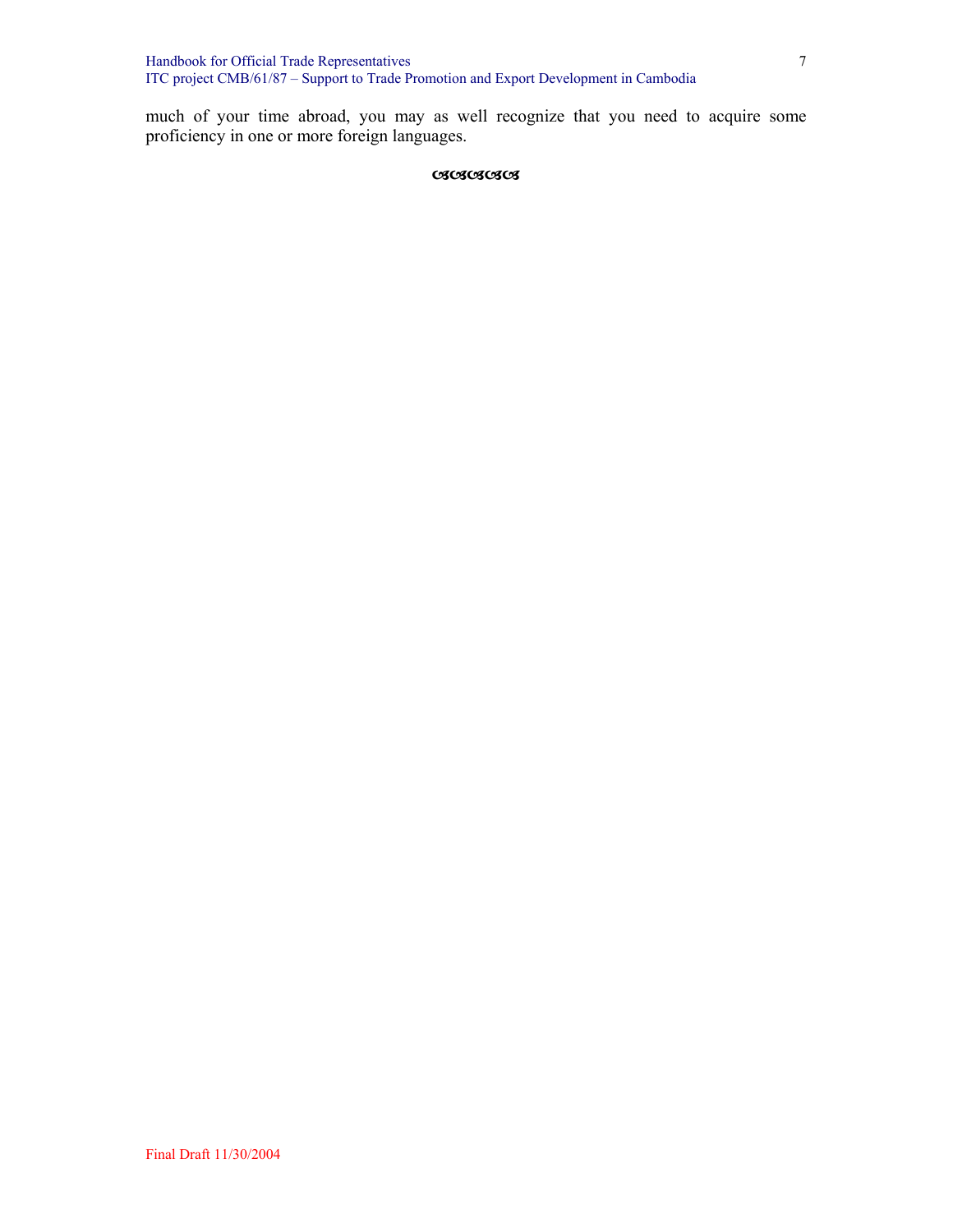much of your time abroad, you may as well recognize that you need to acquire some proficiency in one or more foreign languages.

ঙঙঙঙঙঙ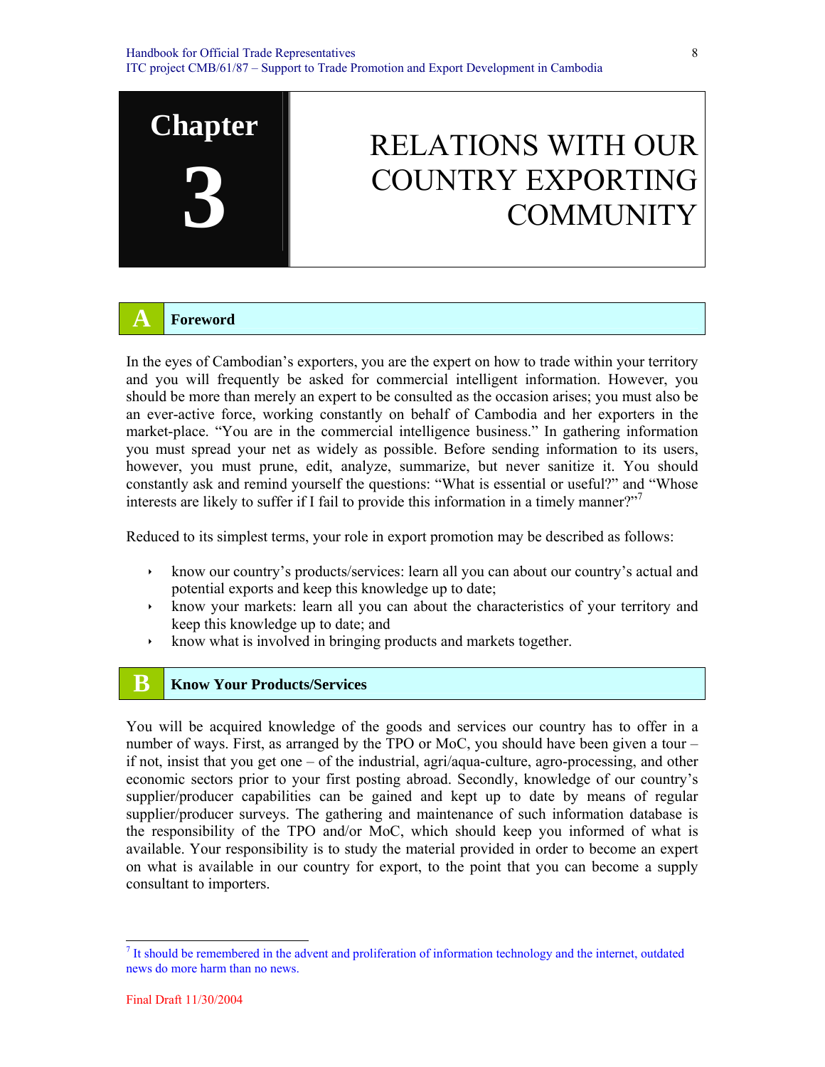# Chapter 3 RELATIONS WITH OUR COUNTRY EXPORTING COMMUNITY

## A Foreword

In the eyes of Cambodian's exporters, you are the expert on how to trade within your territory and you will frequently be asked for commercial intelligent information. However, you should be more than merely an expert to be consulted as the occasion arises; you must also be an ever-active force, working constantly on behalf of Cambodia and her exporters in the market-place. "You are in the commercial intelligence business." In gathering information you must spread your net as widely as possible. Before sending information to its users, however, you must prune, edit, analyze, summarize, but never sanitize it. You should constantly ask and remind yourself the questions: "What is essential or useful?" and "Whose interests are likely to suffer if I fail to provide this information in a timely manner?"[7]

Reduced to its simplest terms, your role in export promotion may be described as follows:

- know our country's products/services: learn all you can about our country's actual and potential exports and keep this knowledge up to date;
- know your markets: learn all you can about the characteristics of your territory and keep this knowledge up to date; and
- know what is involved in bringing products and markets together.

## B Know Your Products/Services

You will be acquired knowledge of the goods and services our country has to offer in a number of ways. First, as arranged by the TPO or MoC, you should have been given a tour – if not, insist that you get one – of the industrial, agri/aqua-culture, agro-processing, and other economic sectors prior to your first posting abroad. Secondly, knowledge of our country's supplier/producer capabilities can be gained and kept up to date by means of regular supplier/producer surveys. The gathering and maintenance of such information database is the responsibility of the TPO and/or MoC, which should keep you informed of what is available. Your responsibility is to study the material provided in order to become an expert on what is available in our country for export, to the point that you can become a supply consultant to importers.

---

[7] It should be remembered in the advent and proliferation of information technology and the internet, outdated news do more harm than no news.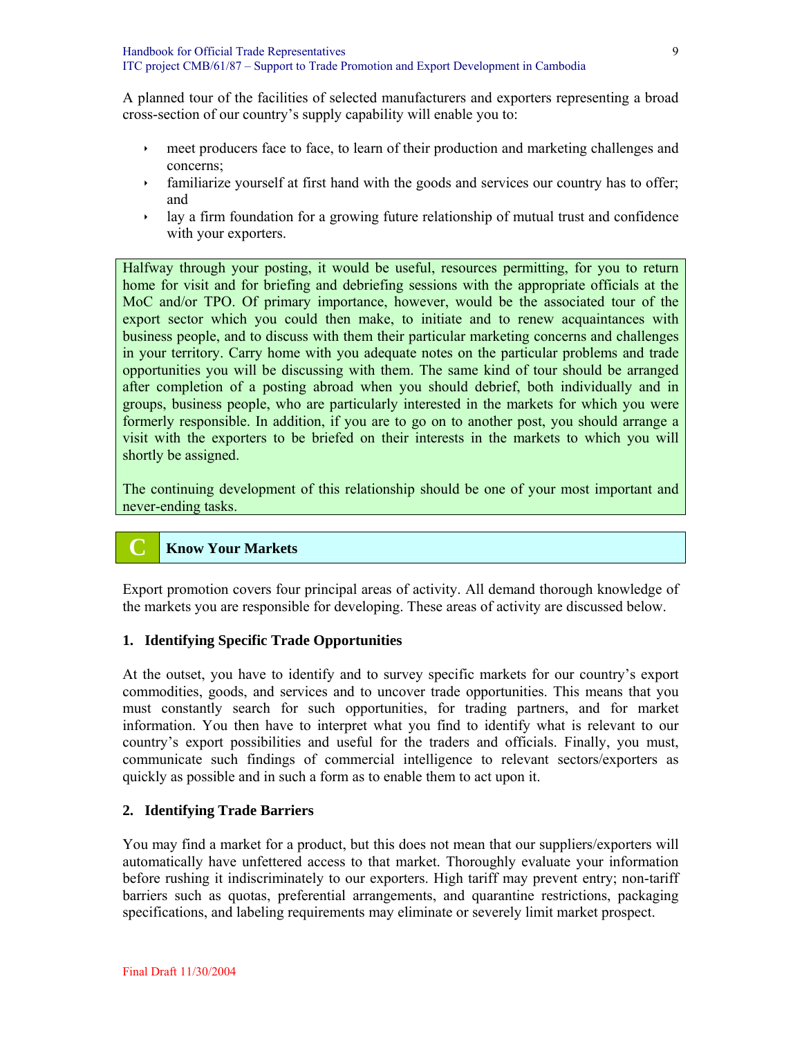A planned tour of the facilities of selected manufacturers and exporters representing a broad cross-section of our country's supply capability will enable you to:

- meet producers face to face, to learn of their production and marketing challenges and concerns;
- familiarize yourself at first hand with the goods and services our country has to offer; and
- lay a firm foundation for a growing future relationship of mutual trust and confidence with your exporters.

Halfway through your posting, it would be useful, resources permitting, for you to return home for visit and for briefing and debriefing sessions with the appropriate officials at the MoC and/or TPO. Of primary importance, however, would be the associated tour of the export sector which you could then make, to initiate and to renew acquaintances with business people, and to discuss with them their particular marketing concerns and challenges in your territory. Carry home with you adequate notes on the particular problems and trade opportunities you will be discussing with them. The same kind of tour should be arranged after completion of a posting abroad when you should debrief, both individually and in groups, business people, who are particularly interested in the markets for which you were formerly responsible. In addition, if you are to go on to another post, you should arrange a visit with the exporters to be briefed on their interests in the markets to which you will shortly be assigned.

The continuing development of this relationship should be one of your most important and never-ending tasks.

## C Know Your Markets

Export promotion covers four principal areas of activity. All demand thorough knowledge of the markets you are responsible for developing. These areas of activity are discussed below.

### 1. Identifying Specific Trade Opportunities

At the outset, you have to identify and to survey specific markets for our country's export commodities, goods, and services and to uncover trade opportunities. This means that you must constantly search for such opportunities, for trading partners, and for market information. You then have to interpret what you find to identify what is relevant to our country's export possibilities and useful for the traders and officials. Finally, you must, communicate such findings of commercial intelligence to relevant sectors/exporters as quickly as possible and in such a form as to enable them to act upon it.

### 2. Identifying Trade Barriers

You may find a market for a product, but this does not mean that our suppliers/exporters will automatically have unfettered access to that market. Thoroughly evaluate your information before rushing it indiscriminately to our exporters. High tariff may prevent entry; non-tariff barriers such as quotas, preferential arrangements, and quarantine restrictions, packaging specifications, and labeling requirements may eliminate or severely limit market prospect.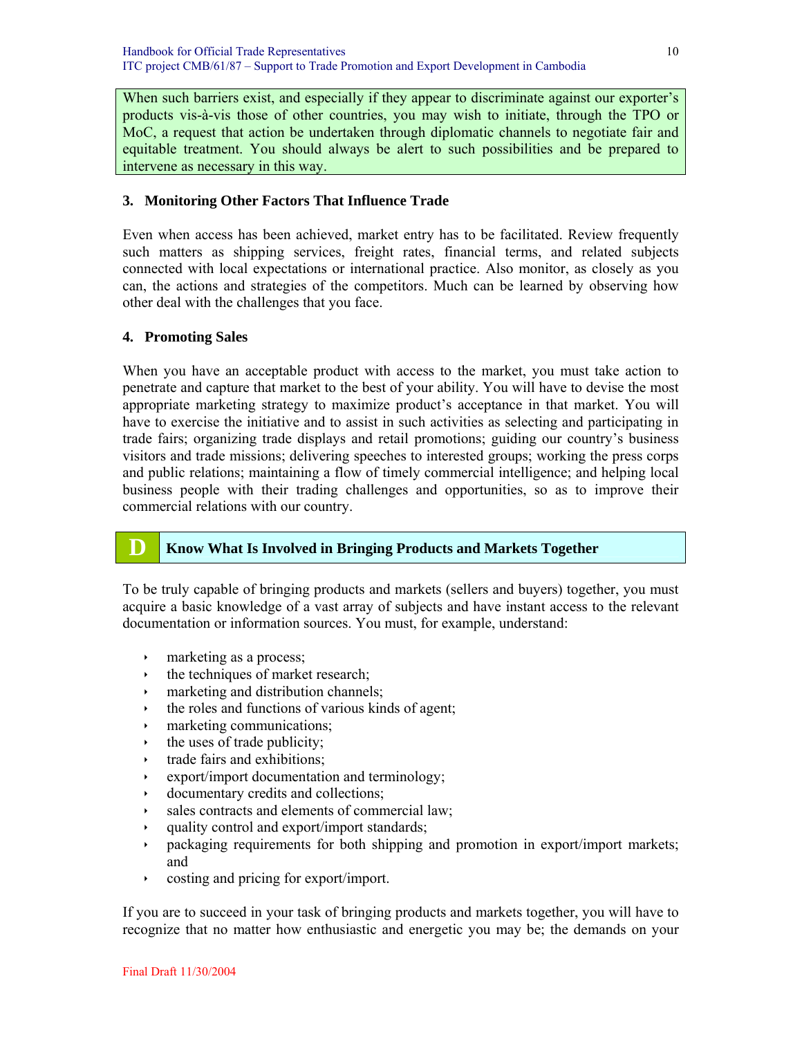When such barriers exist, and especially if they appear to discriminate against our exporter's products vis-à-vis those of other countries, you may wish to initiate, through the TPO or MoC, a request that action be undertaken through diplomatic channels to negotiate fair and equitable treatment. You should always be alert to such possibilities and be prepared to intervene as necessary in this way.

### 3. Monitoring Other Factors That Influence Trade

Even when access has been achieved, market entry has to be facilitated. Review frequently such matters as shipping services, freight rates, financial terms, and related subjects connected with local expectations or international practice. Also monitor, as closely as you can, the actions and strategies of the competitors. Much can be learned by observing how other deal with the challenges that you face.

### 4. Promoting Sales

When you have an acceptable product with access to the market, you must take action to penetrate and capture that market to the best of your ability. You will have to devise the most appropriate marketing strategy to maximize product's acceptance in that market. You will have to exercise the initiative and to assist in such activities as selecting and participating in trade fairs; organizing trade displays and retail promotions; guiding our country's business visitors and trade missions; delivering speeches to interested groups; working the press corps and public relations; maintaining a flow of timely commercial intelligence; and helping local business people with their trading challenges and opportunities, so as to improve their commercial relations with our country.

## D Know What Is Involved in Bringing Products and Markets Together

To be truly capable of bringing products and markets (sellers and buyers) together, you must acquire a basic knowledge of a vast array of subjects and have instant access to the relevant documentation or information sources. You must, for example, understand:

- marketing as a process;
- the techniques of market research;
- marketing and distribution channels;
- the roles and functions of various kinds of agent;
- marketing communications;
- the uses of trade publicity;
- trade fairs and exhibitions;
- export/import documentation and terminology;
- documentary credits and collections;
- sales contracts and elements of commercial law;
- quality control and export/import standards;
- packaging requirements for both shipping and promotion in export/import markets; and
- costing and pricing for export/import.

If you are to succeed in your task of bringing products and markets together, you will have to recognize that no matter how enthusiastic and energetic you may be; the demands on your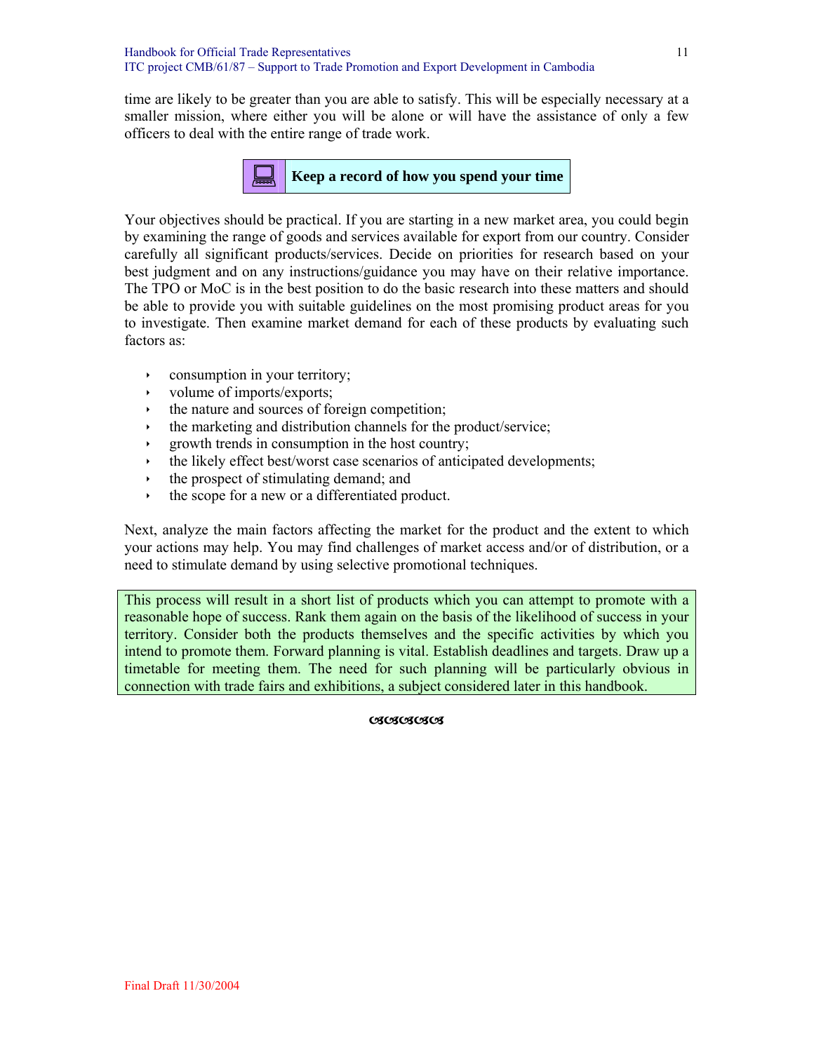time are likely to be greater than you are able to satisfy. This will be especially necessary at a smaller mission, where either you will be alone or will have the assistance of only a few officers to deal with the entire range of trade work.

**Keep a record of how you spend your time**

Your objectives should be practical. If you are starting in a new market area, you could begin by examining the range of goods and services available for export from our country. Consider carefully all significant products/services. Decide on priorities for research based on your best judgment and on any instructions/guidance you may have on their relative importance. The TPO or MoC is in the best position to do the basic research into these matters and should be able to provide you with suitable guidelines on the most promising product areas for you to investigate. Then examine market demand for each of these products by evaluating such factors as:

- consumption in your territory;
- volume of imports/exports;
- the nature and sources of foreign competition;
- the marketing and distribution channels for the product/service;
- growth trends in consumption in the host country;
- the likely effect best/worst case scenarios of anticipated developments;
- the prospect of stimulating demand; and
- the scope for a new or a differentiated product.

Next, analyze the main factors affecting the market for the product and the extent to which your actions may help. You may find challenges of market access and/or of distribution, or a need to stimulate demand by using selective promotional techniques.

This process will result in a short list of products which you can attempt to promote with a reasonable hope of success. Rank them again on the basis of the likelihood of success in your territory. Consider both the products themselves and the specific activities by which you intend to promote them. Forward planning is vital. Establish deadlines and targets. Draw up a timetable for meeting them. The need for such planning will be particularly obvious in connection with trade fairs and exhibitions, a subject considered later in this handbook.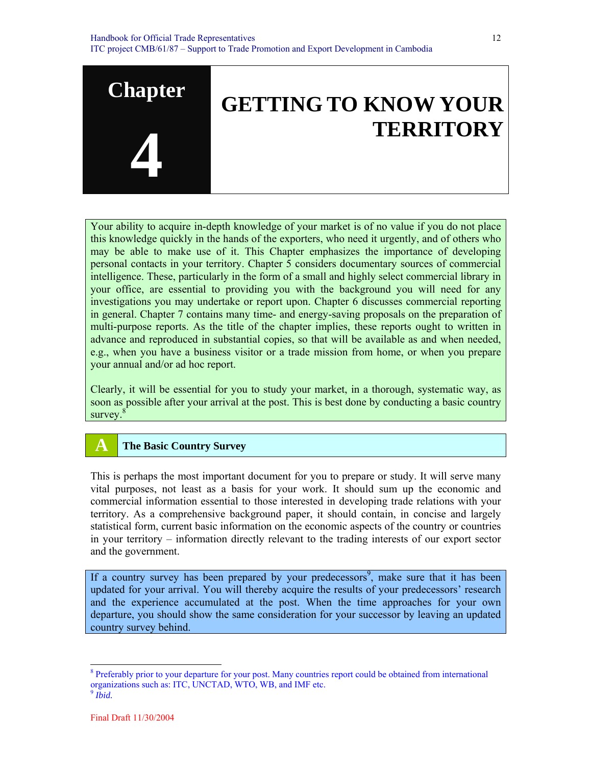# Chapter 4

# GETTING TO KNOW YOUR TERRITORY

Your ability to acquire in-depth knowledge of your market is of no value if you do not place this knowledge quickly in the hands of the exporters, who need it urgently, and of others who may be able to make use of it. This Chapter emphasizes the importance of developing personal contacts in your territory. Chapter 5 considers documentary sources of commercial intelligence. These, particularly in the form of a small and highly select commercial library in your office, are essential to providing you with the background you will need for any investigations you may undertake or report upon. Chapter 6 discusses commercial reporting in general. Chapter 7 contains many time- and energy-saving proposals on the preparation of multi-purpose reports. As the title of the chapter implies, these reports ought to written in advance and reproduced in substantial copies, so that will be available as and when needed, e.g., when you have a business visitor or a trade mission from home, or when you prepare your annual and/or ad hoc report.

Clearly, it will be essential for you to study your market, in a thorough, systematic way, as soon as possible after your arrival at the post. This is best done by conducting a basic country survey.[8]

## A The Basic Country Survey

This is perhaps the most important document for you to prepare or study. It will serve many vital purposes, not least as a basis for your work. It should sum up the economic and commercial information essential to those interested in developing trade relations with your territory. As a comprehensive background paper, it should contain, in concise and largely statistical form, current basic information on the economic aspects of the country or countries in your territory – information directly relevant to the trading interests of our export sector and the government.

If a country survey has been prepared by your predecessors[9], make sure that it has been updated for your arrival. You will thereby acquire the results of your predecessors' research and the experience accumulated at the post. When the time approaches for your own departure, you should show the same consideration for your successor by leaving an updated country survey behind.

---

[8] Preferably prior to your departure for your post. Many countries report could be obtained from international organizations such as: ITC, UNCTAD, WTO, WB, and IMF etc.

[9] *Ibid.*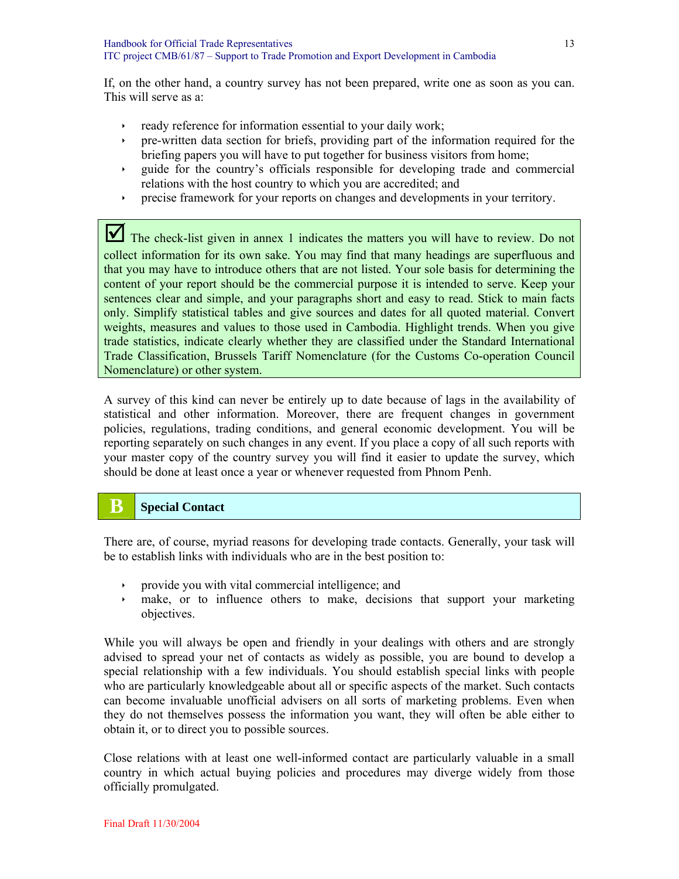If, on the other hand, a country survey has not been prepared, write one as soon as you can. This will serve as a:

- ready reference for information essential to your daily work;
- pre-written data section for briefs, providing part of the information required for the briefing papers you will have to put together for business visitors from home;
- guide for the country's officials responsible for developing trade and commercial relations with the host country to which you are accredited; and
- precise framework for your reports on changes and developments in your territory.

> ☑ The check-list given in annex 1 indicates the matters you will have to review. Do not collect information for its own sake. You may find that many headings are superfluous and that you may have to introduce others that are not listed. Your sole basis for determining the content of your report should be the commercial purpose it is intended to serve. Keep your sentences clear and simple, and your paragraphs short and easy to read. Stick to main facts only. Simplify statistical tables and give sources and dates for all quoted material. Convert weights, measures and values to those used in Cambodia. Highlight trends. When you give trade statistics, indicate clearly whether they are classified under the Standard International Trade Classification, Brussels Tariff Nomenclature (for the Customs Co-operation Council Nomenclature) or other system.

A survey of this kind can never be entirely up to date because of lags in the availability of statistical and other information. Moreover, there are frequent changes in government policies, regulations, trading conditions, and general economic development. You will be reporting separately on such changes in any event. If you place a copy of all such reports with your master copy of the country survey you will find it easier to update the survey, which should be done at least once a year or whenever requested from Phnom Penh.

## B Special Contact

There are, of course, myriad reasons for developing trade contacts. Generally, your task will be to establish links with individuals who are in the best position to:

- provide you with vital commercial intelligence; and
- make, or to influence others to make, decisions that support your marketing objectives.

While you will always be open and friendly in your dealings with others and are strongly advised to spread your net of contacts as widely as possible, you are bound to develop a special relationship with a few individuals. You should establish special links with people who are particularly knowledgeable about all or specific aspects of the market. Such contacts can become invaluable unofficial advisers on all sorts of marketing problems. Even when they do not themselves possess the information you want, they will often be able either to obtain it, or to direct you to possible sources.

Close relations with at least one well-informed contact are particularly valuable in a small country in which actual buying policies and procedures may diverge widely from those officially promulgated.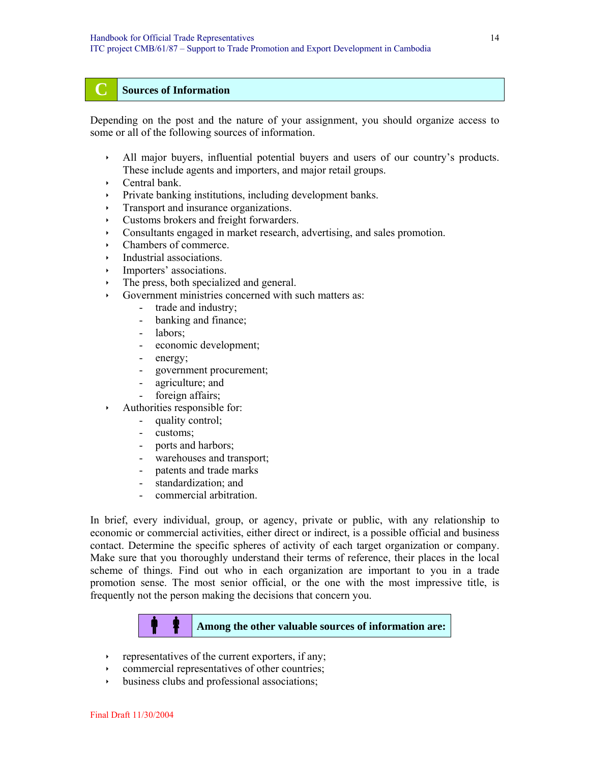## C Sources of Information

Depending on the post and the nature of your assignment, you should organize access to some or all of the following sources of information.

- All major buyers, influential potential buyers and users of our country's products. These include agents and importers, and major retail groups.
- Central bank.
- Private banking institutions, including development banks.
- Transport and insurance organizations.
- Customs brokers and freight forwarders.
- Consultants engaged in market research, advertising, and sales promotion.
- Chambers of commerce.
- Industrial associations.
- Importers' associations.
- The press, both specialized and general.
- Government ministries concerned with such matters as:
  - trade and industry;
  - banking and finance;
  - labors;
  - economic development;
  - energy;
  - government procurement;
  - agriculture; and
  - foreign affairs;
- Authorities responsible for:
  - quality control;
  - customs;
  - ports and harbors;
  - warehouses and transport;
  - patents and trade marks
  - standardization; and
  - commercial arbitration.

In brief, every individual, group, or agency, private or public, with any relationship to economic or commercial activities, either direct or indirect, is a possible official and business contact. Determine the specific spheres of activity of each target organization or company. Make sure that you thoroughly understand their terms of reference, their places in the local scheme of things. Find out who in each organization are important to you in a trade promotion sense. The most senior official, or the one with the most impressive title, is frequently not the person making the decisions that concern you.

**Among the other valuable sources of information are:**

- representatives of the current exporters, if any;
- commercial representatives of other countries;
- business clubs and professional associations;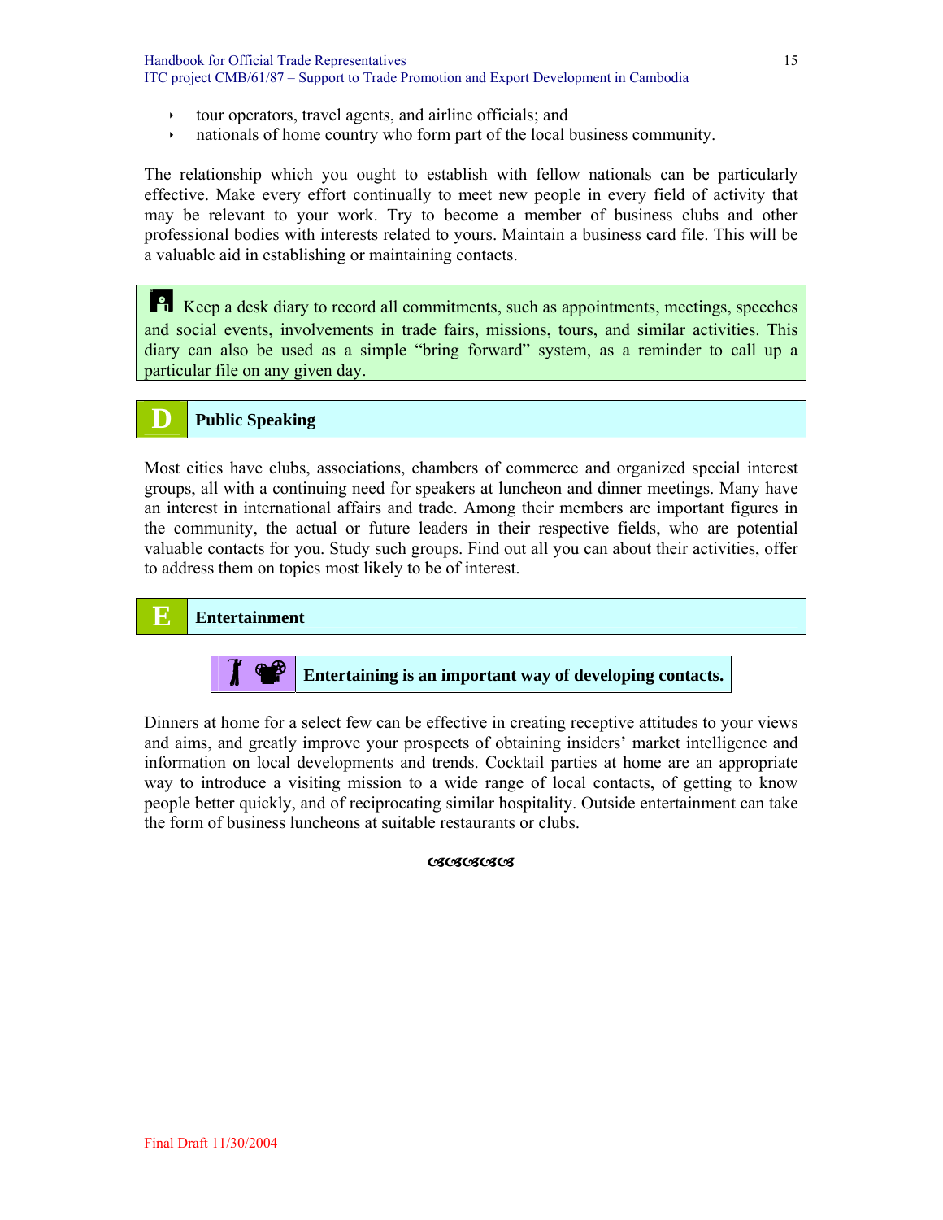- tour operators, travel agents, and airline officials; and
- nationals of home country who form part of the local business community.

The relationship which you ought to establish with fellow nationals can be particularly effective. Make every effort continually to meet new people in every field of activity that may be relevant to your work. Try to become a member of business clubs and other professional bodies with interests related to yours. Maintain a business card file. This will be a valuable aid in establishing or maintaining contacts.

> Keep a desk diary to record all commitments, such as appointments, meetings, speeches and social events, involvements in trade fairs, missions, tours, and similar activities. This diary can also be used as a simple "bring forward" system, as a reminder to call up a particular file on any given day.

## D Public Speaking

Most cities have clubs, associations, chambers of commerce and organized special interest groups, all with a continuing need for speakers at luncheon and dinner meetings. Many have an interest in international affairs and trade. Among their members are important figures in the community, the actual or future leaders in their respective fields, who are potential valuable contacts for you. Study such groups. Find out all you can about their activities, offer to address them on topics most likely to be of interest.

## E Entertainment

**Entertaining is an important way of developing contacts.**

Dinners at home for a select few can be effective in creating receptive attitudes to your views and aims, and greatly improve your prospects of obtaining insiders' market intelligence and information on local developments and trends. Cocktail parties at home are an appropriate way to introduce a visiting mission to a wide range of local contacts, of getting to know people better quickly, and of reciprocating similar hospitality. Outside entertainment can take the form of business luncheons at suitable restaurants or clubs.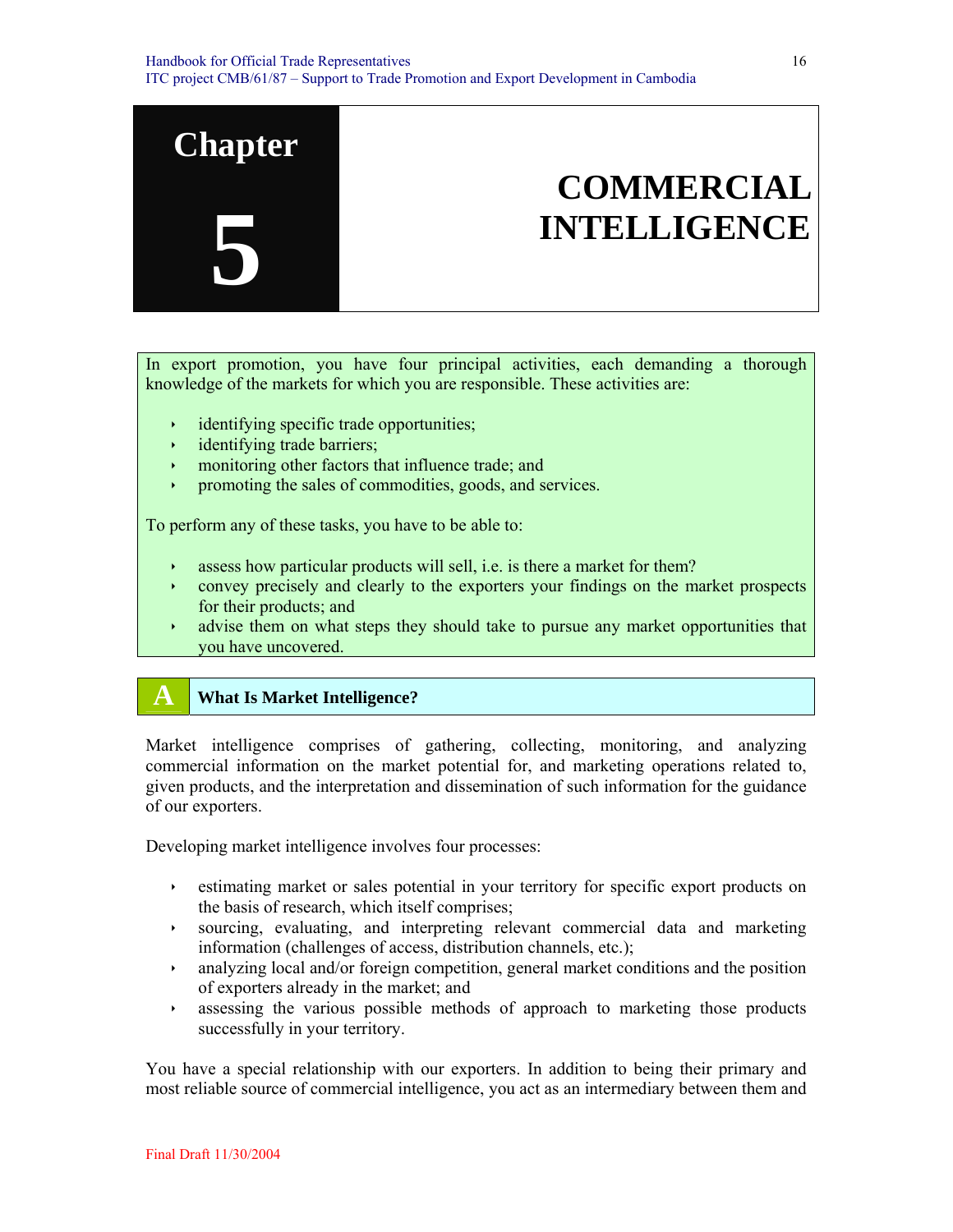# Chapter 5 COMMERCIAL INTELLIGENCE

In export promotion, you have four principal activities, each demanding a thorough knowledge of the markets for which you are responsible. These activities are:

- identifying specific trade opportunities;
- identifying trade barriers;
- monitoring other factors that influence trade; and
- promoting the sales of commodities, goods, and services.

To perform any of these tasks, you have to be able to:

- assess how particular products will sell, i.e. is there a market for them?
- convey precisely and clearly to the exporters your findings on the market prospects for their products; and
- advise them on what steps they should take to pursue any market opportunities that you have uncovered.

## A What Is Market Intelligence?

Market intelligence comprises of gathering, collecting, monitoring, and analyzing commercial information on the market potential for, and marketing operations related to, given products, and the interpretation and dissemination of such information for the guidance of our exporters.

Developing market intelligence involves four processes:

- estimating market or sales potential in your territory for specific export products on the basis of research, which itself comprises;
- sourcing, evaluating, and interpreting relevant commercial data and marketing information (challenges of access, distribution channels, etc.);
- analyzing local and/or foreign competition, general market conditions and the position of exporters already in the market; and
- assessing the various possible methods of approach to marketing those products successfully in your territory.

You have a special relationship with our exporters. In addition to being their primary and most reliable source of commercial intelligence, you act as an intermediary between them and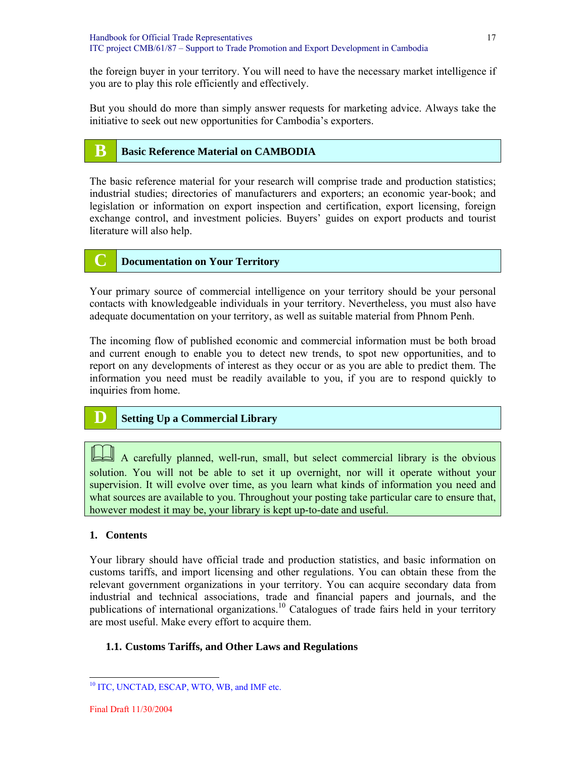the foreign buyer in your territory. You will need to have the necessary market intelligence if you are to play this role efficiently and effectively.

But you should do more than simply answer requests for marketing advice. Always take the initiative to seek out new opportunities for Cambodia's exporters.

## B Basic Reference Material on CAMBODIA

The basic reference material for your research will comprise trade and production statistics; industrial studies; directories of manufacturers and exporters; an economic year-book; and legislation or information on export inspection and certification, export licensing, foreign exchange control, and investment policies. Buyers' guides on export products and tourist literature will also help.

## C Documentation on Your Territory

Your primary source of commercial intelligence on your territory should be your personal contacts with knowledgeable individuals in your territory. Nevertheless, you must also have adequate documentation on your territory, as well as suitable material from Phnom Penh.

The incoming flow of published economic and commercial information must be both broad and current enough to enable you to detect new trends, to spot new opportunities, and to report on any developments of interest as they occur or as you are able to predict them. The information you need must be readily available to you, if you are to respond quickly to inquiries from home.

## D Setting Up a Commercial Library

A carefully planned, well-run, small, but select commercial library is the obvious solution. You will not be able to set it up overnight, nor will it operate without your supervision. It will evolve over time, as you learn what kinds of information you need and what sources are available to you. Throughout your posting take particular care to ensure that, however modest it may be, your library is kept up-to-date and useful.

### 1. Contents

Your library should have official trade and production statistics, and basic information on customs tariffs, and import licensing and other regulations. You can obtain these from the relevant government organizations in your territory. You can acquire secondary data from industrial and technical associations, trade and financial papers and journals, and the publications of international organizations.[10] Catalogues of trade fairs held in your territory are most useful. Make every effort to acquire them.

#### 1.1. Customs Tariffs, and Other Laws and Regulations

[10] ITC, UNCTAD, ESCAP, WTO, WB, and IMF etc.

Final Draft 11/30/2004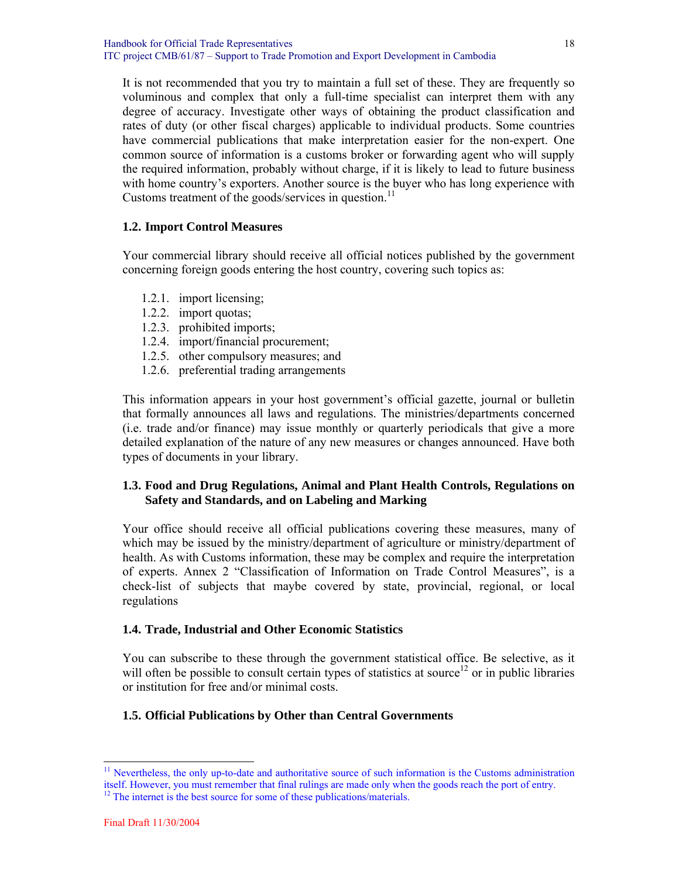It is not recommended that you try to maintain a full set of these. They are frequently so voluminous and complex that only a full-time specialist can interpret them with any degree of accuracy. Investigate other ways of obtaining the product classification and rates of duty (or other fiscal charges) applicable to individual products. Some countries have commercial publications that make interpretation easier for the non-expert. One common source of information is a customs broker or forwarding agent who will supply the required information, probably without charge, if it is likely to lead to future business with home country's exporters. Another source is the buyer who has long experience with Customs treatment of the goods/services in question.[11]

### 1.2. Import Control Measures

Your commercial library should receive all official notices published by the government concerning foreign goods entering the host country, covering such topics as:

1.2.1. import licensing;
1.2.2. import quotas;
1.2.3. prohibited imports;
1.2.4. import/financial procurement;
1.2.5. other compulsory measures; and
1.2.6. preferential trading arrangements

This information appears in your host government's official gazette, journal or bulletin that formally announces all laws and regulations. The ministries/departments concerned (i.e. trade and/or finance) may issue monthly or quarterly periodicals that give a more detailed explanation of the nature of any new measures or changes announced. Have both types of documents in your library.

### 1.3. Food and Drug Regulations, Animal and Plant Health Controls, Regulations on Safety and Standards, and on Labeling and Marking

Your office should receive all official publications covering these measures, many of which may be issued by the ministry/department of agriculture or ministry/department of health. As with Customs information, these may be complex and require the interpretation of experts. Annex 2 "Classification of Information on Trade Control Measures", is a check-list of subjects that maybe covered by state, provincial, regional, or local regulations

### 1.4. Trade, Industrial and Other Economic Statistics

You can subscribe to these through the government statistical office. Be selective, as it will often be possible to consult certain types of statistics at source[12] or in public libraries or institution for free and/or minimal costs.

### 1.5. Official Publications by Other than Central Governments

---

[11] Nevertheless, the only up-to-date and authoritative source of such information is the Customs administration itself. However, you must remember that final rulings are made only when the goods reach the port of entry.

[12] The internet is the best source for some of these publications/materials.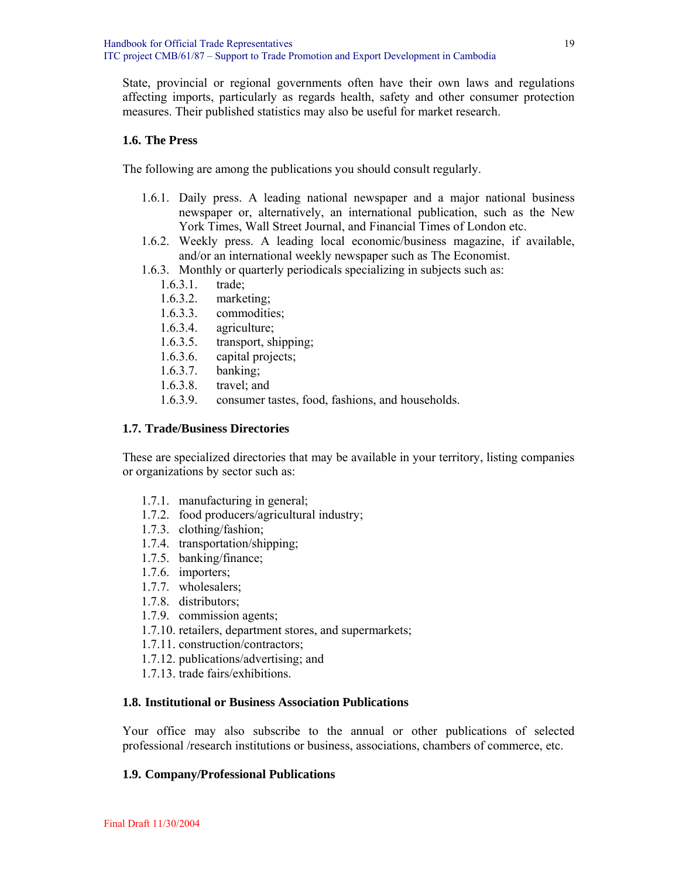State, provincial or regional governments often have their own laws and regulations affecting imports, particularly as regards health, safety and other consumer protection measures. Their published statistics may also be useful for market research.

### 1.6. The Press

The following are among the publications you should consult regularly.

- 1.6.1. Daily press. A leading national newspaper and a major national business newspaper or, alternatively, an international publication, such as the New York Times, Wall Street Journal, and Financial Times of London etc.
- 1.6.2. Weekly press. A leading local economic/business magazine, if available, and/or an international weekly newspaper such as The Economist.
- 1.6.3. Monthly or quarterly periodicals specializing in subjects such as:
  - 1.6.3.1. trade;
  - 1.6.3.2. marketing;
  - 1.6.3.3. commodities;
  - 1.6.3.4. agriculture;
  - 1.6.3.5. transport, shipping;
  - 1.6.3.6. capital projects;
  - 1.6.3.7. banking;
  - 1.6.3.8. travel; and
  - 1.6.3.9. consumer tastes, food, fashions, and households.

### 1.7. Trade/Business Directories

These are specialized directories that may be available in your territory, listing companies or organizations by sector such as:

- 1.7.1. manufacturing in general;
- 1.7.2. food producers/agricultural industry;
- 1.7.3. clothing/fashion;
- 1.7.4. transportation/shipping;
- 1.7.5. banking/finance;
- 1.7.6. importers;
- 1.7.7. wholesalers;
- 1.7.8. distributors;
- 1.7.9. commission agents;
- 1.7.10. retailers, department stores, and supermarkets;
- 1.7.11. construction/contractors;
- 1.7.12. publications/advertising; and
- 1.7.13. trade fairs/exhibitions.

### 1.8. Institutional or Business Association Publications

Your office may also subscribe to the annual or other publications of selected professional /research institutions or business, associations, chambers of commerce, etc.

### 1.9. Company/Professional Publications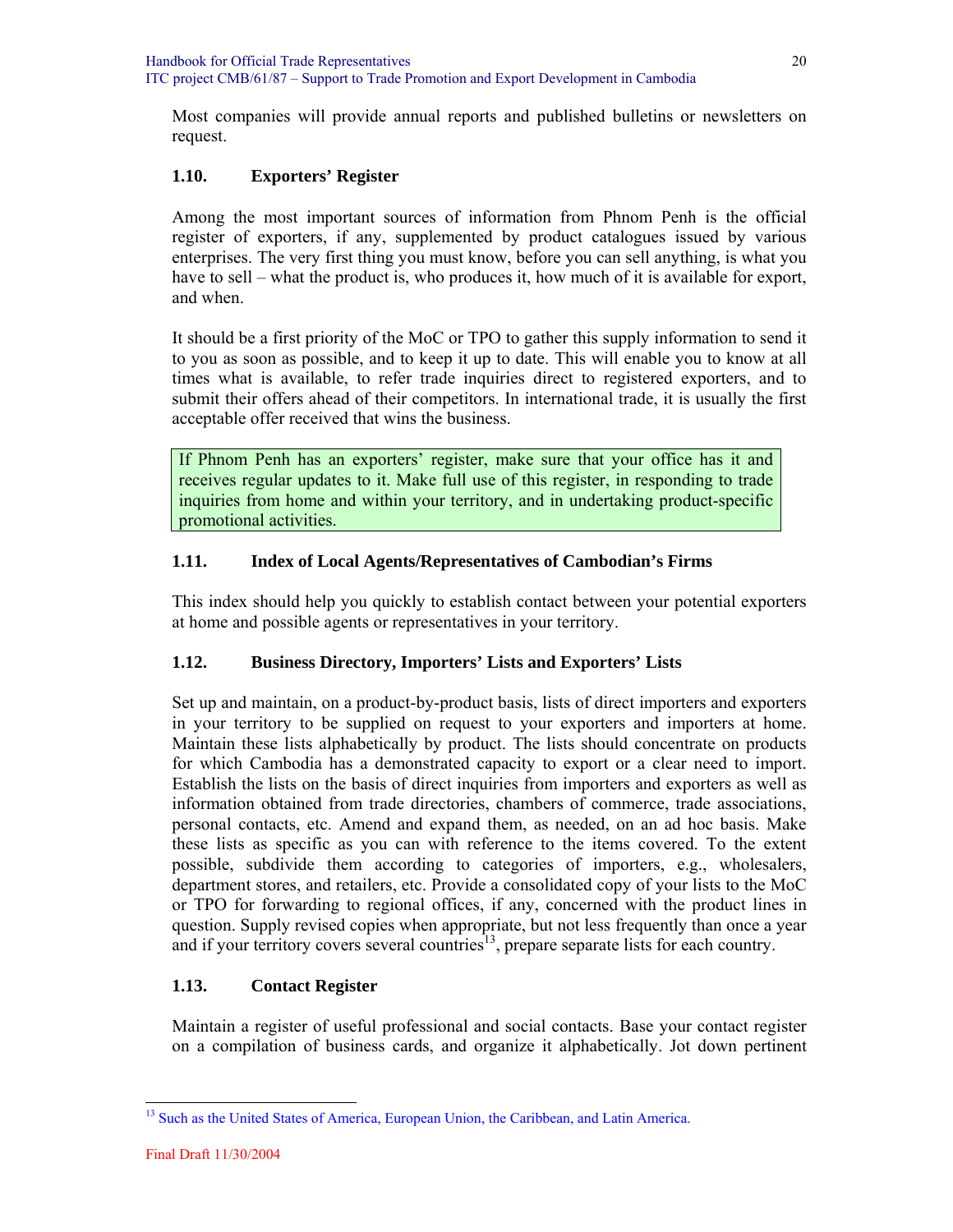Most companies will provide annual reports and published bulletins or newsletters on request.

### 1.10. Exporters' Register

Among the most important sources of information from Phnom Penh is the official register of exporters, if any, supplemented by product catalogues issued by various enterprises. The very first thing you must know, before you can sell anything, is what you have to sell – what the product is, who produces it, how much of it is available for export, and when.

It should be a first priority of the MoC or TPO to gather this supply information to send it to you as soon as possible, and to keep it up to date. This will enable you to know at all times what is available, to refer trade inquiries direct to registered exporters, and to submit their offers ahead of their competitors. In international trade, it is usually the first acceptable offer received that wins the business.

> If Phnom Penh has an exporters' register, make sure that your office has it and receives regular updates to it. Make full use of this register, in responding to trade inquiries from home and within your territory, and in undertaking product-specific promotional activities.

### 1.11. Index of Local Agents/Representatives of Cambodian's Firms

This index should help you quickly to establish contact between your potential exporters at home and possible agents or representatives in your territory.

### 1.12. Business Directory, Importers' Lists and Exporters' Lists

Set up and maintain, on a product-by-product basis, lists of direct importers and exporters in your territory to be supplied on request to your exporters and importers at home. Maintain these lists alphabetically by product. The lists should concentrate on products for which Cambodia has a demonstrated capacity to export or a clear need to import. Establish the lists on the basis of direct inquiries from importers and exporters as well as information obtained from trade directories, chambers of commerce, trade associations, personal contacts, etc. Amend and expand them, as needed, on an ad hoc basis. Make these lists as specific as you can with reference to the items covered. To the extent possible, subdivide them according to categories of importers, e.g., wholesalers, department stores, and retailers, etc. Provide a consolidated copy of your lists to the MoC or TPO for forwarding to regional offices, if any, concerned with the product lines in question. Supply revised copies when appropriate, but not less frequently than once a year and if your territory covers several countries[13], prepare separate lists for each country.

### 1.13. Contact Register

Maintain a register of useful professional and social contacts. Base your contact register on a compilation of business cards, and organize it alphabetically. Jot down pertinent

---

[13] Such as the United States of America, European Union, the Caribbean, and Latin America.

Final Draft 11/30/2004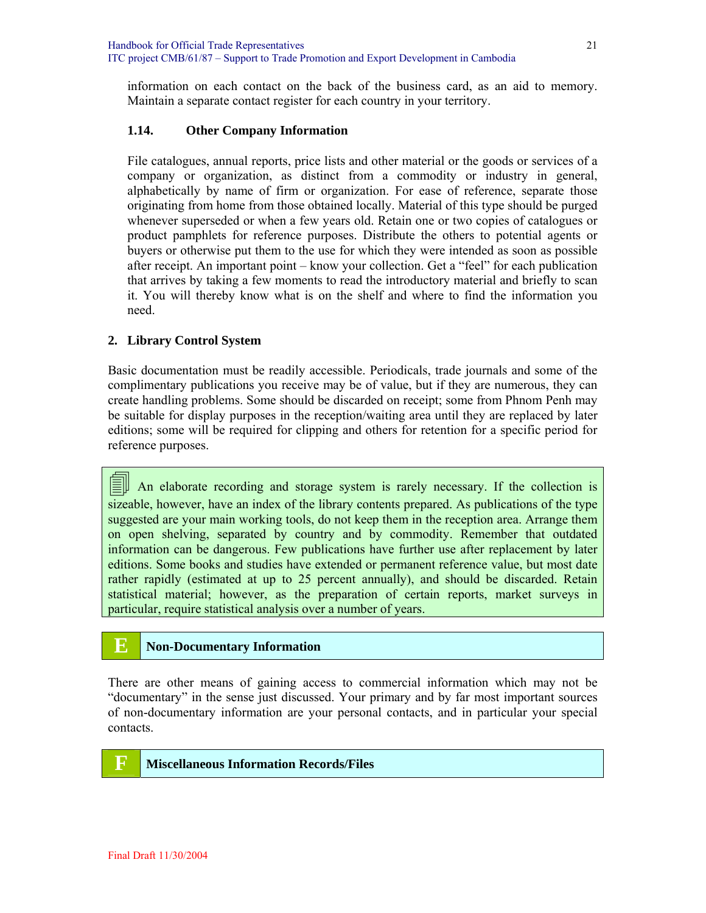information on each contact on the back of the business card, as an aid to memory. Maintain a separate contact register for each country in your territory.

### 1.14. Other Company Information

File catalogues, annual reports, price lists and other material or the goods or services of a company or organization, as distinct from a commodity or industry in general, alphabetically by name of firm or organization. For ease of reference, separate those originating from home from those obtained locally. Material of this type should be purged whenever superseded or when a few years old. Retain one or two copies of catalogues or product pamphlets for reference purposes. Distribute the others to potential agents or buyers or otherwise put them to the use for which they were intended as soon as possible after receipt. An important point – know your collection. Get a "feel" for each publication that arrives by taking a few moments to read the introductory material and briefly to scan it. You will thereby know what is on the shelf and where to find the information you need.

## 2. Library Control System

Basic documentation must be readily accessible. Periodicals, trade journals and some of the complimentary publications you receive may be of value, but if they are numerous, they can create handling problems. Some should be discarded on receipt; some from Phnom Penh may be suitable for display purposes in the reception/waiting area until they are replaced by later editions; some will be required for clipping and others for retention for a specific period for reference purposes.

An elaborate recording and storage system is rarely necessary. If the collection is sizeable, however, have an index of the library contents prepared. As publications of the type suggested are your main working tools, do not keep them in the reception area. Arrange them on open shelving, separated by country and by commodity. Remember that outdated information can be dangerous. Few publications have further use after replacement by later editions. Some books and studies have extended or permanent reference value, but most date rather rapidly (estimated at up to 25 percent annually), and should be discarded. Retain statistical material; however, as the preparation of certain reports, market surveys in particular, require statistical analysis over a number of years.

# E Non-Documentary Information

There are other means of gaining access to commercial information which may not be "documentary" in the sense just discussed. Your primary and by far most important sources of non-documentary information are your personal contacts, and in particular your special contacts.

# F Miscellaneous Information Records/Files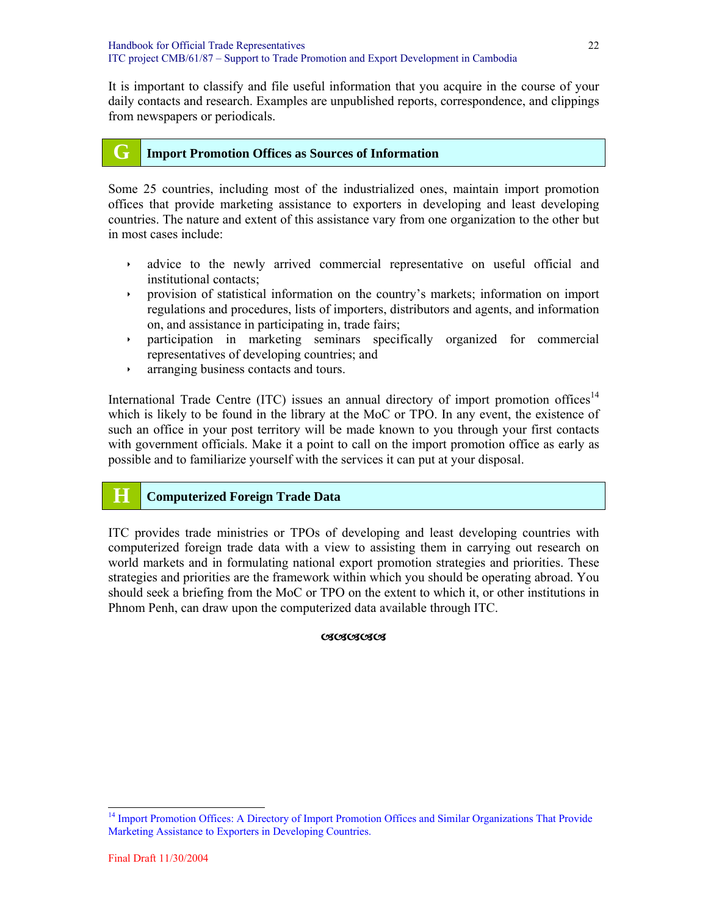It is important to classify and file useful information that you acquire in the course of your daily contacts and research. Examples are unpublished reports, correspondence, and clippings from newspapers or periodicals.

## G Import Promotion Offices as Sources of Information

Some 25 countries, including most of the industrialized ones, maintain import promotion offices that provide marketing assistance to exporters in developing and least developing countries. The nature and extent of this assistance vary from one organization to the other but in most cases include:

- advice to the newly arrived commercial representative on useful official and institutional contacts;
- provision of statistical information on the country's markets; information on import regulations and procedures, lists of importers, distributors and agents, and information on, and assistance in participating in, trade fairs;
- participation in marketing seminars specifically organized for commercial representatives of developing countries; and
- arranging business contacts and tours.

International Trade Centre (ITC) issues an annual directory of import promotion offices[14] which is likely to be found in the library at the MoC or TPO. In any event, the existence of such an office in your post territory will be made known to you through your first contacts with government officials. Make it a point to call on the import promotion office as early as possible and to familiarize yourself with the services it can put at your disposal.

## H Computerized Foreign Trade Data

ITC provides trade ministries or TPOs of developing and least developing countries with computerized foreign trade data with a view to assisting them in carrying out research on world markets and in formulating national export promotion strategies and priorities. These strategies and priorities are the framework within which you should be operating abroad. You should seek a briefing from the MoC or TPO on the extent to which it, or other institutions in Phnom Penh, can draw upon the computerized data available through ITC.

---

[14] Import Promotion Offices: A Directory of Import Promotion Offices and Similar Organizations That Provide Marketing Assistance to Exporters in Developing Countries.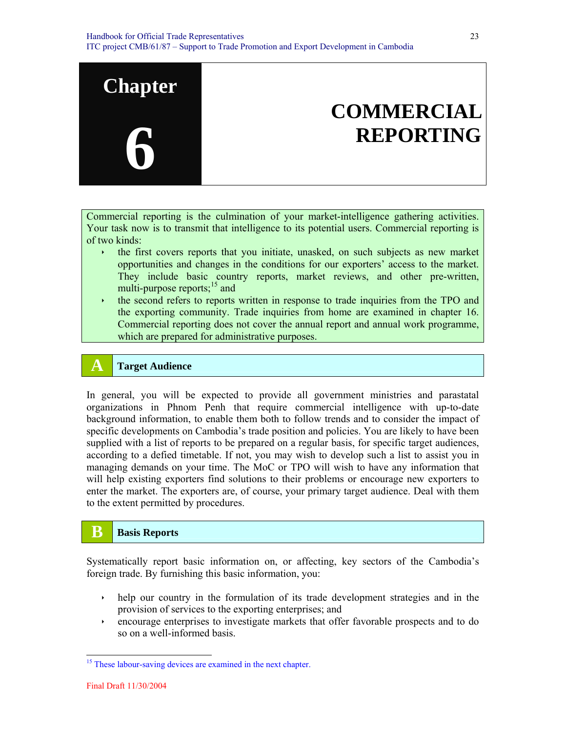# Chapter 6 COMMERCIAL REPORTING

Commercial reporting is the culmination of your market-intelligence gathering activities. Your task now is to transmit that intelligence to its potential users. Commercial reporting is of two kinds:

- the first covers reports that you initiate, unasked, on such subjects as new market opportunities and changes in the conditions for our exporters' access to the market. They include basic country reports, market reviews, and other pre-written, multi-purpose reports;[15] and
- the second refers to reports written in response to trade inquiries from the TPO and the exporting community. Trade inquiries from home are examined in chapter 16. Commercial reporting does not cover the annual report and annual work programme, which are prepared for administrative purposes.

## A Target Audience

In general, you will be expected to provide all government ministries and parastatal organizations in Phnom Penh that require commercial intelligence with up-to-date background information, to enable them both to follow trends and to consider the impact of specific developments on Cambodia's trade position and policies. You are likely to have been supplied with a list of reports to be prepared on a regular basis, for specific target audiences, according to a defied timetable. If not, you may wish to develop such a list to assist you in managing demands on your time. The MoC or TPO will wish to have any information that will help existing exporters find solutions to their problems or encourage new exporters to enter the market. The exporters are, of course, your primary target audience. Deal with them to the extent permitted by procedures.

## B Basis Reports

Systematically report basic information on, or affecting, key sectors of the Cambodia's foreign trade. By furnishing this basic information, you:

- help our country in the formulation of its trade development strategies and in the provision of services to the exporting enterprises; and
- encourage enterprises to investigate markets that offer favorable prospects and to do so on a well-informed basis.

[15] These labour-saving devices are examined in the next chapter.

Final Draft 11/30/2004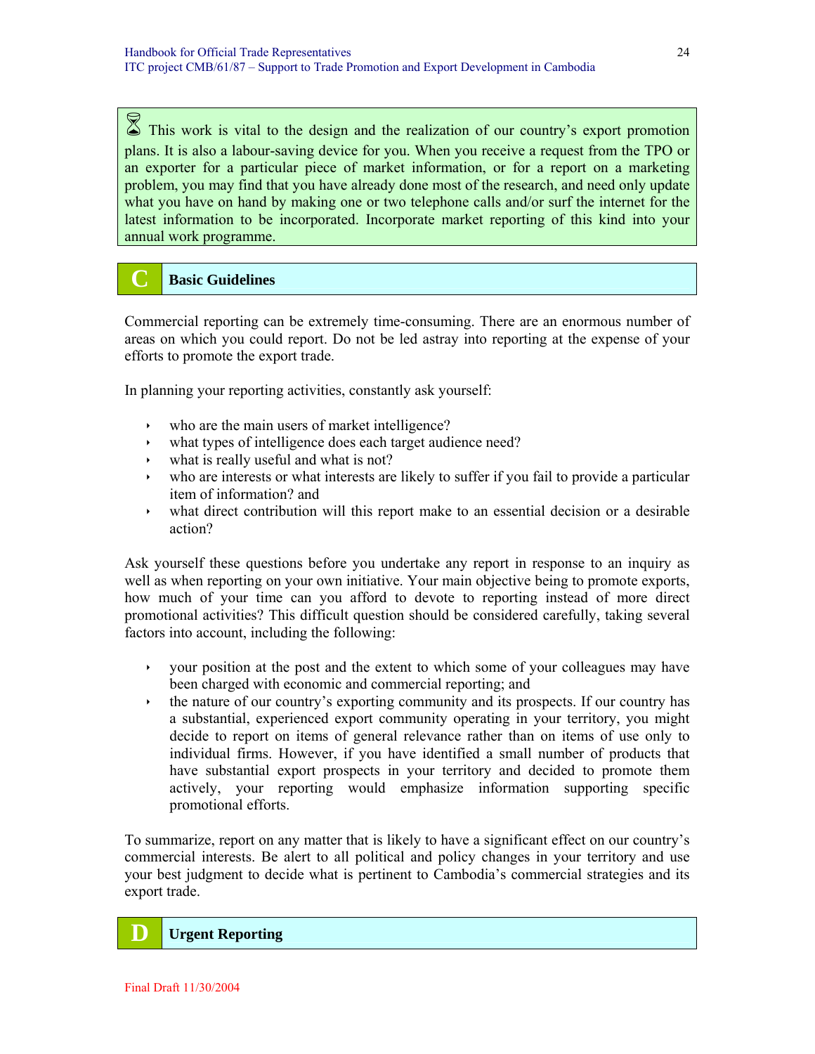⌛ This work is vital to the design and the realization of our country's export promotion plans. It is also a labour-saving device for you. When you receive a request from the TPO or an exporter for a particular piece of market information, or for a report on a marketing problem, you may find that you have already done most of the research, and need only update what you have on hand by making one or two telephone calls and/or surf the internet for the latest information to be incorporated. Incorporate market reporting of this kind into your annual work programme.

## C Basic Guidelines

Commercial reporting can be extremely time-consuming. There are an enormous number of areas on which you could report. Do not be led astray into reporting at the expense of your efforts to promote the export trade.

In planning your reporting activities, constantly ask yourself:

- who are the main users of market intelligence?
- what types of intelligence does each target audience need?
- what is really useful and what is not?
- who are interests or what interests are likely to suffer if you fail to provide a particular item of information? and
- what direct contribution will this report make to an essential decision or a desirable action?

Ask yourself these questions before you undertake any report in response to an inquiry as well as when reporting on your own initiative. Your main objective being to promote exports, how much of your time can you afford to devote to reporting instead of more direct promotional activities? This difficult question should be considered carefully, taking several factors into account, including the following:

- your position at the post and the extent to which some of your colleagues may have been charged with economic and commercial reporting; and
- the nature of our country's exporting community and its prospects. If our country has a substantial, experienced export community operating in your territory, you might decide to report on items of general relevance rather than on items of use only to individual firms. However, if you have identified a small number of products that have substantial export prospects in your territory and decided to promote them actively, your reporting would emphasize information supporting specific promotional efforts.

To summarize, report on any matter that is likely to have a significant effect on our country's commercial interests. Be alert to all political and policy changes in your territory and use your best judgment to decide what is pertinent to Cambodia's commercial strategies and its export trade.

## D Urgent Reporting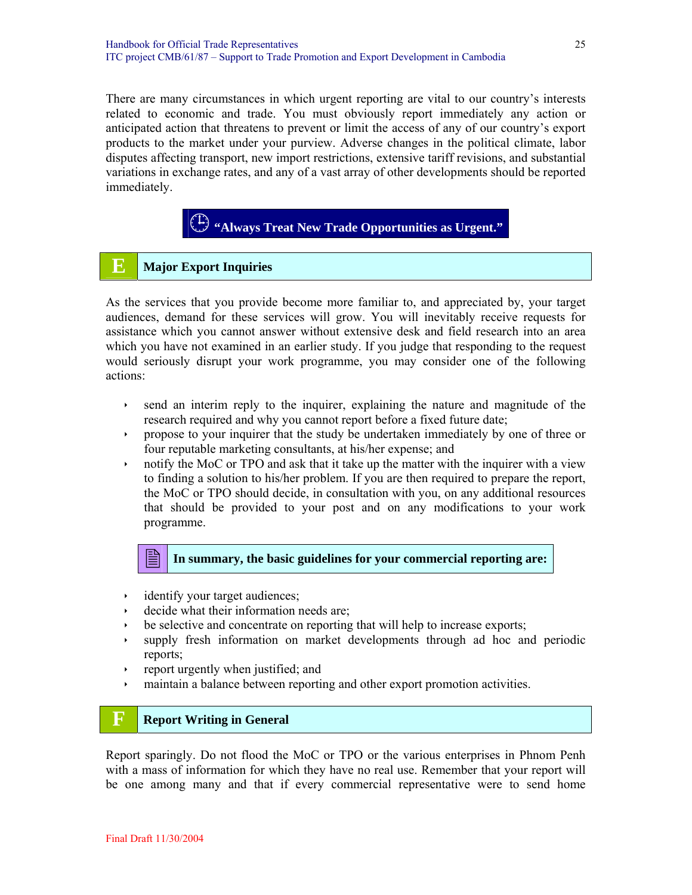There are many circumstances in which urgent reporting are vital to our country's interests related to economic and trade. You must obviously report immediately any action or anticipated action that threatens to prevent or limit the access of any of our country's export products to the market under your purview. Adverse changes in the political climate, labor disputes affecting transport, new import restrictions, extensive tariff revisions, and substantial variations in exchange rates, and any of a vast array of other developments should be reported immediately.

**"Always Treat New Trade Opportunities as Urgent."**

## E Major Export Inquiries

As the services that you provide become more familiar to, and appreciated by, your target audiences, demand for these services will grow. You will inevitably receive requests for assistance which you cannot answer without extensive desk and field research into an area which you have not examined in an earlier study. If you judge that responding to the request would seriously disrupt your work programme, you may consider one of the following actions:

- send an interim reply to the inquirer, explaining the nature and magnitude of the research required and why you cannot report before a fixed future date;
- propose to your inquirer that the study be undertaken immediately by one of three or four reputable marketing consultants, at his/her expense; and
- notify the MoC or TPO and ask that it take up the matter with the inquirer with a view to finding a solution to his/her problem. If you are then required to prepare the report, the MoC or TPO should decide, in consultation with you, on any additional resources that should be provided to your post and on any modifications to your work programme.

**In summary, the basic guidelines for your commercial reporting are:**

- identify your target audiences;
- decide what their information needs are;
- be selective and concentrate on reporting that will help to increase exports;
- supply fresh information on market developments through ad hoc and periodic reports;
- report urgently when justified; and
- maintain a balance between reporting and other export promotion activities.

## F Report Writing in General

Report sparingly. Do not flood the MoC or TPO or the various enterprises in Phnom Penh with a mass of information for which they have no real use. Remember that your report will be one among many and that if every commercial representative were to send home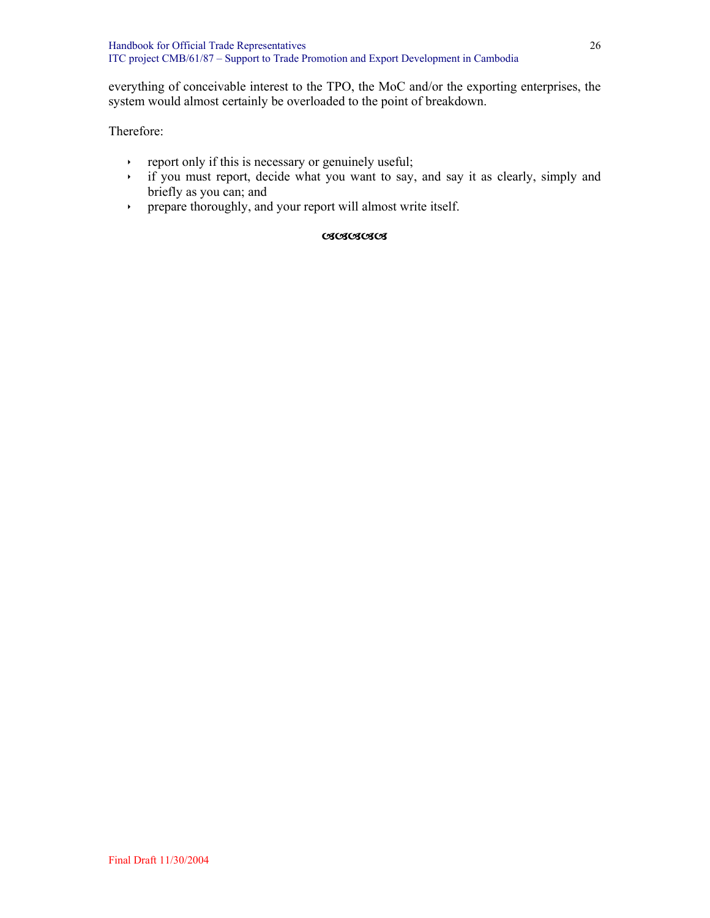everything of conceivable interest to the TPO, the MoC and/or the exporting enterprises, the system would almost certainly be overloaded to the point of breakdown.

Therefore:

- report only if this is necessary or genuinely useful;
- if you must report, decide what you want to say, and say it as clearly, simply and briefly as you can; and
- prepare thoroughly, and your report will almost write itself.

ଔଔଔଔ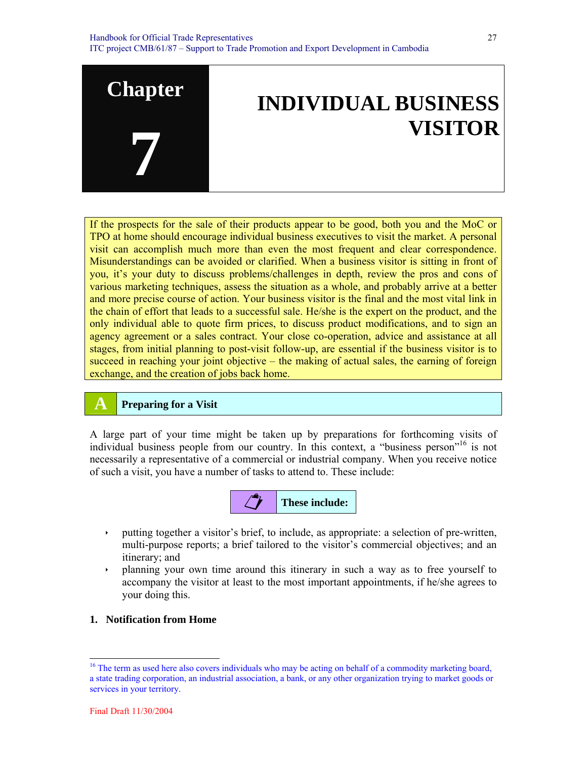# Chapter 7 INDIVIDUAL BUSINESS VISITOR

If the prospects for the sale of their products appear to be good, both you and the MoC or TPO at home should encourage individual business executives to visit the market. A personal visit can accomplish much more than even the most frequent and clear correspondence. Misunderstandings can be avoided or clarified. When a business visitor is sitting in front of you, it's your duty to discuss problems/challenges in depth, review the pros and cons of various marketing techniques, assess the situation as a whole, and probably arrive at a better and more precise course of action. Your business visitor is the final and the most vital link in the chain of effort that leads to a successful sale. He/she is the expert on the product, and the only individual able to quote firm prices, to discuss product modifications, and to sign an agency agreement or a sales contract. Your close co-operation, advice and assistance at all stages, from initial planning to post-visit follow-up, are essential if the business visitor is to succeed in reaching your joint objective – the making of actual sales, the earning of foreign exchange, and the creation of jobs back home.

## A Preparing for a Visit

A large part of your time might be taken up by preparations for forthcoming visits of individual business people from our country. In this context, a "business person"[16] is not necessarily a representative of a commercial or industrial company. When you receive notice of such a visit, you have a number of tasks to attend to. These include:

**These include:**

- putting together a visitor's brief, to include, as appropriate: a selection of pre-written, multi-purpose reports; a brief tailored to the visitor's commercial objectives; and an itinerary; and
- planning your own time around this itinerary in such a way as to free yourself to accompany the visitor at least to the most important appointments, if he/she agrees to your doing this.

### 1. Notification from Home

[16] The term as used here also covers individuals who may be acting on behalf of a commodity marketing board, a state trading corporation, an industrial association, a bank, or any other organization trying to market goods or services in your territory.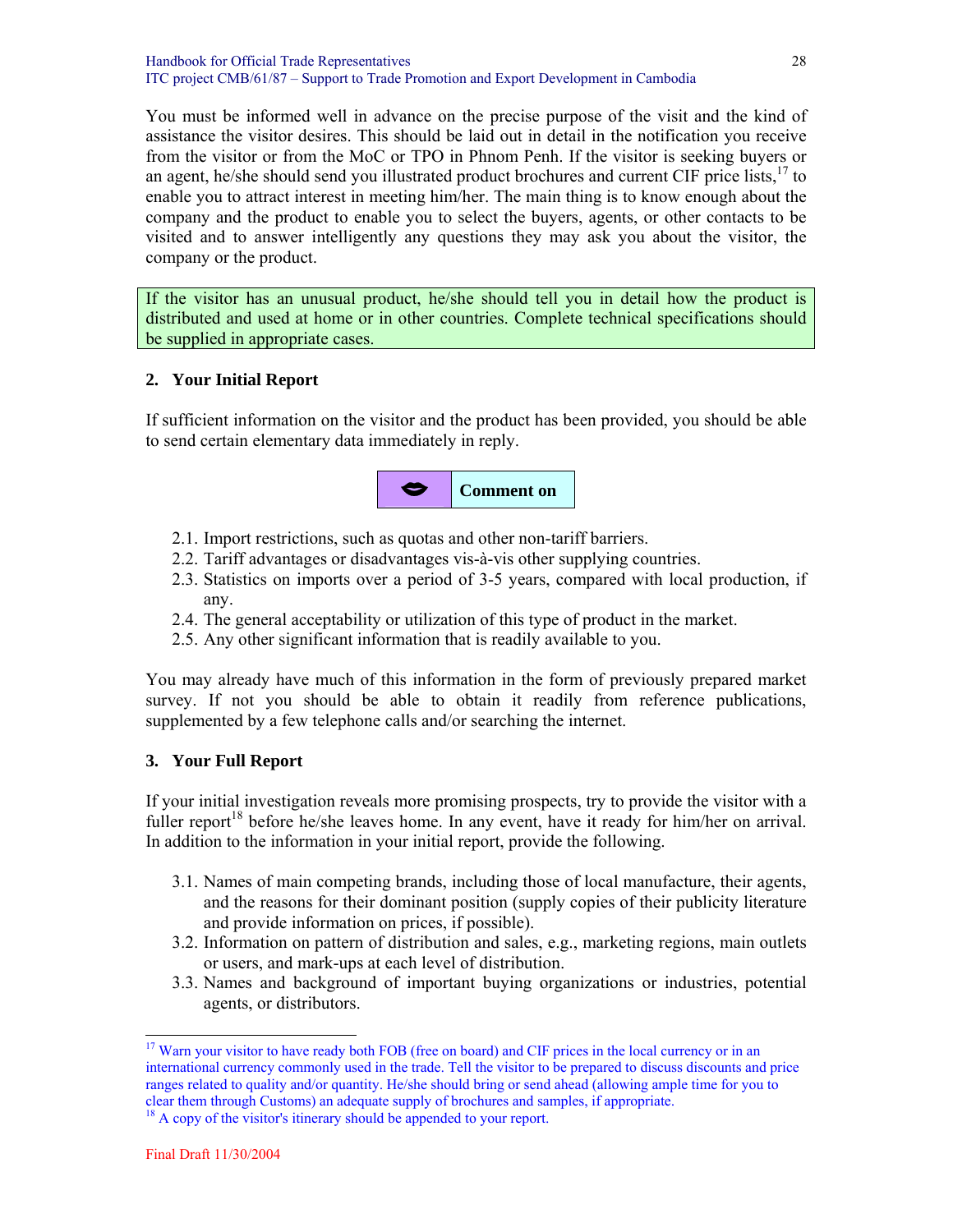You must be informed well in advance on the precise purpose of the visit and the kind of assistance the visitor desires. This should be laid out in detail in the notification you receive from the visitor or from the MoC or TPO in Phnom Penh. If the visitor is seeking buyers or an agent, he/she should send you illustrated product brochures and current CIF price lists,[17] to enable you to attract interest in meeting him/her. The main thing is to know enough about the company and the product to enable you to select the buyers, agents, or other contacts to be visited and to answer intelligently any questions they may ask you about the visitor, the company or the product.

> If the visitor has an unusual product, he/she should tell you in detail how the product is distributed and used at home or in other countries. Complete technical specifications should be supplied in appropriate cases.

## 2. Your Initial Report

If sufficient information on the visitor and the product has been provided, you should be able to send certain elementary data immediately in reply.

**Comment on**

2.1. Import restrictions, such as quotas and other non-tariff barriers.
2.2. Tariff advantages or disadvantages vis-à-vis other supplying countries.
2.3. Statistics on imports over a period of 3-5 years, compared with local production, if any.
2.4. The general acceptability or utilization of this type of product in the market.
2.5. Any other significant information that is readily available to you.

You may already have much of this information in the form of previously prepared market survey. If not you should be able to obtain it readily from reference publications, supplemented by a few telephone calls and/or searching the internet.

## 3. Your Full Report

If your initial investigation reveals more promising prospects, try to provide the visitor with a fuller report[18] before he/she leaves home. In any event, have it ready for him/her on arrival. In addition to the information in your initial report, provide the following.

3.1. Names of main competing brands, including those of local manufacture, their agents, and the reasons for their dominant position (supply copies of their publicity literature and provide information on prices, if possible).
3.2. Information on pattern of distribution and sales, e.g., marketing regions, main outlets or users, and mark-ups at each level of distribution.
3.3. Names and background of important buying organizations or industries, potential agents, or distributors.

---

[17] Warn your visitor to have ready both FOB (free on board) and CIF prices in the local currency or in an international currency commonly used in the trade. Tell the visitor to be prepared to discuss discounts and price ranges related to quality and/or quantity. He/she should bring or send ahead (allowing ample time for you to clear them through Customs) an adequate supply of brochures and samples, if appropriate.

[18] A copy of the visitor's itinerary should be appended to your report.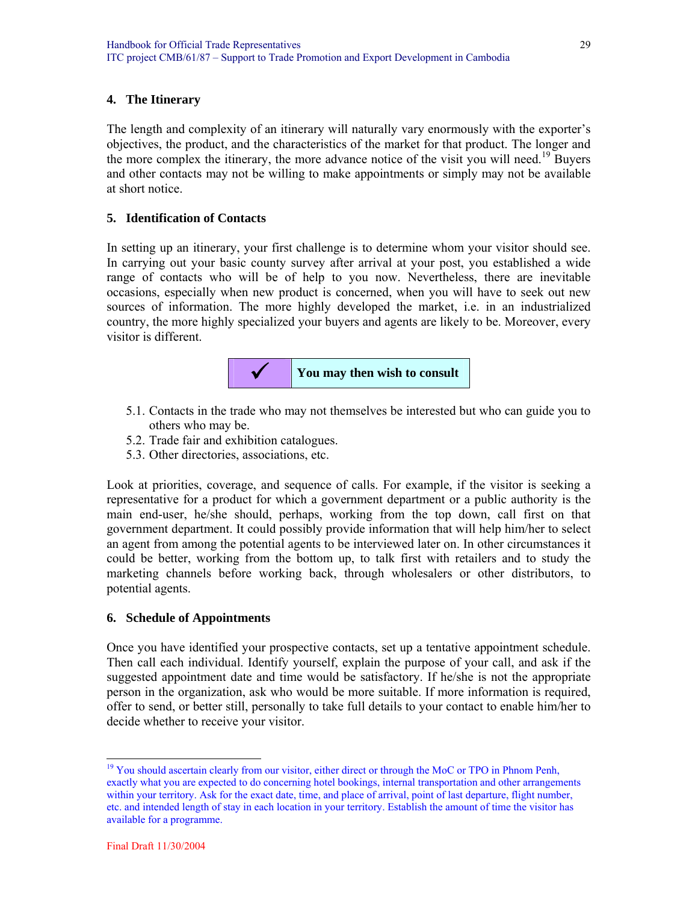## 4. The Itinerary

The length and complexity of an itinerary will naturally vary enormously with the exporter's objectives, the product, and the characteristics of the market for that product. The longer and the more complex the itinerary, the more advance notice of the visit you will need.[19] Buyers and other contacts may not be willing to make appointments or simply may not be available at short notice.

## 5. Identification of Contacts

In setting up an itinerary, your first challenge is to determine whom your visitor should see. In carrying out your basic county survey after arrival at your post, you established a wide range of contacts who will be of help to you now. Nevertheless, there are inevitable occasions, especially when new product is concerned, when you will have to seek out new sources of information. The more highly developed the market, i.e. in an industrialized country, the more highly specialized your buyers and agents are likely to be. Moreover, every visitor is different.

✓ **You may then wish to consult**

5.1. Contacts in the trade who may not themselves be interested but who can guide you to others who may be.
5.2. Trade fair and exhibition catalogues.
5.3. Other directories, associations, etc.

Look at priorities, coverage, and sequence of calls. For example, if the visitor is seeking a representative for a product for which a government department or a public authority is the main end-user, he/she should, perhaps, working from the top down, call first on that government department. It could possibly provide information that will help him/her to select an agent from among the potential agents to be interviewed later on. In other circumstances it could be better, working from the bottom up, to talk first with retailers and to study the marketing channels before working back, through wholesalers or other distributors, to potential agents.

## 6. Schedule of Appointments

Once you have identified your prospective contacts, set up a tentative appointment schedule. Then call each individual. Identify yourself, explain the purpose of your call, and ask if the suggested appointment date and time would be satisfactory. If he/she is not the appropriate person in the organization, ask who would be more suitable. If more information is required, offer to send, or better still, personally to take full details to your contact to enable him/her to decide whether to receive your visitor.

---

[19] You should ascertain clearly from our visitor, either direct or through the MoC or TPO in Phnom Penh, exactly what you are expected to do concerning hotel bookings, internal transportation and other arrangements within your territory. Ask for the exact date, time, and place of arrival, point of last departure, flight number, etc. and intended length of stay in each location in your territory. Establish the amount of time the visitor has available for a programme.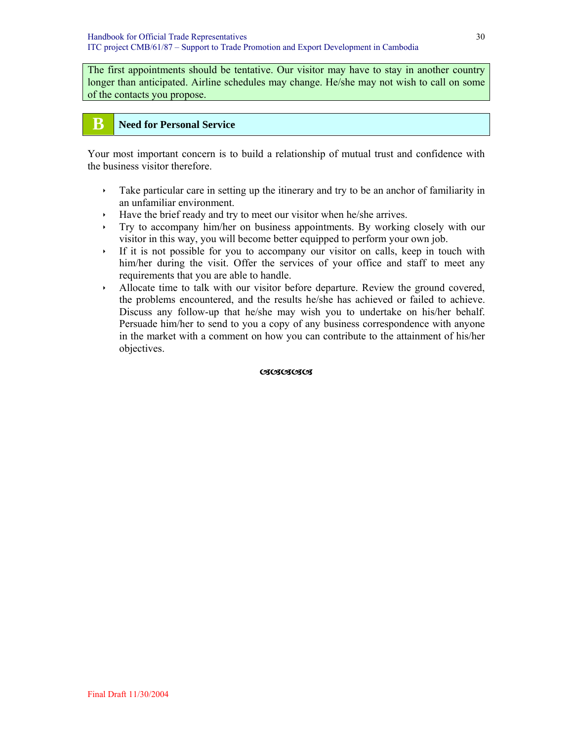The first appointments should be tentative. Our visitor may have to stay in another country longer than anticipated. Airline schedules may change. He/she may not wish to call on some of the contacts you propose.

## B Need for Personal Service

Your most important concern is to build a relationship of mutual trust and confidence with the business visitor therefore.

- Take particular care in setting up the itinerary and try to be an anchor of familiarity in an unfamiliar environment.
- Have the brief ready and try to meet our visitor when he/she arrives.
- Try to accompany him/her on business appointments. By working closely with our visitor in this way, you will become better equipped to perform your own job.
- If it is not possible for you to accompany our visitor on calls, keep in touch with him/her during the visit. Offer the services of your office and staff to meet any requirements that you are able to handle.
- Allocate time to talk with our visitor before departure. Review the ground covered, the problems encountered, and the results he/she has achieved or failed to achieve. Discuss any follow-up that he/she may wish you to undertake on his/her behalf. Persuade him/her to send to you a copy of any business correspondence with anyone in the market with a comment on how you can contribute to the attainment of his/her objectives.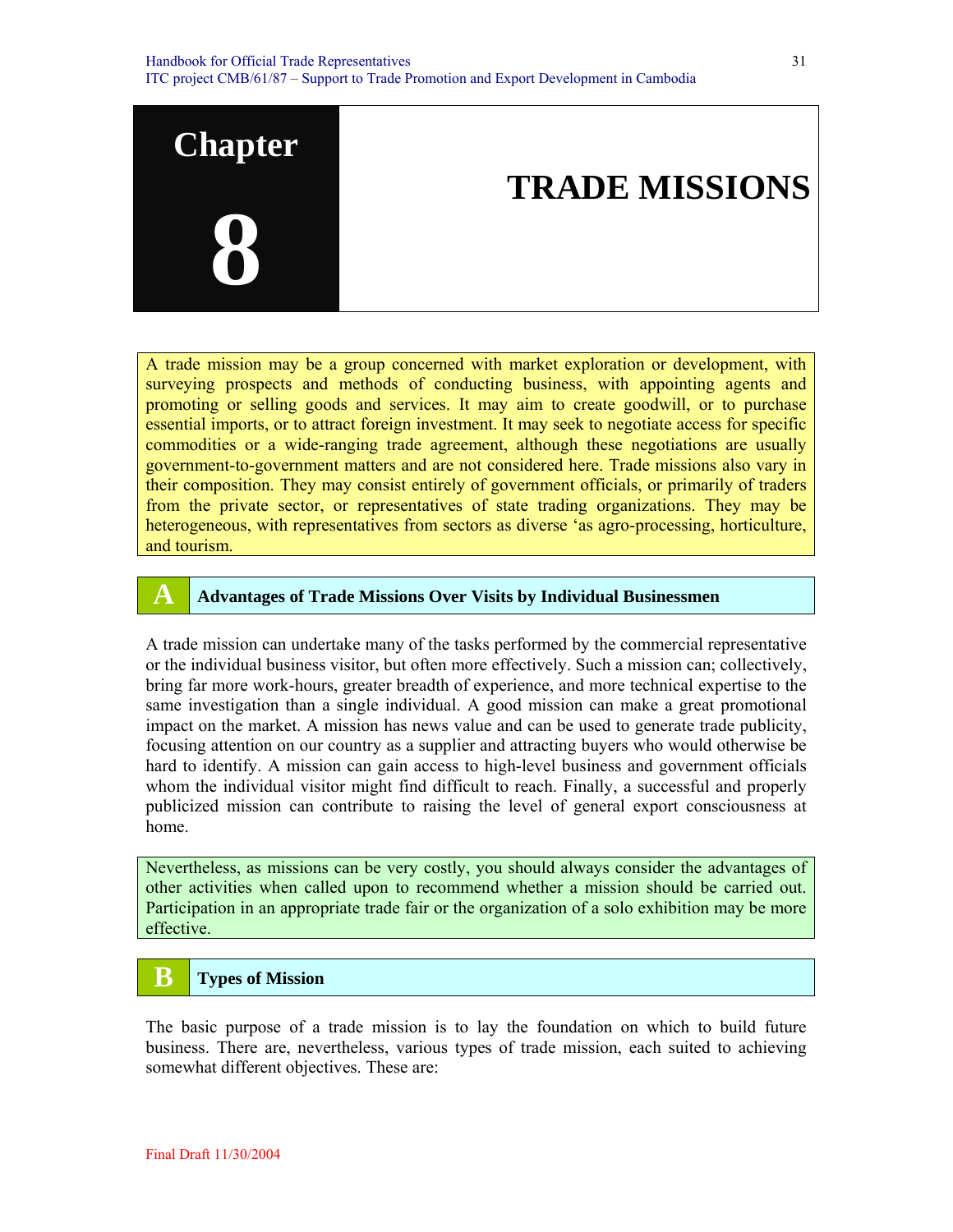# Chapter 8

# TRADE MISSIONS

A trade mission may be a group concerned with market exploration or development, with surveying prospects and methods of conducting business, with appointing agents and promoting or selling goods and services. It may aim to create goodwill, or to purchase essential imports, or to attract foreign investment. It may seek to negotiate access for specific commodities or a wide-ranging trade agreement, although these negotiations are usually government-to-government matters and are not considered here. Trade missions also vary in their composition. They may consist entirely of government officials, or primarily of traders from the private sector, or representatives of state trading organizations. They may be heterogeneous, with representatives from sectors as diverse 'as agro-processing, horticulture, and tourism.

## A Advantages of Trade Missions Over Visits by Individual Businessmen

A trade mission can undertake many of the tasks performed by the commercial representative or the individual business visitor, but often more effectively. Such a mission can; collectively, bring far more work-hours, greater breadth of experience, and more technical expertise to the same investigation than a single individual. A good mission can make a great promotional impact on the market. A mission has news value and can be used to generate trade publicity, focusing attention on our country as a supplier and attracting buyers who would otherwise be hard to identify. A mission can gain access to high-level business and government officials whom the individual visitor might find difficult to reach. Finally, a successful and properly publicized mission can contribute to raising the level of general export consciousness at home.

Nevertheless, as missions can be very costly, you should always consider the advantages of other activities when called upon to recommend whether a mission should be carried out. Participation in an appropriate trade fair or the organization of a solo exhibition may be more effective.

## B Types of Mission

The basic purpose of a trade mission is to lay the foundation on which to build future business. There are, nevertheless, various types of trade mission, each suited to achieving somewhat different objectives. These are: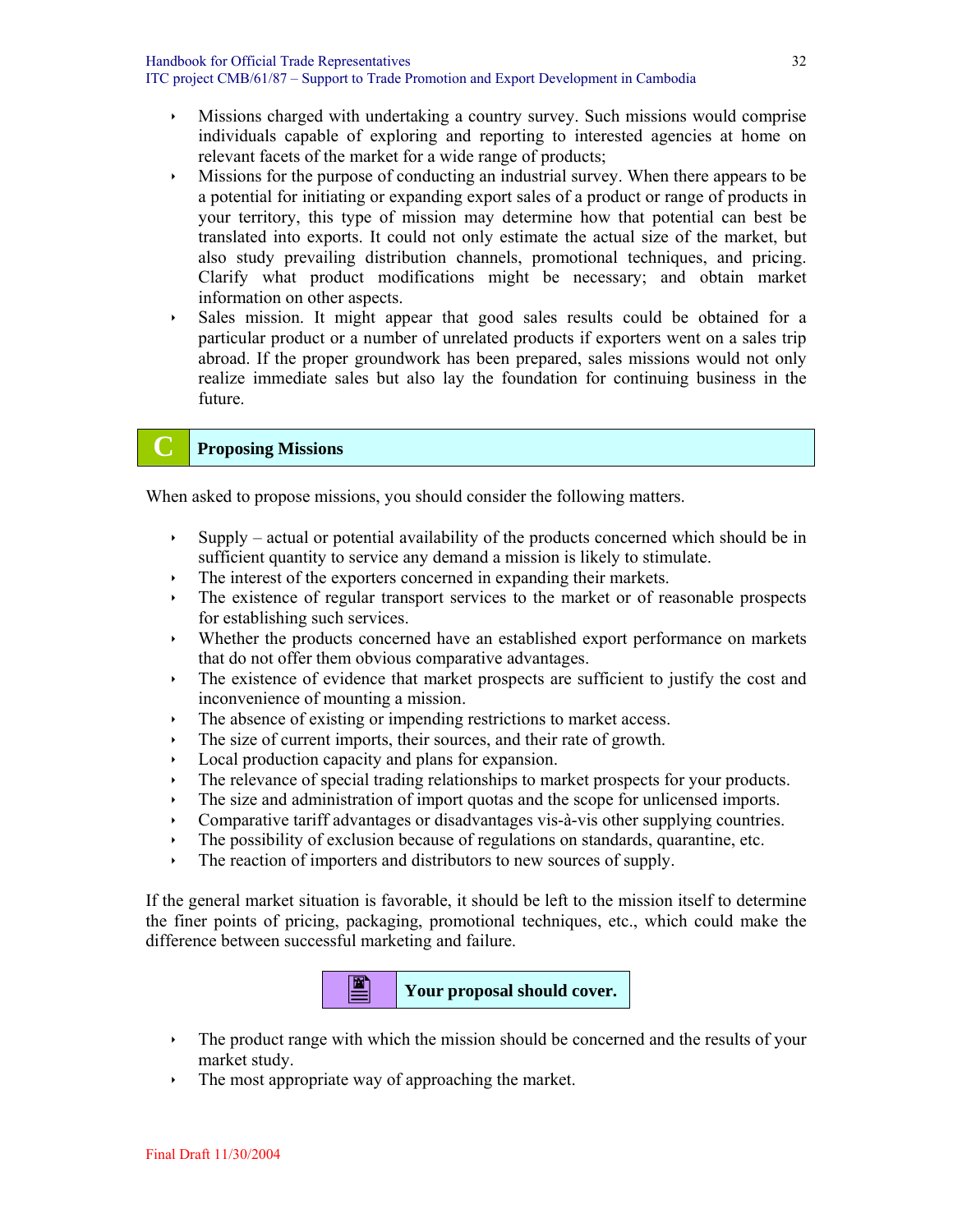- Missions charged with undertaking a country survey. Such missions would comprise individuals capable of exploring and reporting to interested agencies at home on relevant facets of the market for a wide range of products;
- Missions for the purpose of conducting an industrial survey. When there appears to be a potential for initiating or expanding export sales of a product or range of products in your territory, this type of mission may determine how that potential can best be translated into exports. It could not only estimate the actual size of the market, but also study prevailing distribution channels, promotional techniques, and pricing. Clarify what product modifications might be necessary; and obtain market information on other aspects.
- Sales mission. It might appear that good sales results could be obtained for a particular product or a number of unrelated products if exporters went on a sales trip abroad. If the proper groundwork has been prepared, sales missions would not only realize immediate sales but also lay the foundation for continuing business in the future.

## C Proposing Missions

When asked to propose missions, you should consider the following matters.

- Supply – actual or potential availability of the products concerned which should be in sufficient quantity to service any demand a mission is likely to stimulate.
- The interest of the exporters concerned in expanding their markets.
- The existence of regular transport services to the market or of reasonable prospects for establishing such services.
- Whether the products concerned have an established export performance on markets that do not offer them obvious comparative advantages.
- The existence of evidence that market prospects are sufficient to justify the cost and inconvenience of mounting a mission.
- The absence of existing or impending restrictions to market access.
- The size of current imports, their sources, and their rate of growth.
- Local production capacity and plans for expansion.
- The relevance of special trading relationships to market prospects for your products.
- The size and administration of import quotas and the scope for unlicensed imports.
- Comparative tariff advantages or disadvantages vis-à-vis other supplying countries.
- The possibility of exclusion because of regulations on standards, quarantine, etc.
- The reaction of importers and distributors to new sources of supply.

If the general market situation is favorable, it should be left to the mission itself to determine the finer points of pricing, packaging, promotional techniques, etc., which could make the difference between successful marketing and failure.

**Your proposal should cover.**

- The product range with which the mission should be concerned and the results of your market study.
- The most appropriate way of approaching the market.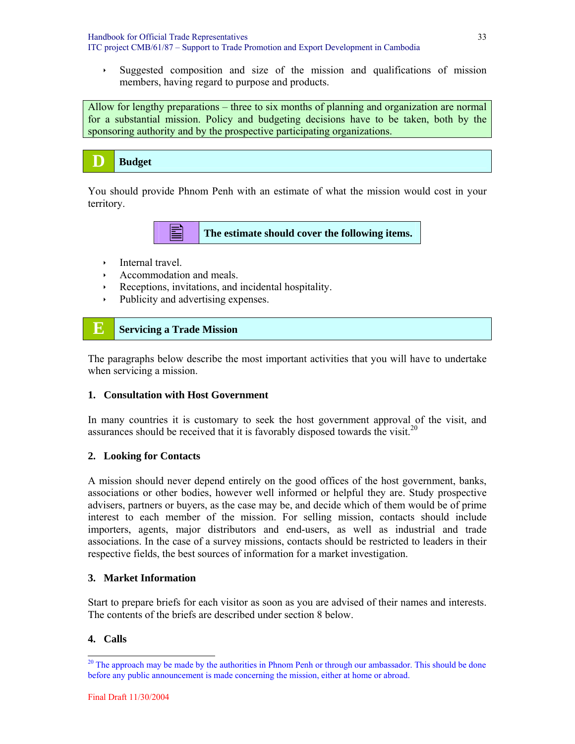- Suggested composition and size of the mission and qualifications of mission members, having regard to purpose and products.

Allow for lengthy preparations – three to six months of planning and organization are normal for a substantial mission. Policy and budgeting decisions have to be taken, both by the sponsoring authority and by the prospective participating organizations.

## D Budget

You should provide Phnom Penh with an estimate of what the mission would cost in your territory.

**The estimate should cover the following items.**

- Internal travel.
- Accommodation and meals.
- Receptions, invitations, and incidental hospitality.
- Publicity and advertising expenses.

## E Servicing a Trade Mission

The paragraphs below describe the most important activities that you will have to undertake when servicing a mission.

### 1. Consultation with Host Government

In many countries it is customary to seek the host government approval of the visit, and assurances should be received that it is favorably disposed towards the visit.[20]

### 2. Looking for Contacts

A mission should never depend entirely on the good offices of the host government, banks, associations or other bodies, however well informed or helpful they are. Study prospective advisers, partners or buyers, as the case may be, and decide which of them would be of prime interest to each member of the mission. For selling mission, contacts should include importers, agents, major distributors and end-users, as well as industrial and trade associations. In the case of a survey missions, contacts should be restricted to leaders in their respective fields, the best sources of information for a market investigation.

### 3. Market Information

Start to prepare briefs for each visitor as soon as you are advised of their names and interests. The contents of the briefs are described under section 8 below.

### 4. Calls

[20] The approach may be made by the authorities in Phnom Penh or through our ambassador. This should be done before any public announcement is made concerning the mission, either at home or abroad.

Final Draft 11/30/2004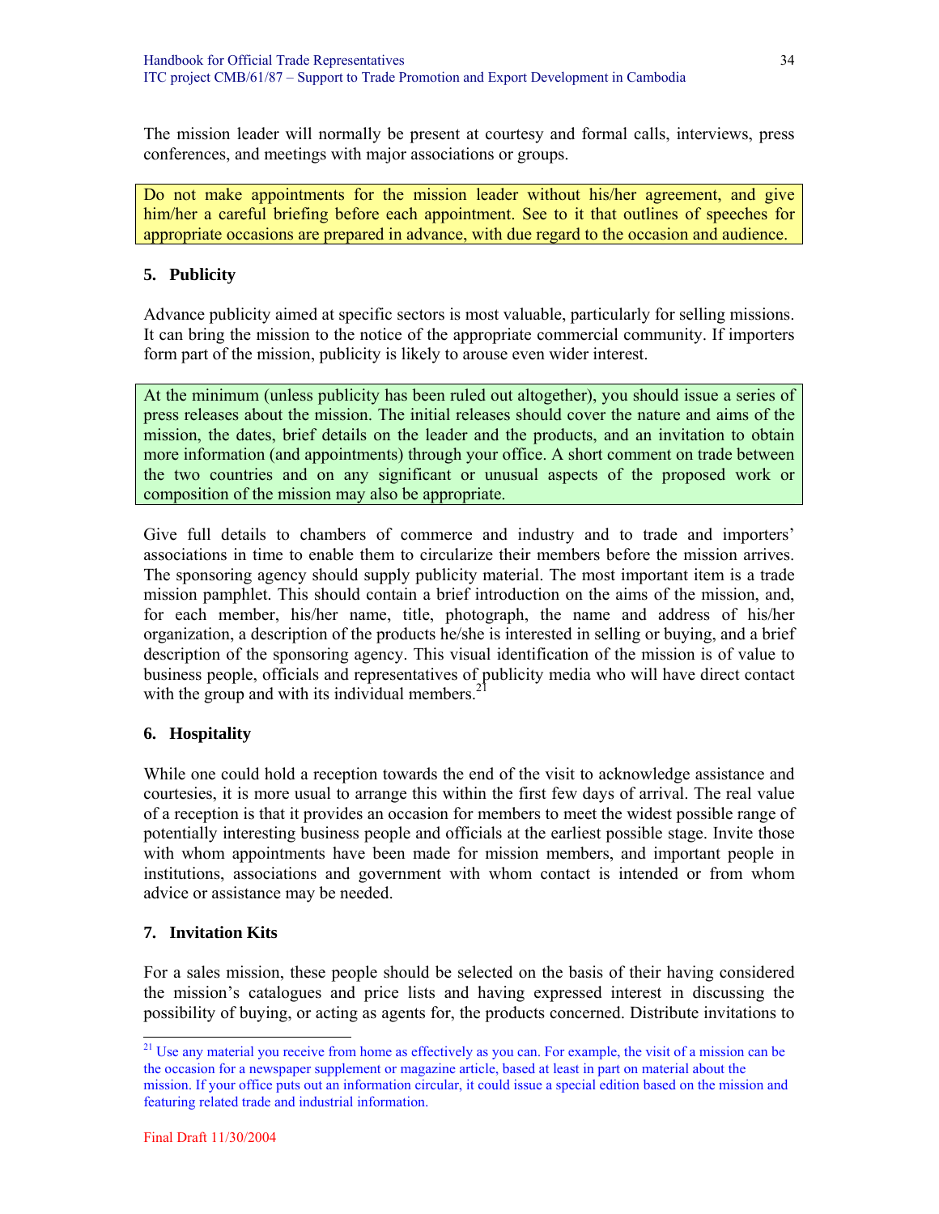The mission leader will normally be present at courtesy and formal calls, interviews, press conferences, and meetings with major associations or groups.

> Do not make appointments for the mission leader without his/her agreement, and give him/her a careful briefing before each appointment. See to it that outlines of speeches for appropriate occasions are prepared in advance, with due regard to the occasion and audience.

## 5. Publicity

Advance publicity aimed at specific sectors is most valuable, particularly for selling missions. It can bring the mission to the notice of the appropriate commercial community. If importers form part of the mission, publicity is likely to arouse even wider interest.

> At the minimum (unless publicity has been ruled out altogether), you should issue a series of press releases about the mission. The initial releases should cover the nature and aims of the mission, the dates, brief details on the leader and the products, and an invitation to obtain more information (and appointments) through your office. A short comment on trade between the two countries and on any significant or unusual aspects of the proposed work or composition of the mission may also be appropriate.

Give full details to chambers of commerce and industry and to trade and importers' associations in time to enable them to circularize their members before the mission arrives. The sponsoring agency should supply publicity material. The most important item is a trade mission pamphlet. This should contain a brief introduction on the aims of the mission, and, for each member, his/her name, title, photograph, the name and address of his/her organization, a description of the products he/she is interested in selling or buying, and a brief description of the sponsoring agency. This visual identification of the mission is of value to business people, officials and representatives of publicity media who will have direct contact with the group and with its individual members.[21]

## 6. Hospitality

While one could hold a reception towards the end of the visit to acknowledge assistance and courtesies, it is more usual to arrange this within the first few days of arrival. The real value of a reception is that it provides an occasion for members to meet the widest possible range of potentially interesting business people and officials at the earliest possible stage. Invite those with whom appointments have been made for mission members, and important people in institutions, associations and government with whom contact is intended or from whom advice or assistance may be needed.

## 7. Invitation Kits

For a sales mission, these people should be selected on the basis of their having considered the mission's catalogues and price lists and having expressed interest in discussing the possibility of buying, or acting as agents for, the products concerned. Distribute invitations to

---

[21] Use any material you receive from home as effectively as you can. For example, the visit of a mission can be the occasion for a newspaper supplement or magazine article, based at least in part on material about the mission. If your office puts out an information circular, it could issue a special edition based on the mission and featuring related trade and industrial information.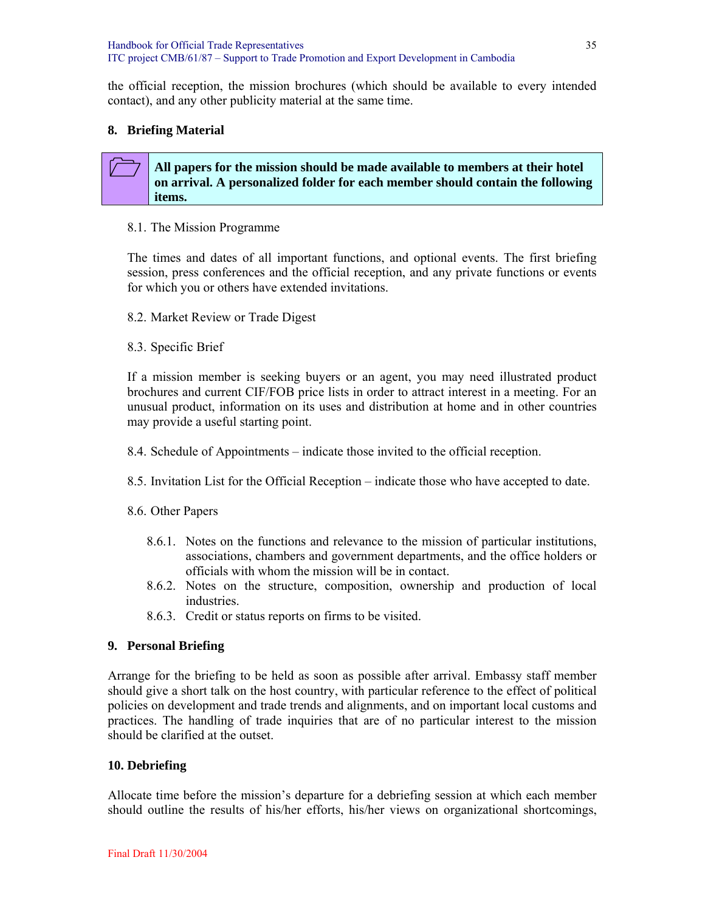the official reception, the mission brochures (which should be available to every intended contact), and any other publicity material at the same time.

## 8. Briefing Material

**All papers for the mission should be made available to members at their hotel on arrival. A personalized folder for each member should contain the following items.**

8.1. The Mission Programme

The times and dates of all important functions, and optional events. The first briefing session, press conferences and the official reception, and any private functions or events for which you or others have extended invitations.

8.2. Market Review or Trade Digest

8.3. Specific Brief

If a mission member is seeking buyers or an agent, you may need illustrated product brochures and current CIF/FOB price lists in order to attract interest in a meeting. For an unusual product, information on its uses and distribution at home and in other countries may provide a useful starting point.

8.4. Schedule of Appointments – indicate those invited to the official reception.

8.5. Invitation List for the Official Reception – indicate those who have accepted to date.

8.6. Other Papers

8.6.1. Notes on the functions and relevance to the mission of particular institutions, associations, chambers and government departments, and the office holders or officials with whom the mission will be in contact.

8.6.2. Notes on the structure, composition, ownership and production of local industries.

8.6.3. Credit or status reports on firms to be visited.

## 9. Personal Briefing

Arrange for the briefing to be held as soon as possible after arrival. Embassy staff member should give a short talk on the host country, with particular reference to the effect of political policies on development and trade trends and alignments, and on important local customs and practices. The handling of trade inquiries that are of no particular interest to the mission should be clarified at the outset.

## 10. Debriefing

Allocate time before the mission's departure for a debriefing session at which each member should outline the results of his/her efforts, his/her views on organizational shortcomings,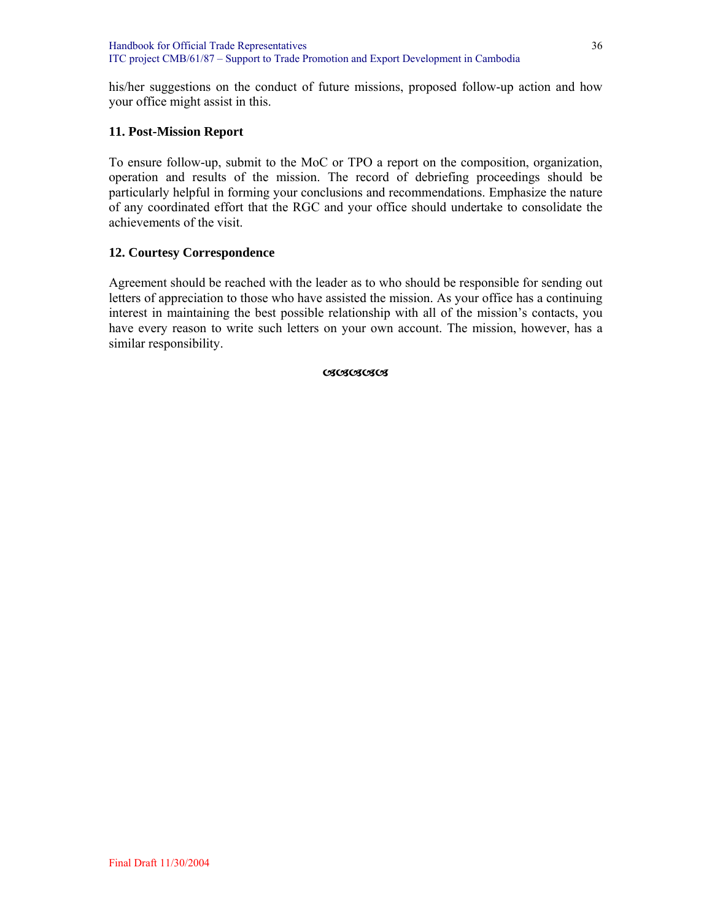his/her suggestions on the conduct of future missions, proposed follow-up action and how your office might assist in this.

### 11. Post-Mission Report

To ensure follow-up, submit to the MoC or TPO a report on the composition, organization, operation and results of the mission. The record of debriefing proceedings should be particularly helpful in forming your conclusions and recommendations. Emphasize the nature of any coordinated effort that the RGC and your office should undertake to consolidate the achievements of the visit.

### 12. Courtesy Correspondence

Agreement should be reached with the leader as to who should be responsible for sending out letters of appreciation to those who have assisted the mission. As your office has a continuing interest in maintaining the best possible relationship with all of the mission's contacts, you have every reason to write such letters on your own account. The mission, however, has a similar responsibility.

ઉઉઉઉઉ

Final Draft 11/30/2004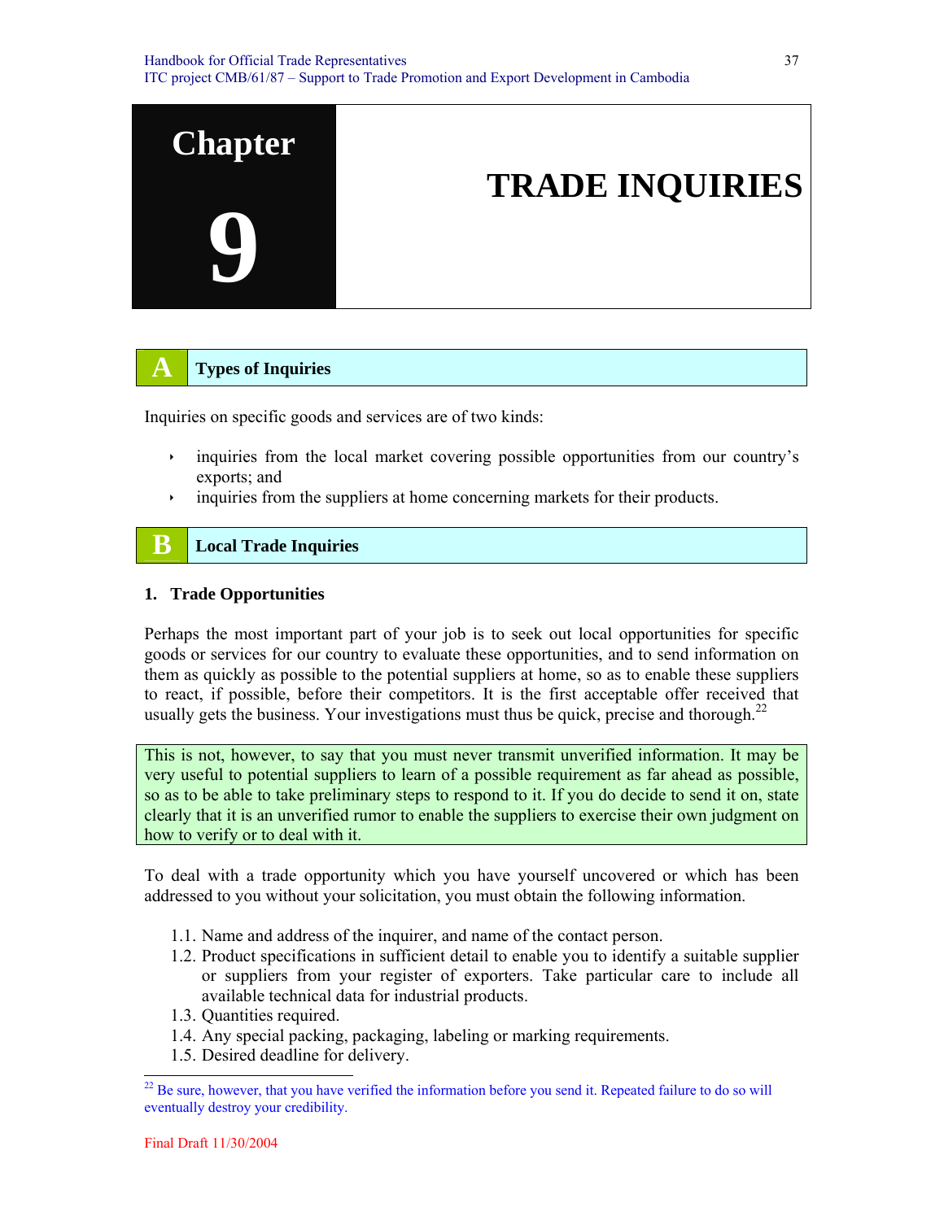# Chapter 9: TRADE INQUIRIES

## A Types of Inquiries

Inquiries on specific goods and services are of two kinds:

- inquiries from the local market covering possible opportunities from our country's exports; and
- inquiries from the suppliers at home concerning markets for their products.

## B Local Trade Inquiries

### 1. Trade Opportunities

Perhaps the most important part of your job is to seek out local opportunities for specific goods or services for our country to evaluate these opportunities, and to send information on them as quickly as possible to the potential suppliers at home, so as to enable these suppliers to react, if possible, before their competitors. It is the first acceptable offer received that usually gets the business. Your investigations must thus be quick, precise and thorough.[22]

> This is not, however, to say that you must never transmit unverified information. It may be very useful to potential suppliers to learn of a possible requirement as far ahead as possible, so as to be able to take preliminary steps to respond to it. If you do decide to send it on, state clearly that it is an unverified rumor to enable the suppliers to exercise their own judgment on how to verify or to deal with it.

To deal with a trade opportunity which you have yourself uncovered or which has been addressed to you without your solicitation, you must obtain the following information.

1.1. Name and address of the inquirer, and name of the contact person.
1.2. Product specifications in sufficient detail to enable you to identify a suitable supplier or suppliers from your register of exporters. Take particular care to include all available technical data for industrial products.
1.3. Quantities required.
1.4. Any special packing, packaging, labeling or marking requirements.
1.5. Desired deadline for delivery.

---

[22] Be sure, however, that you have verified the information before you send it. Repeated failure to do so will eventually destroy your credibility.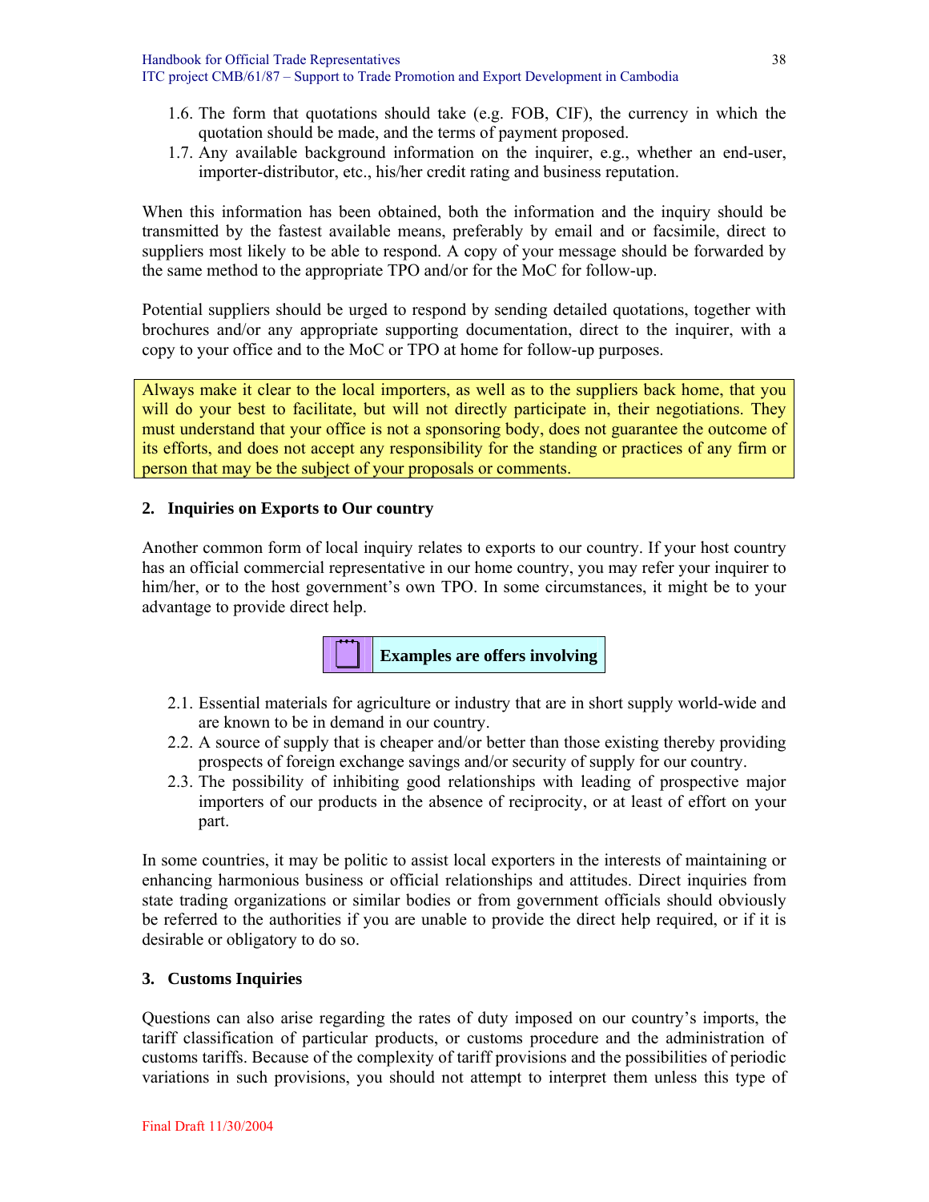1.6. The form that quotations should take (e.g. FOB, CIF), the currency in which the quotation should be made, and the terms of payment proposed.
1.7. Any available background information on the inquirer, e.g., whether an end-user, importer-distributor, etc., his/her credit rating and business reputation.

When this information has been obtained, both the information and the inquiry should be transmitted by the fastest available means, preferably by email and or facsimile, direct to suppliers most likely to be able to respond. A copy of your message should be forwarded by the same method to the appropriate TPO and/or for the MoC for follow-up.

Potential suppliers should be urged to respond by sending detailed quotations, together with brochures and/or any appropriate supporting documentation, direct to the inquirer, with a copy to your office and to the MoC or TPO at home for follow-up purposes.

Always make it clear to the local importers, as well as to the suppliers back home, that you will do your best to facilitate, but will not directly participate in, their negotiations. They must understand that your office is not a sponsoring body, does not guarantee the outcome of its efforts, and does not accept any responsibility for the standing or practices of any firm or person that may be the subject of your proposals or comments.

## 2. Inquiries on Exports to Our country

Another common form of local inquiry relates to exports to our country. If your host country has an official commercial representative in our home country, you may refer your inquirer to him/her, or to the host government's own TPO. In some circumstances, it might be to your advantage to provide direct help.

**Examples are offers involving**

2.1. Essential materials for agriculture or industry that are in short supply world-wide and are known to be in demand in our country.
2.2. A source of supply that is cheaper and/or better than those existing thereby providing prospects of foreign exchange savings and/or security of supply for our country.
2.3. The possibility of inhibiting good relationships with leading of prospective major importers of our products in the absence of reciprocity, or at least of effort on your part.

In some countries, it may be politic to assist local exporters in the interests of maintaining or enhancing harmonious business or official relationships and attitudes. Direct inquiries from state trading organizations or similar bodies or from government officials should obviously be referred to the authorities if you are unable to provide the direct help required, or if it is desirable or obligatory to do so.

## 3. Customs Inquiries

Questions can also arise regarding the rates of duty imposed on our country's imports, the tariff classification of particular products, or customs procedure and the administration of customs tariffs. Because of the complexity of tariff provisions and the possibilities of periodic variations in such provisions, you should not attempt to interpret them unless this type of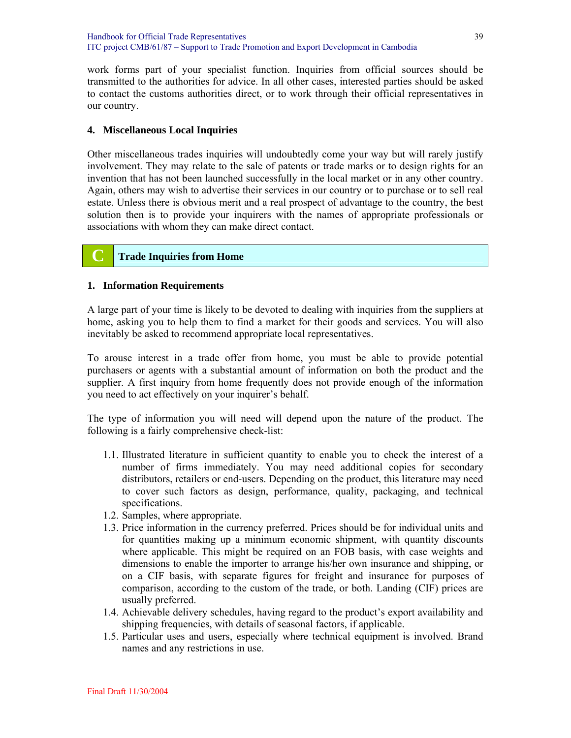work forms part of your specialist function. Inquiries from official sources should be transmitted to the authorities for advice. In all other cases, interested parties should be asked to contact the customs authorities direct, or to work through their official representatives in our country.

### 4. Miscellaneous Local Inquiries

Other miscellaneous trades inquiries will undoubtedly come your way but will rarely justify involvement. They may relate to the sale of patents or trade marks or to design rights for an invention that has not been launched successfully in the local market or in any other country. Again, others may wish to advertise their services in our country or to purchase or to sell real estate. Unless there is obvious merit and a real prospect of advantage to the country, the best solution then is to provide your inquirers with the names of appropriate professionals or associations with whom they can make direct contact.

## C Trade Inquiries from Home

### 1. Information Requirements

A large part of your time is likely to be devoted to dealing with inquiries from the suppliers at home, asking you to help them to find a market for their goods and services. You will also inevitably be asked to recommend appropriate local representatives.

To arouse interest in a trade offer from home, you must be able to provide potential purchasers or agents with a substantial amount of information on both the product and the supplier. A first inquiry from home frequently does not provide enough of the information you need to act effectively on your inquirer's behalf.

The type of information you will need will depend upon the nature of the product. The following is a fairly comprehensive check-list:

1.1. Illustrated literature in sufficient quantity to enable you to check the interest of a number of firms immediately. You may need additional copies for secondary distributors, retailers or end-users. Depending on the product, this literature may need to cover such factors as design, performance, quality, packaging, and technical specifications.

1.2. Samples, where appropriate.

1.3. Price information in the currency preferred. Prices should be for individual units and for quantities making up a minimum economic shipment, with quantity discounts where applicable. This might be required on an FOB basis, with case weights and dimensions to enable the importer to arrange his/her own insurance and shipping, or on a CIF basis, with separate figures for freight and insurance for purposes of comparison, according to the custom of the trade, or both. Landing (CIF) prices are usually preferred.

1.4. Achievable delivery schedules, having regard to the product's export availability and shipping frequencies, with details of seasonal factors, if applicable.

1.5. Particular uses and users, especially where technical equipment is involved. Brand names and any restrictions in use.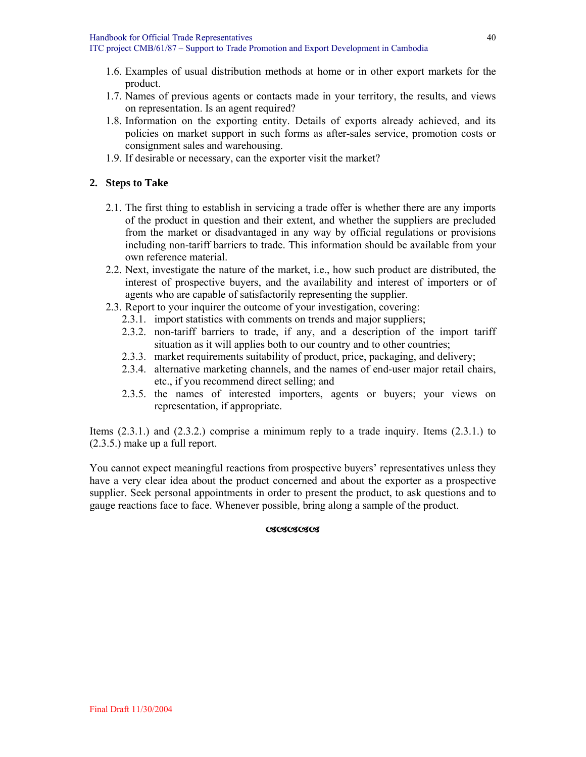1.6. Examples of usual distribution methods at home or in other export markets for the product.
1.7. Names of previous agents or contacts made in your territory, the results, and views on representation. Is an agent required?
1.8. Information on the exporting entity. Details of exports already achieved, and its policies on market support in such forms as after-sales service, promotion costs or consignment sales and warehousing.
1.9. If desirable or necessary, can the exporter visit the market?

## 2. Steps to Take

2.1. The first thing to establish in servicing a trade offer is whether there are any imports of the product in question and their extent, and whether the suppliers are precluded from the market or disadvantaged in any way by official regulations or provisions including non-tariff barriers to trade. This information should be available from your own reference material.
2.2. Next, investigate the nature of the market, i.e., how such product are distributed, the interest of prospective buyers, and the availability and interest of importers or of agents who are capable of satisfactorily representing the supplier.
2.3. Report to your inquirer the outcome of your investigation, covering:
   2.3.1. import statistics with comments on trends and major suppliers;
   2.3.2. non-tariff barriers to trade, if any, and a description of the import tariff situation as it will applies both to our country and to other countries;
   2.3.3. market requirements suitability of product, price, packaging, and delivery;
   2.3.4. alternative marketing channels, and the names of end-user major retail chairs, etc., if you recommend direct selling; and
   2.3.5. the names of interested importers, agents or buyers; your views on representation, if appropriate.

Items (2.3.1.) and (2.3.2.) comprise a minimum reply to a trade inquiry. Items (2.3.1.) to (2.3.5.) make up a full report.

You cannot expect meaningful reactions from prospective buyers' representatives unless they have a very clear idea about the product concerned and about the exporter as a prospective supplier. Seek personal appointments in order to present the product, to ask questions and to gauge reactions face to face. Whenever possible, bring along a sample of the product.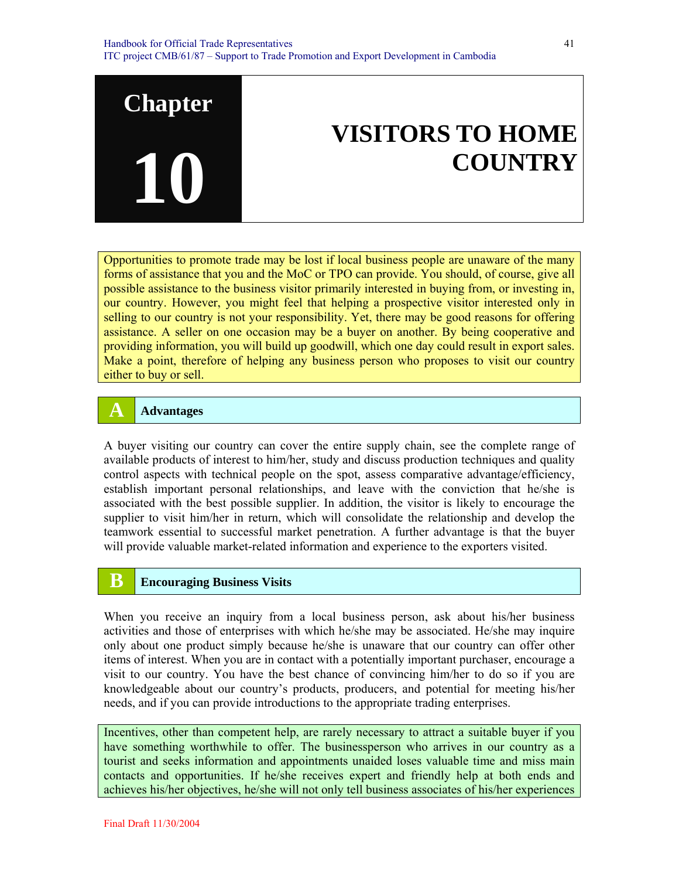# Chapter 10 VISITORS TO HOME COUNTRY

Opportunities to promote trade may be lost if local business people are unaware of the many forms of assistance that you and the MoC or TPO can provide. You should, of course, give all possible assistance to the business visitor primarily interested in buying from, or investing in, our country. However, you might feel that helping a prospective visitor interested only in selling to our country is not your responsibility. Yet, there may be good reasons for offering assistance. A seller on one occasion may be a buyer on another. By being cooperative and providing information, you will build up goodwill, which one day could result in export sales. Make a point, therefore of helping any business person who proposes to visit our country either to buy or sell.

## A Advantages

A buyer visiting our country can cover the entire supply chain, see the complete range of available products of interest to him/her, study and discuss production techniques and quality control aspects with technical people on the spot, assess comparative advantage/efficiency, establish important personal relationships, and leave with the conviction that he/she is associated with the best possible supplier. In addition, the visitor is likely to encourage the supplier to visit him/her in return, which will consolidate the relationship and develop the teamwork essential to successful market penetration. A further advantage is that the buyer will provide valuable market-related information and experience to the exporters visited.

## B Encouraging Business Visits

When you receive an inquiry from a local business person, ask about his/her business activities and those of enterprises with which he/she may be associated. He/she may inquire only about one product simply because he/she is unaware that our country can offer other items of interest. When you are in contact with a potentially important purchaser, encourage a visit to our country. You have the best chance of convincing him/her to do so if you are knowledgeable about our country's products, producers, and potential for meeting his/her needs, and if you can provide introductions to the appropriate trading enterprises.

Incentives, other than competent help, are rarely necessary to attract a suitable buyer if you have something worthwhile to offer. The businessperson who arrives in our country as a tourist and seeks information and appointments unaided loses valuable time and miss main contacts and opportunities. If he/she receives expert and friendly help at both ends and achieves his/her objectives, he/she will not only tell business associates of his/her experiences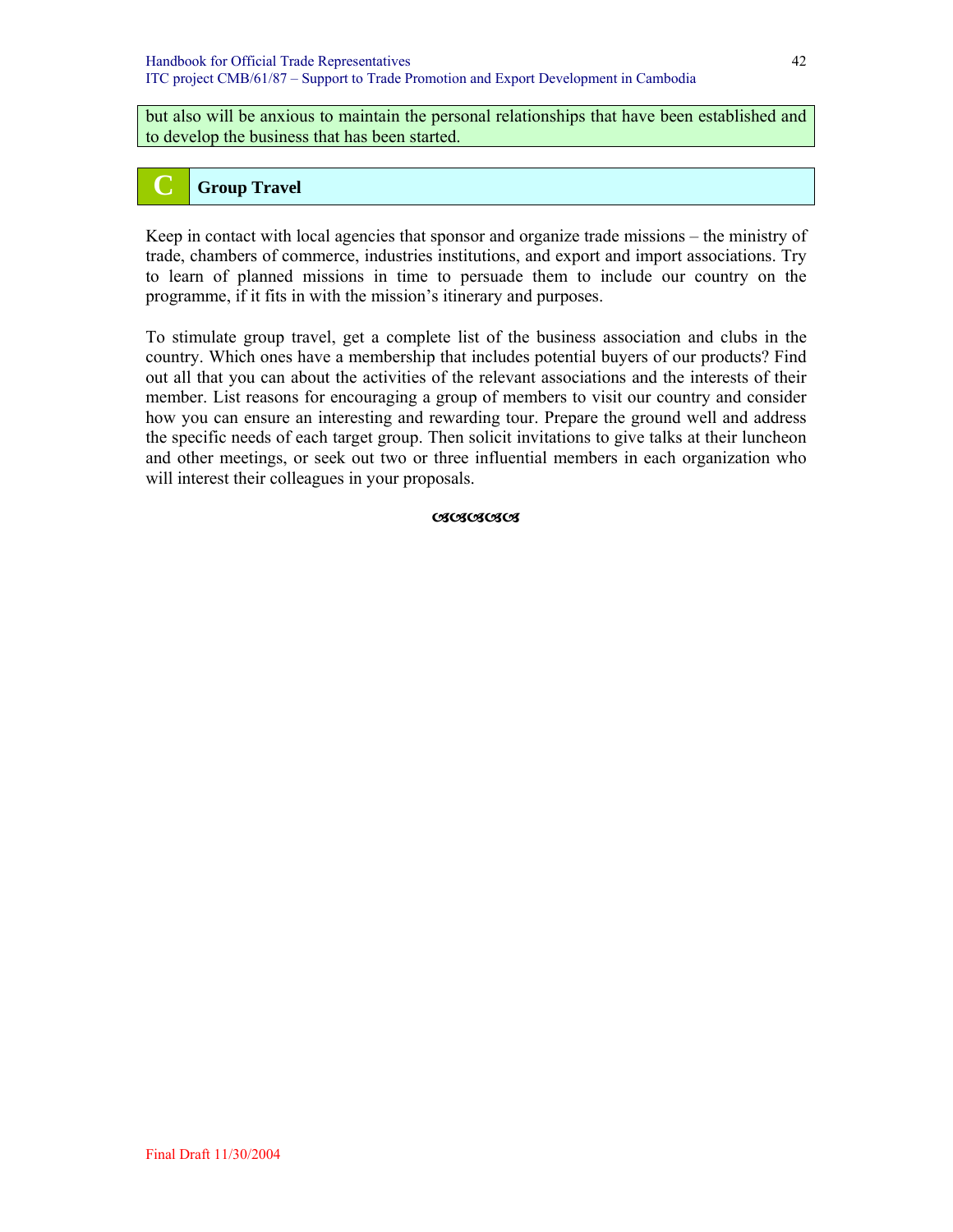but also will be anxious to maintain the personal relationships that have been established and to develop the business that has been started.

## C Group Travel

Keep in contact with local agencies that sponsor and organize trade missions – the ministry of trade, chambers of commerce, industries institutions, and export and import associations. Try to learn of planned missions in time to persuade them to include our country on the programme, if it fits in with the mission's itinerary and purposes.

To stimulate group travel, get a complete list of the business association and clubs in the country. Which ones have a membership that includes potential buyers of our products? Find out all that you can about the activities of the relevant associations and the interests of their member. List reasons for encouraging a group of members to visit our country and consider how you can ensure an interesting and rewarding tour. Prepare the ground well and address the specific needs of each target group. Then solicit invitations to give talks at their luncheon and other meetings, or seek out two or three influential members in each organization who will interest their colleagues in your proposals.

ଔଔଔଔଔ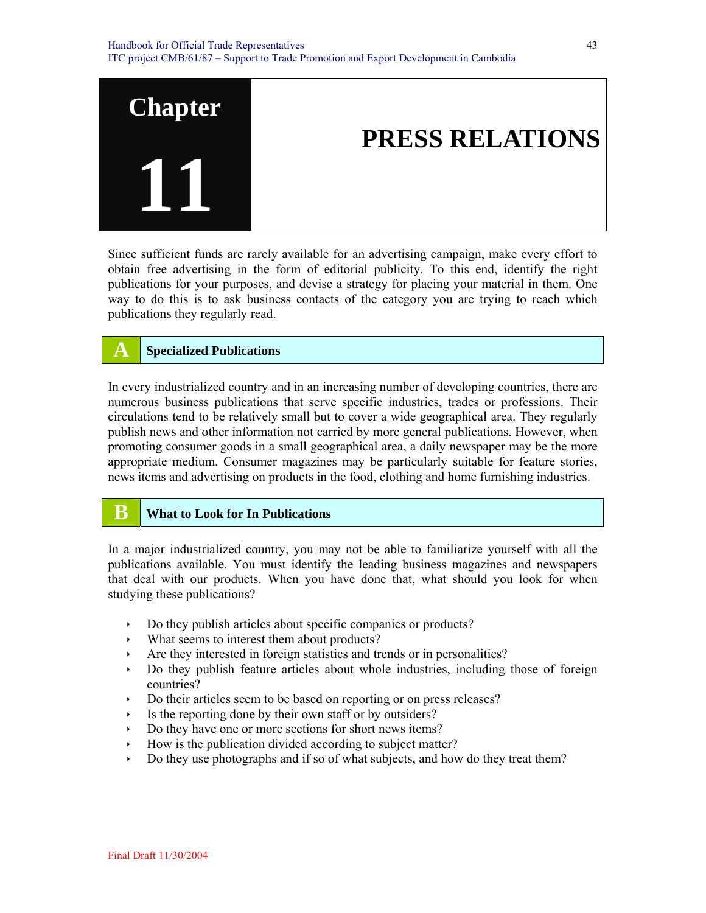# Chapter 11 PRESS RELATIONS

Since sufficient funds are rarely available for an advertising campaign, make every effort to obtain free advertising in the form of editorial publicity. To this end, identify the right publications for your purposes, and devise a strategy for placing your material in them. One way to do this is to ask business contacts of the category you are trying to reach which publications they regularly read.

## A Specialized Publications

In every industrialized country and in an increasing number of developing countries, there are numerous business publications that serve specific industries, trades or professions. Their circulations tend to be relatively small but to cover a wide geographical area. They regularly publish news and other information not carried by more general publications. However, when promoting consumer goods in a small geographical area, a daily newspaper may be the more appropriate medium. Consumer magazines may be particularly suitable for feature stories, news items and advertising on products in the food, clothing and home furnishing industries.

## B What to Look for In Publications

In a major industrialized country, you may not be able to familiarize yourself with all the publications available. You must identify the leading business magazines and newspapers that deal with our products. When you have done that, what should you look for when studying these publications?

- Do they publish articles about specific companies or products?
- What seems to interest them about products?
- Are they interested in foreign statistics and trends or in personalities?
- Do they publish feature articles about whole industries, including those of foreign countries?
- Do their articles seem to be based on reporting or on press releases?
- Is the reporting done by their own staff or by outsiders?
- Do they have one or more sections for short news items?
- How is the publication divided according to subject matter?
- Do they use photographs and if so of what subjects, and how do they treat them?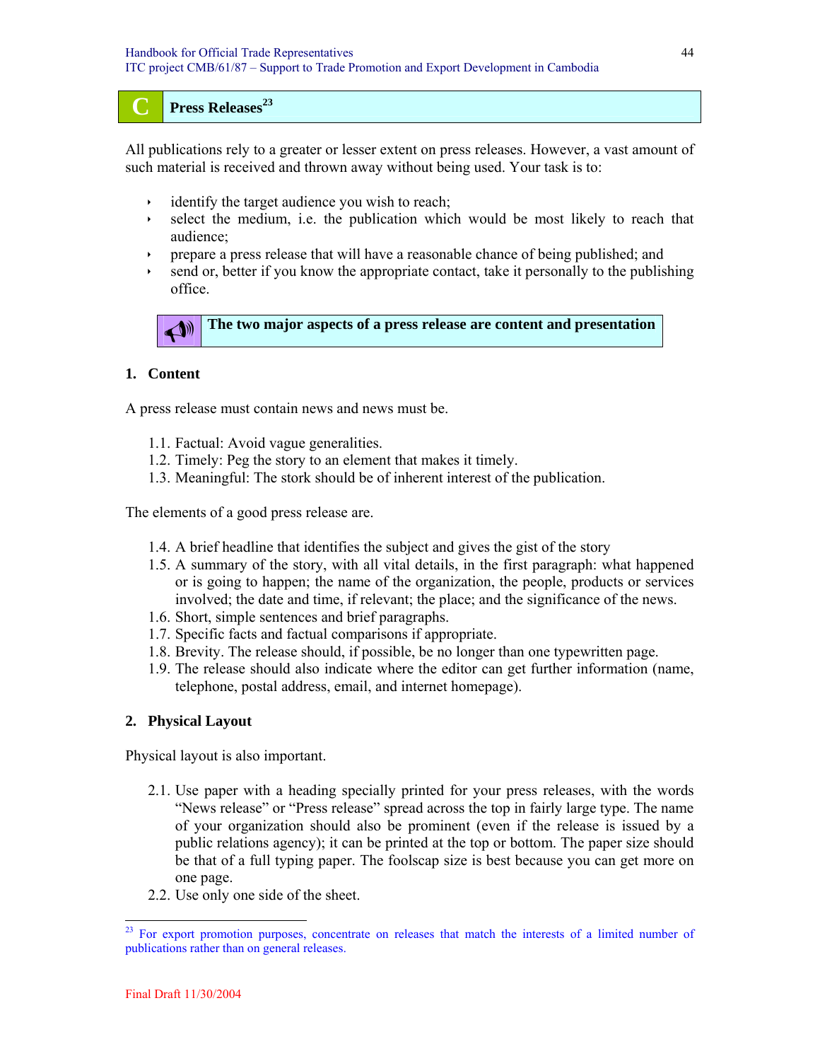## C Press Releases[23]

All publications rely to a greater or lesser extent on press releases. However, a vast amount of such material is received and thrown away without being used. Your task is to:

- identify the target audience you wish to reach;
- select the medium, i.e. the publication which would be most likely to reach that audience;
- prepare a press release that will have a reasonable chance of being published; and
- send or, better if you know the appropriate contact, take it personally to the publishing office.

**The two major aspects of a press release are content and presentation**

### 1. Content

A press release must contain news and news must be.

1.1. Factual: Avoid vague generalities.
1.2. Timely: Peg the story to an element that makes it timely.
1.3. Meaningful: The stork should be of inherent interest of the publication.

The elements of a good press release are.

1.4. A brief headline that identifies the subject and gives the gist of the story
1.5. A summary of the story, with all vital details, in the first paragraph: what happened or is going to happen; the name of the organization, the people, products or services involved; the date and time, if relevant; the place; and the significance of the news.
1.6. Short, simple sentences and brief paragraphs.
1.7. Specific facts and factual comparisons if appropriate.
1.8. Brevity. The release should, if possible, be no longer than one typewritten page.
1.9. The release should also indicate where the editor can get further information (name, telephone, postal address, email, and internet homepage).

### 2. Physical Layout

Physical layout is also important.

2.1. Use paper with a heading specially printed for your press releases, with the words "News release" or "Press release" spread across the top in fairly large type. The name of your organization should also be prominent (even if the release is issued by a public relations agency); it can be printed at the top or bottom. The paper size should be that of a full typing paper. The foolscap size is best because you can get more on one page.
2.2. Use only one side of the sheet.

---

[23] For export promotion purposes, concentrate on releases that match the interests of a limited number of publications rather than on general releases.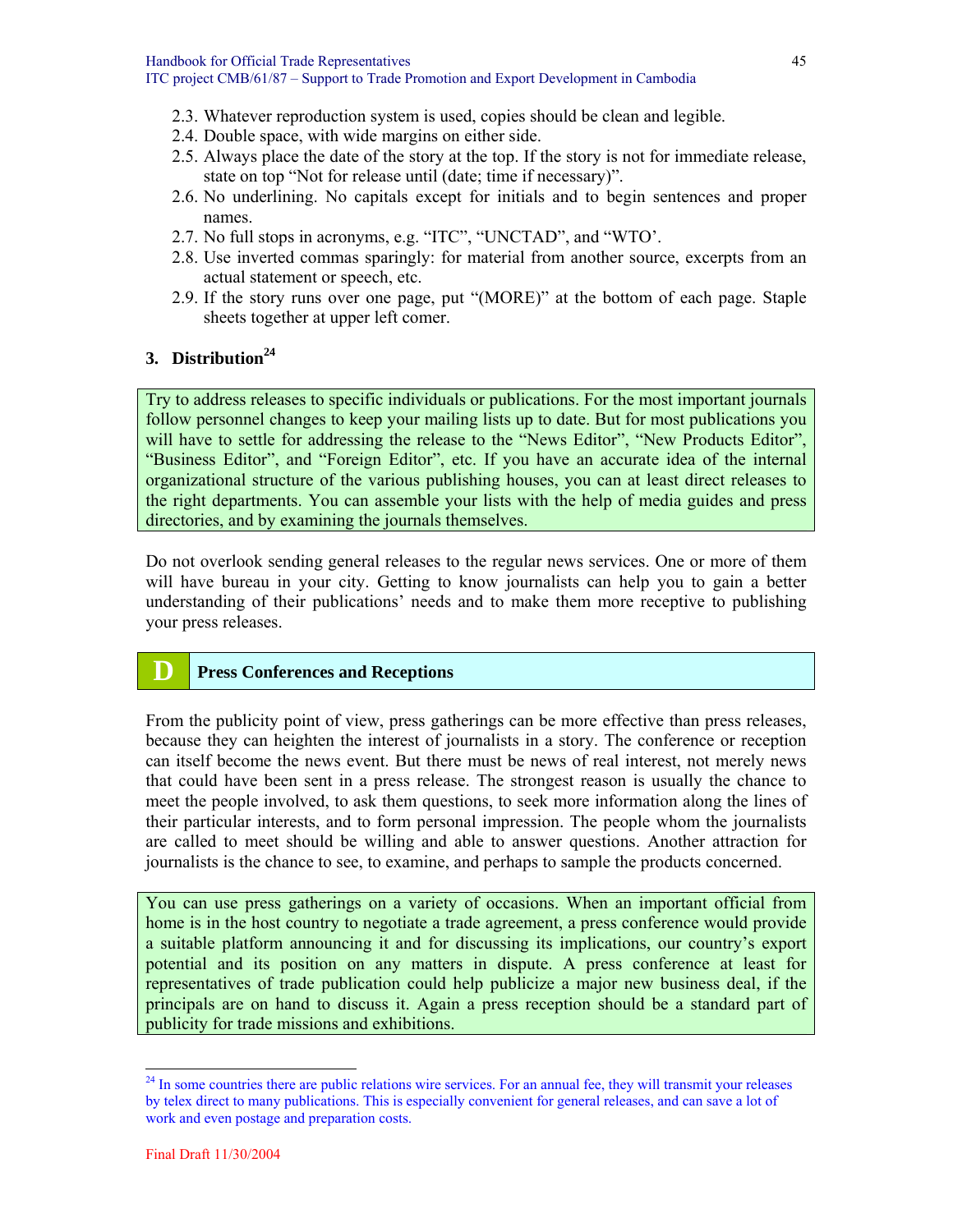2.3. Whatever reproduction system is used, copies should be clean and legible.
2.4. Double space, with wide margins on either side.
2.5. Always place the date of the story at the top. If the story is not for immediate release, state on top "Not for release until (date; time if necessary)".
2.6. No underlining. No capitals except for initials and to begin sentences and proper names.
2.7. No full stops in acronyms, e.g. "ITC", "UNCTAD", and "WTO'.
2.8. Use inverted commas sparingly: for material from another source, excerpts from an actual statement or speech, etc.
2.9. If the story runs over one page, put "(MORE)" at the bottom of each page. Staple sheets together at upper left comer.

### 3. Distribution[24]

Try to address releases to specific individuals or publications. For the most important journals follow personnel changes to keep your mailing lists up to date. But for most publications you will have to settle for addressing the release to the "News Editor", "New Products Editor", "Business Editor", and "Foreign Editor", etc. If you have an accurate idea of the internal organizational structure of the various publishing houses, you can at least direct releases to the right departments. You can assemble your lists with the help of media guides and press directories, and by examining the journals themselves.

Do not overlook sending general releases to the regular news services. One or more of them will have bureau in your city. Getting to know journalists can help you to gain a better understanding of their publications' needs and to make them more receptive to publishing your press releases.

## D Press Conferences and Receptions

From the publicity point of view, press gatherings can be more effective than press releases, because they can heighten the interest of journalists in a story. The conference or reception can itself become the news event. But there must be news of real interest, not merely news that could have been sent in a press release. The strongest reason is usually the chance to meet the people involved, to ask them questions, to seek more information along the lines of their particular interests, and to form personal impression. The people whom the journalists are called to meet should be willing and able to answer questions. Another attraction for journalists is the chance to see, to examine, and perhaps to sample the products concerned.

You can use press gatherings on a variety of occasions. When an important official from home is in the host country to negotiate a trade agreement, a press conference would provide a suitable platform announcing it and for discussing its implications, our country's export potential and its position on any matters in dispute. A press conference at least for representatives of trade publication could help publicize a major new business deal, if the principals are on hand to discuss it. Again a press reception should be a standard part of publicity for trade missions and exhibitions.

---

[24] In some countries there are public relations wire services. For an annual fee, they will transmit your releases by telex direct to many publications. This is especially convenient for general releases, and can save a lot of work and even postage and preparation costs.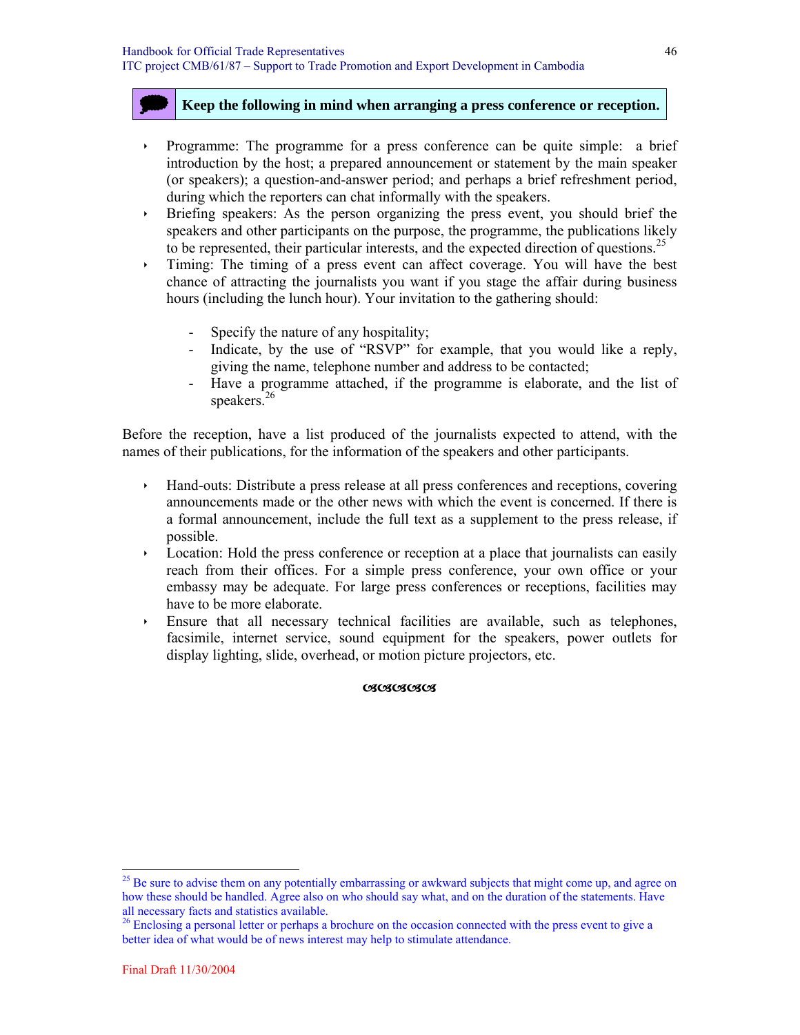**Keep the following in mind when arranging a press conference or reception.**

- Programme: The programme for a press conference can be quite simple: a brief introduction by the host; a prepared announcement or statement by the main speaker (or speakers); a question-and-answer period; and perhaps a brief refreshment period, during which the reporters can chat informally with the speakers.
- Briefing speakers: As the person organizing the press event, you should brief the speakers and other participants on the purpose, the programme, the publications likely to be represented, their particular interests, and the expected direction of questions.[25]
- Timing: The timing of a press event can affect coverage. You will have the best chance of attracting the journalists you want if you stage the affair during business hours (including the lunch hour). Your invitation to the gathering should:

  - Specify the nature of any hospitality;
  - Indicate, by the use of "RSVP" for example, that you would like a reply, giving the name, telephone number and address to be contacted;
  - Have a programme attached, if the programme is elaborate, and the list of speakers.[26]

Before the reception, have a list produced of the journalists expected to attend, with the names of their publications, for the information of the speakers and other participants.

- Hand-outs: Distribute a press release at all press conferences and receptions, covering announcements made or the other news with which the event is concerned. If there is a formal announcement, include the full text as a supplement to the press release, if possible.
- Location: Hold the press conference or reception at a place that journalists can easily reach from their offices. For a simple press conference, your own office or your embassy may be adequate. For large press conferences or receptions, facilities may have to be more elaborate.
- Ensure that all necessary technical facilities are available, such as telephones, facsimile, internet service, sound equipment for the speakers, power outlets for display lighting, slide, overhead, or motion picture projectors, etc.

---

[25] Be sure to advise them on any potentially embarrassing or awkward subjects that might come up, and agree on how these should be handled. Agree also on who should say what, and on the duration of the statements. Have all necessary facts and statistics available.

[26] Enclosing a personal letter or perhaps a brochure on the occasion connected with the press event to give a better idea of what would be of news interest may help to stimulate attendance.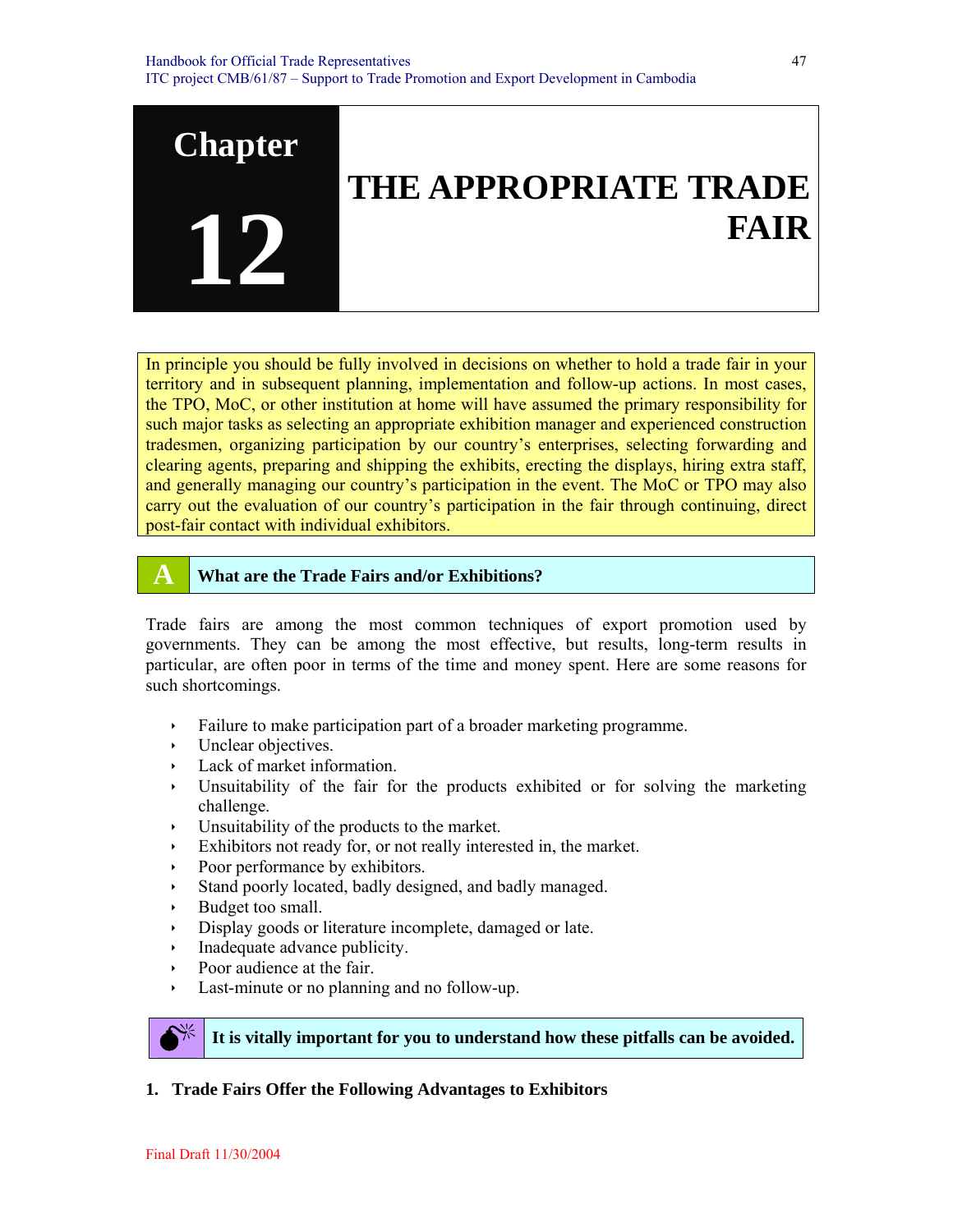# Chapter 12

# THE APPROPRIATE TRADE FAIR

In principle you should be fully involved in decisions on whether to hold a trade fair in your territory and in subsequent planning, implementation and follow-up actions. In most cases, the TPO, MoC, or other institution at home will have assumed the primary responsibility for such major tasks as selecting an appropriate exhibition manager and experienced construction tradesmen, organizing participation by our country's enterprises, selecting forwarding and clearing agents, preparing and shipping the exhibits, erecting the displays, hiring extra staff, and generally managing our country's participation in the event. The MoC or TPO may also carry out the evaluation of our country's participation in the fair through continuing, direct post-fair contact with individual exhibitors.

## A What are the Trade Fairs and/or Exhibitions?

Trade fairs are among the most common techniques of export promotion used by governments. They can be among the most effective, but results, long-term results in particular, are often poor in terms of the time and money spent. Here are some reasons for such shortcomings.

- Failure to make participation part of a broader marketing programme.
- Unclear objectives.
- Lack of market information.
- Unsuitability of the fair for the products exhibited or for solving the marketing challenge.
- Unsuitability of the products to the market.
- Exhibitors not ready for, or not really interested in, the market.
- Poor performance by exhibitors.
- Stand poorly located, badly designed, and badly managed.
- Budget too small.
- Display goods or literature incomplete, damaged or late.
- Inadequate advance publicity.
- Poor audience at the fair.
- Last-minute or no planning and no follow-up.

**It is vitally important for you to understand how these pitfalls can be avoided.**

### 1. Trade Fairs Offer the Following Advantages to Exhibitors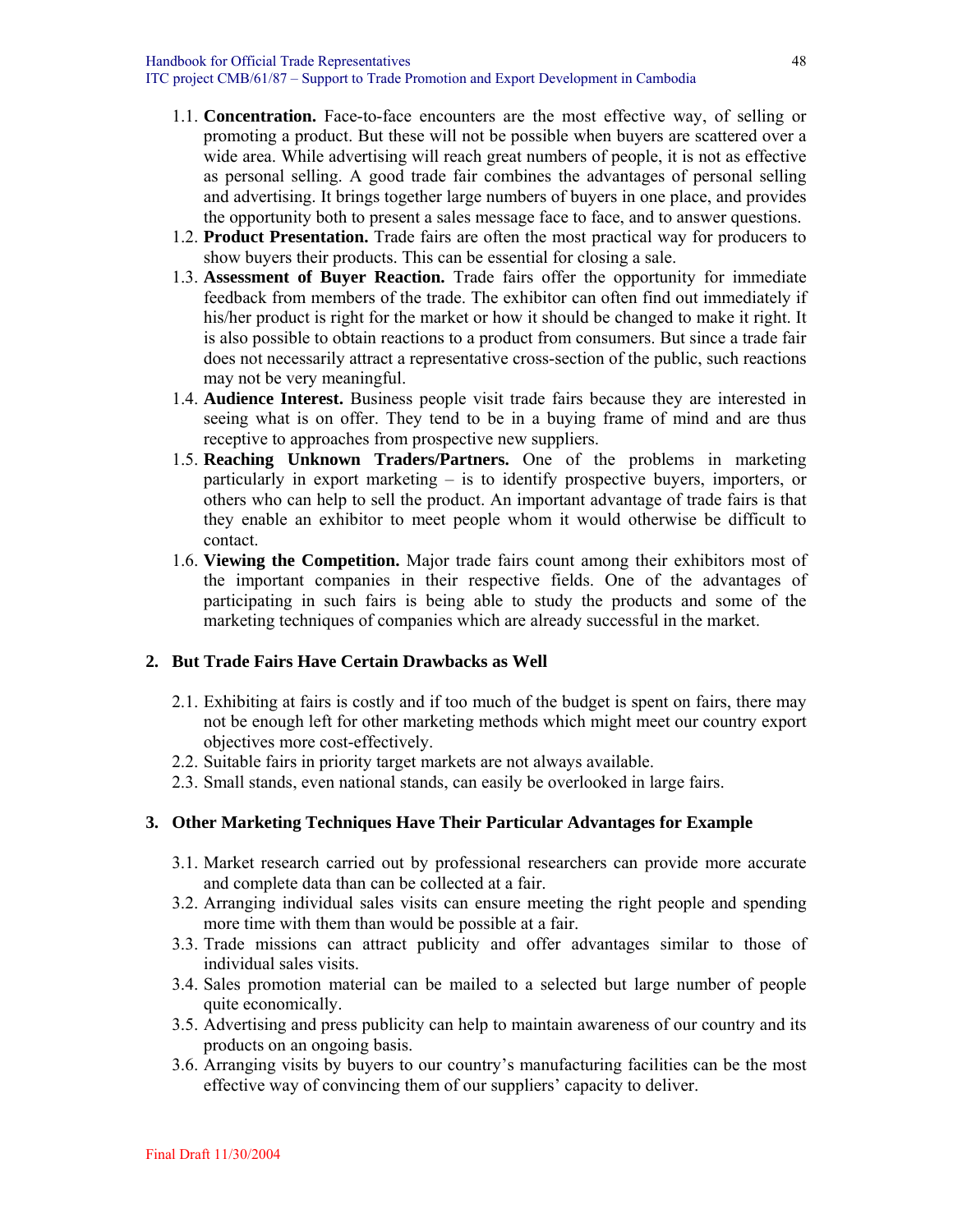1.1. **Concentration.** Face-to-face encounters are the most effective way, of selling or promoting a product. But these will not be possible when buyers are scattered over a wide area. While advertising will reach great numbers of people, it is not as effective as personal selling. A good trade fair combines the advantages of personal selling and advertising. It brings together large numbers of buyers in one place, and provides the opportunity both to present a sales message face to face, and to answer questions.

1.2. **Product Presentation.** Trade fairs are often the most practical way for producers to show buyers their products. This can be essential for closing a sale.

1.3. **Assessment of Buyer Reaction.** Trade fairs offer the opportunity for immediate feedback from members of the trade. The exhibitor can often find out immediately if his/her product is right for the market or how it should be changed to make it right. It is also possible to obtain reactions to a product from consumers. But since a trade fair does not necessarily attract a representative cross-section of the public, such reactions may not be very meaningful.

1.4. **Audience Interest.** Business people visit trade fairs because they are interested in seeing what is on offer. They tend to be in a buying frame of mind and are thus receptive to approaches from prospective new suppliers.

1.5. **Reaching Unknown Traders/Partners.** One of the problems in marketing particularly in export marketing – is to identify prospective buyers, importers, or others who can help to sell the product. An important advantage of trade fairs is that they enable an exhibitor to meet people whom it would otherwise be difficult to contact.

1.6. **Viewing the Competition.** Major trade fairs count among their exhibitors most of the important companies in their respective fields. One of the advantages of participating in such fairs is being able to study the products and some of the marketing techniques of companies which are already successful in the market.

## 2. But Trade Fairs Have Certain Drawbacks as Well

2.1. Exhibiting at fairs is costly and if too much of the budget is spent on fairs, there may not be enough left for other marketing methods which might meet our country export objectives more cost-effectively.

2.2. Suitable fairs in priority target markets are not always available.

2.3. Small stands, even national stands, can easily be overlooked in large fairs.

## 3. Other Marketing Techniques Have Their Particular Advantages for Example

3.1. Market research carried out by professional researchers can provide more accurate and complete data than can be collected at a fair.

3.2. Arranging individual sales visits can ensure meeting the right people and spending more time with them than would be possible at a fair.

3.3. Trade missions can attract publicity and offer advantages similar to those of individual sales visits.

3.4. Sales promotion material can be mailed to a selected but large number of people quite economically.

3.5. Advertising and press publicity can help to maintain awareness of our country and its products on an ongoing basis.

3.6. Arranging visits by buyers to our country's manufacturing facilities can be the most effective way of convincing them of our suppliers' capacity to deliver.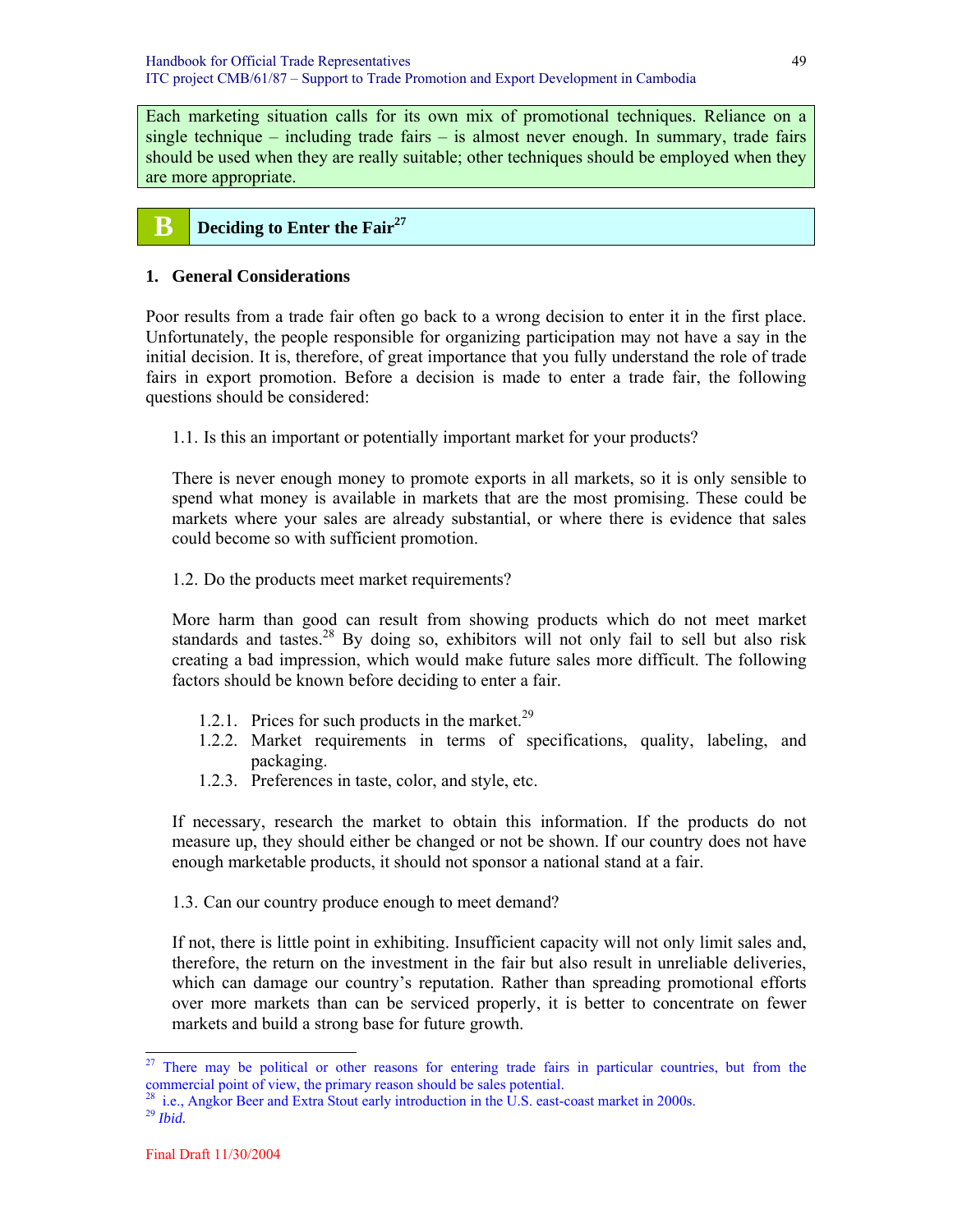Each marketing situation calls for its own mix of promotional techniques. Reliance on a single technique – including trade fairs – is almost never enough. In summary, trade fairs should be used when they are really suitable; other techniques should be employed when they are more appropriate.

## B Deciding to Enter the Fair[27]

### 1. General Considerations

Poor results from a trade fair often go back to a wrong decision to enter it in the first place. Unfortunately, the people responsible for organizing participation may not have a say in the initial decision. It is, therefore, of great importance that you fully understand the role of trade fairs in export promotion. Before a decision is made to enter a trade fair, the following questions should be considered:

1.1. Is this an important or potentially important market for your products?

There is never enough money to promote exports in all markets, so it is only sensible to spend what money is available in markets that are the most promising. These could be markets where your sales are already substantial, or where there is evidence that sales could become so with sufficient promotion.

1.2. Do the products meet market requirements?

More harm than good can result from showing products which do not meet market standards and tastes.[28] By doing so, exhibitors will not only fail to sell but also risk creating a bad impression, which would make future sales more difficult. The following factors should be known before deciding to enter a fair.

1.2.1. Prices for such products in the market.[29]
1.2.2. Market requirements in terms of specifications, quality, labeling, and packaging.
1.2.3. Preferences in taste, color, and style, etc.

If necessary, research the market to obtain this information. If the products do not measure up, they should either be changed or not be shown. If our country does not have enough marketable products, it should not sponsor a national stand at a fair.

1.3. Can our country produce enough to meet demand?

If not, there is little point in exhibiting. Insufficient capacity will not only limit sales and, therefore, the return on the investment in the fair but also result in unreliable deliveries, which can damage our country's reputation. Rather than spreading promotional efforts over more markets than can be serviced properly, it is better to concentrate on fewer markets and build a strong base for future growth.

---

[27] There may be political or other reasons for entering trade fairs in particular countries, but from the commercial point of view, the primary reason should be sales potential.

[28] i.e., Angkor Beer and Extra Stout early introduction in the U.S. east-coast market in 2000s.

[29] *Ibid.*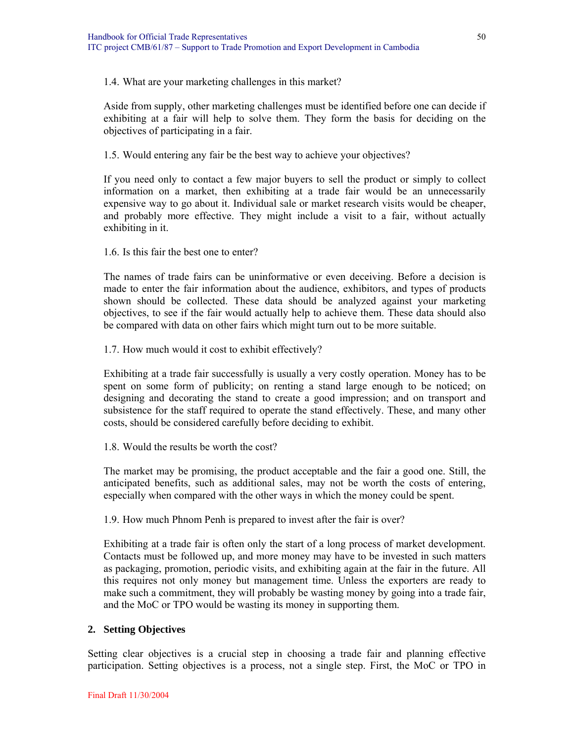1.4. What are your marketing challenges in this market?

Aside from supply, other marketing challenges must be identified before one can decide if exhibiting at a fair will help to solve them. They form the basis for deciding on the objectives of participating in a fair.

1.5. Would entering any fair be the best way to achieve your objectives?

If you need only to contact a few major buyers to sell the product or simply to collect information on a market, then exhibiting at a trade fair would be an unnecessarily expensive way to go about it. Individual sale or market research visits would be cheaper, and probably more effective. They might include a visit to a fair, without actually exhibiting in it.

1.6. Is this fair the best one to enter?

The names of trade fairs can be uninformative or even deceiving. Before a decision is made to enter the fair information about the audience, exhibitors, and types of products shown should be collected. These data should be analyzed against your marketing objectives, to see if the fair would actually help to achieve them. These data should also be compared with data on other fairs which might turn out to be more suitable.

1.7. How much would it cost to exhibit effectively?

Exhibiting at a trade fair successfully is usually a very costly operation. Money has to be spent on some form of publicity; on renting a stand large enough to be noticed; on designing and decorating the stand to create a good impression; and on transport and subsistence for the staff required to operate the stand effectively. These, and many other costs, should be considered carefully before deciding to exhibit.

1.8. Would the results be worth the cost?

The market may be promising, the product acceptable and the fair a good one. Still, the anticipated benefits, such as additional sales, may not be worth the costs of entering, especially when compared with the other ways in which the money could be spent.

1.9. How much Phnom Penh is prepared to invest after the fair is over?

Exhibiting at a trade fair is often only the start of a long process of market development. Contacts must be followed up, and more money may have to be invested in such matters as packaging, promotion, periodic visits, and exhibiting again at the fair in the future. All this requires not only money but management time. Unless the exporters are ready to make such a commitment, they will probably be wasting money by going into a trade fair, and the MoC or TPO would be wasting its money in supporting them.

## 2. Setting Objectives

Setting clear objectives is a crucial step in choosing a trade fair and planning effective participation. Setting objectives is a process, not a single step. First, the MoC or TPO in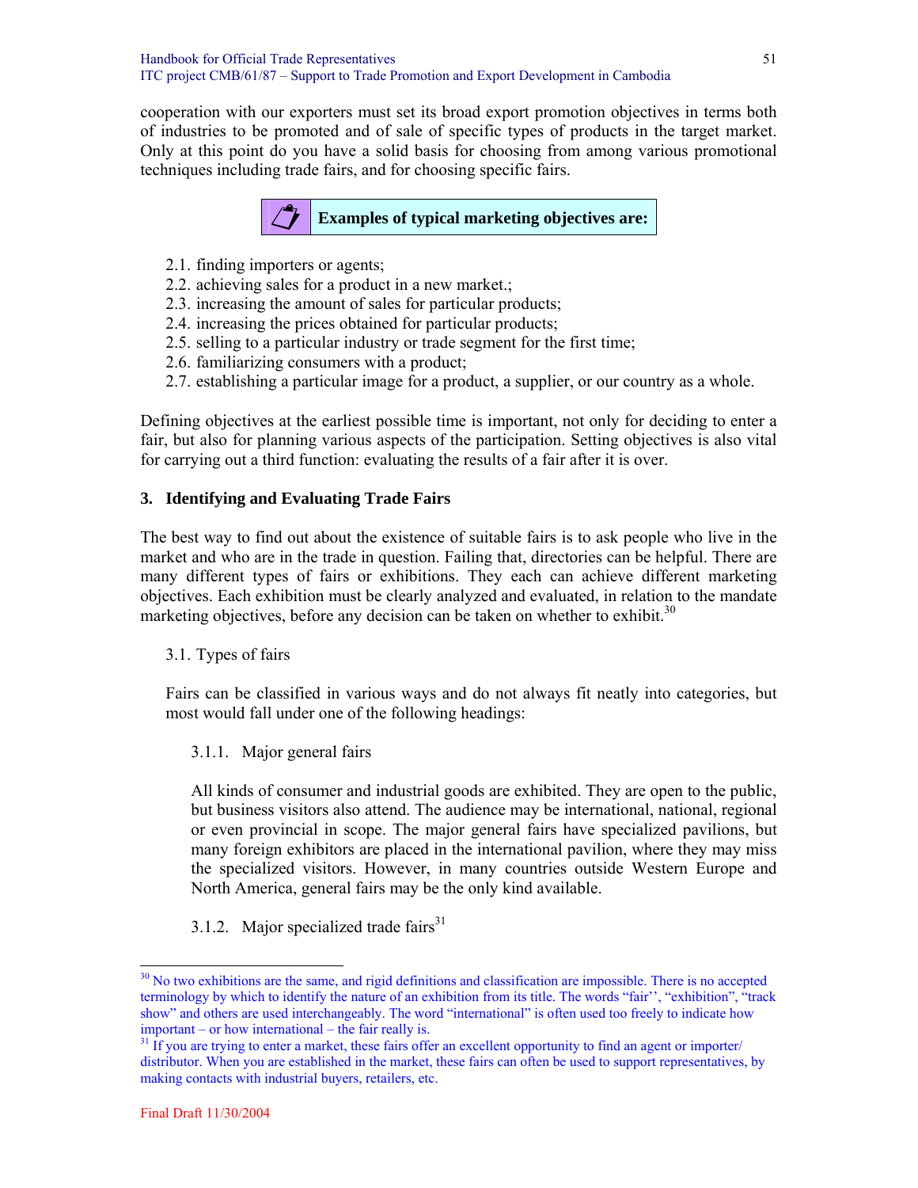cooperation with our exporters must set its broad export promotion objectives in terms both of industries to be promoted and of sale of specific types of products in the target market. Only at this point do you have a solid basis for choosing from among various promotional techniques including trade fairs, and for choosing specific fairs.

**Examples of typical marketing objectives are:**

2.1. finding importers or agents;
2.2. achieving sales for a product in a new market.;
2.3. increasing the amount of sales for particular products;
2.4. increasing the prices obtained for particular products;
2.5. selling to a particular industry or trade segment for the first time;
2.6. familiarizing consumers with a product;
2.7. establishing a particular image for a product, a supplier, or our country as a whole.

Defining objectives at the earliest possible time is important, not only for deciding to enter a fair, but also for planning various aspects of the participation. Setting objectives is also vital for carrying out a third function: evaluating the results of a fair after it is over.

## 3. Identifying and Evaluating Trade Fairs

The best way to find out about the existence of suitable fairs is to ask people who live in the market and who are in the trade in question. Failing that, directories can be helpful. There are many different types of fairs or exhibitions. They each can achieve different marketing objectives. Each exhibition must be clearly analyzed and evaluated, in relation to the mandate marketing objectives, before any decision can be taken on whether to exhibit.[30]

### 3.1. Types of fairs

Fairs can be classified in various ways and do not always fit neatly into categories, but most would fall under one of the following headings:

#### 3.1.1. Major general fairs

All kinds of consumer and industrial goods are exhibited. They are open to the public, but business visitors also attend. The audience may be international, national, regional or even provincial in scope. The major general fairs have specialized pavilions, but many foreign exhibitors are placed in the international pavilion, where they may miss the specialized visitors. However, in many countries outside Western Europe and North America, general fairs may be the only kind available.

#### 3.1.2. Major specialized trade fairs[31]

---

[30] No two exhibitions are the same, and rigid definitions and classification are impossible. There is no accepted terminology by which to identify the nature of an exhibition from its title. The words "fair'', "exhibition", "track show" and others are used interchangeably. The word "international" is often used too freely to indicate how important – or how international – the fair really is.

[31] If you are trying to enter a market, these fairs offer an excellent opportunity to find an agent or importer/distributor. When you are established in the market, these fairs can often be used to support representatives, by making contacts with industrial buyers, retailers, etc.

Final Draft 11/30/2004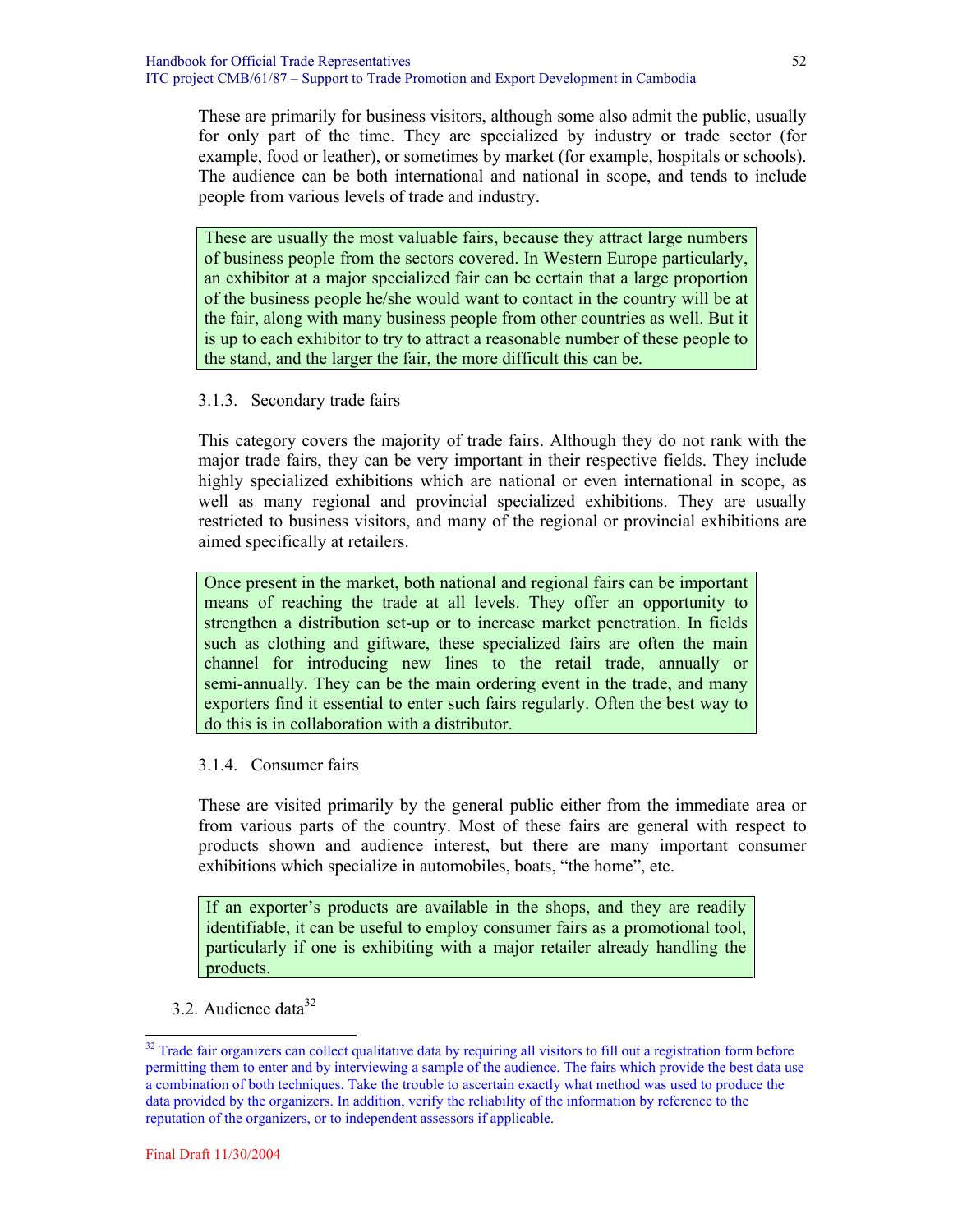These are primarily for business visitors, although some also admit the public, usually for only part of the time. They are specialized by industry or trade sector (for example, food or leather), or sometimes by market (for example, hospitals or schools). The audience can be both international and national in scope, and tends to include people from various levels of trade and industry.

> These are usually the most valuable fairs, because they attract large numbers of business people from the sectors covered. In Western Europe particularly, an exhibitor at a major specialized fair can be certain that a large proportion of the business people he/she would want to contact in the country will be at the fair, along with many business people from other countries as well. But it is up to each exhibitor to try to attract a reasonable number of these people to the stand, and the larger the fair, the more difficult this can be.

### 3.1.3. Secondary trade fairs

This category covers the majority of trade fairs. Although they do not rank with the major trade fairs, they can be very important in their respective fields. They include highly specialized exhibitions which are national or even international in scope, as well as many regional and provincial specialized exhibitions. They are usually restricted to business visitors, and many of the regional or provincial exhibitions are aimed specifically at retailers.

> Once present in the market, both national and regional fairs can be important means of reaching the trade at all levels. They offer an opportunity to strengthen a distribution set-up or to increase market penetration. In fields such as clothing and giftware, these specialized fairs are often the main channel for introducing new lines to the retail trade, annually or semi-annually. They can be the main ordering event in the trade, and many exporters find it essential to enter such fairs regularly. Often the best way to do this is in collaboration with a distributor.

### 3.1.4. Consumer fairs

These are visited primarily by the general public either from the immediate area or from various parts of the country. Most of these fairs are general with respect to products shown and audience interest, but there are many important consumer exhibitions which specialize in automobiles, boats, "the home", etc.

> If an exporter's products are available in the shops, and they are readily identifiable, it can be useful to employ consumer fairs as a promotional tool, particularly if one is exhibiting with a major retailer already handling the products.

## 3.2. Audience data[32]

---

[32] Trade fair organizers can collect qualitative data by requiring all visitors to fill out a registration form before permitting them to enter and by interviewing a sample of the audience. The fairs which provide the best data use a combination of both techniques. Take the trouble to ascertain exactly what method was used to produce the data provided by the organizers. In addition, verify the reliability of the information by reference to the reputation of the organizers, or to independent assessors if applicable.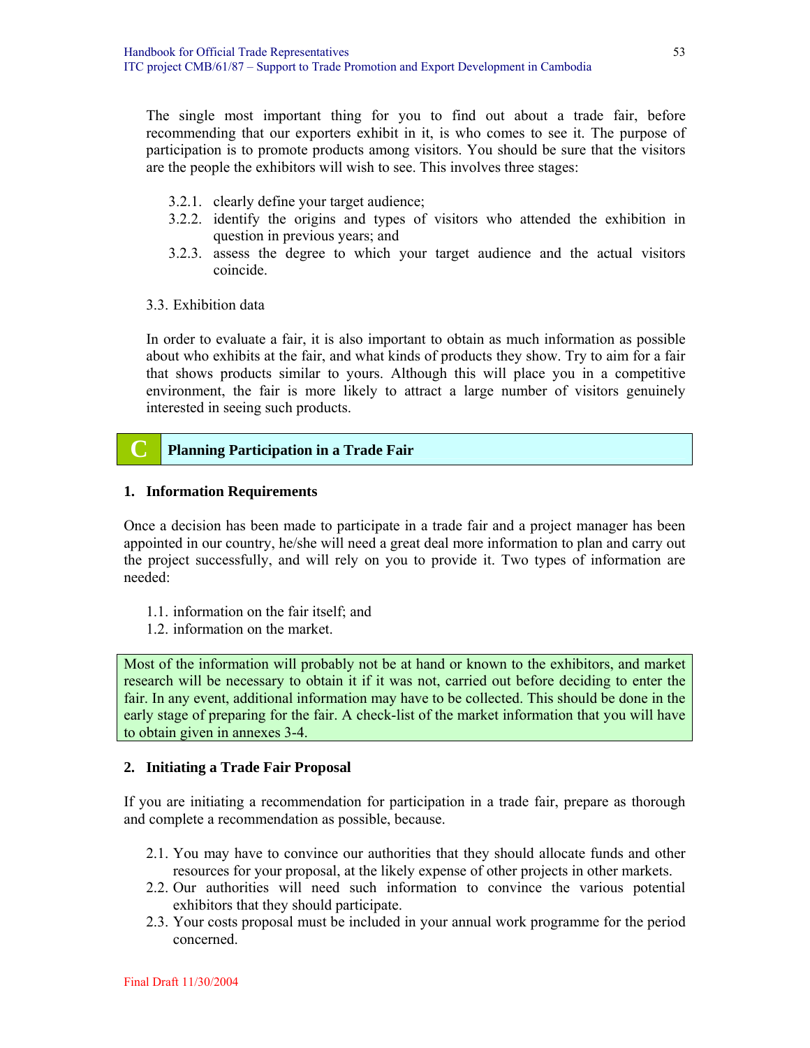The single most important thing for you to find out about a trade fair, before recommending that our exporters exhibit in it, is who comes to see it. The purpose of participation is to promote products among visitors. You should be sure that the visitors are the people the exhibitors will wish to see. This involves three stages:

3.2.1. clearly define your target audience;
3.2.2. identify the origins and types of visitors who attended the exhibition in question in previous years; and
3.2.3. assess the degree to which your target audience and the actual visitors coincide.

3.3. Exhibition data

In order to evaluate a fair, it is also important to obtain as much information as possible about who exhibits at the fair, and what kinds of products they show. Try to aim for a fair that shows products similar to yours. Although this will place you in a competitive environment, the fair is more likely to attract a large number of visitors genuinely interested in seeing such products.

## C Planning Participation in a Trade Fair

### 1. Information Requirements

Once a decision has been made to participate in a trade fair and a project manager has been appointed in our country, he/she will need a great deal more information to plan and carry out the project successfully, and will rely on you to provide it. Two types of information are needed:

1.1. information on the fair itself; and
1.2. information on the market.

Most of the information will probably not be at hand or known to the exhibitors, and market research will be necessary to obtain it if it was not, carried out before deciding to enter the fair. In any event, additional information may have to be collected. This should be done in the early stage of preparing for the fair. A check-list of the market information that you will have to obtain given in annexes 3-4.

### 2. Initiating a Trade Fair Proposal

If you are initiating a recommendation for participation in a trade fair, prepare as thorough and complete a recommendation as possible, because.

2.1. You may have to convince our authorities that they should allocate funds and other resources for your proposal, at the likely expense of other projects in other markets.
2.2. Our authorities will need such information to convince the various potential exhibitors that they should participate.
2.3. Your costs proposal must be included in your annual work programme for the period concerned.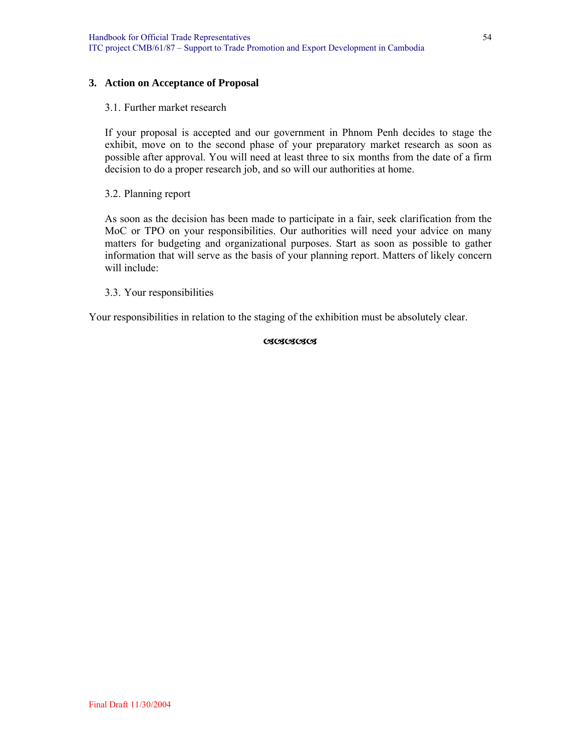## 3. Action on Acceptance of Proposal

### 3.1. Further market research

If your proposal is accepted and our government in Phnom Penh decides to stage the exhibit, move on to the second phase of your preparatory market research as soon as possible after approval. You will need at least three to six months from the date of a firm decision to do a proper research job, and so will our authorities at home.

### 3.2. Planning report

As soon as the decision has been made to participate in a fair, seek clarification from the MoC or TPO on your responsibilities. Our authorities will need your advice on many matters for budgeting and organizational purposes. Start as soon as possible to gather information that will serve as the basis of your planning report. Matters of likely concern will include:

### 3.3. Your responsibilities

Your responsibilities in relation to the staging of the exhibition must be absolutely clear.

ଔଔଔଔଔ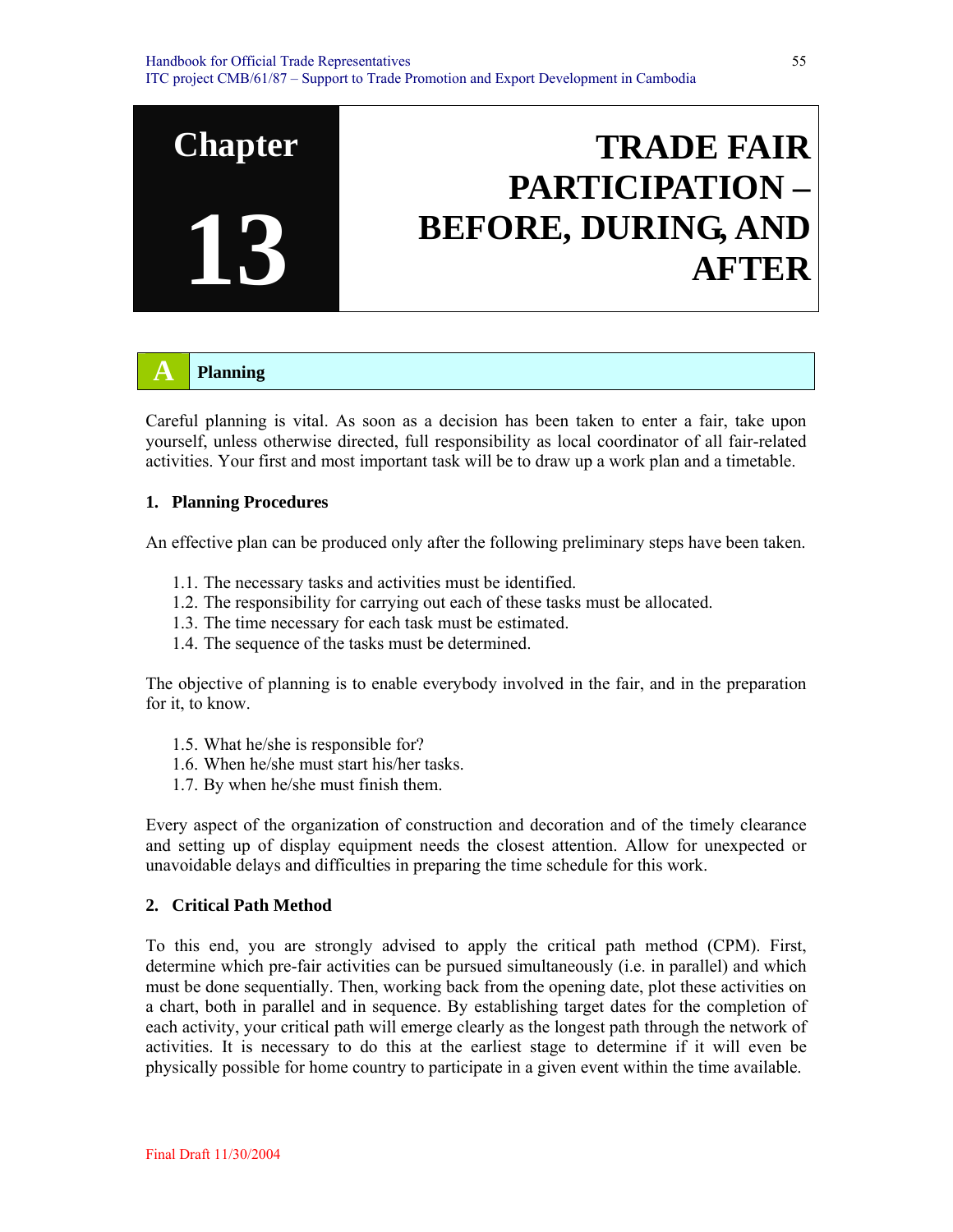# Chapter 13 TRADE FAIR PARTICIPATION – BEFORE, DURING, AND AFTER

## A Planning

Careful planning is vital. As soon as a decision has been taken to enter a fair, take upon yourself, unless otherwise directed, full responsibility as local coordinator of all fair-related activities. Your first and most important task will be to draw up a work plan and a timetable.

### 1. Planning Procedures

An effective plan can be produced only after the following preliminary steps have been taken.

1.1. The necessary tasks and activities must be identified.
1.2. The responsibility for carrying out each of these tasks must be allocated.
1.3. The time necessary for each task must be estimated.
1.4. The sequence of the tasks must be determined.

The objective of planning is to enable everybody involved in the fair, and in the preparation for it, to know.

1.5. What he/she is responsible for?
1.6. When he/she must start his/her tasks.
1.7. By when he/she must finish them.

Every aspect of the organization of construction and decoration and of the timely clearance and setting up of display equipment needs the closest attention. Allow for unexpected or unavoidable delays and difficulties in preparing the time schedule for this work.

### 2. Critical Path Method

To this end, you are strongly advised to apply the critical path method (CPM). First, determine which pre-fair activities can be pursued simultaneously (i.e. in parallel) and which must be done sequentially. Then, working back from the opening date, plot these activities on a chart, both in parallel and in sequence. By establishing target dates for the completion of each activity, your critical path will emerge clearly as the longest path through the network of activities. It is necessary to do this at the earliest stage to determine if it will even be physically possible for home country to participate in a given event within the time available.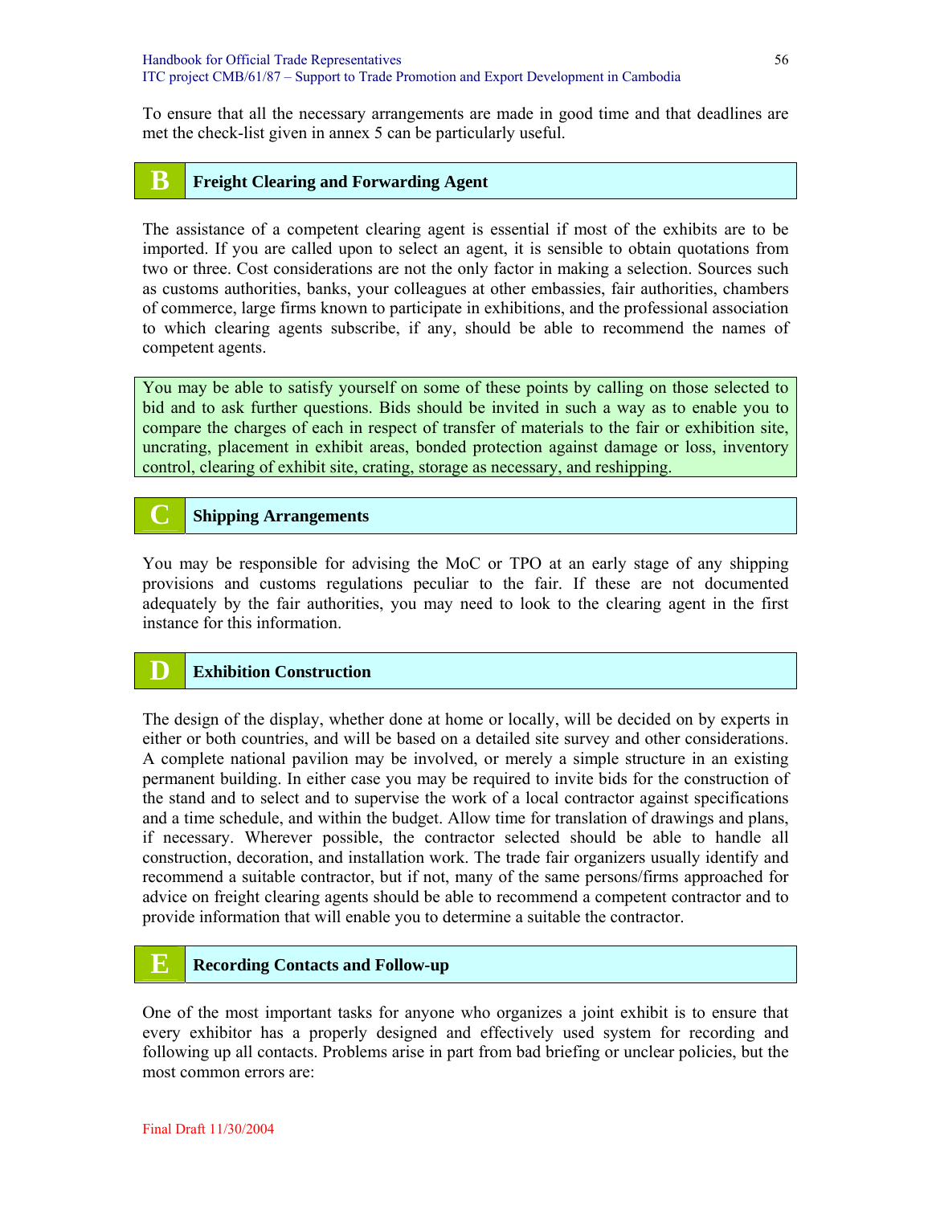To ensure that all the necessary arrangements are made in good time and that deadlines are met the check-list given in annex 5 can be particularly useful.

## B Freight Clearing and Forwarding Agent

The assistance of a competent clearing agent is essential if most of the exhibits are to be imported. If you are called upon to select an agent, it is sensible to obtain quotations from two or three. Cost considerations are not the only factor in making a selection. Sources such as customs authorities, banks, your colleagues at other embassies, fair authorities, chambers of commerce, large firms known to participate in exhibitions, and the professional association to which clearing agents subscribe, if any, should be able to recommend the names of competent agents.

You may be able to satisfy yourself on some of these points by calling on those selected to bid and to ask further questions. Bids should be invited in such a way as to enable you to compare the charges of each in respect of transfer of materials to the fair or exhibition site, uncrating, placement in exhibit areas, bonded protection against damage or loss, inventory control, clearing of exhibit site, crating, storage as necessary, and reshipping.

## C Shipping Arrangements

You may be responsible for advising the MoC or TPO at an early stage of any shipping provisions and customs regulations peculiar to the fair. If these are not documented adequately by the fair authorities, you may need to look to the clearing agent in the first instance for this information.

## D Exhibition Construction

The design of the display, whether done at home or locally, will be decided on by experts in either or both countries, and will be based on a detailed site survey and other considerations. A complete national pavilion may be involved, or merely a simple structure in an existing permanent building. In either case you may be required to invite bids for the construction of the stand and to select and to supervise the work of a local contractor against specifications and a time schedule, and within the budget. Allow time for translation of drawings and plans, if necessary. Wherever possible, the contractor selected should be able to handle all construction, decoration, and installation work. The trade fair organizers usually identify and recommend a suitable contractor, but if not, many of the same persons/firms approached for advice on freight clearing agents should be able to recommend a competent contractor and to provide information that will enable you to determine a suitable the contractor.

## E Recording Contacts and Follow-up

One of the most important tasks for anyone who organizes a joint exhibit is to ensure that every exhibitor has a properly designed and effectively used system for recording and following up all contacts. Problems arise in part from bad briefing or unclear policies, but the most common errors are: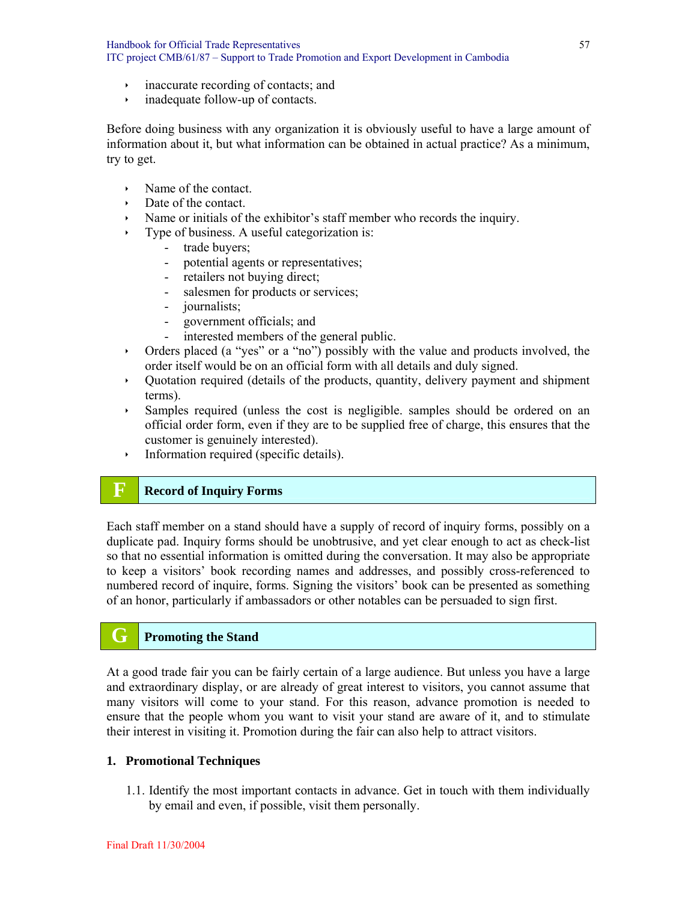- inaccurate recording of contacts; and
- inadequate follow-up of contacts.

Before doing business with any organization it is obviously useful to have a large amount of information about it, but what information can be obtained in actual practice? As a minimum, try to get.

- Name of the contact.
- Date of the contact.
- Name or initials of the exhibitor's staff member who records the inquiry.
- Type of business. A useful categorization is:
  - trade buyers;
  - potential agents or representatives;
  - retailers not buying direct;
  - salesmen for products or services;
  - journalists;
  - government officials; and
  - interested members of the general public.
- Orders placed (a "yes" or a "no") possibly with the value and products involved, the order itself would be on an official form with all details and duly signed.
- Quotation required (details of the products, quantity, delivery payment and shipment terms).
- Samples required (unless the cost is negligible. samples should be ordered on an official order form, even if they are to be supplied free of charge, this ensures that the customer is genuinely interested).
- Information required (specific details).

## F Record of Inquiry Forms

Each staff member on a stand should have a supply of record of inquiry forms, possibly on a duplicate pad. Inquiry forms should be unobtrusive, and yet clear enough to act as check-list so that no essential information is omitted during the conversation. It may also be appropriate to keep a visitors' book recording names and addresses, and possibly cross-referenced to numbered record of inquire, forms. Signing the visitors' book can be presented as something of an honor, particularly if ambassadors or other notables can be persuaded to sign first.

## G Promoting the Stand

At a good trade fair you can be fairly certain of a large audience. But unless you have a large and extraordinary display, or are already of great interest to visitors, you cannot assume that many visitors will come to your stand. For this reason, advance promotion is needed to ensure that the people whom you want to visit your stand are aware of it, and to stimulate their interest in visiting it. Promotion during the fair can also help to attract visitors.

### 1. Promotional Techniques

1.1. Identify the most important contacts in advance. Get in touch with them individually by email and even, if possible, visit them personally.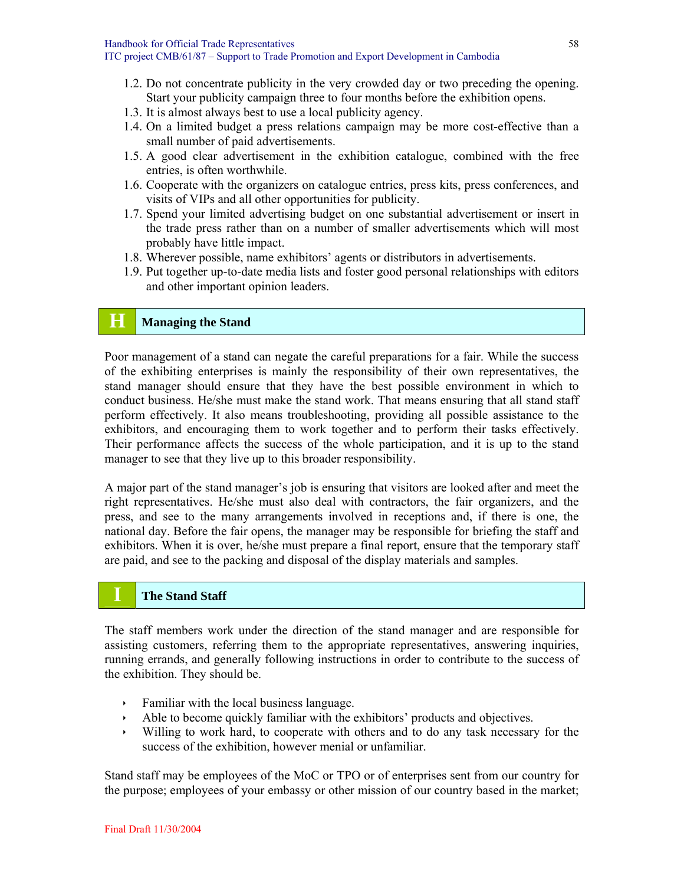1.2. Do not concentrate publicity in the very crowded day or two preceding the opening. Start your publicity campaign three to four months before the exhibition opens.
1.3. It is almost always best to use a local publicity agency.
1.4. On a limited budget a press relations campaign may be more cost-effective than a small number of paid advertisements.
1.5. A good clear advertisement in the exhibition catalogue, combined with the free entries, is often worthwhile.
1.6. Cooperate with the organizers on catalogue entries, press kits, press conferences, and visits of VIPs and all other opportunities for publicity.
1.7. Spend your limited advertising budget on one substantial advertisement or insert in the trade press rather than on a number of smaller advertisements which will most probably have little impact.
1.8. Wherever possible, name exhibitors' agents or distributors in advertisements.
1.9. Put together up-to-date media lists and foster good personal relationships with editors and other important opinion leaders.

## H Managing the Stand

Poor management of a stand can negate the careful preparations for a fair. While the success of the exhibiting enterprises is mainly the responsibility of their own representatives, the stand manager should ensure that they have the best possible environment in which to conduct business. He/she must make the stand work. That means ensuring that all stand staff perform effectively. It also means troubleshooting, providing all possible assistance to the exhibitors, and encouraging them to work together and to perform their tasks effectively. Their performance affects the success of the whole participation, and it is up to the stand manager to see that they live up to this broader responsibility.

A major part of the stand manager's job is ensuring that visitors are looked after and meet the right representatives. He/she must also deal with contractors, the fair organizers, and the press, and see to the many arrangements involved in receptions and, if there is one, the national day. Before the fair opens, the manager may be responsible for briefing the staff and exhibitors. When it is over, he/she must prepare a final report, ensure that the temporary staff are paid, and see to the packing and disposal of the display materials and samples.

## I The Stand Staff

The staff members work under the direction of the stand manager and are responsible for assisting customers, referring them to the appropriate representatives, answering inquiries, running errands, and generally following instructions in order to contribute to the success of the exhibition. They should be.

- Familiar with the local business language.
- Able to become quickly familiar with the exhibitors' products and objectives.
- Willing to work hard, to cooperate with others and to do any task necessary for the success of the exhibition, however menial or unfamiliar.

Stand staff may be employees of the MoC or TPO or of enterprises sent from our country for the purpose; employees of your embassy or other mission of our country based in the market;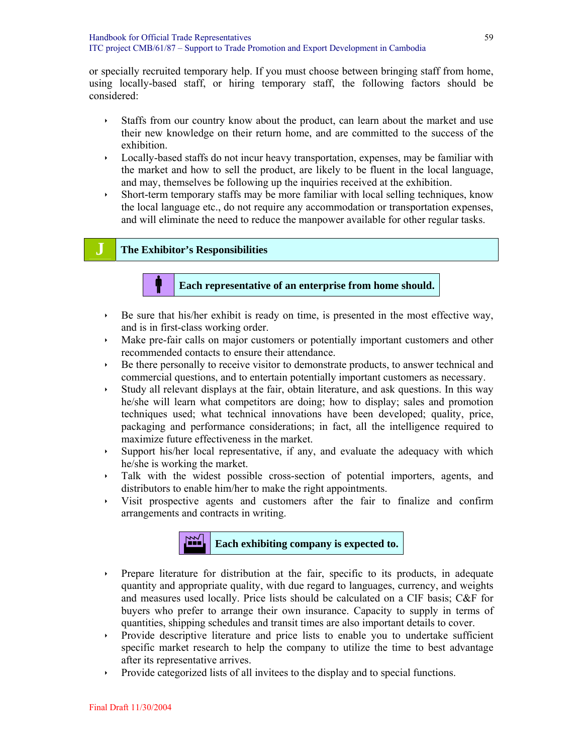or specially recruited temporary help. If you must choose between bringing staff from home, using locally-based staff, or hiring temporary staff, the following factors should be considered:

- Staffs from our country know about the product, can learn about the market and use their new knowledge on their return home, and are committed to the success of the exhibition.
- Locally-based staffs do not incur heavy transportation, expenses, may be familiar with the market and how to sell the product, are likely to be fluent in the local language, and may, themselves be following up the inquiries received at the exhibition.
- Short-term temporary staffs may be more familiar with local selling techniques, know the local language etc., do not require any accommodation or transportation expenses, and will eliminate the need to reduce the manpower available for other regular tasks.

## J The Exhibitor's Responsibilities

### Each representative of an enterprise from home should.

- Be sure that his/her exhibit is ready on time, is presented in the most effective way, and is in first-class working order.
- Make pre-fair calls on major customers or potentially important customers and other recommended contacts to ensure their attendance.
- Be there personally to receive visitor to demonstrate products, to answer technical and commercial questions, and to entertain potentially important customers as necessary.
- Study all relevant displays at the fair, obtain literature, and ask questions. In this way he/she will learn what competitors are doing; how to display; sales and promotion techniques used; what technical innovations have been developed; quality, price, packaging and performance considerations; in fact, all the intelligence required to maximize future effectiveness in the market.
- Support his/her local representative, if any, and evaluate the adequacy with which he/she is working the market.
- Talk with the widest possible cross-section of potential importers, agents, and distributors to enable him/her to make the right appointments.
- Visit prospective agents and customers after the fair to finalize and confirm arrangements and contracts in writing.

### Each exhibiting company is expected to.

- Prepare literature for distribution at the fair, specific to its products, in adequate quantity and appropriate quality, with due regard to languages, currency, and weights and measures used locally. Price lists should be calculated on a CIF basis; C&F for buyers who prefer to arrange their own insurance. Capacity to supply in terms of quantities, shipping schedules and transit times are also important details to cover.
- Provide descriptive literature and price lists to enable you to undertake sufficient specific market research to help the company to utilize the time to best advantage after its representative arrives.
- Provide categorized lists of all invitees to the display and to special functions.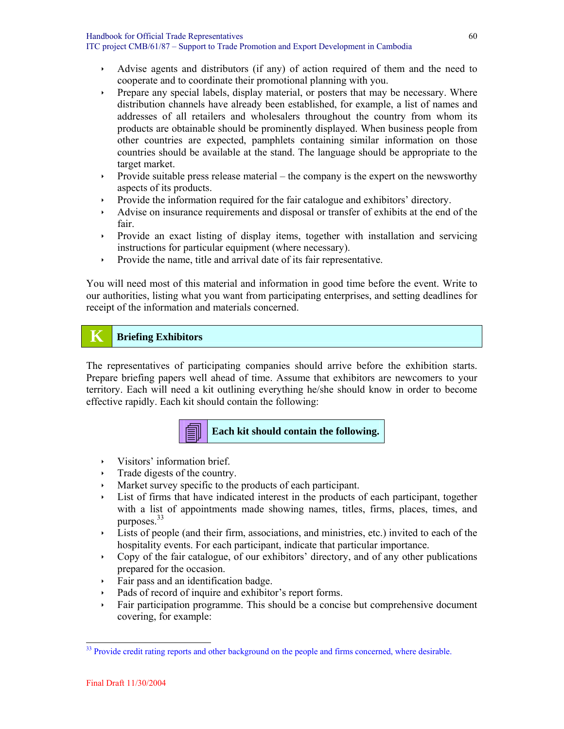- Advise agents and distributors (if any) of action required of them and the need to cooperate and to coordinate their promotional planning with you.
- Prepare any special labels, display material, or posters that may be necessary. Where distribution channels have already been established, for example, a list of names and addresses of all retailers and wholesalers throughout the country from whom its products are obtainable should be prominently displayed. When business people from other countries are expected, pamphlets containing similar information on those countries should be available at the stand. The language should be appropriate to the target market.
- Provide suitable press release material – the company is the expert on the newsworthy aspects of its products.
- Provide the information required for the fair catalogue and exhibitors' directory.
- Advise on insurance requirements and disposal or transfer of exhibits at the end of the fair.
- Provide an exact listing of display items, together with installation and servicing instructions for particular equipment (where necessary).
- Provide the name, title and arrival date of its fair representative.

You will need most of this material and information in good time before the event. Write to our authorities, listing what you want from participating enterprises, and setting deadlines for receipt of the information and materials concerned.

## K Briefing Exhibitors

The representatives of participating companies should arrive before the exhibition starts. Prepare briefing papers well ahead of time. Assume that exhibitors are newcomers to your territory. Each will need a kit outlining everything he/she should know in order to become effective rapidly. Each kit should contain the following:

**Each kit should contain the following.**

- Visitors' information brief.
- Trade digests of the country.
- Market survey specific to the products of each participant.
- List of firms that have indicated interest in the products of each participant, together with a list of appointments made showing names, titles, firms, places, times, and purposes.[33]
- Lists of people (and their firm, associations, and ministries, etc.) invited to each of the hospitality events. For each participant, indicate that particular importance.
- Copy of the fair catalogue, of our exhibitors' directory, and of any other publications prepared for the occasion.
- Fair pass and an identification badge.
- Pads of record of inquire and exhibitor's report forms.
- Fair participation programme. This should be a concise but comprehensive document covering, for example:

[33] Provide credit rating reports and other background on the people and firms concerned, where desirable.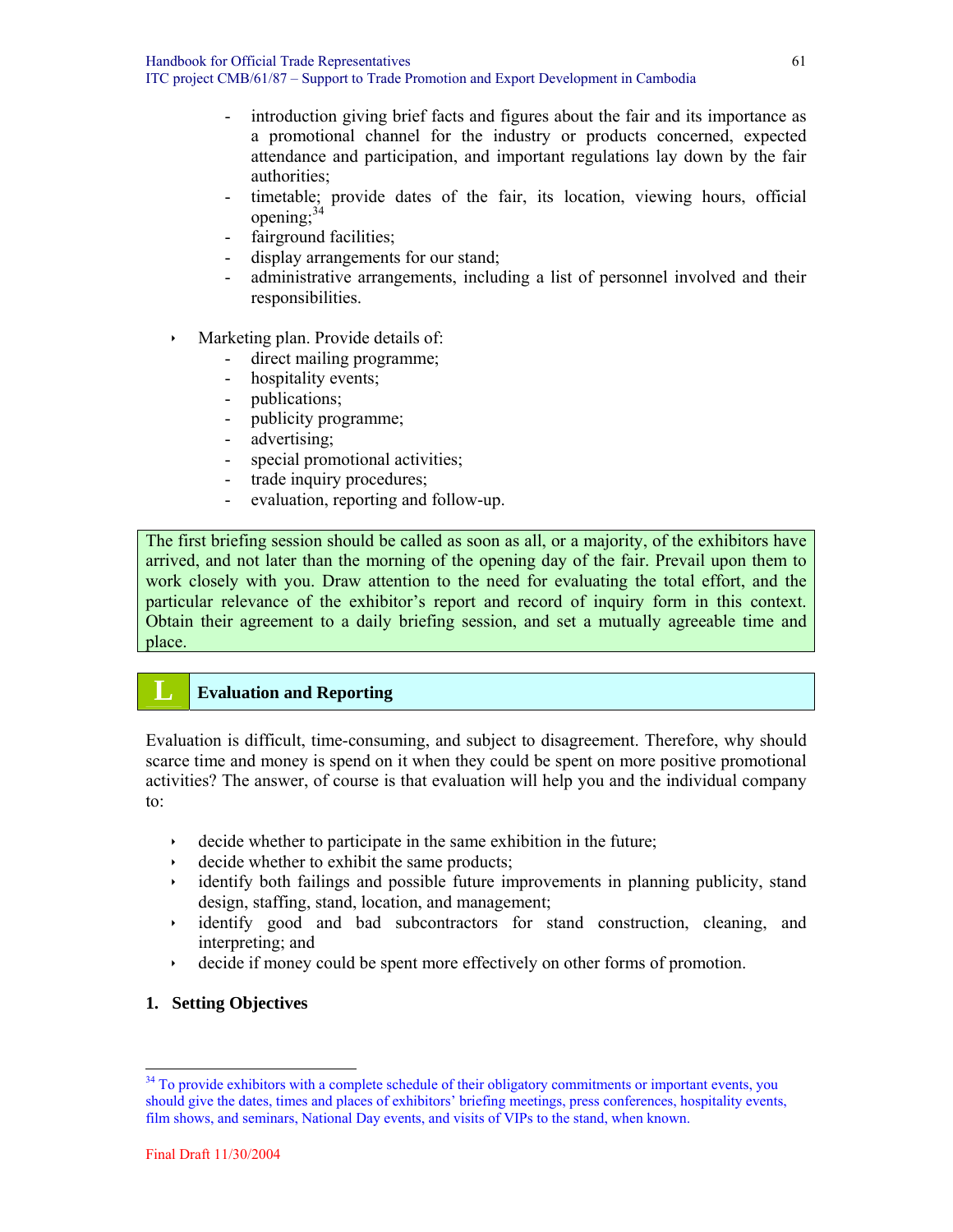- introduction giving brief facts and figures about the fair and its importance as a promotional channel for the industry or products concerned, expected attendance and participation, and important regulations lay down by the fair authorities;
  - timetable; provide dates of the fair, its location, viewing hours, official opening;[34]
  - fairground facilities;
  - display arrangements for our stand;
  - administrative arrangements, including a list of personnel involved and their responsibilities.

- Marketing plan. Provide details of:
  - direct mailing programme;
  - hospitality events;
  - publications;
  - publicity programme;
  - advertising;
  - special promotional activities;
  - trade inquiry procedures;
  - evaluation, reporting and follow-up.

> The first briefing session should be called as soon as all, or a majority, of the exhibitors have arrived, and not later than the morning of the opening day of the fair. Prevail upon them to work closely with you. Draw attention to the need for evaluating the total effort, and the particular relevance of the exhibitor's report and record of inquiry form in this context. Obtain their agreement to a daily briefing session, and set a mutually agreeable time and place.

## L Evaluation and Reporting

Evaluation is difficult, time-consuming, and subject to disagreement. Therefore, why should scarce time and money is spend on it when they could be spent on more positive promotional activities? The answer, of course is that evaluation will help you and the individual company to:

- decide whether to participate in the same exhibition in the future;
- decide whether to exhibit the same products;
- identify both failings and possible future improvements in planning publicity, stand design, staffing, stand, location, and management;
- identify good and bad subcontractors for stand construction, cleaning, and interpreting; and
- decide if money could be spent more effectively on other forms of promotion.

### 1. Setting Objectives

---

[34] To provide exhibitors with a complete schedule of their obligatory commitments or important events, you should give the dates, times and places of exhibitors' briefing meetings, press conferences, hospitality events, film shows, and seminars, National Day events, and visits of VIPs to the stand, when known.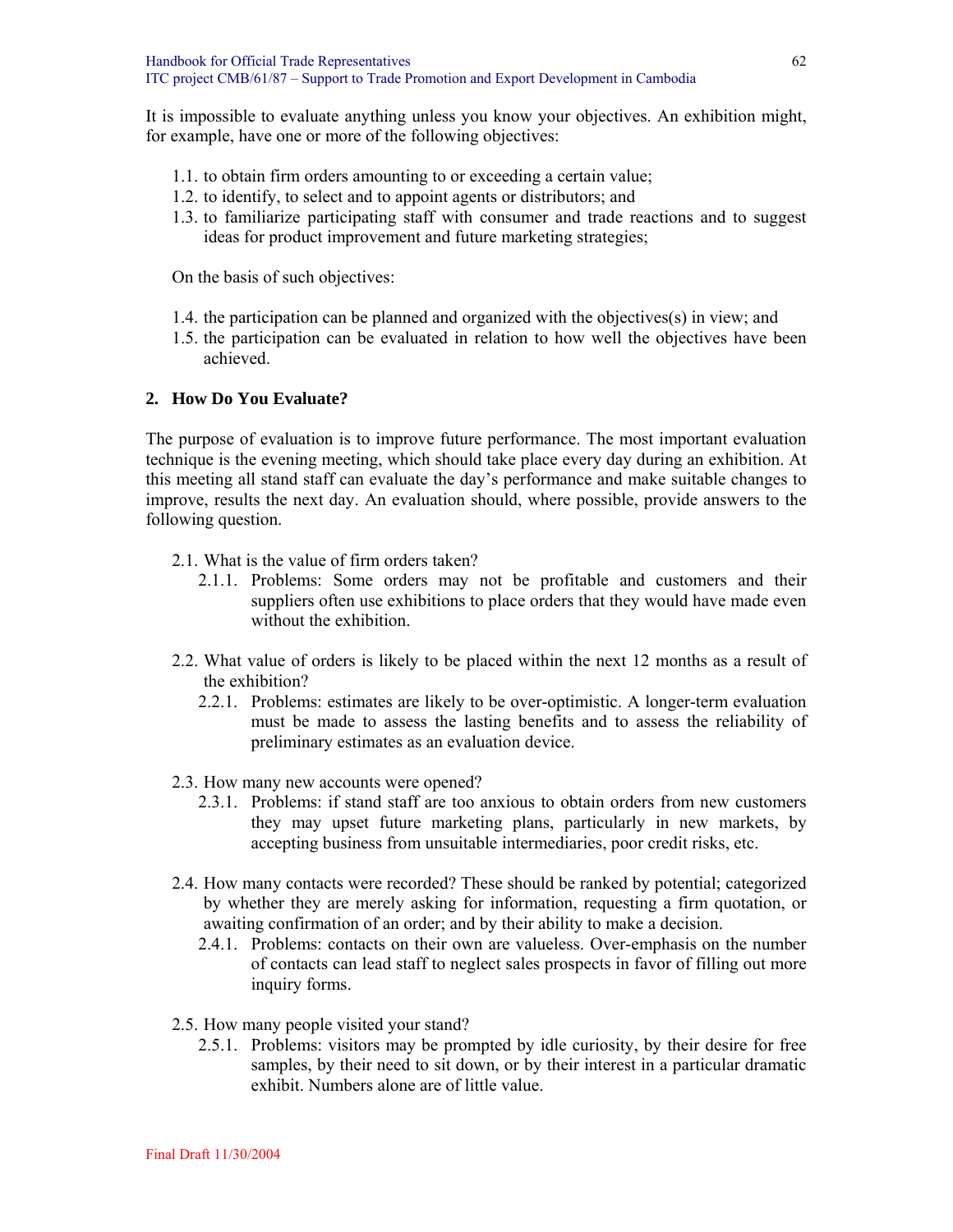It is impossible to evaluate anything unless you know your objectives. An exhibition might, for example, have one or more of the following objectives:

1.1. to obtain firm orders amounting to or exceeding a certain value;
1.2. to identify, to select and to appoint agents or distributors; and
1.3. to familiarize participating staff with consumer and trade reactions and to suggest ideas for product improvement and future marketing strategies;

On the basis of such objectives:

1.4. the participation can be planned and organized with the objectives(s) in view; and
1.5. the participation can be evaluated in relation to how well the objectives have been achieved.

## 2. How Do You Evaluate?

The purpose of evaluation is to improve future performance. The most important evaluation technique is the evening meeting, which should take place every day during an exhibition. At this meeting all stand staff can evaluate the day's performance and make suitable changes to improve, results the next day. An evaluation should, where possible, provide answers to the following question.

2.1. What is the value of firm orders taken?
   2.1.1. Problems: Some orders may not be profitable and customers and their suppliers often use exhibitions to place orders that they would have made even without the exhibition.

2.2. What value of orders is likely to be placed within the next 12 months as a result of the exhibition?
   2.2.1. Problems: estimates are likely to be over-optimistic. A longer-term evaluation must be made to assess the lasting benefits and to assess the reliability of preliminary estimates as an evaluation device.

2.3. How many new accounts were opened?
   2.3.1. Problems: if stand staff are too anxious to obtain orders from new customers they may upset future marketing plans, particularly in new markets, by accepting business from unsuitable intermediaries, poor credit risks, etc.

2.4. How many contacts were recorded? These should be ranked by potential; categorized by whether they are merely asking for information, requesting a firm quotation, or awaiting confirmation of an order; and by their ability to make a decision.
   2.4.1. Problems: contacts on their own are valueless. Over-emphasis on the number of contacts can lead staff to neglect sales prospects in favor of filling out more inquiry forms.

2.5. How many people visited your stand?
   2.5.1. Problems: visitors may be prompted by idle curiosity, by their desire for free samples, by their need to sit down, or by their interest in a particular dramatic exhibit. Numbers alone are of little value.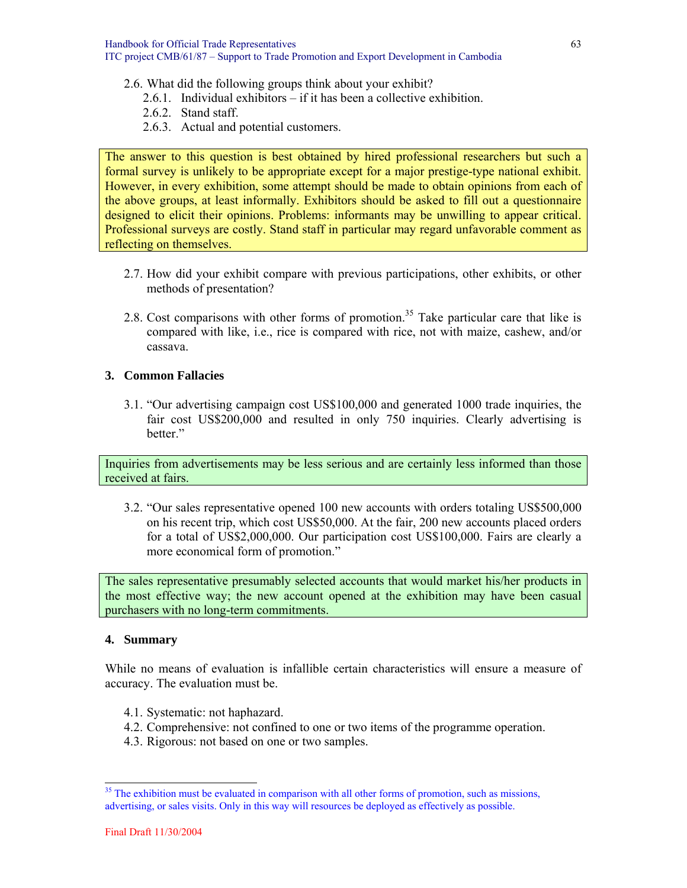2.6. What did the following groups think about your exhibit?
   2.6.1. Individual exhibitors – if it has been a collective exhibition.
   2.6.2. Stand staff.
   2.6.3. Actual and potential customers.

> The answer to this question is best obtained by hired professional researchers but such a formal survey is unlikely to be appropriate except for a major prestige-type national exhibit. However, in every exhibition, some attempt should be made to obtain opinions from each of the above groups, at least informally. Exhibitors should be asked to fill out a questionnaire designed to elicit their opinions. Problems: informants may be unwilling to appear critical. Professional surveys are costly. Stand staff in particular may regard unfavorable comment as reflecting on themselves.

2.7. How did your exhibit compare with previous participations, other exhibits, or other methods of presentation?

2.8. Cost comparisons with other forms of promotion.[35] Take particular care that like is compared with like, i.e., rice is compared with rice, not with maize, cashew, and/or cassava.

## 3. Common Fallacies

3.1. "Our advertising campaign cost US$100,000 and generated 1000 trade inquiries, the fair cost US$200,000 and resulted in only 750 inquiries. Clearly advertising is better."

> Inquiries from advertisements may be less serious and are certainly less informed than those received at fairs.

3.2. "Our sales representative opened 100 new accounts with orders totaling US$500,000 on his recent trip, which cost US$50,000. At the fair, 200 new accounts placed orders for a total of US$2,000,000. Our participation cost US$100,000. Fairs are clearly a more economical form of promotion."

> The sales representative presumably selected accounts that would market his/her products in the most effective way; the new account opened at the exhibition may have been casual purchasers with no long-term commitments.

## 4. Summary

While no means of evaluation is infallible certain characteristics will ensure a measure of accuracy. The evaluation must be.

4.1. Systematic: not haphazard.
4.2. Comprehensive: not confined to one or two items of the programme operation.
4.3. Rigorous: not based on one or two samples.

---

[35] The exhibition must be evaluated in comparison with all other forms of promotion, such as missions, advertising, or sales visits. Only in this way will resources be deployed as effectively as possible.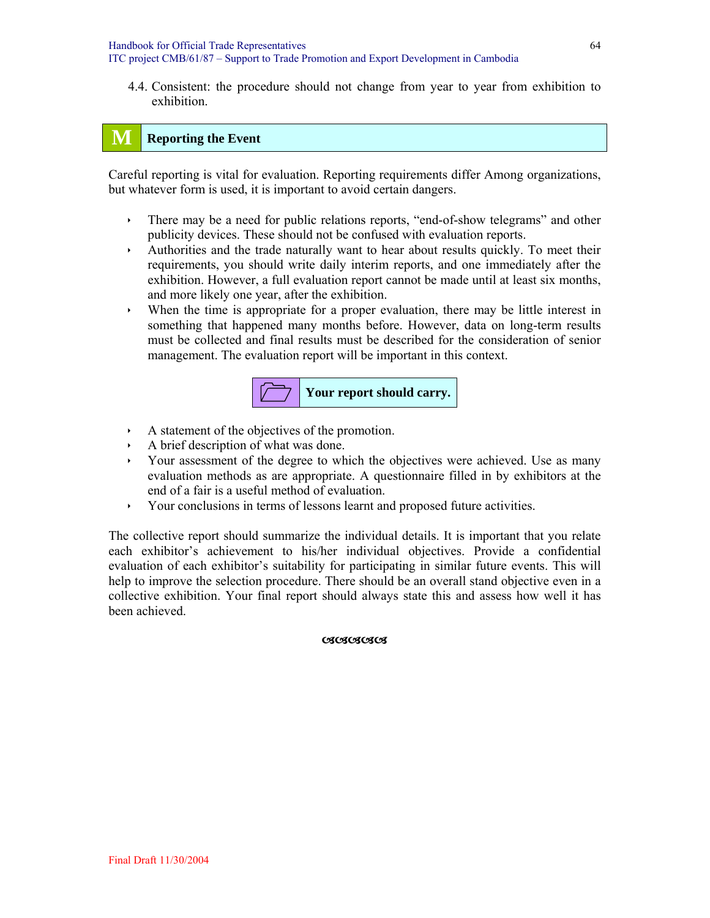4.4. Consistent: the procedure should not change from year to year from exhibition to exhibition.

## M Reporting the Event

Careful reporting is vital for evaluation. Reporting requirements differ Among organizations, but whatever form is used, it is important to avoid certain dangers.

- There may be a need for public relations reports, "end-of-show telegrams" and other publicity devices. These should not be confused with evaluation reports.
- Authorities and the trade naturally want to hear about results quickly. To meet their requirements, you should write daily interim reports, and one immediately after the exhibition. However, a full evaluation report cannot be made until at least six months, and more likely one year, after the exhibition.
- When the time is appropriate for a proper evaluation, there may be little interest in something that happened many months before. However, data on long-term results must be collected and final results must be described for the consideration of senior management. The evaluation report will be important in this context.

**Your report should carry.**

- A statement of the objectives of the promotion.
- A brief description of what was done.
- Your assessment of the degree to which the objectives were achieved. Use as many evaluation methods as are appropriate. A questionnaire filled in by exhibitors at the end of a fair is a useful method of evaluation.
- Your conclusions in terms of lessons learnt and proposed future activities.

The collective report should summarize the individual details. It is important that you relate each exhibitor's achievement to his/her individual objectives. Provide a confidential evaluation of each exhibitor's suitability for participating in similar future events. This will help to improve the selection procedure. There should be an overall stand objective even in a collective exhibition. Your final report should always state this and assess how well it has been achieved.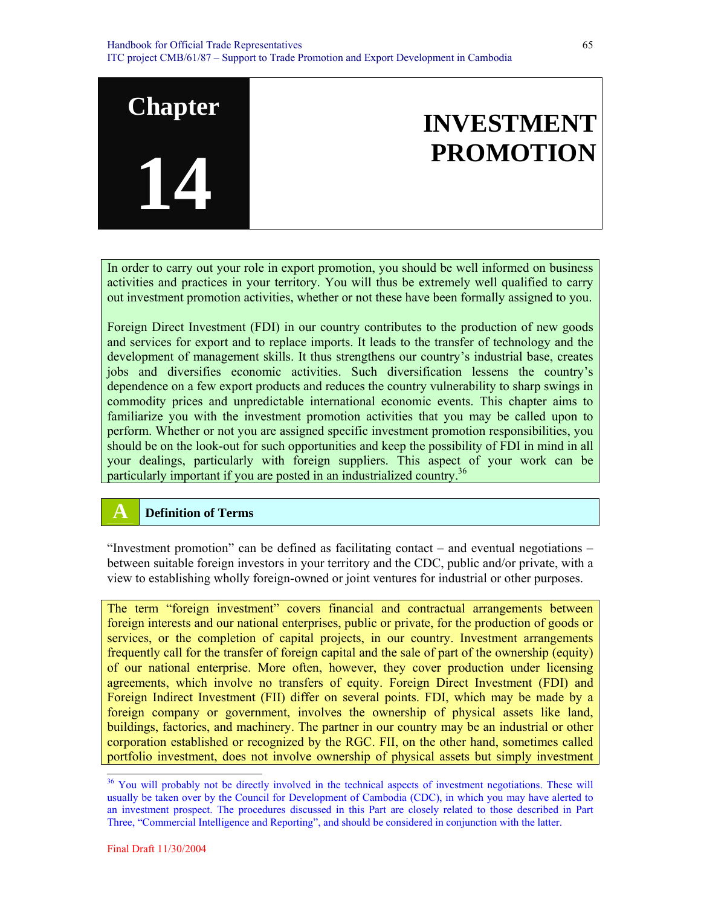# Chapter 14

# INVESTMENT PROMOTION

In order to carry out your role in export promotion, you should be well informed on business activities and practices in your territory. You will thus be extremely well qualified to carry out investment promotion activities, whether or not these have been formally assigned to you.

Foreign Direct Investment (FDI) in our country contributes to the production of new goods and services for export and to replace imports. It leads to the transfer of technology and the development of management skills. It thus strengthens our country's industrial base, creates jobs and diversifies economic activities. Such diversification lessens the country's dependence on a few export products and reduces the country vulnerability to sharp swings in commodity prices and unpredictable international economic events. This chapter aims to familiarize you with the investment promotion activities that you may be called upon to perform. Whether or not you are assigned specific investment promotion responsibilities, you should be on the look-out for such opportunities and keep the possibility of FDI in mind in all your dealings, particularly with foreign suppliers. This aspect of your work can be particularly important if you are posted in an industrialized country.[36]

## A Definition of Terms

"Investment promotion" can be defined as facilitating contact – and eventual negotiations – between suitable foreign investors in your territory and the CDC, public and/or private, with a view to establishing wholly foreign-owned or joint ventures for industrial or other purposes.

The term "foreign investment" covers financial and contractual arrangements between foreign interests and our national enterprises, public or private, for the production of goods or services, or the completion of capital projects, in our country. Investment arrangements frequently call for the transfer of foreign capital and the sale of part of the ownership (equity) of our national enterprise. More often, however, they cover production under licensing agreements, which involve no transfers of equity. Foreign Direct Investment (FDI) and Foreign Indirect Investment (FII) differ on several points. FDI, which may be made by a foreign company or government, involves the ownership of physical assets like land, buildings, factories, and machinery. The partner in our country may be an industrial or other corporation established or recognized by the RGC. FII, on the other hand, sometimes called portfolio investment, does not involve ownership of physical assets but simply investment

---

[36] You will probably not be directly involved in the technical aspects of investment negotiations. These will usually be taken over by the Council for Development of Cambodia (CDC), in which you may have alerted to an investment prospect. The procedures discussed in this Part are closely related to those described in Part Three, "Commercial Intelligence and Reporting", and should be considered in conjunction with the latter.

Final Draft 11/30/2004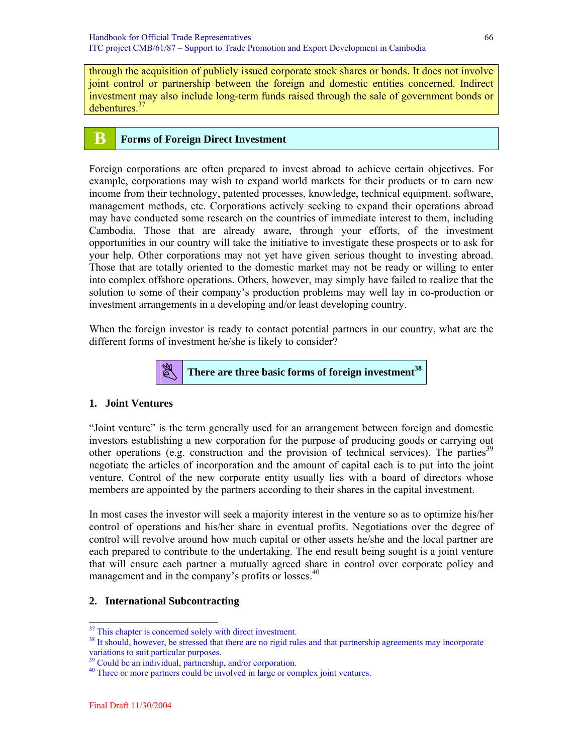through the acquisition of publicly issued corporate stock shares or bonds. It does not involve joint control or partnership between the foreign and domestic entities concerned. Indirect investment may also include long-term funds raised through the sale of government bonds or debentures.[37]

## B Forms of Foreign Direct Investment

Foreign corporations are often prepared to invest abroad to achieve certain objectives. For example, corporations may wish to expand world markets for their products or to earn new income from their technology, patented processes, knowledge, technical equipment, software, management methods, etc. Corporations actively seeking to expand their operations abroad may have conducted some research on the countries of immediate interest to them, including Cambodia. Those that are already aware, through your efforts, of the investment opportunities in our country will take the initiative to investigate these prospects or to ask for your help. Other corporations may not yet have given serious thought to investing abroad. Those that are totally oriented to the domestic market may not be ready or willing to enter into complex offshore operations. Others, however, may simply have failed to realize that the solution to some of their company's production problems may well lay in co-production or investment arrangements in a developing and/or least developing country.

When the foreign investor is ready to contact potential partners in our country, what are the different forms of investment he/she is likely to consider?

**There are three basic forms of foreign investment[38]**

### 1. Joint Ventures

"Joint venture" is the term generally used for an arrangement between foreign and domestic investors establishing a new corporation for the purpose of producing goods or carrying out other operations (e.g. construction and the provision of technical services). The parties[39] negotiate the articles of incorporation and the amount of capital each is to put into the joint venture. Control of the new corporate entity usually lies with a board of directors whose members are appointed by the partners according to their shares in the capital investment.

In most cases the investor will seek a majority interest in the venture so as to optimize his/her control of operations and his/her share in eventual profits. Negotiations over the degree of control will revolve around how much capital or other assets he/she and the local partner are each prepared to contribute to the undertaking. The end result being sought is a joint venture that will ensure each partner a mutually agreed share in control over corporate policy and management and in the company's profits or losses.[40]

### 2. International Subcontracting

---

[37] This chapter is concerned solely with direct investment.

[38] It should, however, be stressed that there are no rigid rules and that partnership agreements may incorporate variations to suit particular purposes.

[39] Could be an individual, partnership, and/or corporation.

[40] Three or more partners could be involved in large or complex joint ventures.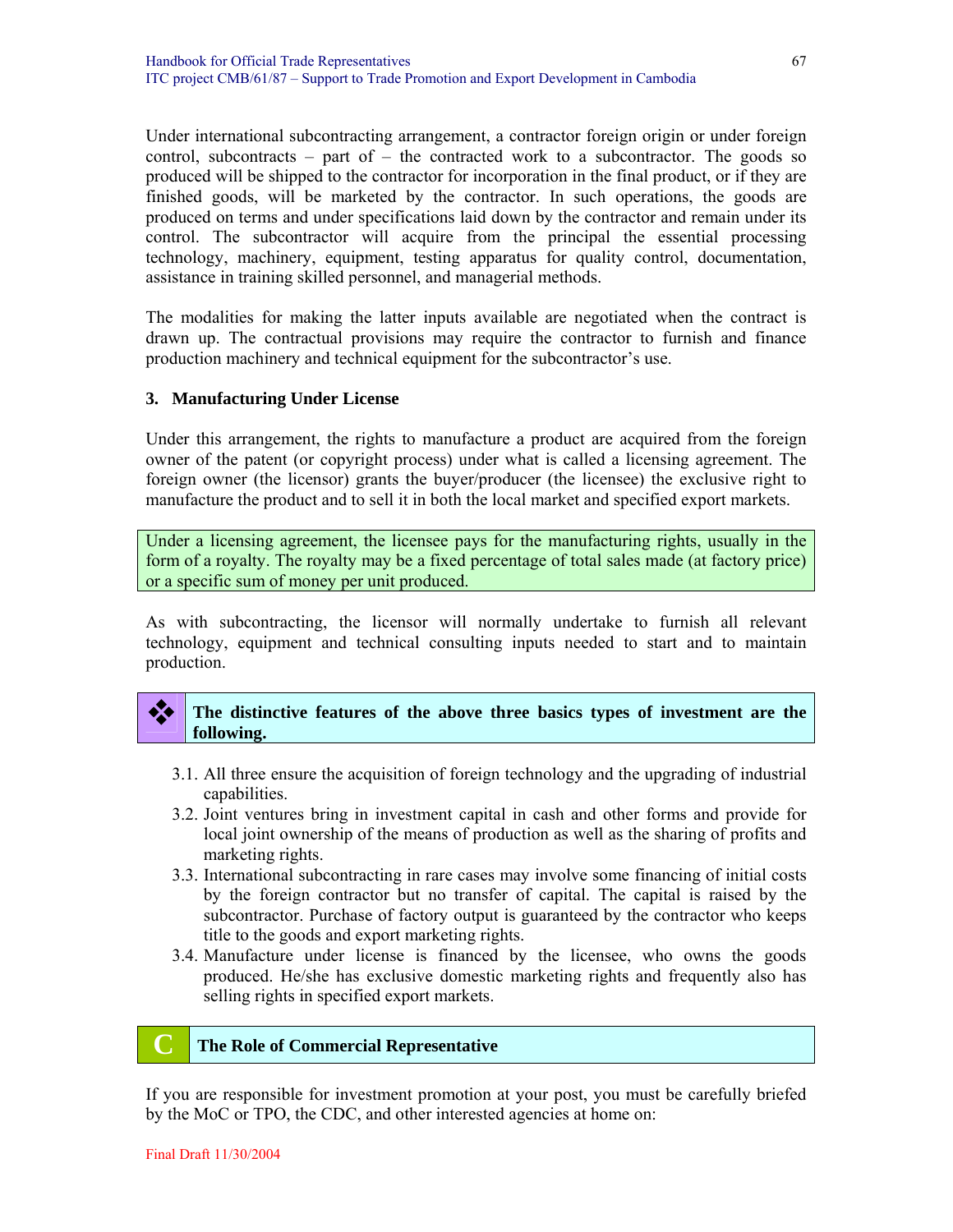Under international subcontracting arrangement, a contractor foreign origin or under foreign control, subcontracts – part of – the contracted work to a subcontractor. The goods so produced will be shipped to the contractor for incorporation in the final product, or if they are finished goods, will be marketed by the contractor. In such operations, the goods are produced on terms and under specifications laid down by the contractor and remain under its control. The subcontractor will acquire from the principal the essential processing technology, machinery, equipment, testing apparatus for quality control, documentation, assistance in training skilled personnel, and managerial methods.

The modalities for making the latter inputs available are negotiated when the contract is drawn up. The contractual provisions may require the contractor to furnish and finance production machinery and technical equipment for the subcontractor's use.

### 3. Manufacturing Under License

Under this arrangement, the rights to manufacture a product are acquired from the foreign owner of the patent (or copyright process) under what is called a licensing agreement. The foreign owner (the licensor) grants the buyer/producer (the licensee) the exclusive right to manufacture the product and to sell it in both the local market and specified export markets.

Under a licensing agreement, the licensee pays for the manufacturing rights, usually in the form of a royalty. The royalty may be a fixed percentage of total sales made (at factory price) or a specific sum of money per unit produced.

As with subcontracting, the licensor will normally undertake to furnish all relevant technology, equipment and technical consulting inputs needed to start and to maintain production.

**The distinctive features of the above three basics types of investment are the following.**

3.1. All three ensure the acquisition of foreign technology and the upgrading of industrial capabilities.
3.2. Joint ventures bring in investment capital in cash and other forms and provide for local joint ownership of the means of production as well as the sharing of profits and marketing rights.
3.3. International subcontracting in rare cases may involve some financing of initial costs by the foreign contractor but no transfer of capital. The capital is raised by the subcontractor. Purchase of factory output is guaranteed by the contractor who keeps title to the goods and export marketing rights.
3.4. Manufacture under license is financed by the licensee, who owns the goods produced. He/she has exclusive domestic marketing rights and frequently also has selling rights in specified export markets.

## C The Role of Commercial Representative

If you are responsible for investment promotion at your post, you must be carefully briefed by the MoC or TPO, the CDC, and other interested agencies at home on: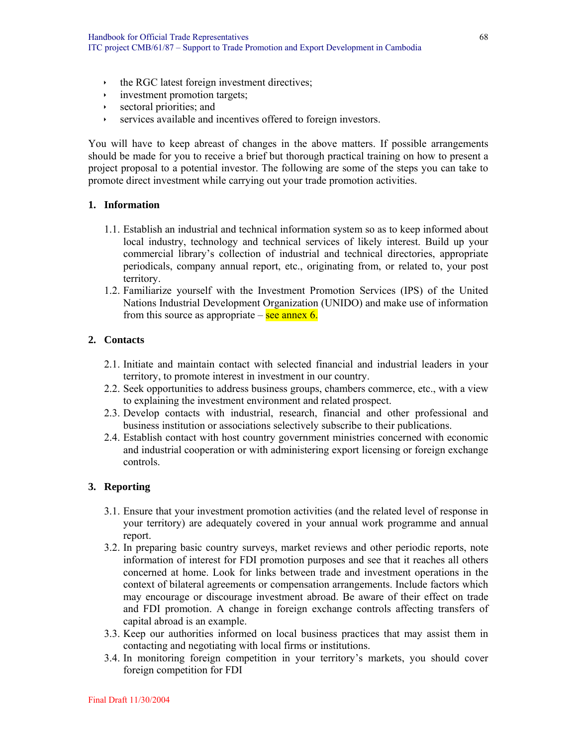- the RGC latest foreign investment directives;
- investment promotion targets;
- sectoral priorities; and
- services available and incentives offered to foreign investors.

You will have to keep abreast of changes in the above matters. If possible arrangements should be made for you to receive a brief but thorough practical training on how to present a project proposal to a potential investor. The following are some of the steps you can take to promote direct investment while carrying out your trade promotion activities.

**1. Information**

1.1. Establish an industrial and technical information system so as to keep informed about local industry, technology and technical services of likely interest. Build up your commercial library's collection of industrial and technical directories, appropriate periodicals, company annual report, etc., originating from, or related to, your post territory.

1.2. Familiarize yourself with the Investment Promotion Services (IPS) of the United Nations Industrial Development Organization (UNIDO) and make use of information from this source as appropriate – see annex 6.

**2. Contacts**

2.1. Initiate and maintain contact with selected financial and industrial leaders in your territory, to promote interest in investment in our country.

2.2. Seek opportunities to address business groups, chambers commerce, etc., with a view to explaining the investment environment and related prospect.

2.3. Develop contacts with industrial, research, financial and other professional and business institution or associations selectively subscribe to their publications.

2.4. Establish contact with host country government ministries concerned with economic and industrial cooperation or with administering export licensing or foreign exchange controls.

**3. Reporting**

3.1. Ensure that your investment promotion activities (and the related level of response in your territory) are adequately covered in your annual work programme and annual report.

3.2. In preparing basic country surveys, market reviews and other periodic reports, note information of interest for FDI promotion purposes and see that it reaches all others concerned at home. Look for links between trade and investment operations in the context of bilateral agreements or compensation arrangements. Include factors which may encourage or discourage investment abroad. Be aware of their effect on trade and FDI promotion. A change in foreign exchange controls affecting transfers of capital abroad is an example.

3.3. Keep our authorities informed on local business practices that may assist them in contacting and negotiating with local firms or institutions.

3.4. In monitoring foreign competition in your territory's markets, you should cover foreign competition for FDI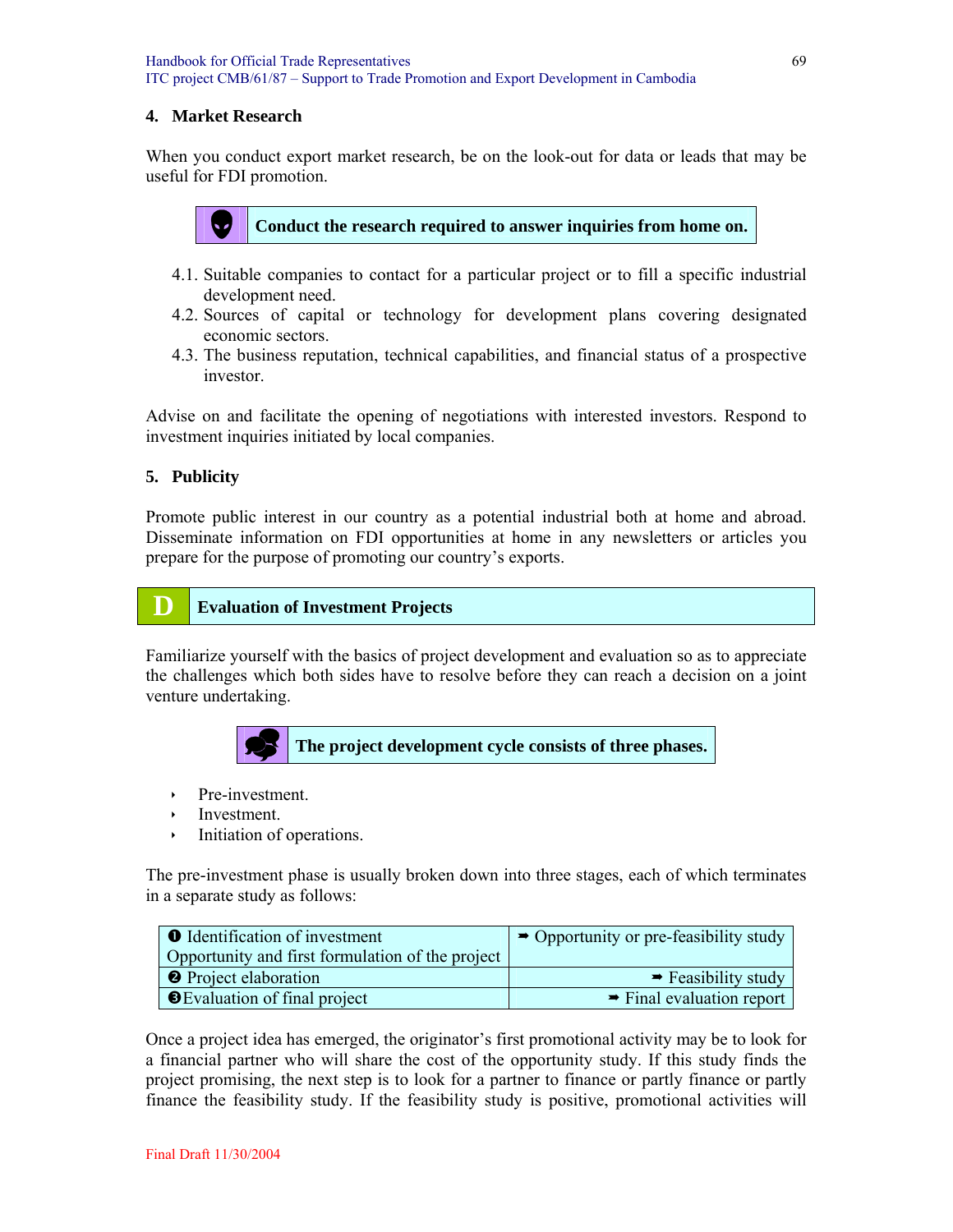## 4. Market Research

When you conduct export market research, be on the look-out for data or leads that may be useful for FDI promotion.

**Conduct the research required to answer inquiries from home on.**

4.1. Suitable companies to contact for a particular project or to fill a specific industrial development need.
4.2. Sources of capital or technology for development plans covering designated economic sectors.
4.3. The business reputation, technical capabilities, and financial status of a prospective investor.

Advise on and facilitate the opening of negotiations with interested investors. Respond to investment inquiries initiated by local companies.

## 5. Publicity

Promote public interest in our country as a potential industrial both at home and abroad. Disseminate information on FDI opportunities at home in any newsletters or articles you prepare for the purpose of promoting our country's exports.

# D Evaluation of Investment Projects

Familiarize yourself with the basics of project development and evaluation so as to appreciate the challenges which both sides have to resolve before they can reach a decision on a joint venture undertaking.

**The project development cycle consists of three phases.**

- Pre-investment.
- Investment.
- Initiation of operations.

The pre-investment phase is usually broken down into three stages, each of which terminates in a separate study as follows:

| | |
|---|---|
| ❶ Identification of investment Opportunity and first formulation of the project | ➨ Opportunity or pre-feasibility study |
| ❷ Project elaboration | ➨ Feasibility study |
| ❸ Evaluation of final project | ➨ Final evaluation report |

Once a project idea has emerged, the originator's first promotional activity may be to look for a financial partner who will share the cost of the opportunity study. If this study finds the project promising, the next step is to look for a partner to finance or partly finance or partly finance the feasibility study. If the feasibility study is positive, promotional activities will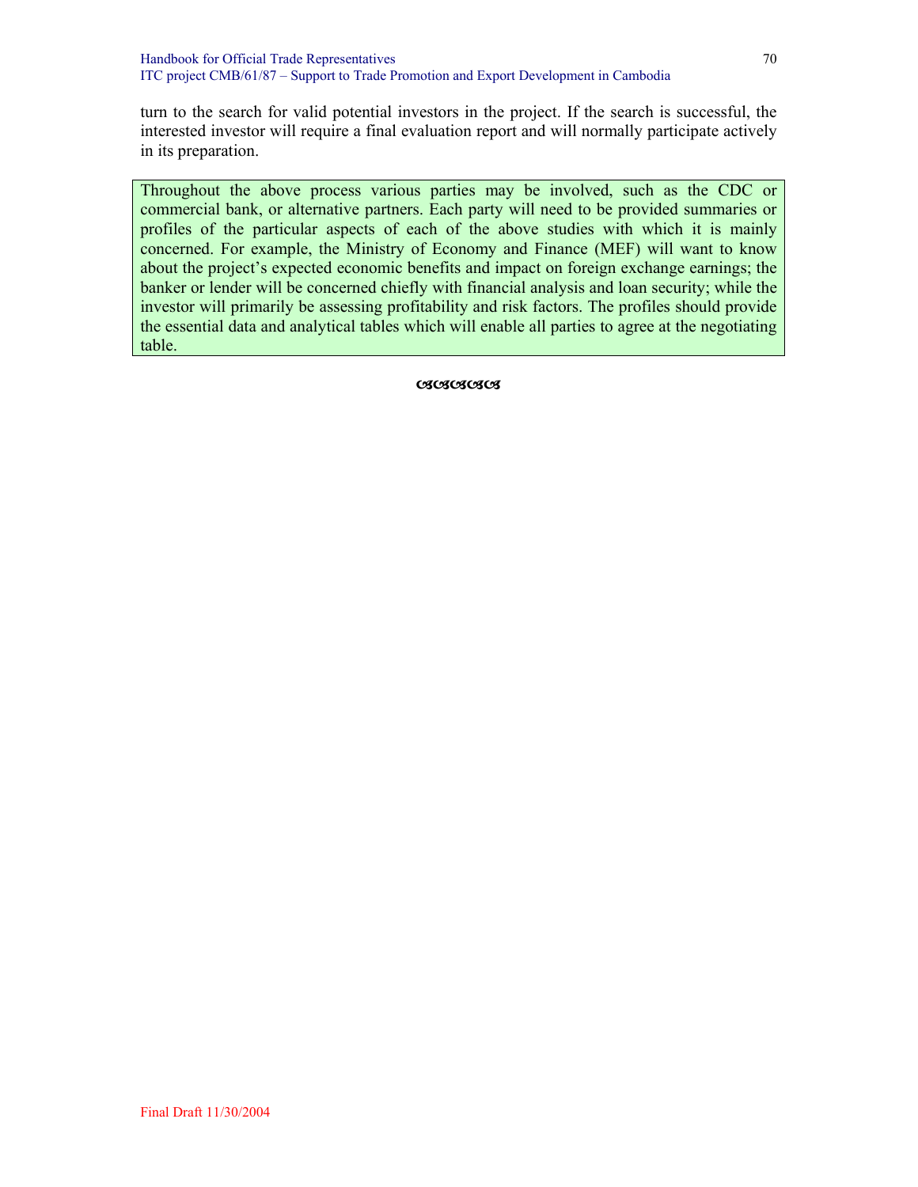turn to the search for valid potential investors in the project. If the search is successful, the interested investor will require a final evaluation report and will normally participate actively in its preparation.

> Throughout the above process various parties may be involved, such as the CDC or commercial bank, or alternative partners. Each party will need to be provided summaries or profiles of the particular aspects of each of the above studies with which it is mainly concerned. For example, the Ministry of Economy and Finance (MEF) will want to know about the project's expected economic benefits and impact on foreign exchange earnings; the banker or lender will be concerned chiefly with financial analysis and loan security; while the investor will primarily be assessing profitability and risk factors. The profiles should provide the essential data and analytical tables which will enable all parties to agree at the negotiating table.

ଔଔଔଔ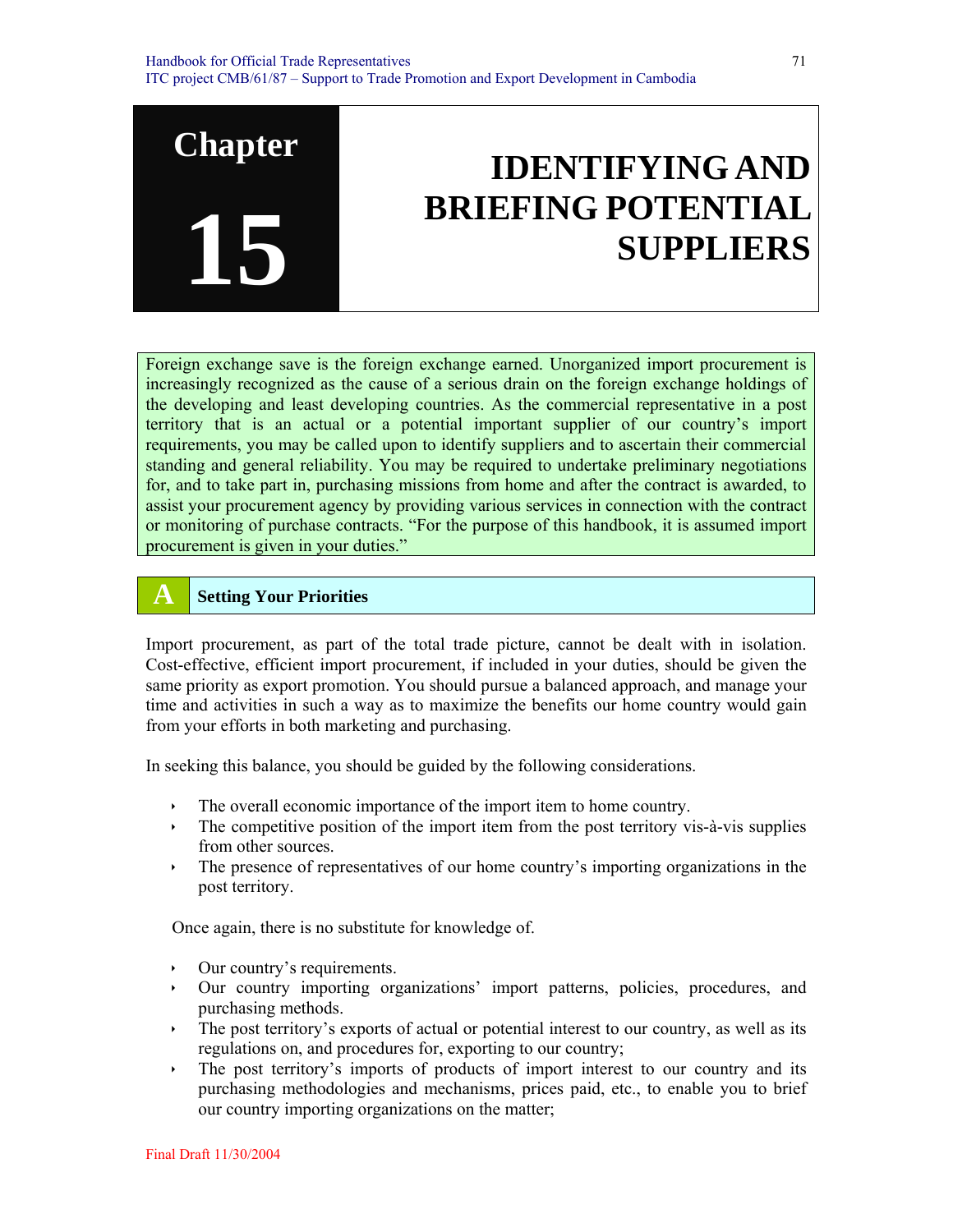# Chapter 15

# IDENTIFYING AND BRIEFING POTENTIAL SUPPLIERS

Foreign exchange save is the foreign exchange earned. Unorganized import procurement is increasingly recognized as the cause of a serious drain on the foreign exchange holdings of the developing and least developing countries. As the commercial representative in a post territory that is an actual or a potential important supplier of our country's import requirements, you may be called upon to identify suppliers and to ascertain their commercial standing and general reliability. You may be required to undertake preliminary negotiations for, and to take part in, purchasing missions from home and after the contract is awarded, to assist your procurement agency by providing various services in connection with the contract or monitoring of purchase contracts. "For the purpose of this handbook, it is assumed import procurement is given in your duties."

## A Setting Your Priorities

Import procurement, as part of the total trade picture, cannot be dealt with in isolation. Cost-effective, efficient import procurement, if included in your duties, should be given the same priority as export promotion. You should pursue a balanced approach, and manage your time and activities in such a way as to maximize the benefits our home country would gain from your efforts in both marketing and purchasing.

In seeking this balance, you should be guided by the following considerations.

- The overall economic importance of the import item to home country.
- The competitive position of the import item from the post territory vis-à-vis supplies from other sources.
- The presence of representatives of our home country's importing organizations in the post territory.

Once again, there is no substitute for knowledge of.

- Our country's requirements.
- Our country importing organizations' import patterns, policies, procedures, and purchasing methods.
- The post territory's exports of actual or potential interest to our country, as well as its regulations on, and procedures for, exporting to our country;
- The post territory's imports of products of import interest to our country and its purchasing methodologies and mechanisms, prices paid, etc., to enable you to brief our country importing organizations on the matter;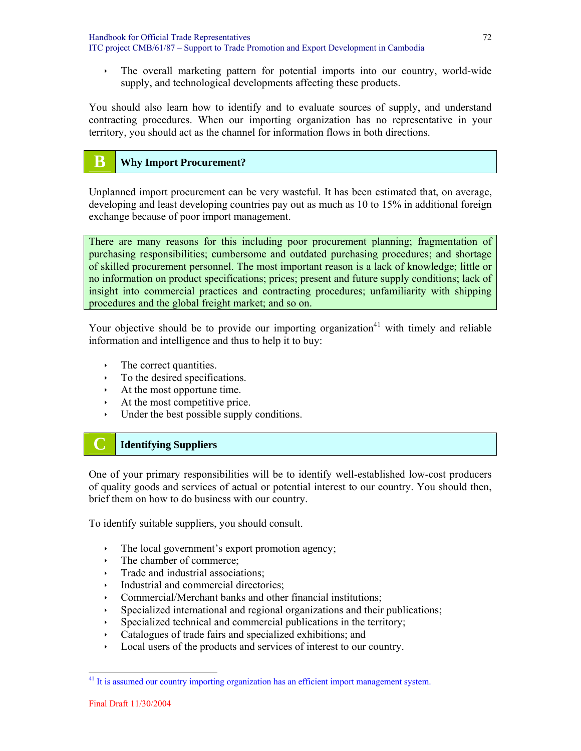- The overall marketing pattern for potential imports into our country, world-wide supply, and technological developments affecting these products.

You should also learn how to identify and to evaluate sources of supply, and understand contracting procedures. When our importing organization has no representative in your territory, you should act as the channel for information flows in both directions.

## B Why Import Procurement?

Unplanned import procurement can be very wasteful. It has been estimated that, on average, developing and least developing countries pay out as much as 10 to 15% in additional foreign exchange because of poor import management.

There are many reasons for this including poor procurement planning; fragmentation of purchasing responsibilities; cumbersome and outdated purchasing procedures; and shortage of skilled procurement personnel. The most important reason is a lack of knowledge; little or no information on product specifications; prices; present and future supply conditions; lack of insight into commercial practices and contracting procedures; unfamiliarity with shipping procedures and the global freight market; and so on.

Your objective should be to provide our importing organization[41] with timely and reliable information and intelligence and thus to help it to buy:

- The correct quantities.
- To the desired specifications.
- At the most opportune time.
- At the most competitive price.
- Under the best possible supply conditions.

## C Identifying Suppliers

One of your primary responsibilities will be to identify well-established low-cost producers of quality goods and services of actual or potential interest to our country. You should then, brief them on how to do business with our country.

To identify suitable suppliers, you should consult.

- The local government's export promotion agency;
- The chamber of commerce;
- Trade and industrial associations;
- Industrial and commercial directories;
- Commercial/Merchant banks and other financial institutions;
- Specialized international and regional organizations and their publications;
- Specialized technical and commercial publications in the territory;
- Catalogues of trade fairs and specialized exhibitions; and
- Local users of the products and services of interest to our country.

[41] It is assumed our country importing organization has an efficient import management system.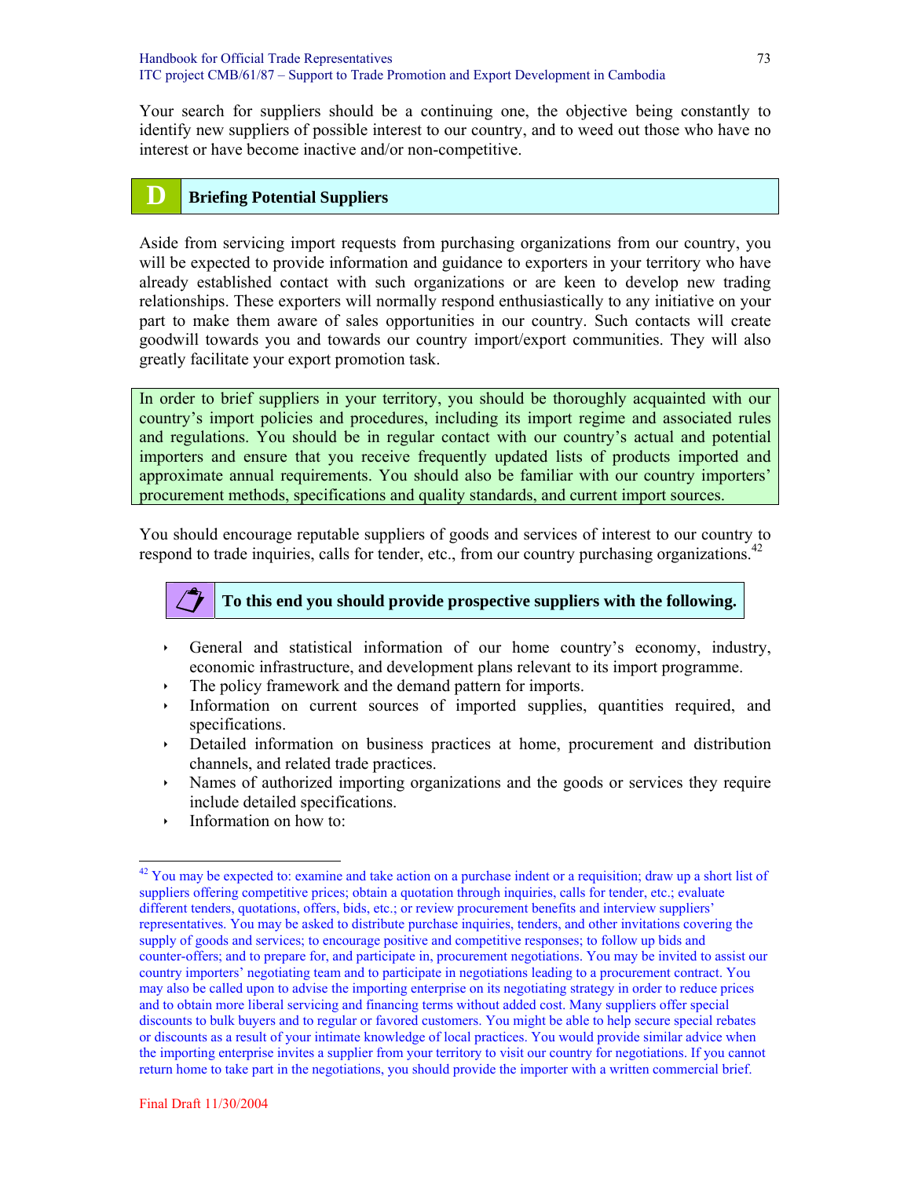Your search for suppliers should be a continuing one, the objective being constantly to identify new suppliers of possible interest to our country, and to weed out those who have no interest or have become inactive and/or non-competitive.

## D Briefing Potential Suppliers

Aside from servicing import requests from purchasing organizations from our country, you will be expected to provide information and guidance to exporters in your territory who have already established contact with such organizations or are keen to develop new trading relationships. These exporters will normally respond enthusiastically to any initiative on your part to make them aware of sales opportunities in our country. Such contacts will create goodwill towards you and towards our country import/export communities. They will also greatly facilitate your export promotion task.

In order to brief suppliers in your territory, you should be thoroughly acquainted with our country's import policies and procedures, including its import regime and associated rules and regulations. You should be in regular contact with our country's actual and potential importers and ensure that you receive frequently updated lists of products imported and approximate annual requirements. You should also be familiar with our country importers' procurement methods, specifications and quality standards, and current import sources.

You should encourage reputable suppliers of goods and services of interest to our country to respond to trade inquiries, calls for tender, etc., from our country purchasing organizations.[42]

**To this end you should provide prospective suppliers with the following.**

- General and statistical information of our home country's economy, industry, economic infrastructure, and development plans relevant to its import programme.
- The policy framework and the demand pattern for imports.
- Information on current sources of imported supplies, quantities required, and specifications.
- Detailed information on business practices at home, procurement and distribution channels, and related trade practices.
- Names of authorized importing organizations and the goods or services they require include detailed specifications.
- Information on how to:

---

[42] You may be expected to: examine and take action on a purchase indent or a requisition; draw up a short list of suppliers offering competitive prices; obtain a quotation through inquiries, calls for tender, etc.; evaluate different tenders, quotations, offers, bids, etc.; or review procurement benefits and interview suppliers' representatives. You may be asked to distribute purchase inquiries, tenders, and other invitations covering the supply of goods and services; to encourage positive and competitive responses; to follow up bids and counter-offers; and to prepare for, and participate in, procurement negotiations. You may be invited to assist our country importers' negotiating team and to participate in negotiations leading to a procurement contract. You may also be called upon to advise the importing enterprise on its negotiating strategy in order to reduce prices and to obtain more liberal servicing and financing terms without added cost. Many suppliers offer special discounts to bulk buyers and to regular or favored customers. You might be able to help secure special rebates or discounts as a result of your intimate knowledge of local practices. You would provide similar advice when the importing enterprise invites a supplier from your territory to visit our country for negotiations. If you cannot return home to take part in the negotiations, you should provide the importer with a written commercial brief.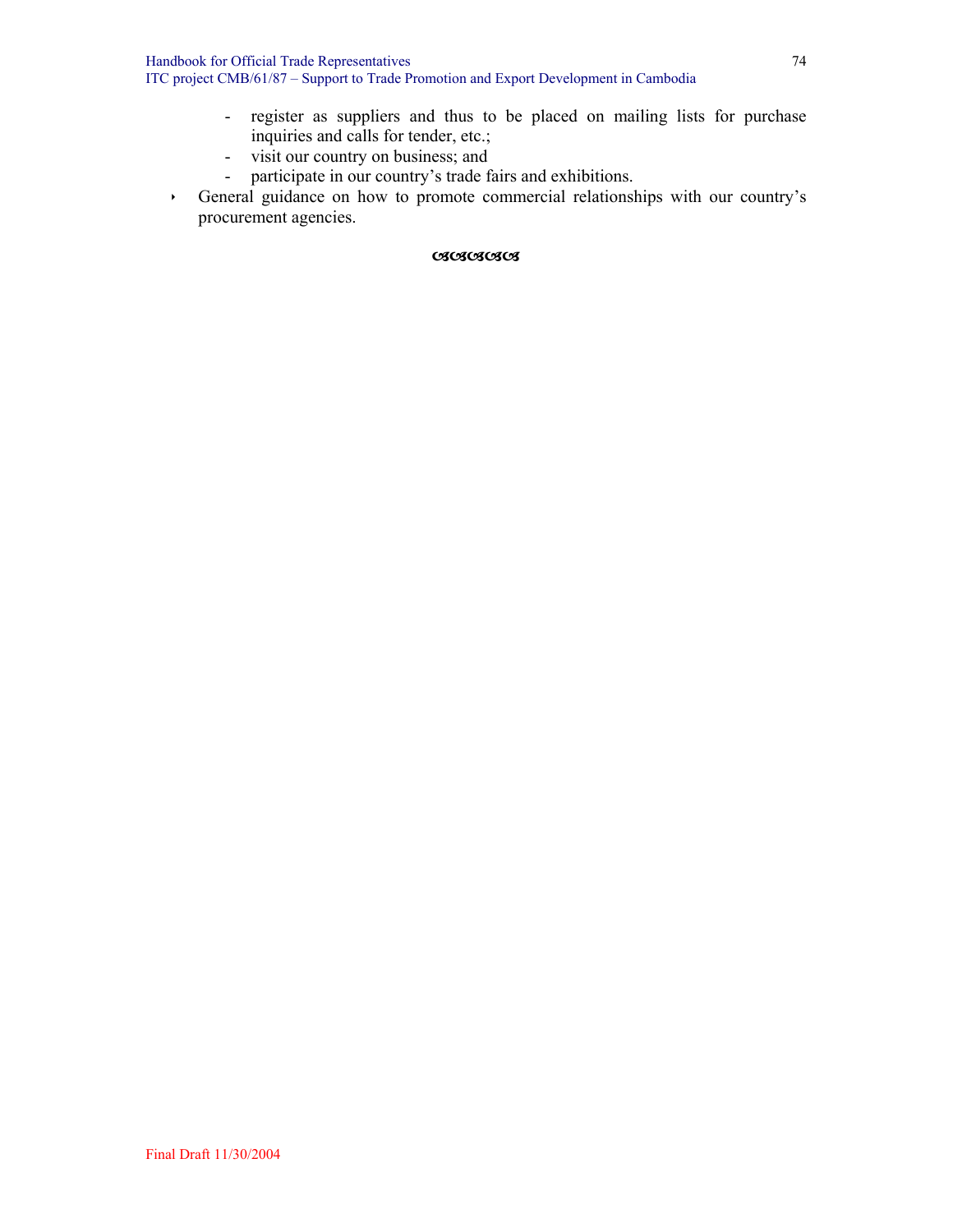- register as suppliers and thus to be placed on mailing lists for purchase inquiries and calls for tender, etc.;
  - visit our country on business; and
  - participate in our country's trade fairs and exhibitions.
- General guidance on how to promote commercial relationships with our country's procurement agencies.

ଓଓଓଓଓଓ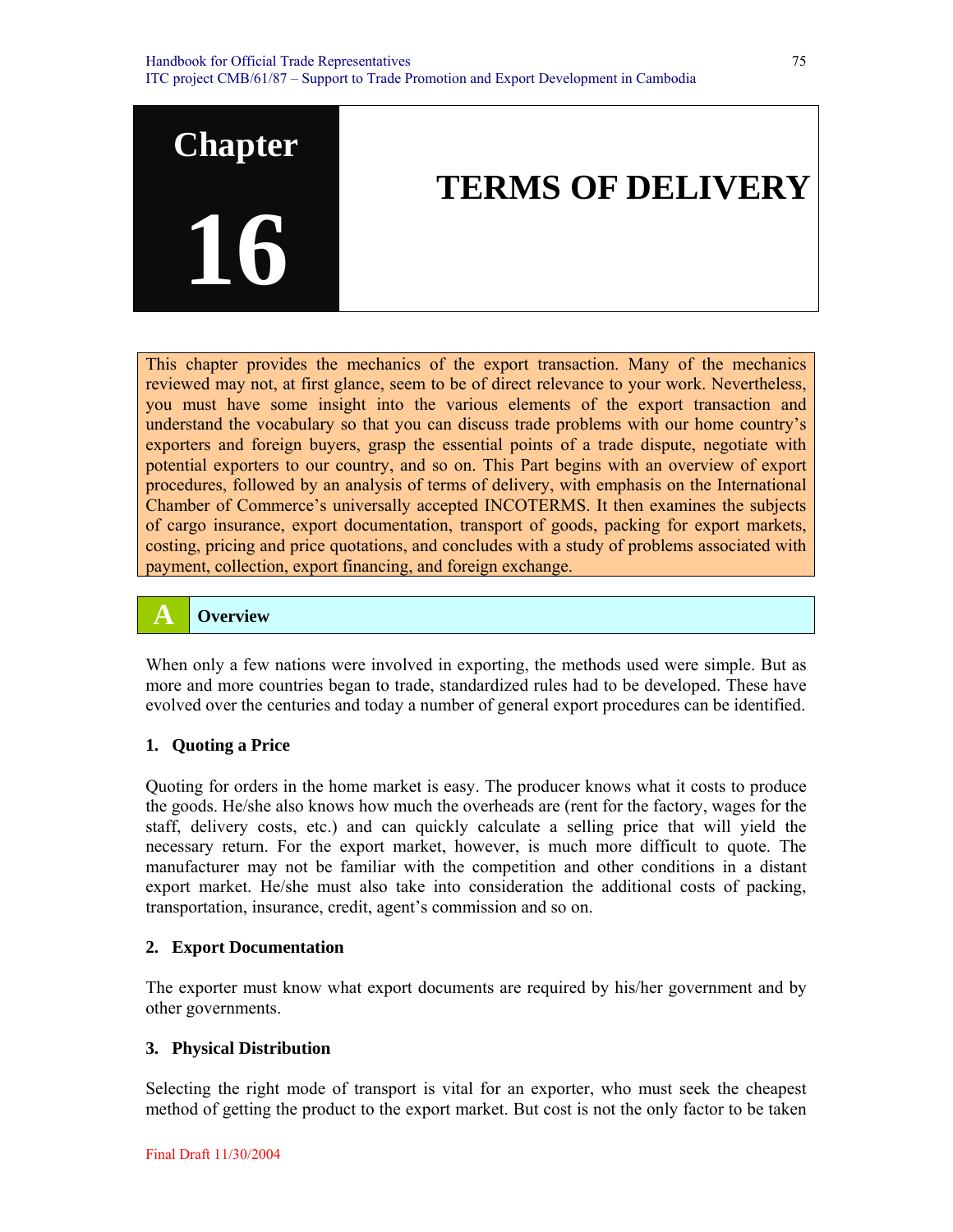# Chapter 16

# TERMS OF DELIVERY

This chapter provides the mechanics of the export transaction. Many of the mechanics reviewed may not, at first glance, seem to be of direct relevance to your work. Nevertheless, you must have some insight into the various elements of the export transaction and understand the vocabulary so that you can discuss trade problems with our home country's exporters and foreign buyers, grasp the essential points of a trade dispute, negotiate with potential exporters to our country, and so on. This Part begins with an overview of export procedures, followed by an analysis of terms of delivery, with emphasis on the International Chamber of Commerce's universally accepted INCOTERMS. It then examines the subjects of cargo insurance, export documentation, transport of goods, packing for export markets, costing, pricing and price quotations, and concludes with a study of problems associated with payment, collection, export financing, and foreign exchange.

## A Overview

When only a few nations were involved in exporting, the methods used were simple. But as more and more countries began to trade, standardized rules had to be developed. These have evolved over the centuries and today a number of general export procedures can be identified.

### 1. Quoting a Price

Quoting for orders in the home market is easy. The producer knows what it costs to produce the goods. He/she also knows how much the overheads are (rent for the factory, wages for the staff, delivery costs, etc.) and can quickly calculate a selling price that will yield the necessary return. For the export market, however, is much more difficult to quote. The manufacturer may not be familiar with the competition and other conditions in a distant export market. He/she must also take into consideration the additional costs of packing, transportation, insurance, credit, agent's commission and so on.

### 2. Export Documentation

The exporter must know what export documents are required by his/her government and by other governments.

### 3. Physical Distribution

Selecting the right mode of transport is vital for an exporter, who must seek the cheapest method of getting the product to the export market. But cost is not the only factor to be taken

Final Draft 11/30/2004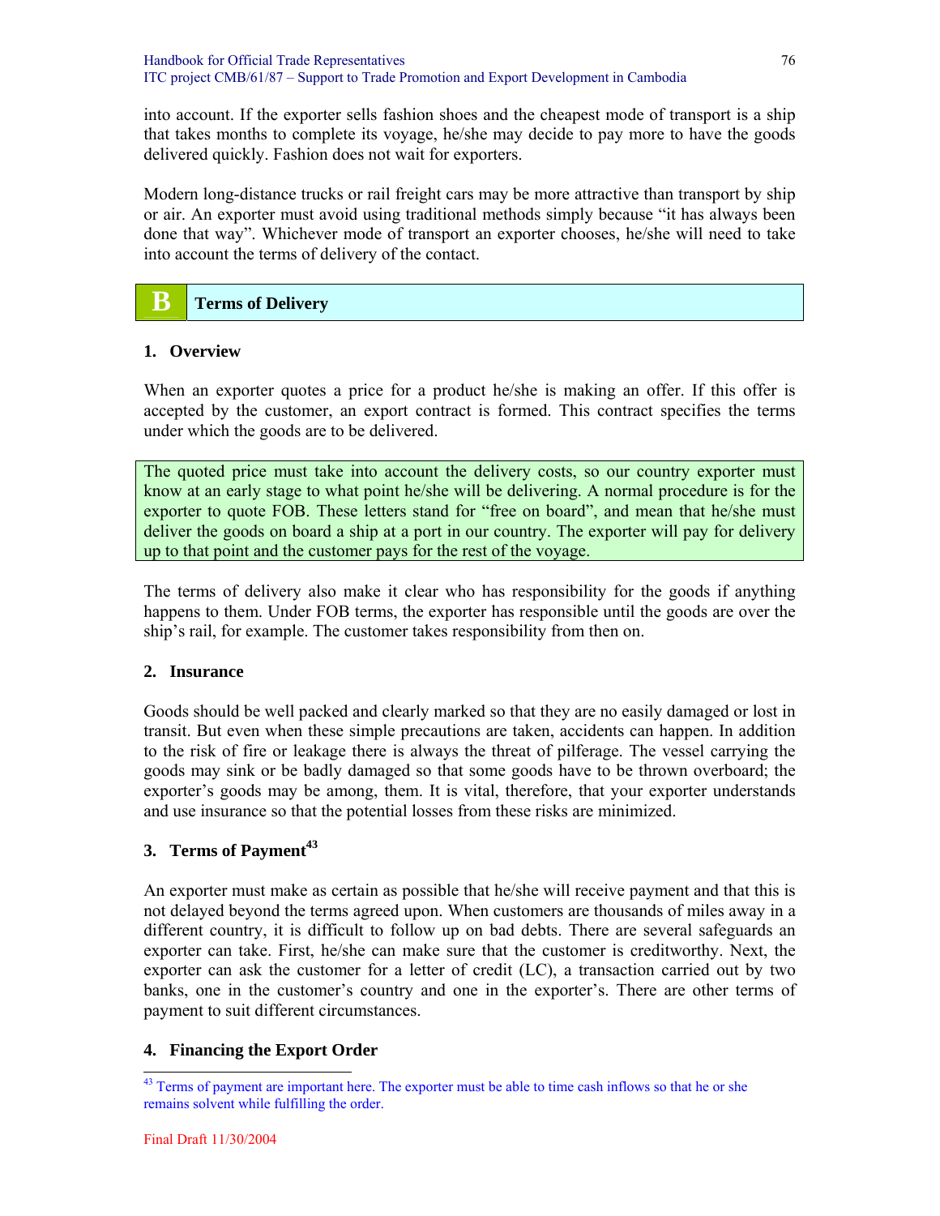into account. If the exporter sells fashion shoes and the cheapest mode of transport is a ship that takes months to complete its voyage, he/she may decide to pay more to have the goods delivered quickly. Fashion does not wait for exporters.

Modern long-distance trucks or rail freight cars may be more attractive than transport by ship or air. An exporter must avoid using traditional methods simply because "it has always been done that way". Whichever mode of transport an exporter chooses, he/she will need to take into account the terms of delivery of the contact.

## B Terms of Delivery

### 1. Overview

When an exporter quotes a price for a product he/she is making an offer. If this offer is accepted by the customer, an export contract is formed. This contract specifies the terms under which the goods are to be delivered.

The quoted price must take into account the delivery costs, so our country exporter must know at an early stage to what point he/she will be delivering. A normal procedure is for the exporter to quote FOB. These letters stand for "free on board", and mean that he/she must deliver the goods on board a ship at a port in our country. The exporter will pay for delivery up to that point and the customer pays for the rest of the voyage.

The terms of delivery also make it clear who has responsibility for the goods if anything happens to them. Under FOB terms, the exporter has responsible until the goods are over the ship's rail, for example. The customer takes responsibility from then on.

### 2. Insurance

Goods should be well packed and clearly marked so that they are no easily damaged or lost in transit. But even when these simple precautions are taken, accidents can happen. In addition to the risk of fire or leakage there is always the threat of pilferage. The vessel carrying the goods may sink or be badly damaged so that some goods have to be thrown overboard; the exporter's goods may be among, them. It is vital, therefore, that your exporter understands and use insurance so that the potential losses from these risks are minimized.

### 3. Terms of Payment[43]

An exporter must make as certain as possible that he/she will receive payment and that this is not delayed beyond the terms agreed upon. When customers are thousands of miles away in a different country, it is difficult to follow up on bad debts. There are several safeguards an exporter can take. First, he/she can make sure that the customer is creditworthy. Next, the exporter can ask the customer for a letter of credit (LC), a transaction carried out by two banks, one in the customer's country and one in the exporter's. There are other terms of payment to suit different circumstances.

### 4. Financing the Export Order

---

[43] Terms of payment are important here. The exporter must be able to time cash inflows so that he or she remains solvent while fulfilling the order.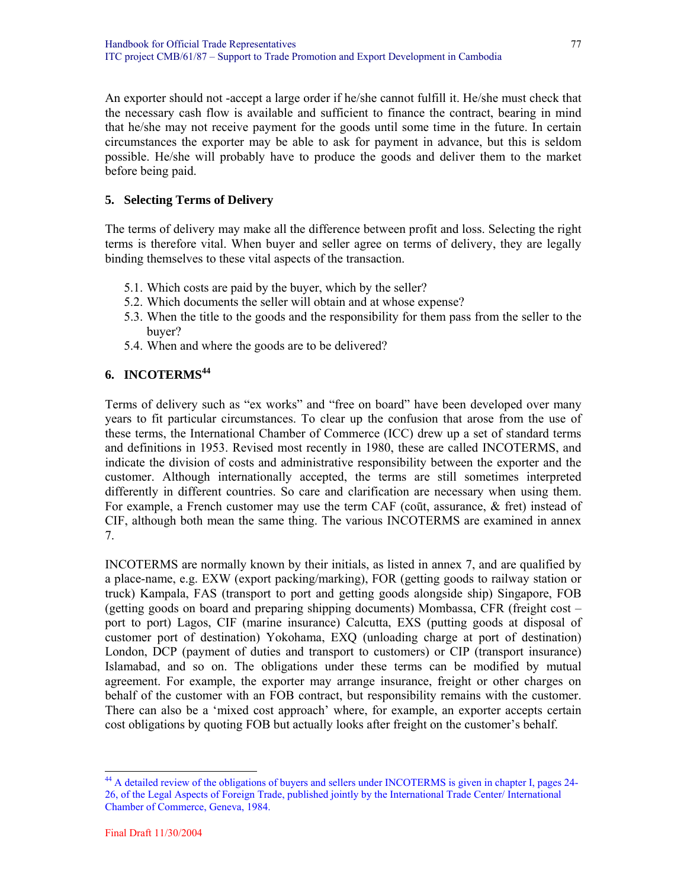An exporter should not -accept a large order if he/she cannot fulfill it. He/she must check that the necessary cash flow is available and sufficient to finance the contract, bearing in mind that he/she may not receive payment for the goods until some time in the future. In certain circumstances the exporter may be able to ask for payment in advance, but this is seldom possible. He/she will probably have to produce the goods and deliver them to the market before being paid.

## 5. Selecting Terms of Delivery

The terms of delivery may make all the difference between profit and loss. Selecting the right terms is therefore vital. When buyer and seller agree on terms of delivery, they are legally binding themselves to these vital aspects of the transaction.

5.1. Which costs are paid by the buyer, which by the seller?
5.2. Which documents the seller will obtain and at whose expense?
5.3. When the title to the goods and the responsibility for them pass from the seller to the buyer?
5.4. When and where the goods are to be delivered?

## 6. INCOTERMS[44]

Terms of delivery such as "ex works" and "free on board" have been developed over many years to fit particular circumstances. To clear up the confusion that arose from the use of these terms, the International Chamber of Commerce (ICC) drew up a set of standard terms and definitions in 1953. Revised most recently in 1980, these are called INCOTERMS, and indicate the division of costs and administrative responsibility between the exporter and the customer. Although internationally accepted, the terms are still sometimes interpreted differently in different countries. So care and clarification are necessary when using them. For example, a French customer may use the term CAF (coūt, assurance, & fret) instead of CIF, although both mean the same thing. The various INCOTERMS are examined in annex 7.

INCOTERMS are normally known by their initials, as listed in annex 7, and are qualified by a place-name, e.g. EXW (export packing/marking), FOR (getting goods to railway station or truck) Kampala, FAS (transport to port and getting goods alongside ship) Singapore, FOB (getting goods on board and preparing shipping documents) Mombassa, CFR (freight cost – port to port) Lagos, CIF (marine insurance) Calcutta, EXS (putting goods at disposal of customer port of destination) Yokohama, EXQ (unloading charge at port of destination) London, DCP (payment of duties and transport to customers) or CIP (transport insurance) Islamabad, and so on. The obligations under these terms can be modified by mutual agreement. For example, the exporter may arrange insurance, freight or other charges on behalf of the customer with an FOB contract, but responsibility remains with the customer. There can also be a 'mixed cost approach' where, for example, an exporter accepts certain cost obligations by quoting FOB but actually looks after freight on the customer's behalf.

---

[44] A detailed review of the obligations of buyers and sellers under INCOTERMS is given in chapter I, pages 24-26, of the Legal Aspects of Foreign Trade, published jointly by the International Trade Center/ International Chamber of Commerce, Geneva, 1984.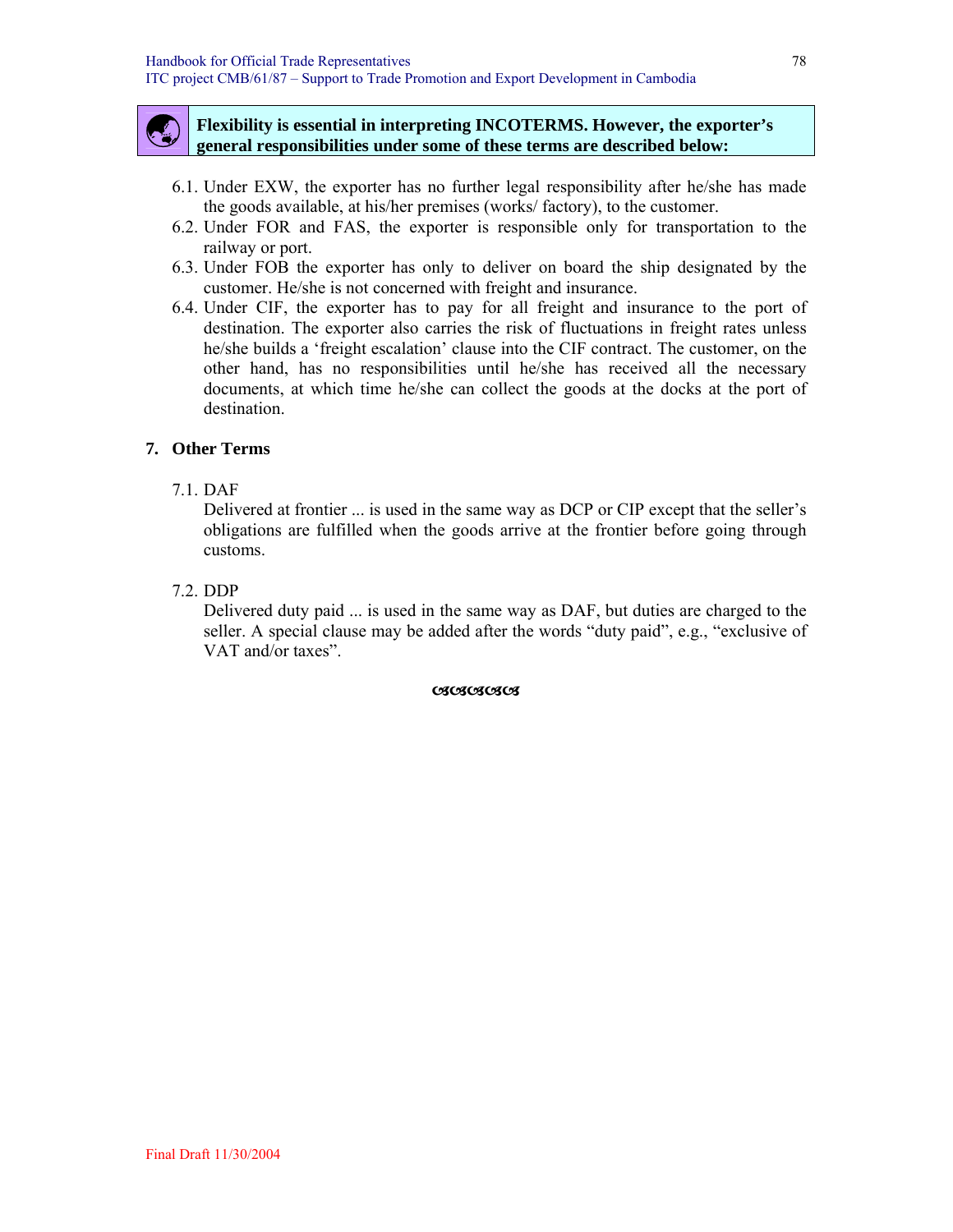**Flexibility is essential in interpreting INCOTERMS. However, the exporter's general responsibilities under some of these terms are described below:**

6.1. Under EXW, the exporter has no further legal responsibility after he/she has made the goods available, at his/her premises (works/ factory), to the customer.

6.2. Under FOR and FAS, the exporter is responsible only for transportation to the railway or port.

6.3. Under FOB the exporter has only to deliver on board the ship designated by the customer. He/she is not concerned with freight and insurance.

6.4. Under CIF, the exporter has to pay for all freight and insurance to the port of destination. The exporter also carries the risk of fluctuations in freight rates unless he/she builds a 'freight escalation' clause into the CIF contract. The customer, on the other hand, has no responsibilities until he/she has received all the necessary documents, at which time he/she can collect the goods at the docks at the port of destination.

## 7. Other Terms

7.1. DAF

Delivered at frontier ... is used in the same way as DCP or CIP except that the seller's obligations are fulfilled when the goods arrive at the frontier before going through customs.

7.2. DDP

Delivered duty paid ... is used in the same way as DAF, but duties are charged to the seller. A special clause may be added after the words "duty paid", e.g., "exclusive of VAT and/or taxes".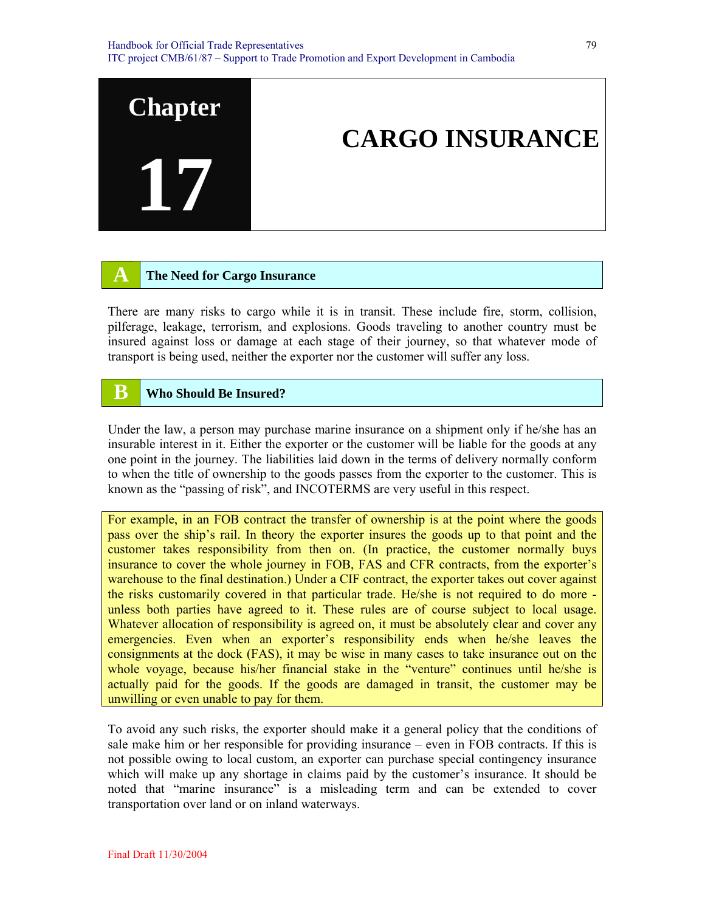# Chapter 17 CARGO INSURANCE

## A The Need for Cargo Insurance

There are many risks to cargo while it is in transit. These include fire, storm, collision, pilferage, leakage, terrorism, and explosions. Goods traveling to another country must be insured against loss or damage at each stage of their journey, so that whatever mode of transport is being used, neither the exporter nor the customer will suffer any loss.

## B Who Should Be Insured?

Under the law, a person may purchase marine insurance on a shipment only if he/she has an insurable interest in it. Either the exporter or the customer will be liable for the goods at any one point in the journey. The liabilities laid down in the terms of delivery normally conform to when the title of ownership to the goods passes from the exporter to the customer. This is known as the "passing of risk", and INCOTERMS are very useful in this respect.

For example, in an FOB contract the transfer of ownership is at the point where the goods pass over the ship's rail. In theory the exporter insures the goods up to that point and the customer takes responsibility from then on. (In practice, the customer normally buys insurance to cover the whole journey in FOB, FAS and CFR contracts, from the exporter's warehouse to the final destination.) Under a CIF contract, the exporter takes out cover against the risks customarily covered in that particular trade. He/she is not required to do more - unless both parties have agreed to it. These rules are of course subject to local usage. Whatever allocation of responsibility is agreed on, it must be absolutely clear and cover any emergencies. Even when an exporter's responsibility ends when he/she leaves the consignments at the dock (FAS), it may be wise in many cases to take insurance out on the whole voyage, because his/her financial stake in the "venture" continues until he/she is actually paid for the goods. If the goods are damaged in transit, the customer may be unwilling or even unable to pay for them.

To avoid any such risks, the exporter should make it a general policy that the conditions of sale make him or her responsible for providing insurance – even in FOB contracts. If this is not possible owing to local custom, an exporter can purchase special contingency insurance which will make up any shortage in claims paid by the customer's insurance. It should be noted that "marine insurance" is a misleading term and can be extended to cover transportation over land or on inland waterways.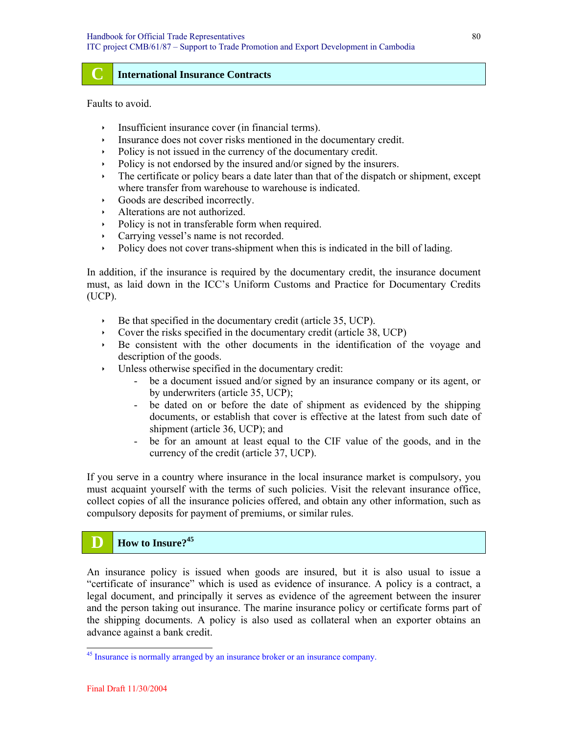## C International Insurance Contracts

Faults to avoid.

- Insufficient insurance cover (in financial terms).
- Insurance does not cover risks mentioned in the documentary credit.
- Policy is not issued in the currency of the documentary credit.
- Policy is not endorsed by the insured and/or signed by the insurers.
- The certificate or policy bears a date later than that of the dispatch or shipment, except where transfer from warehouse to warehouse is indicated.
- Goods are described incorrectly.
- Alterations are not authorized.
- Policy is not in transferable form when required.
- Carrying vessel's name is not recorded.
- Policy does not cover trans-shipment when this is indicated in the bill of lading.

In addition, if the insurance is required by the documentary credit, the insurance document must, as laid down in the ICC's Uniform Customs and Practice for Documentary Credits (UCP).

- Be that specified in the documentary credit (article 35, UCP).
- Cover the risks specified in the documentary credit (article 38, UCP)
- Be consistent with the other documents in the identification of the voyage and description of the goods.
- Unless otherwise specified in the documentary credit:
  - be a document issued and/or signed by an insurance company or its agent, or by underwriters (article 35, UCP);
  - be dated on or before the date of shipment as evidenced by the shipping documents, or establish that cover is effective at the latest from such date of shipment (article 36, UCP); and
  - be for an amount at least equal to the CIF value of the goods, and in the currency of the credit (article 37, UCP).

If you serve in a country where insurance in the local insurance market is compulsory, you must acquaint yourself with the terms of such policies. Visit the relevant insurance office, collect copies of all the insurance policies offered, and obtain any other information, such as compulsory deposits for payment of premiums, or similar rules.

## D How to Insure?[45]

An insurance policy is issued when goods are insured, but it is also usual to issue a "certificate of insurance" which is used as evidence of insurance. A policy is a contract, a legal document, and principally it serves as evidence of the agreement between the insurer and the person taking out insurance. The marine insurance policy or certificate forms part of the shipping documents. A policy is also used as collateral when an exporter obtains an advance against a bank credit.

[45] Insurance is normally arranged by an insurance broker or an insurance company.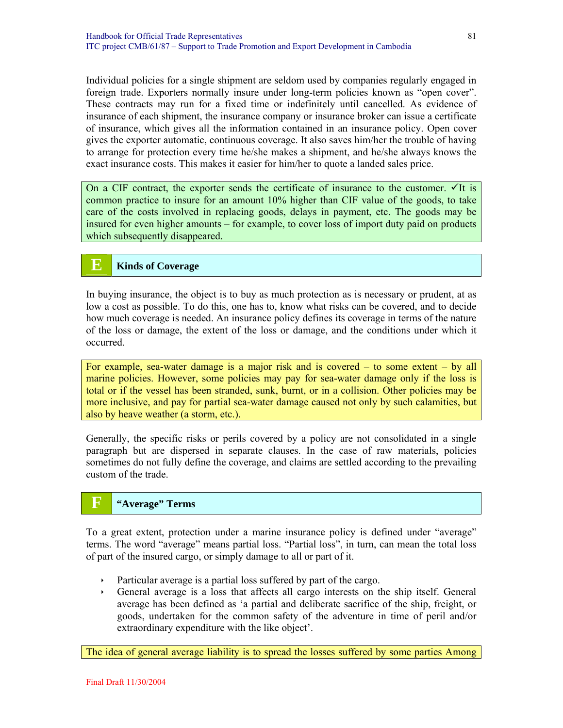Individual policies for a single shipment are seldom used by companies regularly engaged in foreign trade. Exporters normally insure under long-term policies known as "open cover". These contracts may run for a fixed time or indefinitely until cancelled. As evidence of insurance of each shipment, the insurance company or insurance broker can issue a certificate of insurance, which gives all the information contained in an insurance policy. Open cover gives the exporter automatic, continuous coverage. It also saves him/her the trouble of having to arrange for protection every time he/she makes a shipment, and he/she always knows the exact insurance costs. This makes it easier for him/her to quote a landed sales price.

On a CIF contract, the exporter sends the certificate of insurance to the customer. ✓It is common practice to insure for an amount 10% higher than CIF value of the goods, to take care of the costs involved in replacing goods, delays in payment, etc. The goods may be insured for even higher amounts – for example, to cover loss of import duty paid on products which subsequently disappeared.

## E Kinds of Coverage

In buying insurance, the object is to buy as much protection as is necessary or prudent, at as low a cost as possible. To do this, one has to, know what risks can be covered, and to decide how much coverage is needed. An insurance policy defines its coverage in terms of the nature of the loss or damage, the extent of the loss or damage, and the conditions under which it occurred.

For example, sea-water damage is a major risk and is covered – to some extent – by all marine policies. However, some policies may pay for sea-water damage only if the loss is total or if the vessel has been stranded, sunk, burnt, or in a collision. Other policies may be more inclusive, and pay for partial sea-water damage caused not only by such calamities, but also by heave weather (a storm, etc.).

Generally, the specific risks or perils covered by a policy are not consolidated in a single paragraph but are dispersed in separate clauses. In the case of raw materials, policies sometimes do not fully define the coverage, and claims are settled according to the prevailing custom of the trade.

## F "Average" Terms

To a great extent, protection under a marine insurance policy is defined under "average" terms. The word "average" means partial loss. "Partial loss", in turn, can mean the total loss of part of the insured cargo, or simply damage to all or part of it.

- Particular average is a partial loss suffered by part of the cargo.
- General average is a loss that affects all cargo interests on the ship itself. General average has been defined as 'a partial and deliberate sacrifice of the ship, freight, or goods, undertaken for the common safety of the adventure in time of peril and/or extraordinary expenditure with the like object'.

The idea of general average liability is to spread the losses suffered by some parties Among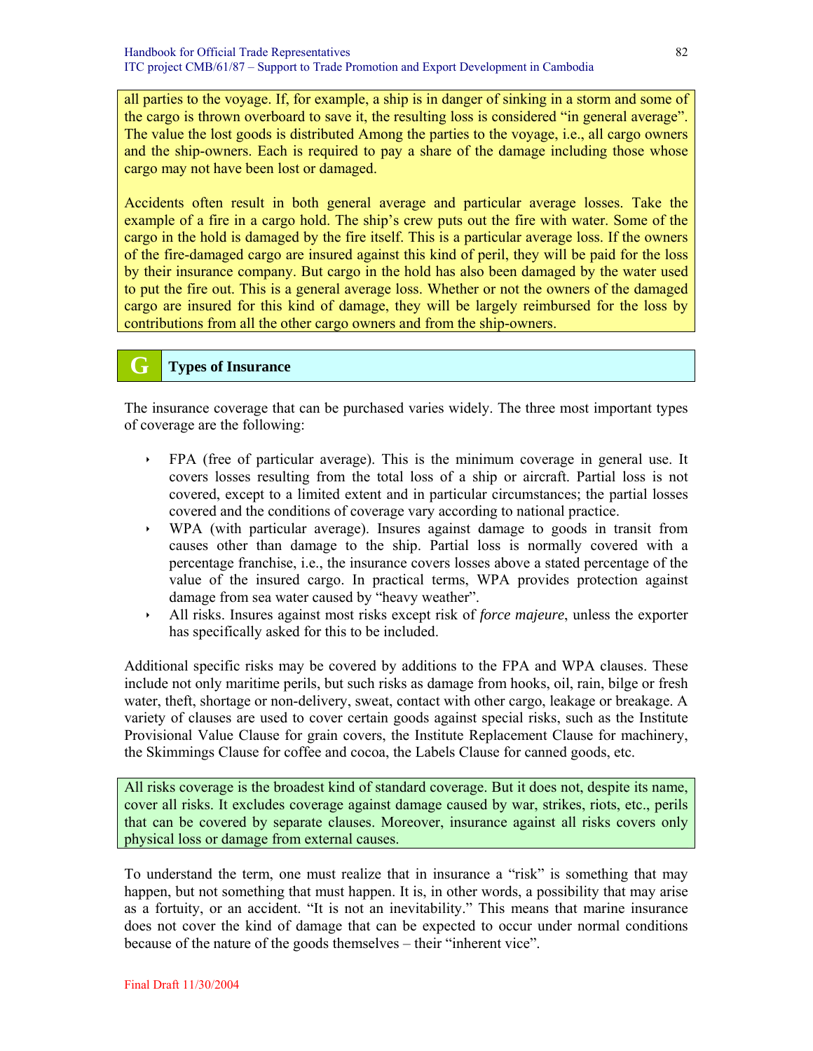all parties to the voyage. If, for example, a ship is in danger of sinking in a storm and some of the cargo is thrown overboard to save it, the resulting loss is considered "in general average". The value the lost goods is distributed Among the parties to the voyage, i.e., all cargo owners and the ship-owners. Each is required to pay a share of the damage including those whose cargo may not have been lost or damaged.

Accidents often result in both general average and particular average losses. Take the example of a fire in a cargo hold. The ship's crew puts out the fire with water. Some of the cargo in the hold is damaged by the fire itself. This is a particular average loss. If the owners of the fire-damaged cargo are insured against this kind of peril, they will be paid for the loss by their insurance company. But cargo in the hold has also been damaged by the water used to put the fire out. This is a general average loss. Whether or not the owners of the damaged cargo are insured for this kind of damage, they will be largely reimbursed for the loss by contributions from all the other cargo owners and from the ship-owners.

## G Types of Insurance

The insurance coverage that can be purchased varies widely. The three most important types of coverage are the following:

- FPA (free of particular average). This is the minimum coverage in general use. It covers losses resulting from the total loss of a ship or aircraft. Partial loss is not covered, except to a limited extent and in particular circumstances; the partial losses covered and the conditions of coverage vary according to national practice.
- WPA (with particular average). Insures against damage to goods in transit from causes other than damage to the ship. Partial loss is normally covered with a percentage franchise, i.e., the insurance covers losses above a stated percentage of the value of the insured cargo. In practical terms, WPA provides protection against damage from sea water caused by "heavy weather".
- All risks. Insures against most risks except risk of *force majeure*, unless the exporter has specifically asked for this to be included.

Additional specific risks may be covered by additions to the FPA and WPA clauses. These include not only maritime perils, but such risks as damage from hooks, oil, rain, bilge or fresh water, theft, shortage or non-delivery, sweat, contact with other cargo, leakage or breakage. A variety of clauses are used to cover certain goods against special risks, such as the Institute Provisional Value Clause for grain covers, the Institute Replacement Clause for machinery, the Skimmings Clause for coffee and cocoa, the Labels Clause for canned goods, etc.

All risks coverage is the broadest kind of standard coverage. But it does not, despite its name, cover all risks. It excludes coverage against damage caused by war, strikes, riots, etc., perils that can be covered by separate clauses. Moreover, insurance against all risks covers only physical loss or damage from external causes.

To understand the term, one must realize that in insurance a "risk" is something that may happen, but not something that must happen. It is, in other words, a possibility that may arise as a fortuity, or an accident. "It is not an inevitability." This means that marine insurance does not cover the kind of damage that can be expected to occur under normal conditions because of the nature of the goods themselves – their "inherent vice".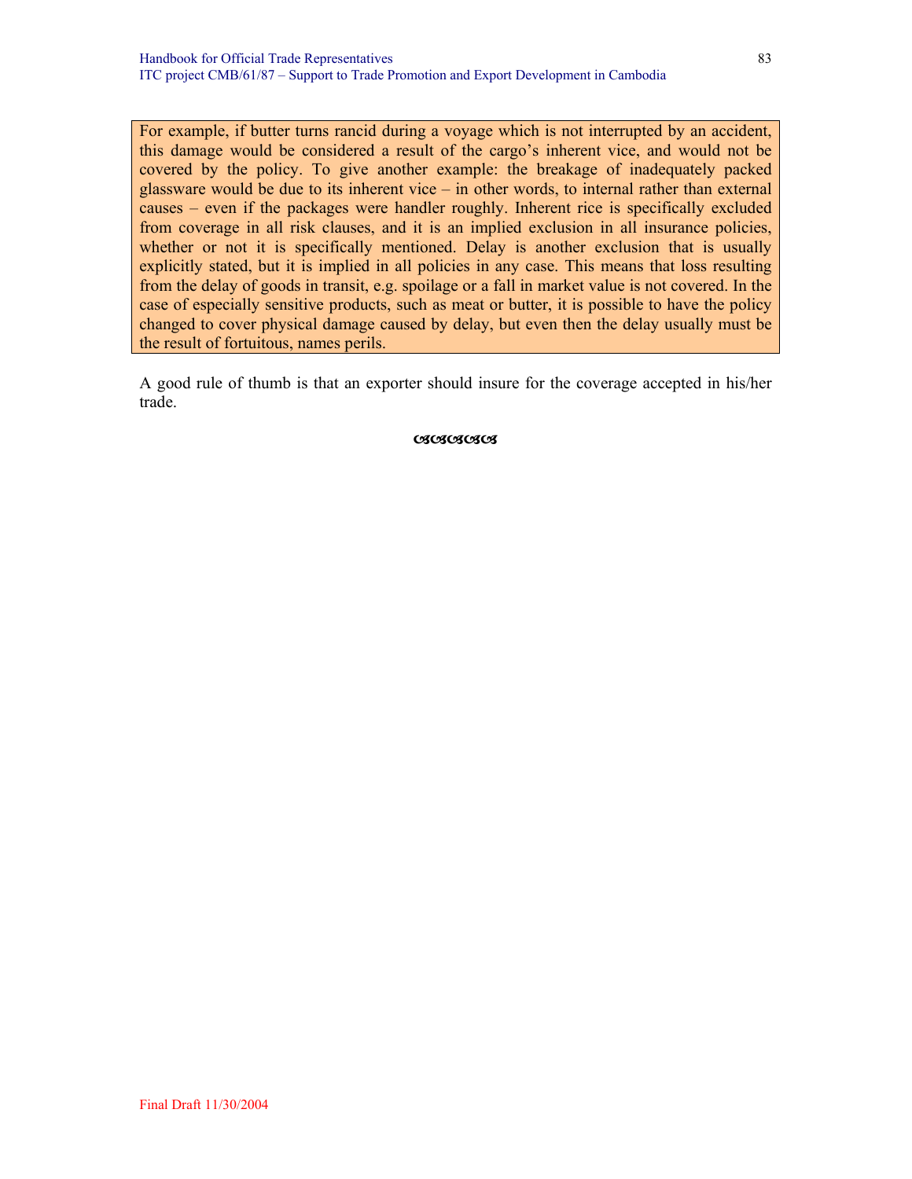For example, if butter turns rancid during a voyage which is not interrupted by an accident, this damage would be considered a result of the cargo's inherent vice, and would not be covered by the policy. To give another example: the breakage of inadequately packed glassware would be due to its inherent vice – in other words, to internal rather than external causes – even if the packages were handler roughly. Inherent rice is specifically excluded from coverage in all risk clauses, and it is an implied exclusion in all insurance policies, whether or not it is specifically mentioned. Delay is another exclusion that is usually explicitly stated, but it is implied in all policies in any case. This means that loss resulting from the delay of goods in transit, e.g. spoilage or a fall in market value is not covered. In the case of especially sensitive products, such as meat or butter, it is possible to have the policy changed to cover physical damage caused by delay, but even then the delay usually must be the result of fortuitous, names perils.

A good rule of thumb is that an exporter should insure for the coverage accepted in his/her trade.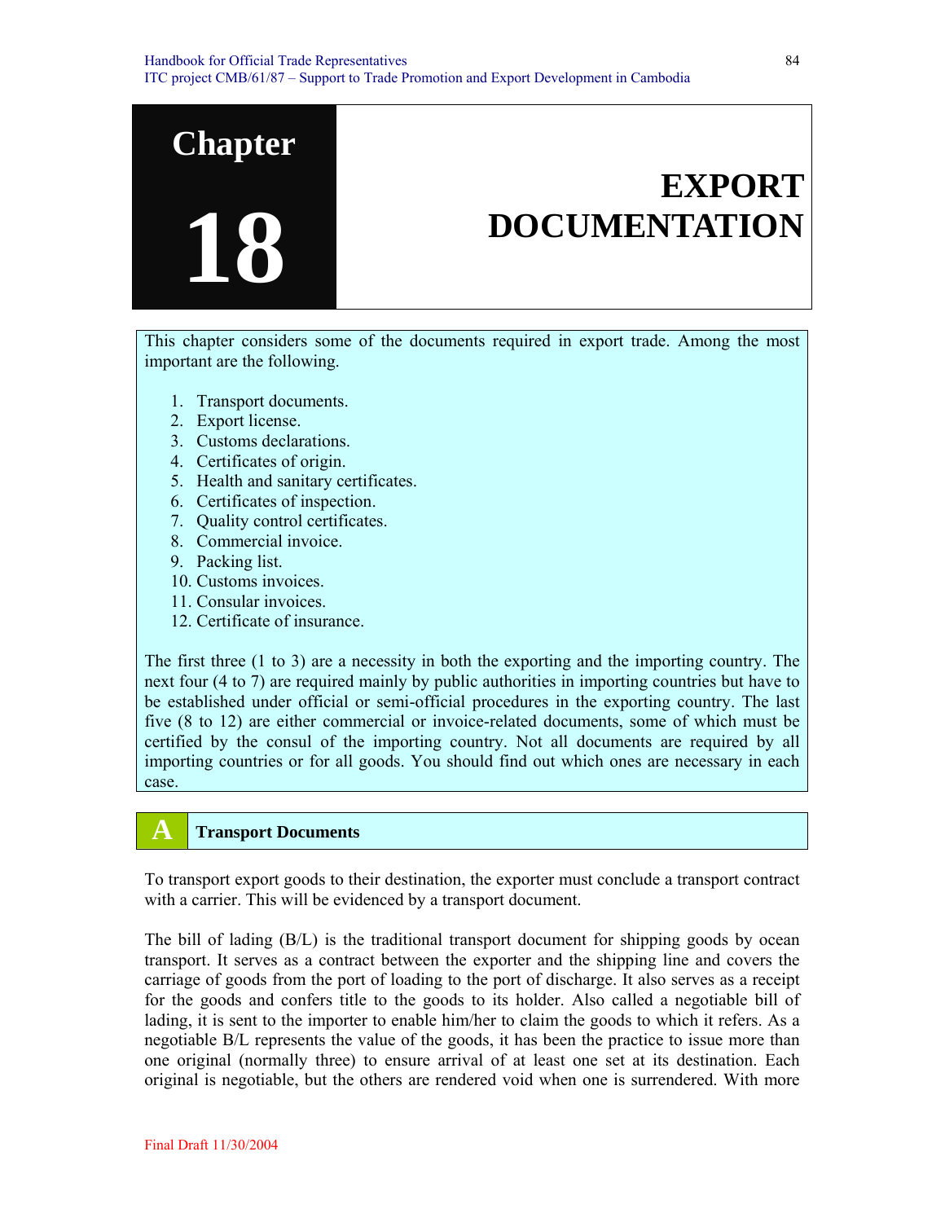# Chapter 18 EXPORT DOCUMENTATION

This chapter considers some of the documents required in export trade. Among the most important are the following.

1. Transport documents.
2. Export license.
3. Customs declarations.
4. Certificates of origin.
5. Health and sanitary certificates.
6. Certificates of inspection.
7. Quality control certificates.
8. Commercial invoice.
9. Packing list.
10. Customs invoices.
11. Consular invoices.
12. Certificate of insurance.

The first three (1 to 3) are a necessity in both the exporting and the importing country. The next four (4 to 7) are required mainly by public authorities in importing countries but have to be established under official or semi-official procedures in the exporting country. The last five (8 to 12) are either commercial or invoice-related documents, some of which must be certified by the consul of the importing country. Not all documents are required by all importing countries or for all goods. You should find out which ones are necessary in each case.

## A Transport Documents

To transport export goods to their destination, the exporter must conclude a transport contract with a carrier. This will be evidenced by a transport document.

The bill of lading (B/L) is the traditional transport document for shipping goods by ocean transport. It serves as a contract between the exporter and the shipping line and covers the carriage of goods from the port of loading to the port of discharge. It also serves as a receipt for the goods and confers title to the goods to its holder. Also called a negotiable bill of lading, it is sent to the importer to enable him/her to claim the goods to which it refers. As a negotiable B/L represents the value of the goods, it has been the practice to issue more than one original (normally three) to ensure arrival of at least one set at its destination. Each original is negotiable, but the others are rendered void when one is surrendered. With more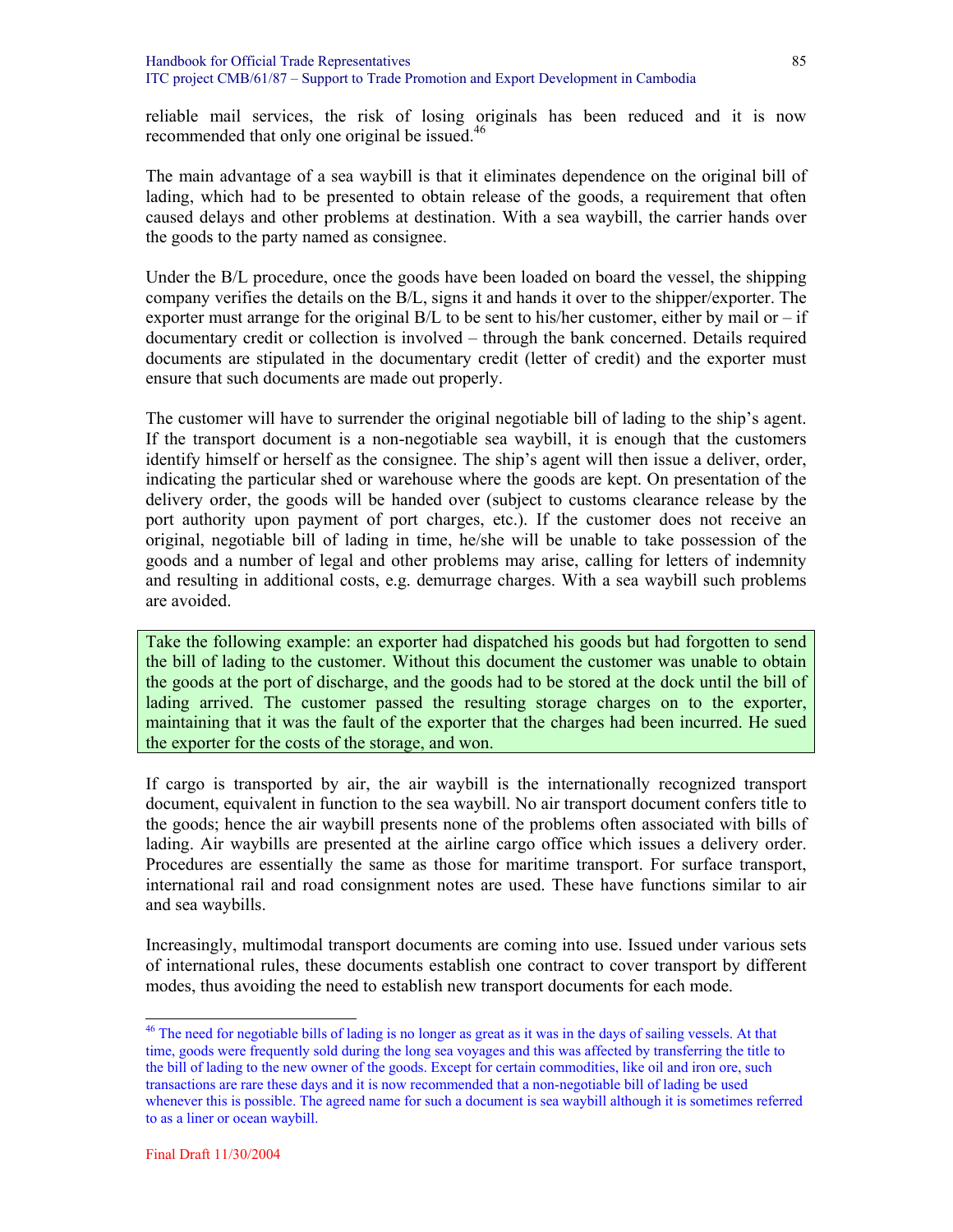reliable mail services, the risk of losing originals has been reduced and it is now recommended that only one original be issued.[46]

The main advantage of a sea waybill is that it eliminates dependence on the original bill of lading, which had to be presented to obtain release of the goods, a requirement that often caused delays and other problems at destination. With a sea waybill, the carrier hands over the goods to the party named as consignee.

Under the B/L procedure, once the goods have been loaded on board the vessel, the shipping company verifies the details on the B/L, signs it and hands it over to the shipper/exporter. The exporter must arrange for the original B/L to be sent to his/her customer, either by mail or – if documentary credit or collection is involved – through the bank concerned. Details required documents are stipulated in the documentary credit (letter of credit) and the exporter must ensure that such documents are made out properly.

The customer will have to surrender the original negotiable bill of lading to the ship's agent. If the transport document is a non-negotiable sea waybill, it is enough that the customers identify himself or herself as the consignee. The ship's agent will then issue a deliver, order, indicating the particular shed or warehouse where the goods are kept. On presentation of the delivery order, the goods will be handed over (subject to customs clearance release by the port authority upon payment of port charges, etc.). If the customer does not receive an original, negotiable bill of lading in time, he/she will be unable to take possession of the goods and a number of legal and other problems may arise, calling for letters of indemnity and resulting in additional costs, e.g. demurrage charges. With a sea waybill such problems are avoided.

> Take the following example: an exporter had dispatched his goods but had forgotten to send the bill of lading to the customer. Without this document the customer was unable to obtain the goods at the port of discharge, and the goods had to be stored at the dock until the bill of lading arrived. The customer passed the resulting storage charges on to the exporter, maintaining that it was the fault of the exporter that the charges had been incurred. He sued the exporter for the costs of the storage, and won.

If cargo is transported by air, the air waybill is the internationally recognized transport document, equivalent in function to the sea waybill. No air transport document confers title to the goods; hence the air waybill presents none of the problems often associated with bills of lading. Air waybills are presented at the airline cargo office which issues a delivery order. Procedures are essentially the same as those for maritime transport. For surface transport, international rail and road consignment notes are used. These have functions similar to air and sea waybills.

Increasingly, multimodal transport documents are coming into use. Issued under various sets of international rules, these documents establish one contract to cover transport by different modes, thus avoiding the need to establish new transport documents for each mode.

---

[46] The need for negotiable bills of lading is no longer as great as it was in the days of sailing vessels. At that time, goods were frequently sold during the long sea voyages and this was affected by transferring the title to the bill of lading to the new owner of the goods. Except for certain commodities, like oil and iron ore, such transactions are rare these days and it is now recommended that a non-negotiable bill of lading be used whenever this is possible. The agreed name for such a document is sea waybill although it is sometimes referred to as a liner or ocean waybill.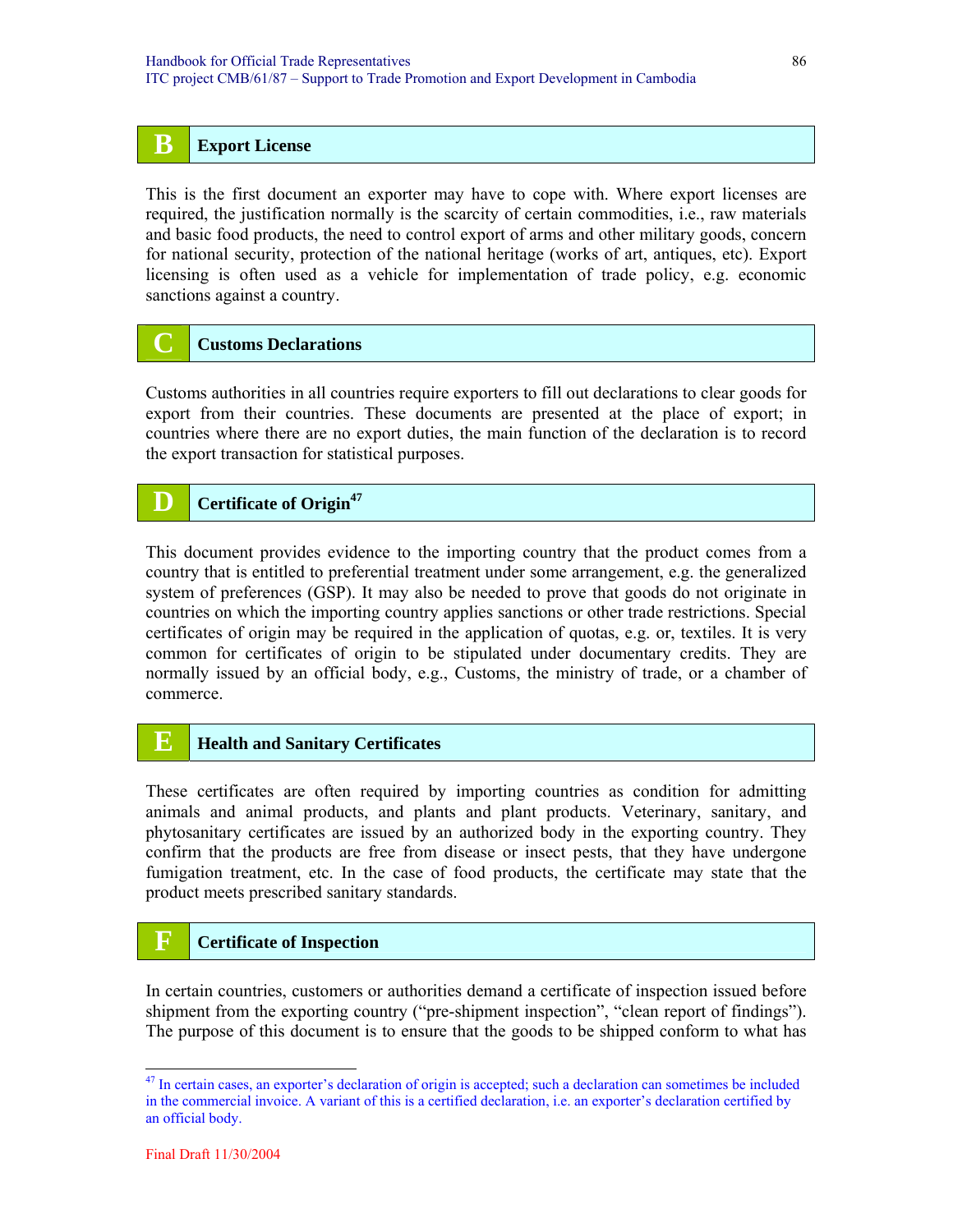## B Export License

This is the first document an exporter may have to cope with. Where export licenses are required, the justification normally is the scarcity of certain commodities, i.e., raw materials and basic food products, the need to control export of arms and other military goods, concern for national security, protection of the national heritage (works of art, antiques, etc). Export licensing is often used as a vehicle for implementation of trade policy, e.g. economic sanctions against a country.

## C Customs Declarations

Customs authorities in all countries require exporters to fill out declarations to clear goods for export from their countries. These documents are presented at the place of export; in countries where there are no export duties, the main function of the declaration is to record the export transaction for statistical purposes.

## D Certificate of Origin[47]

This document provides evidence to the importing country that the product comes from a country that is entitled to preferential treatment under some arrangement, e.g. the generalized system of preferences (GSP). It may also be needed to prove that goods do not originate in countries on which the importing country applies sanctions or other trade restrictions. Special certificates of origin may be required in the application of quotas, e.g. or, textiles. It is very common for certificates of origin to be stipulated under documentary credits. They are normally issued by an official body, e.g., Customs, the ministry of trade, or a chamber of commerce.

## E Health and Sanitary Certificates

These certificates are often required by importing countries as condition for admitting animals and animal products, and plants and plant products. Veterinary, sanitary, and phytosanitary certificates are issued by an authorized body in the exporting country. They confirm that the products are free from disease or insect pests, that they have undergone fumigation treatment, etc. In the case of food products, the certificate may state that the product meets prescribed sanitary standards.

## F Certificate of Inspection

In certain countries, customers or authorities demand a certificate of inspection issued before shipment from the exporting country ("pre-shipment inspection", "clean report of findings"). The purpose of this document is to ensure that the goods to be shipped conform to what has

[47] In certain cases, an exporter's declaration of origin is accepted; such a declaration can sometimes be included in the commercial invoice. A variant of this is a certified declaration, i.e. an exporter's declaration certified by an official body.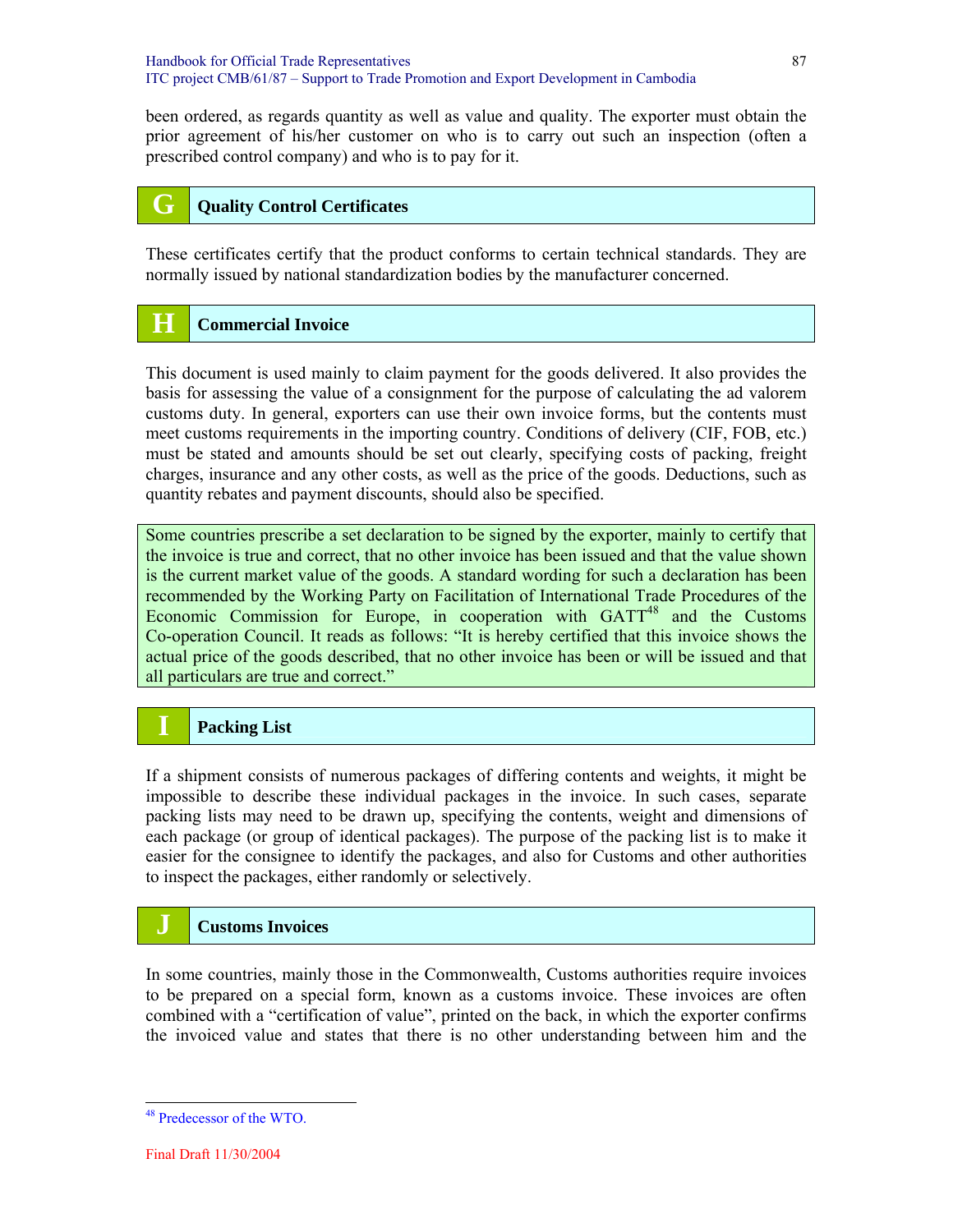been ordered, as regards quantity as well as value and quality. The exporter must obtain the prior agreement of his/her customer on who is to carry out such an inspection (often a prescribed control company) and who is to pay for it.

## G Quality Control Certificates

These certificates certify that the product conforms to certain technical standards. They are normally issued by national standardization bodies by the manufacturer concerned.

## H Commercial Invoice

This document is used mainly to claim payment for the goods delivered. It also provides the basis for assessing the value of a consignment for the purpose of calculating the ad valorem customs duty. In general, exporters can use their own invoice forms, but the contents must meet customs requirements in the importing country. Conditions of delivery (CIF, FOB, etc.) must be stated and amounts should be set out clearly, specifying costs of packing, freight charges, insurance and any other costs, as well as the price of the goods. Deductions, such as quantity rebates and payment discounts, should also be specified.

Some countries prescribe a set declaration to be signed by the exporter, mainly to certify that the invoice is true and correct, that no other invoice has been issued and that the value shown is the current market value of the goods. A standard wording for such a declaration has been recommended by the Working Party on Facilitation of International Trade Procedures of the Economic Commission for Europe, in cooperation with GATT[48] and the Customs Co-operation Council. It reads as follows: "It is hereby certified that this invoice shows the actual price of the goods described, that no other invoice has been or will be issued and that all particulars are true and correct."

## I Packing List

If a shipment consists of numerous packages of differing contents and weights, it might be impossible to describe these individual packages in the invoice. In such cases, separate packing lists may need to be drawn up, specifying the contents, weight and dimensions of each package (or group of identical packages). The purpose of the packing list is to make it easier for the consignee to identify the packages, and also for Customs and other authorities to inspect the packages, either randomly or selectively.

## J Customs Invoices

In some countries, mainly those in the Commonwealth, Customs authorities require invoices to be prepared on a special form, known as a customs invoice. These invoices are often combined with a "certification of value", printed on the back, in which the exporter confirms the invoiced value and states that there is no other understanding between him and the

[48] Predecessor of the WTO.

Final Draft 11/30/2004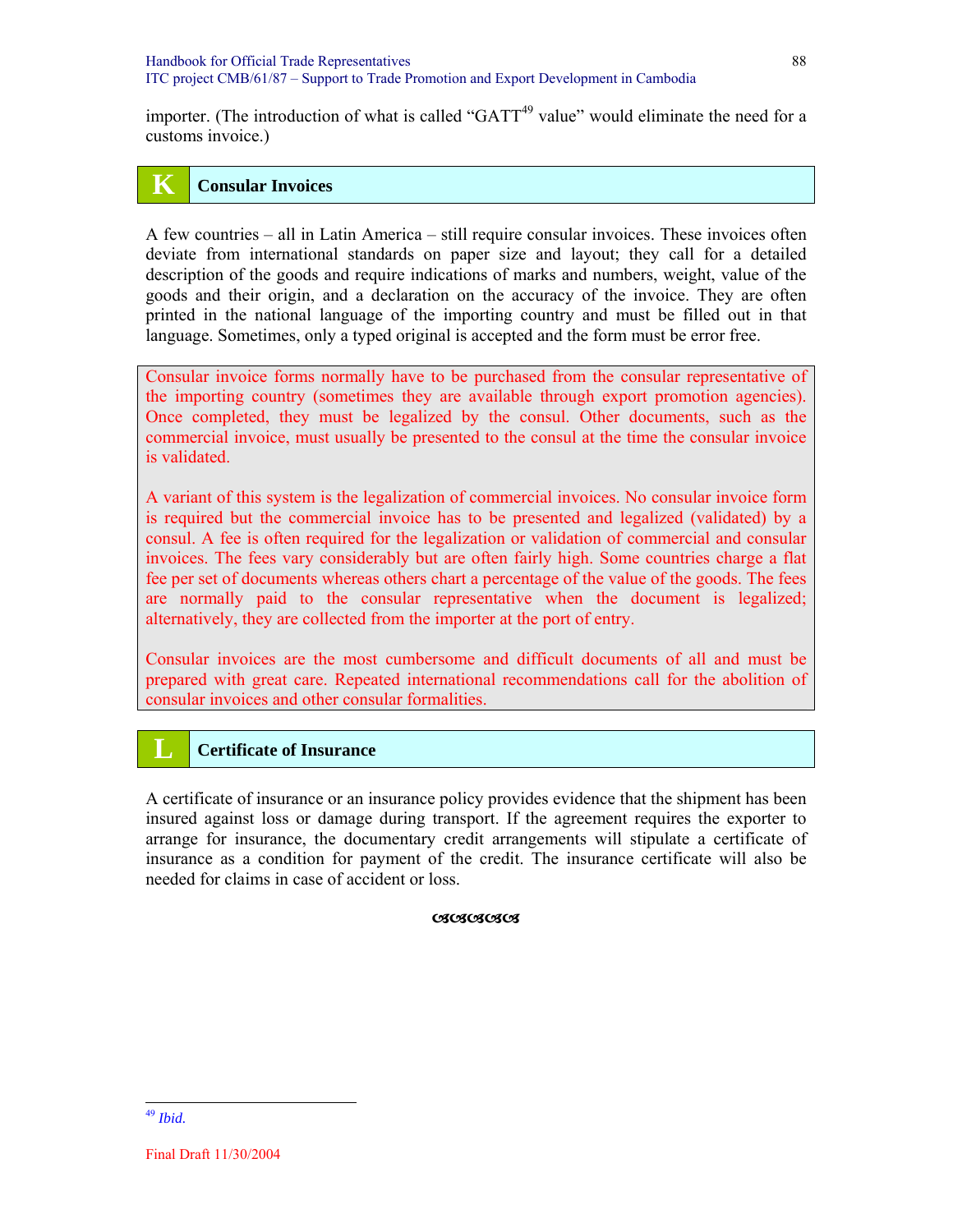importer. (The introduction of what is called "GATT[49] value" would eliminate the need for a customs invoice.)

## K Consular Invoices

A few countries – all in Latin America – still require consular invoices. These invoices often deviate from international standards on paper size and layout; they call for a detailed description of the goods and require indications of marks and numbers, weight, value of the goods and their origin, and a declaration on the accuracy of the invoice. They are often printed in the national language of the importing country and must be filled out in that language. Sometimes, only a typed original is accepted and the form must be error free.

Consular invoice forms normally have to be purchased from the consular representative of the importing country (sometimes they are available through export promotion agencies). Once completed, they must be legalized by the consul. Other documents, such as the commercial invoice, must usually be presented to the consul at the time the consular invoice is validated.

A variant of this system is the legalization of commercial invoices. No consular invoice form is required but the commercial invoice has to be presented and legalized (validated) by a consul. A fee is often required for the legalization or validation of commercial and consular invoices. The fees vary considerably but are often fairly high. Some countries charge a flat fee per set of documents whereas others chart a percentage of the value of the goods. The fees are normally paid to the consular representative when the document is legalized; alternatively, they are collected from the importer at the port of entry.

Consular invoices are the most cumbersome and difficult documents of all and must be prepared with great care. Repeated international recommendations call for the abolition of consular invoices and other consular formalities.

## L Certificate of Insurance

A certificate of insurance or an insurance policy provides evidence that the shipment has been insured against loss or damage during transport. If the agreement requires the exporter to arrange for insurance, the documentary credit arrangements will stipulate a certificate of insurance as a condition for payment of the credit. The insurance certificate will also be needed for claims in case of accident or loss.

---

[49] *Ibid.*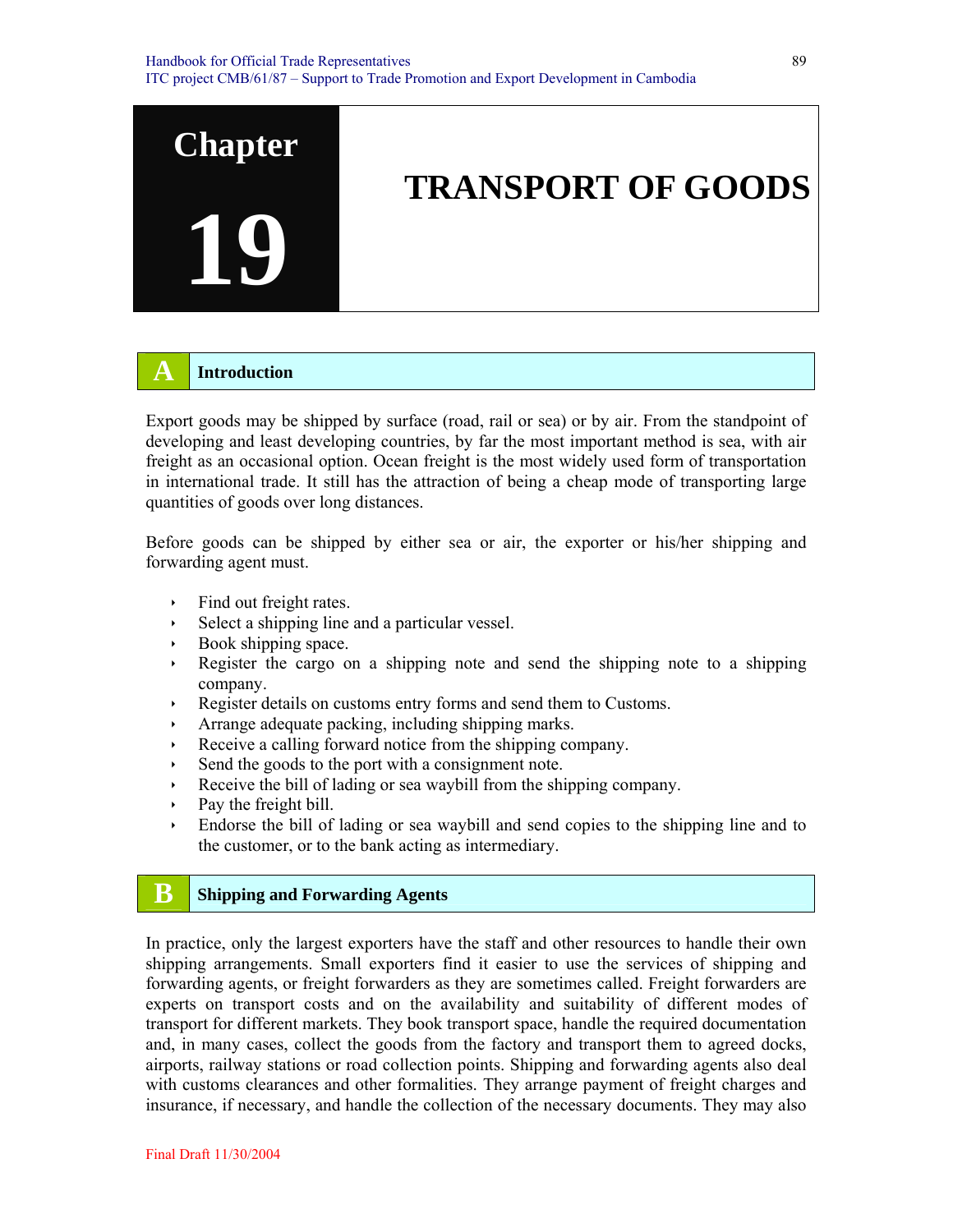# Chapter 19

# TRANSPORT OF GOODS

## A Introduction

Export goods may be shipped by surface (road, rail or sea) or by air. From the standpoint of developing and least developing countries, by far the most important method is sea, with air freight as an occasional option. Ocean freight is the most widely used form of transportation in international trade. It still has the attraction of being a cheap mode of transporting large quantities of goods over long distances.

Before goods can be shipped by either sea or air, the exporter or his/her shipping and forwarding agent must.

- Find out freight rates.
- Select a shipping line and a particular vessel.
- Book shipping space.
- Register the cargo on a shipping note and send the shipping note to a shipping company.
- Register details on customs entry forms and send them to Customs.
- Arrange adequate packing, including shipping marks.
- Receive a calling forward notice from the shipping company.
- Send the goods to the port with a consignment note.
- Receive the bill of lading or sea waybill from the shipping company.
- Pay the freight bill.
- Endorse the bill of lading or sea waybill and send copies to the shipping line and to the customer, or to the bank acting as intermediary.

## B Shipping and Forwarding Agents

In practice, only the largest exporters have the staff and other resources to handle their own shipping arrangements. Small exporters find it easier to use the services of shipping and forwarding agents, or freight forwarders as they are sometimes called. Freight forwarders are experts on transport costs and on the availability and suitability of different modes of transport for different markets. They book transport space, handle the required documentation and, in many cases, collect the goods from the factory and transport them to agreed docks, airports, railway stations or road collection points. Shipping and forwarding agents also deal with customs clearances and other formalities. They arrange payment of freight charges and insurance, if necessary, and handle the collection of the necessary documents. They may also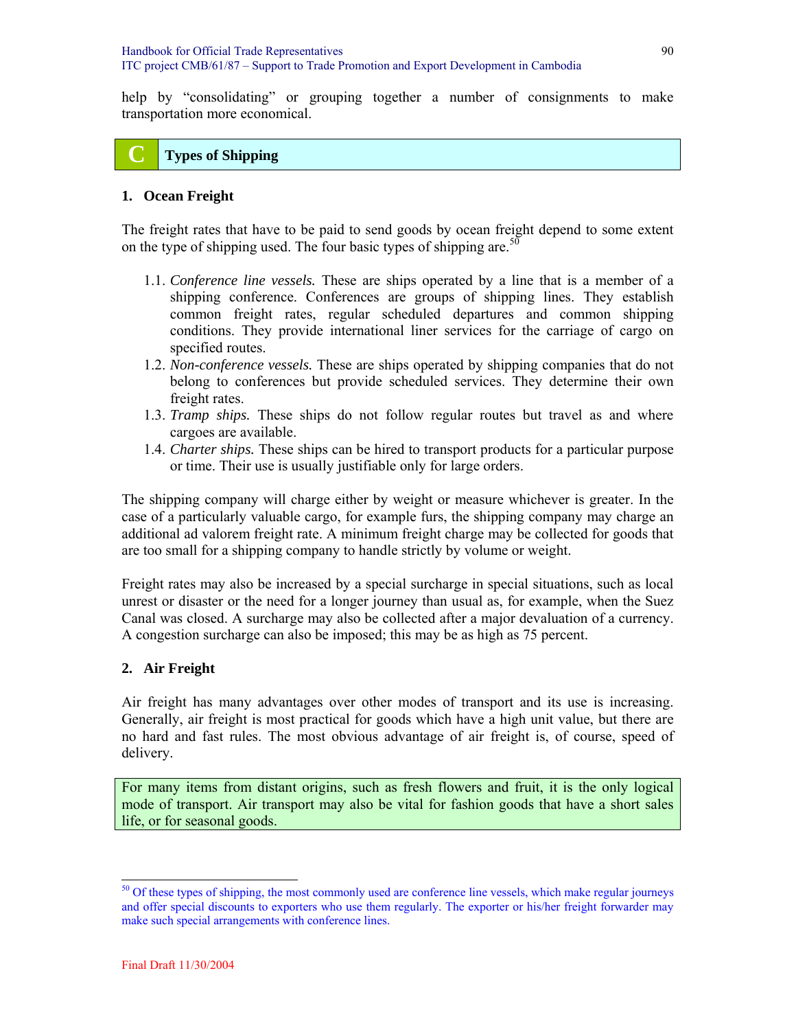help by "consolidating" or grouping together a number of consignments to make transportation more economical.

## C Types of Shipping

### 1. Ocean Freight

The freight rates that have to be paid to send goods by ocean freight depend to some extent on the type of shipping used. The four basic types of shipping are.[50]

1.1. *Conference line vessels.* These are ships operated by a line that is a member of a shipping conference. Conferences are groups of shipping lines. They establish common freight rates, regular scheduled departures and common shipping conditions. They provide international liner services for the carriage of cargo on specified routes.

1.2. *Non-conference vessels.* These are ships operated by shipping companies that do not belong to conferences but provide scheduled services. They determine their own freight rates.

1.3. *Tramp ships.* These ships do not follow regular routes but travel as and where cargoes are available.

1.4. *Charter ships.* These ships can be hired to transport products for a particular purpose or time. Their use is usually justifiable only for large orders.

The shipping company will charge either by weight or measure whichever is greater. In the case of a particularly valuable cargo, for example furs, the shipping company may charge an additional ad valorem freight rate. A minimum freight charge may be collected for goods that are too small for a shipping company to handle strictly by volume or weight.

Freight rates may also be increased by a special surcharge in special situations, such as local unrest or disaster or the need for a longer journey than usual as, for example, when the Suez Canal was closed. A surcharge may also be collected after a major devaluation of a currency. A congestion surcharge can also be imposed; this may be as high as 75 percent.

### 2. Air Freight

Air freight has many advantages over other modes of transport and its use is increasing. Generally, air freight is most practical for goods which have a high unit value, but there are no hard and fast rules. The most obvious advantage of air freight is, of course, speed of delivery.

For many items from distant origins, such as fresh flowers and fruit, it is the only logical mode of transport. Air transport may also be vital for fashion goods that have a short sales life, or for seasonal goods.

---

[50] Of these types of shipping, the most commonly used are conference line vessels, which make regular journeys and offer special discounts to exporters who use them regularly. The exporter or his/her freight forwarder may make such special arrangements with conference lines.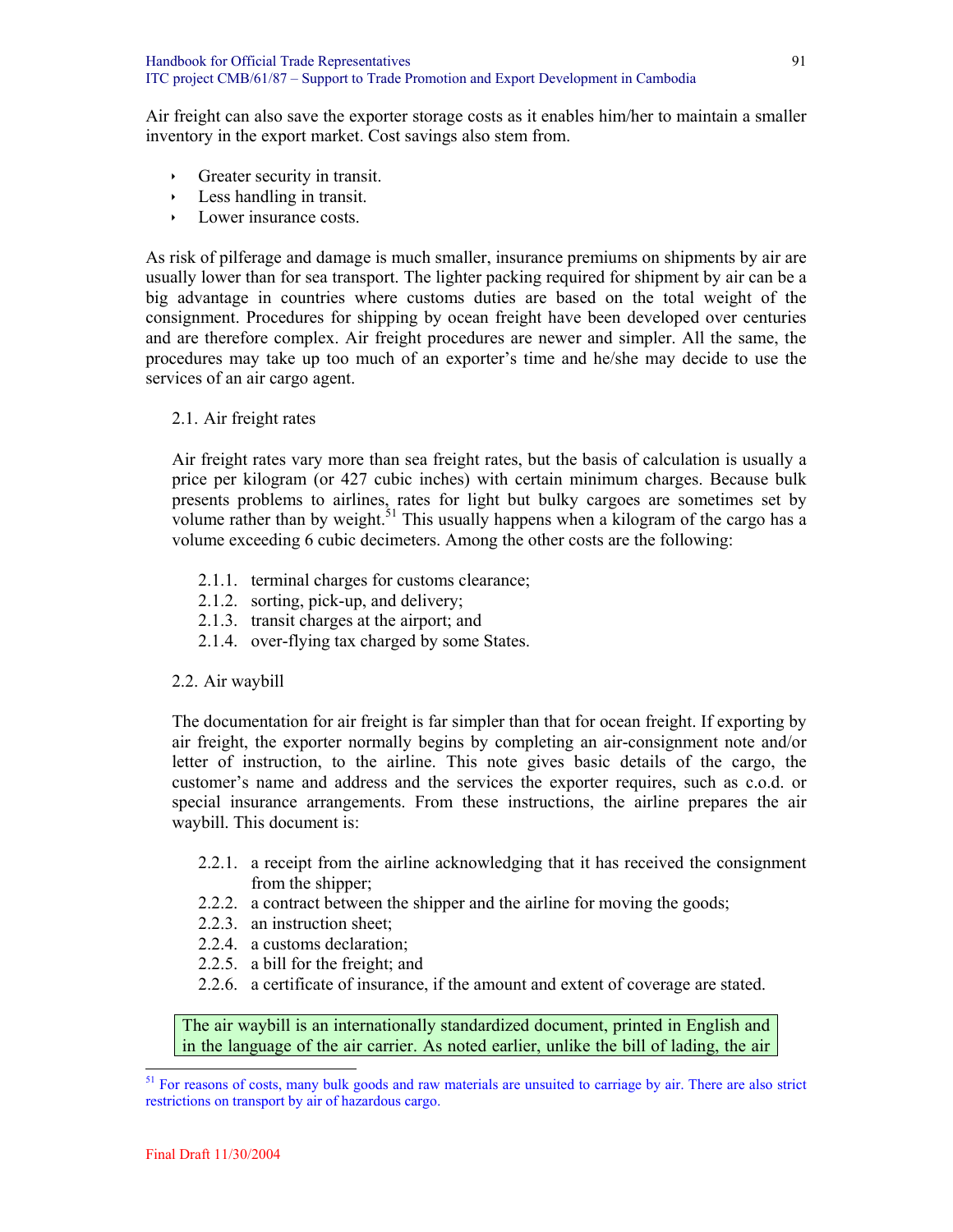Air freight can also save the exporter storage costs as it enables him/her to maintain a smaller inventory in the export market. Cost savings also stem from.

- Greater security in transit.
- Less handling in transit.
- Lower insurance costs.

As risk of pilferage and damage is much smaller, insurance premiums on shipments by air are usually lower than for sea transport. The lighter packing required for shipment by air can be a big advantage in countries where customs duties are based on the total weight of the consignment. Procedures for shipping by ocean freight have been developed over centuries and are therefore complex. Air freight procedures are newer and simpler. All the same, the procedures may take up too much of an exporter's time and he/she may decide to use the services of an air cargo agent.

### 2.1. Air freight rates

Air freight rates vary more than sea freight rates, but the basis of calculation is usually a price per kilogram (or 427 cubic inches) with certain minimum charges. Because bulk presents problems to airlines, rates for light but bulky cargoes are sometimes set by volume rather than by weight.[51] This usually happens when a kilogram of the cargo has a volume exceeding 6 cubic decimeters. Among the other costs are the following:

2.1.1. terminal charges for customs clearance;
2.1.2. sorting, pick-up, and delivery;
2.1.3. transit charges at the airport; and
2.1.4. over-flying tax charged by some States.

### 2.2. Air waybill

The documentation for air freight is far simpler than that for ocean freight. If exporting by air freight, the exporter normally begins by completing an air-consignment note and/or letter of instruction, to the airline. This note gives basic details of the cargo, the customer's name and address and the services the exporter requires, such as c.o.d. or special insurance arrangements. From these instructions, the airline prepares the air waybill. This document is:

2.2.1. a receipt from the airline acknowledging that it has received the consignment from the shipper;
2.2.2. a contract between the shipper and the airline for moving the goods;
2.2.3. an instruction sheet;
2.2.4. a customs declaration;
2.2.5. a bill for the freight; and
2.2.6. a certificate of insurance, if the amount and extent of coverage are stated.

The air waybill is an internationally standardized document, printed in English and in the language of the air carrier. As noted earlier, unlike the bill of lading, the air

[51] For reasons of costs, many bulk goods and raw materials are unsuited to carriage by air. There are also strict restrictions on transport by air of hazardous cargo.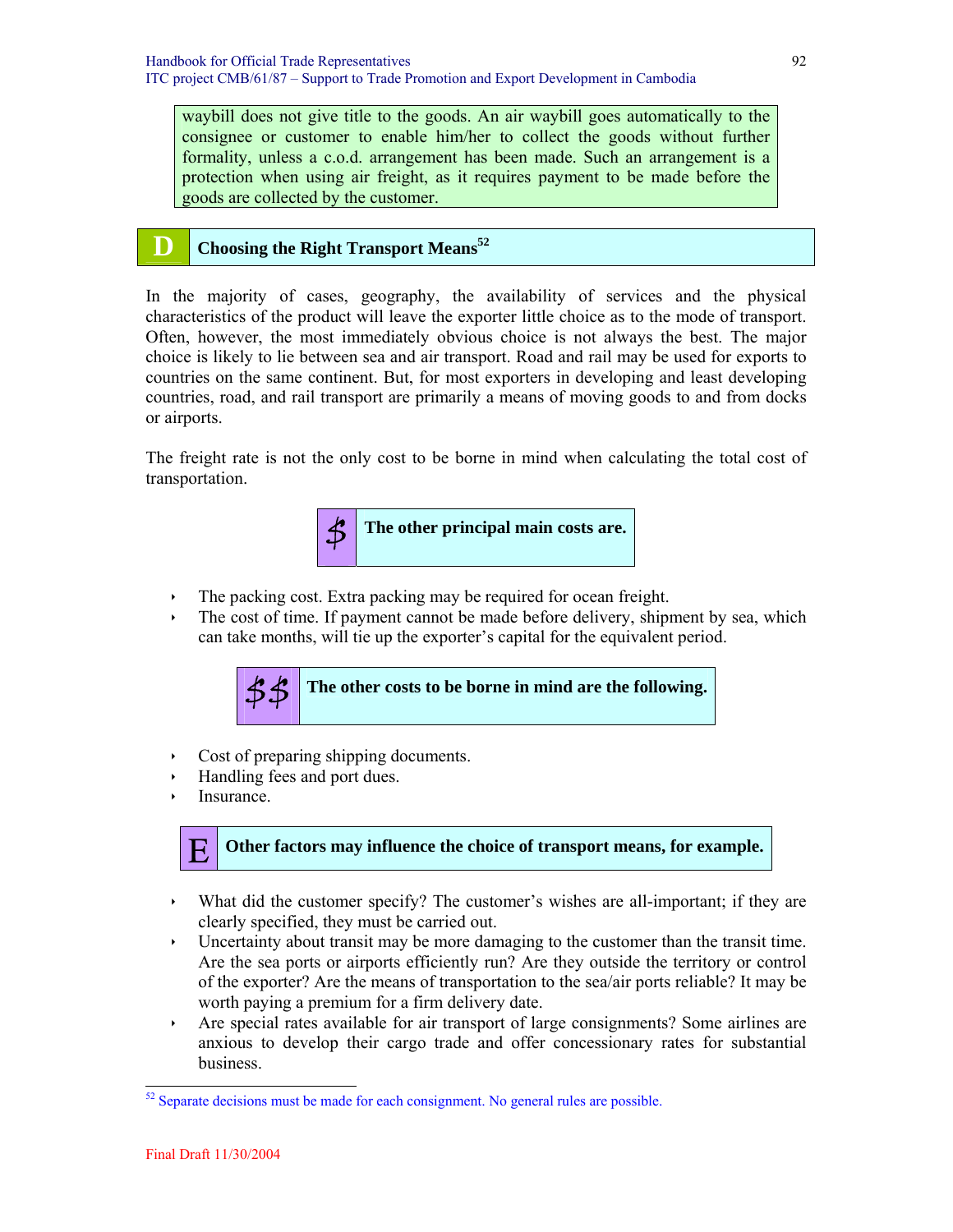waybill does not give title to the goods. An air waybill goes automatically to the consignee or customer to enable him/her to collect the goods without further formality, unless a c.o.d. arrangement has been made. Such an arrangement is a protection when using air freight, as it requires payment to be made before the goods are collected by the customer.

## D Choosing the Right Transport Means[52]

In the majority of cases, geography, the availability of services and the physical characteristics of the product will leave the exporter little choice as to the mode of transport. Often, however, the most immediately obvious choice is not always the best. The major choice is likely to lie between sea and air transport. Road and rail may be used for exports to countries on the same continent. But, for most exporters in developing and least developing countries, road, and rail transport are primarily a means of moving goods to and from docks or airports.

The freight rate is not the only cost to be borne in mind when calculating the total cost of transportation.

**$ The other principal main costs are.**

- The packing cost. Extra packing may be required for ocean freight.
- The cost of time. If payment cannot be made before delivery, shipment by sea, which can take months, will tie up the exporter's capital for the equivalent period.

**$$ The other costs to be borne in mind are the following.**

- Cost of preparing shipping documents.
- Handling fees and port dues.
- Insurance.

## E Other factors may influence the choice of transport means, for example.

- What did the customer specify? The customer's wishes are all-important; if they are clearly specified, they must be carried out.
- Uncertainty about transit may be more damaging to the customer than the transit time. Are the sea ports or airports efficiently run? Are they outside the territory or control of the exporter? Are the means of transportation to the sea/air ports reliable? It may be worth paying a premium for a firm delivery date.
- Are special rates available for air transport of large consignments? Some airlines are anxious to develop their cargo trade and offer concessionary rates for substantial business.

[52] Separate decisions must be made for each consignment. No general rules are possible.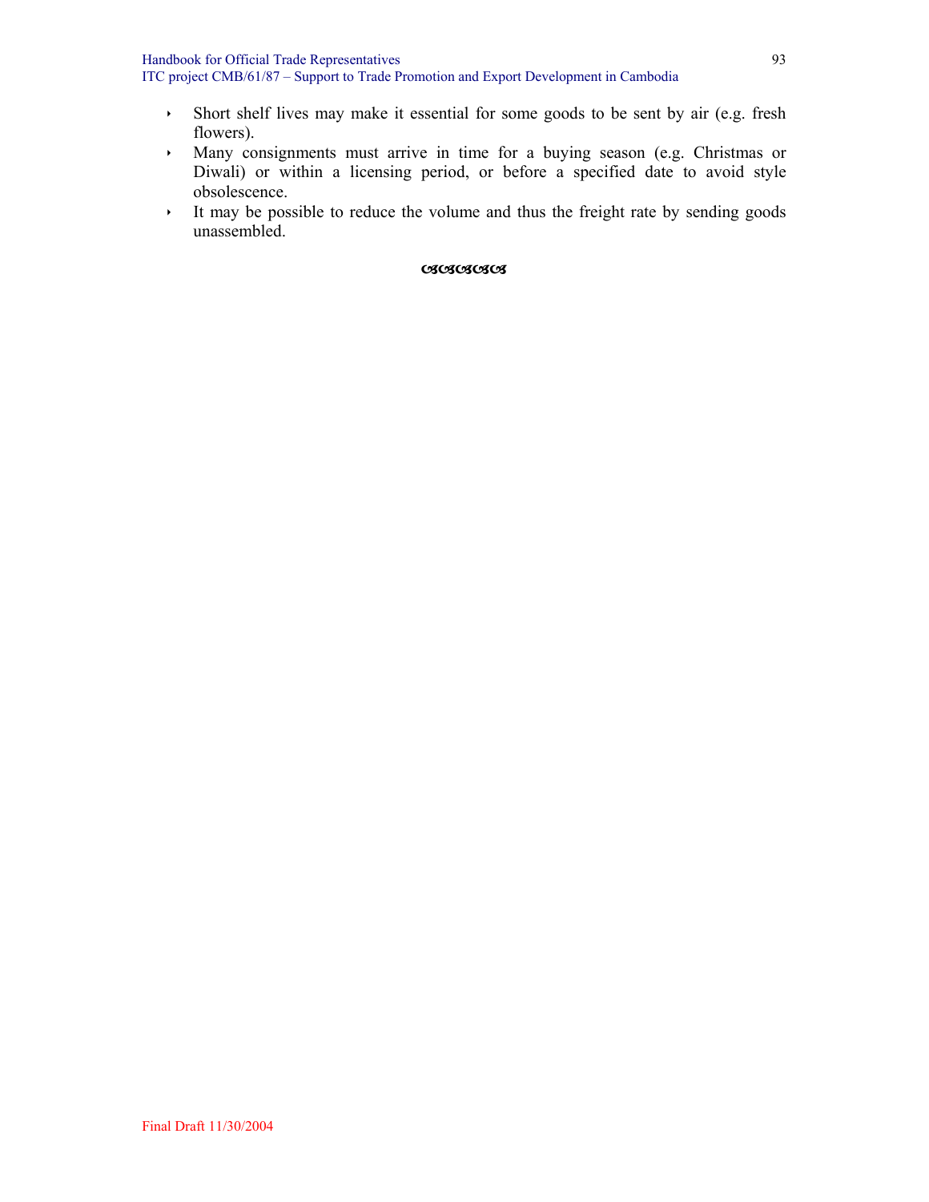- Short shelf lives may make it essential for some goods to be sent by air (e.g. fresh flowers).
- Many consignments must arrive in time for a buying season (e.g. Christmas or Diwali) or within a licensing period, or before a specified date to avoid style obsolescence.
- It may be possible to reduce the volume and thus the freight rate by sending goods unassembled.

Final Draft 11/30/2004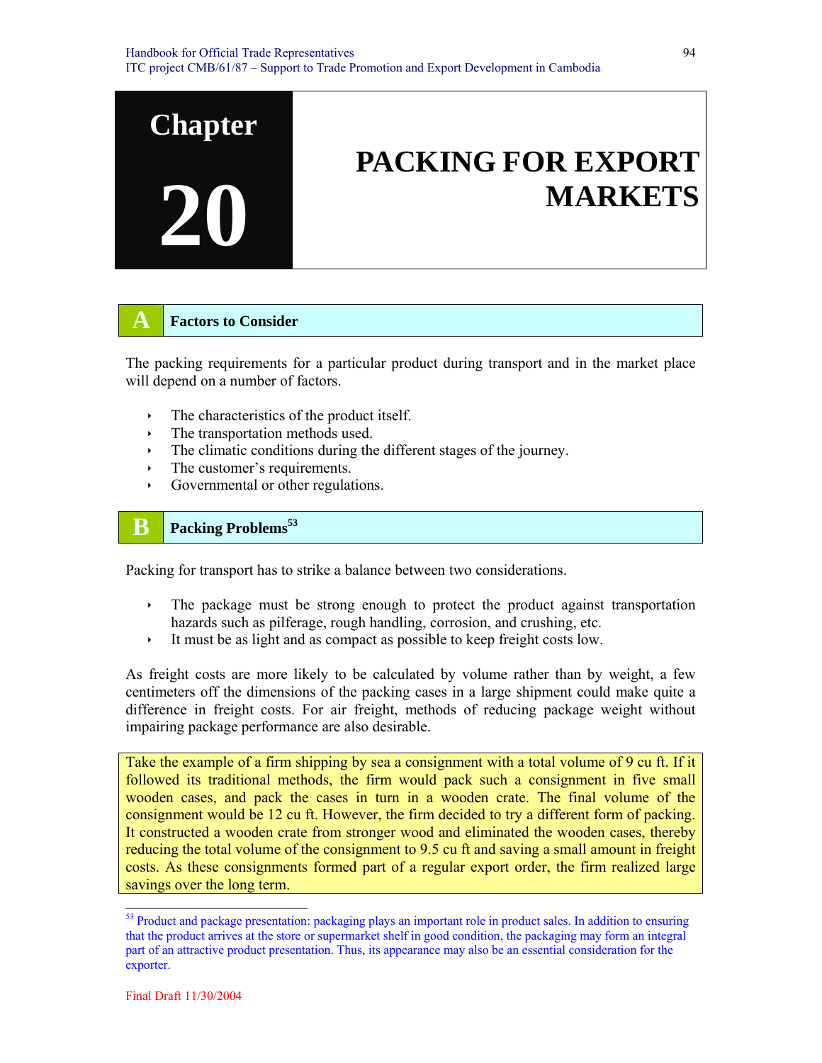# Chapter 20 PACKING FOR EXPORT MARKETS

## A Factors to Consider

The packing requirements for a particular product during transport and in the market place will depend on a number of factors.

- The characteristics of the product itself.
- The transportation methods used.
- The climatic conditions during the different stages of the journey.
- The customer's requirements.
- Governmental or other regulations.

## B Packing Problems[53]

Packing for transport has to strike a balance between two considerations.

- The package must be strong enough to protect the product against transportation hazards such as pilferage, rough handling, corrosion, and crushing, etc.
- It must be as light and as compact as possible to keep freight costs low.

As freight costs are more likely to be calculated by volume rather than by weight, a few centimeters off the dimensions of the packing cases in a large shipment could make quite a difference in freight costs. For air freight, methods of reducing package weight without impairing package performance are also desirable.

> Take the example of a firm shipping by sea a consignment with a total volume of 9 cu ft. If it followed its traditional methods, the firm would pack such a consignment in five small wooden cases, and pack the cases in turn in a wooden crate. The final volume of the consignment would be 12 cu ft. However, the firm decided to try a different form of packing. It constructed a wooden crate from stronger wood and eliminated the wooden cases, thereby reducing the total volume of the consignment to 9.5 cu ft and saving a small amount in freight costs. As these consignments formed part of a regular export order, the firm realized large savings over the long term.

---

[53] Product and package presentation: packaging plays an important role in product sales. In addition to ensuring that the product arrives at the store or supermarket shelf in good condition, the packaging may form an integral part of an attractive product presentation. Thus, its appearance may also be an essential consideration for the exporter.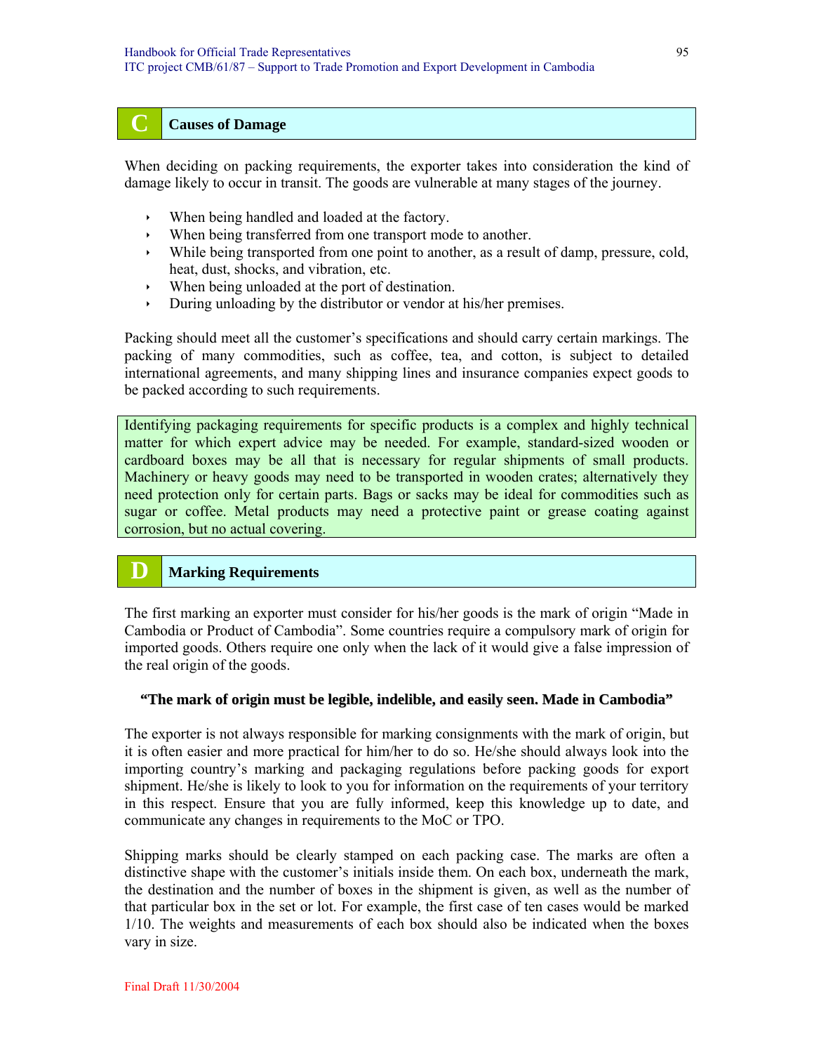## C Causes of Damage

When deciding on packing requirements, the exporter takes into consideration the kind of damage likely to occur in transit. The goods are vulnerable at many stages of the journey.

- When being handled and loaded at the factory.
- When being transferred from one transport mode to another.
- While being transported from one point to another, as a result of damp, pressure, cold, heat, dust, shocks, and vibration, etc.
- When being unloaded at the port of destination.
- During unloading by the distributor or vendor at his/her premises.

Packing should meet all the customer's specifications and should carry certain markings. The packing of many commodities, such as coffee, tea, and cotton, is subject to detailed international agreements, and many shipping lines and insurance companies expect goods to be packed according to such requirements.

> Identifying packaging requirements for specific products is a complex and highly technical matter for which expert advice may be needed. For example, standard-sized wooden or cardboard boxes may be all that is necessary for regular shipments of small products. Machinery or heavy goods may need to be transported in wooden crates; alternatively they need protection only for certain parts. Bags or sacks may be ideal for commodities such as sugar or coffee. Metal products may need a protective paint or grease coating against corrosion, but no actual covering.

## D Marking Requirements

The first marking an exporter must consider for his/her goods is the mark of origin "Made in Cambodia or Product of Cambodia". Some countries require a compulsory mark of origin for imported goods. Others require one only when the lack of it would give a false impression of the real origin of the goods.

**"The mark of origin must be legible, indelible, and easily seen. Made in Cambodia"**

The exporter is not always responsible for marking consignments with the mark of origin, but it is often easier and more practical for him/her to do so. He/she should always look into the importing country's marking and packaging regulations before packing goods for export shipment. He/she is likely to look to you for information on the requirements of your territory in this respect. Ensure that you are fully informed, keep this knowledge up to date, and communicate any changes in requirements to the MoC or TPO.

Shipping marks should be clearly stamped on each packing case. The marks are often a distinctive shape with the customer's initials inside them. On each box, underneath the mark, the destination and the number of boxes in the shipment is given, as well as the number of that particular box in the set or lot. For example, the first case of ten cases would be marked 1/10. The weights and measurements of each box should also be indicated when the boxes vary in size.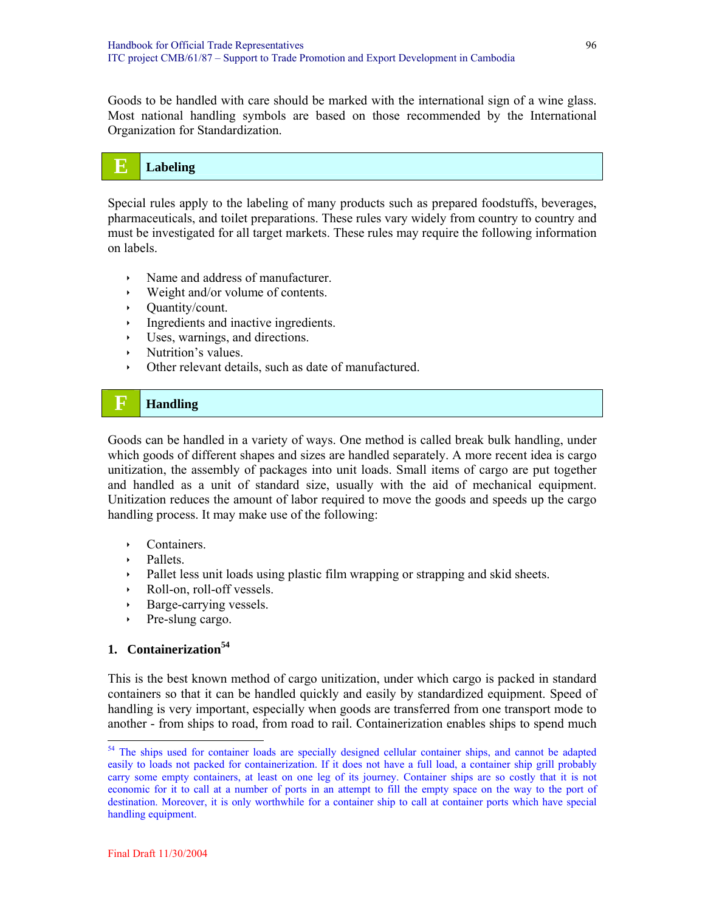Goods to be handled with care should be marked with the international sign of a wine glass. Most national handling symbols are based on those recommended by the International Organization for Standardization.

## E Labeling

Special rules apply to the labeling of many products such as prepared foodstuffs, beverages, pharmaceuticals, and toilet preparations. These rules vary widely from country to country and must be investigated for all target markets. These rules may require the following information on labels.

- Name and address of manufacturer.
- Weight and/or volume of contents.
- Quantity/count.
- Ingredients and inactive ingredients.
- Uses, warnings, and directions.
- Nutrition's values.
- Other relevant details, such as date of manufactured.

## F Handling

Goods can be handled in a variety of ways. One method is called break bulk handling, under which goods of different shapes and sizes are handled separately. A more recent idea is cargo unitization, the assembly of packages into unit loads. Small items of cargo are put together and handled as a unit of standard size, usually with the aid of mechanical equipment. Unitization reduces the amount of labor required to move the goods and speeds up the cargo handling process. It may make use of the following:

- Containers.
- Pallets.
- Pallet less unit loads using plastic film wrapping or strapping and skid sheets.
- Roll-on, roll-off vessels.
- Barge-carrying vessels.
- Pre-slung cargo.

### 1. Containerization[54]

This is the best known method of cargo unitization, under which cargo is packed in standard containers so that it can be handled quickly and easily by standardized equipment. Speed of handling is very important, especially when goods are transferred from one transport mode to another - from ships to road, from road to rail. Containerization enables ships to spend much

---

[54] The ships used for container loads are specially designed cellular container ships, and cannot be adapted easily to loads not packed for containerization. If it does not have a full load, a container ship grill probably carry some empty containers, at least on one leg of its journey. Container ships are so costly that it is not economic for it to call at a number of ports in an attempt to fill the empty space on the way to the port of destination. Moreover, it is only worthwhile for a container ship to call at container ports which have special handling equipment.

Final Draft 11/30/2004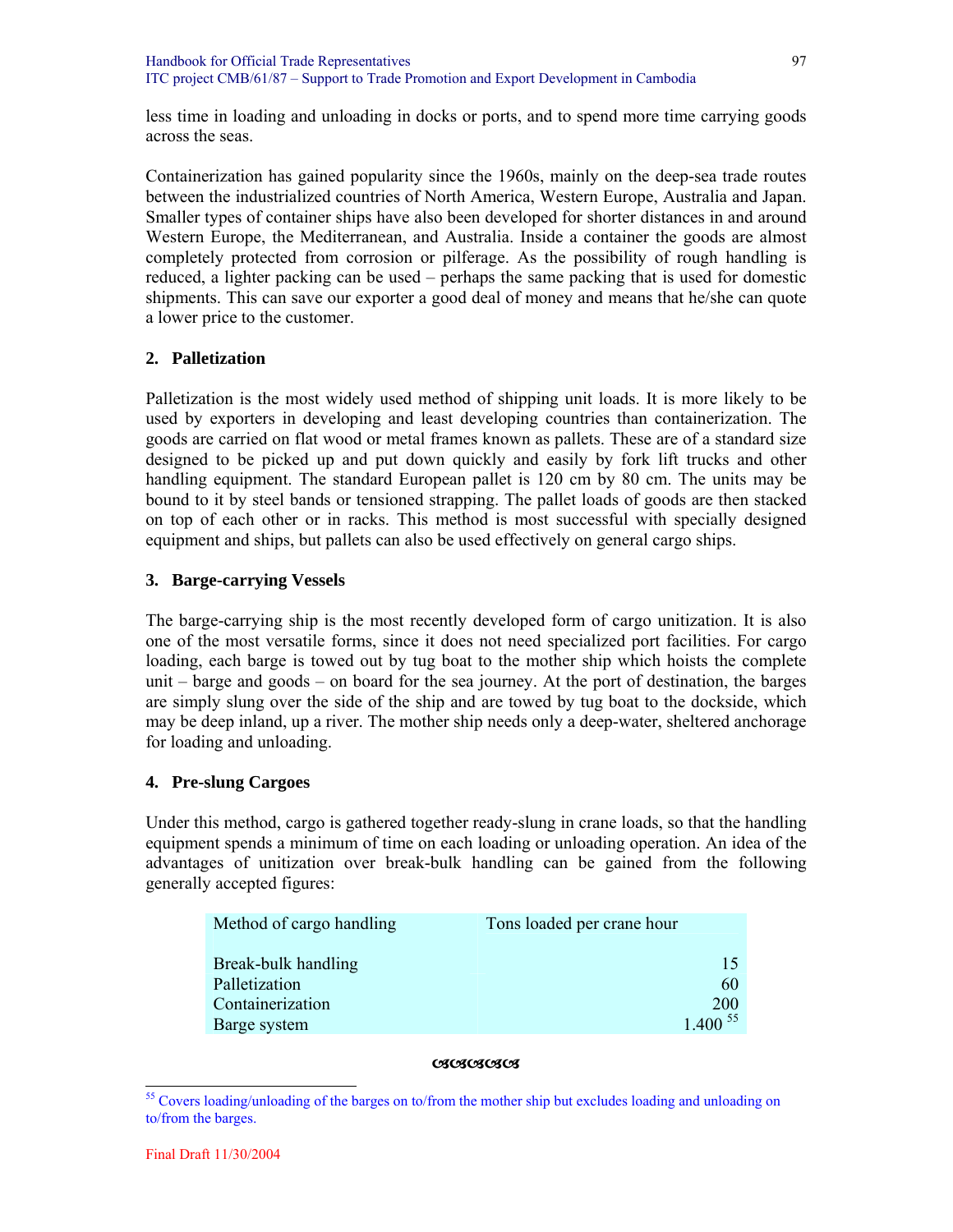less time in loading and unloading in docks or ports, and to spend more time carrying goods across the seas.

Containerization has gained popularity since the 1960s, mainly on the deep-sea trade routes between the industrialized countries of North America, Western Europe, Australia and Japan. Smaller types of container ships have also been developed for shorter distances in and around Western Europe, the Mediterranean, and Australia. Inside a container the goods are almost completely protected from corrosion or pilferage. As the possibility of rough handling is reduced, a lighter packing can be used – perhaps the same packing that is used for domestic shipments. This can save our exporter a good deal of money and means that he/she can quote a lower price to the customer.

### 2. Palletization

Palletization is the most widely used method of shipping unit loads. It is more likely to be used by exporters in developing and least developing countries than containerization. The goods are carried on flat wood or metal frames known as pallets. These are of a standard size designed to be picked up and put down quickly and easily by fork lift trucks and other handling equipment. The standard European pallet is 120 cm by 80 cm. The units may be bound to it by steel bands or tensioned strapping. The pallet loads of goods are then stacked on top of each other or in racks. This method is most successful with specially designed equipment and ships, but pallets can also be used effectively on general cargo ships.

### 3. Barge-carrying Vessels

The barge-carrying ship is the most recently developed form of cargo unitization. It is also one of the most versatile forms, since it does not need specialized port facilities. For cargo loading, each barge is towed out by tug boat to the mother ship which hoists the complete unit – barge and goods – on board for the sea journey. At the port of destination, the barges are simply slung over the side of the ship and are towed by tug boat to the dockside, which may be deep inland, up a river. The mother ship needs only a deep-water, sheltered anchorage for loading and unloading.

### 4. Pre-slung Cargoes

Under this method, cargo is gathered together ready-slung in crane loads, so that the handling equipment spends a minimum of time on each loading or unloading operation. An idea of the advantages of unitization over break-bulk handling can be gained from the following generally accepted figures:

| Method of cargo handling | Tons loaded per crane hour |
|---|---:|
| Break-bulk handling | 15 |
| Palletization | 60 |
| Containerization | 200 |
| Barge system | 1.400 [55] |

---

[55] Covers loading/unloading of the barges on to/from the mother ship but excludes loading and unloading on to/from the barges.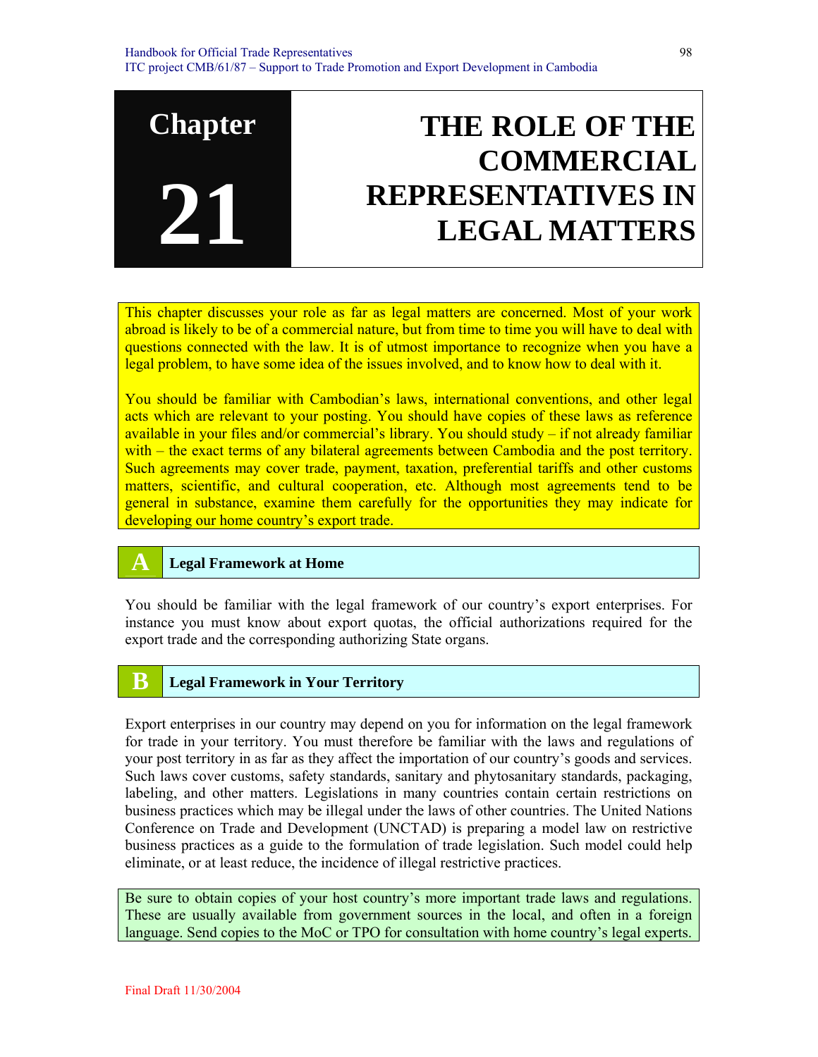# Chapter 21 THE ROLE OF THE COMMERCIAL REPRESENTATIVES IN LEGAL MATTERS

This chapter discusses your role as far as legal matters are concerned. Most of your work abroad is likely to be of a commercial nature, but from time to time you will have to deal with questions connected with the law. It is of utmost importance to recognize when you have a legal problem, to have some idea of the issues involved, and to know how to deal with it.

You should be familiar with Cambodian's laws, international conventions, and other legal acts which are relevant to your posting. You should have copies of these laws as reference available in your files and/or commercial's library. You should study – if not already familiar with – the exact terms of any bilateral agreements between Cambodia and the post territory. Such agreements may cover trade, payment, taxation, preferential tariffs and other customs matters, scientific, and cultural cooperation, etc. Although most agreements tend to be general in substance, examine them carefully for the opportunities they may indicate for developing our home country's export trade.

## A Legal Framework at Home

You should be familiar with the legal framework of our country's export enterprises. For instance you must know about export quotas, the official authorizations required for the export trade and the corresponding authorizing State organs.

## B Legal Framework in Your Territory

Export enterprises in our country may depend on you for information on the legal framework for trade in your territory. You must therefore be familiar with the laws and regulations of your post territory in as far as they affect the importation of our country's goods and services. Such laws cover customs, safety standards, sanitary and phytosanitary standards, packaging, labeling, and other matters. Legislations in many countries contain certain restrictions on business practices which may be illegal under the laws of other countries. The United Nations Conference on Trade and Development (UNCTAD) is preparing a model law on restrictive business practices as a guide to the formulation of trade legislation. Such model could help eliminate, or at least reduce, the incidence of illegal restrictive practices.

Be sure to obtain copies of your host country's more important trade laws and regulations. These are usually available from government sources in the local, and often in a foreign language. Send copies to the MoC or TPO for consultation with home country's legal experts.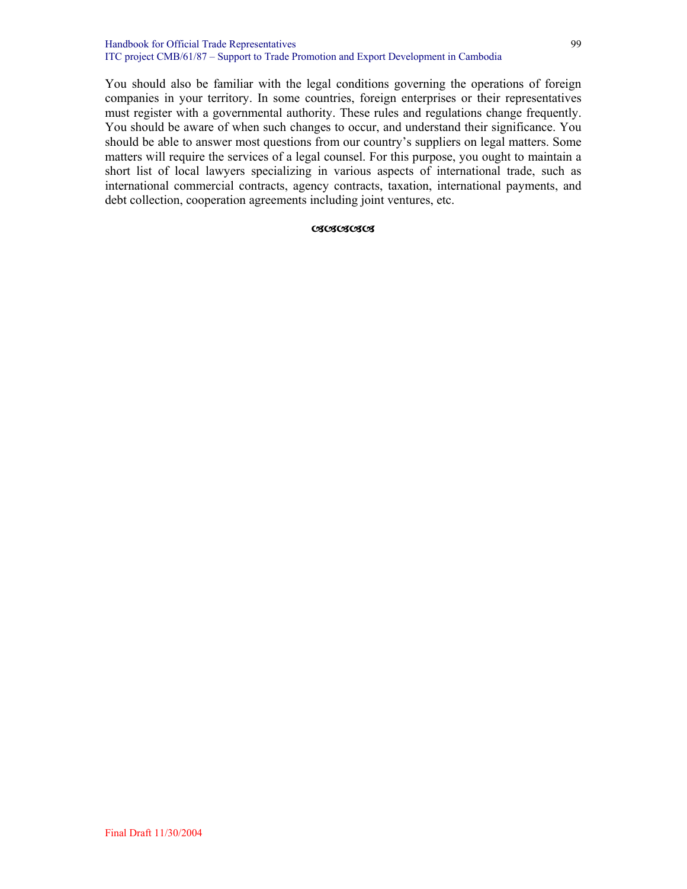You should also be familiar with the legal conditions governing the operations of foreign companies in your territory. In some countries, foreign enterprises or their representatives must register with a governmental authority. These rules and regulations change frequently. You should be aware of when such changes to occur, and understand their significance. You should be able to answer most questions from our country's suppliers on legal matters. Some matters will require the services of a legal counsel. For this purpose, you ought to maintain a short list of local lawyers specializing in various aspects of international trade, such as international commercial contracts, agency contracts, taxation, international payments, and debt collection, cooperation agreements including joint ventures, etc.

ccccccccc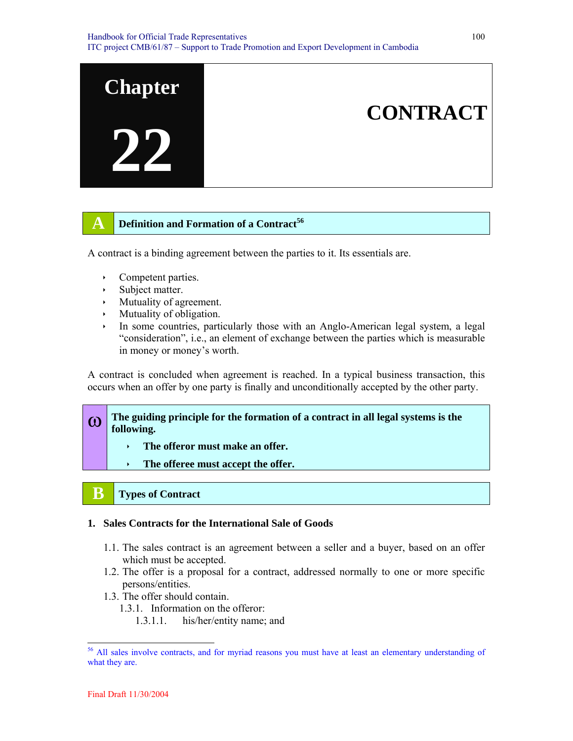# Chapter 22 CONTRACT

## A Definition and Formation of a Contract[56]

A contract is a binding agreement between the parties to it. Its essentials are.

- Competent parties.
- Subject matter.
- Mutuality of agreement.
- Mutuality of obligation.
- In some countries, particularly those with an Anglo-American legal system, a legal "consideration", i.e., an element of exchange between the parties which is measurable in money or money's worth.

A contract is concluded when agreement is reached. In a typical business transaction, this occurs when an offer by one party is finally and unconditionally accepted by the other party.

> **The guiding principle for the formation of a contract in all legal systems is the following.**
>
> - **The offeror must make an offer.**
> - **The offeree must accept the offer.**

## B Types of Contract

### 1. Sales Contracts for the International Sale of Goods

1.1. The sales contract is an agreement between a seller and a buyer, based on an offer which must be accepted.

1.2. The offer is a proposal for a contract, addressed normally to one or more specific persons/entities.

1.3. The offer should contain.

1.3.1. Information on the offeror:

1.3.1.1. his/her/entity name; and

---

[56] All sales involve contracts, and for myriad reasons you must have at least an elementary understanding of what they are.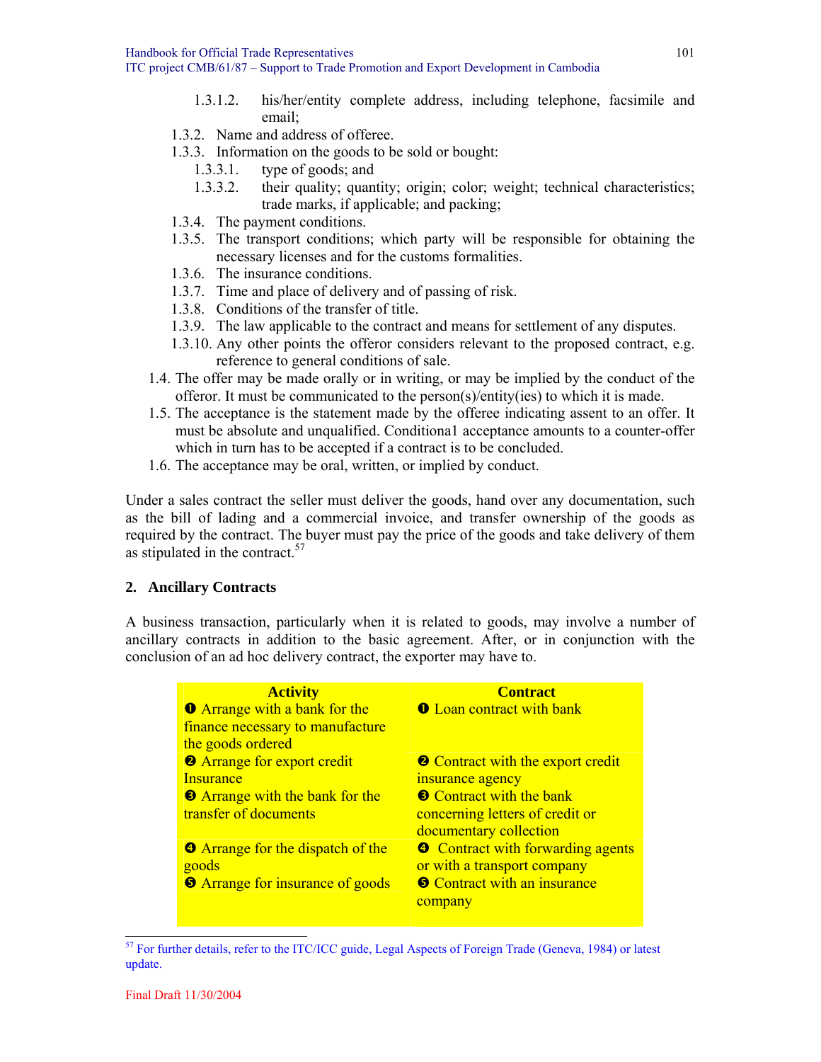- 1.3.1.2. his/her/entity complete address, including telephone, facsimile and email;
- 1.3.2. Name and address of offeree.
- 1.3.3. Information on the goods to be sold or bought:
  - 1.3.3.1. type of goods; and
  - 1.3.3.2. their quality; quantity; origin; color; weight; technical characteristics; trade marks, if applicable; and packing;
- 1.3.4. The payment conditions.
- 1.3.5. The transport conditions; which party will be responsible for obtaining the necessary licenses and for the customs formalities.
- 1.3.6. The insurance conditions.
- 1.3.7. Time and place of delivery and of passing of risk.
- 1.3.8. Conditions of the transfer of title.
- 1.3.9. The law applicable to the contract and means for settlement of any disputes.
- 1.3.10. Any other points the offeror considers relevant to the proposed contract, e.g. reference to general conditions of sale.

1.4. The offer may be made orally or in writing, or may be implied by the conduct of the offeror. It must be communicated to the person(s)/entity(ies) to which it is made.

1.5. The acceptance is the statement made by the offeree indicating assent to an offer. It must be absolute and unqualified. Conditiona1 acceptance amounts to a counter-offer which in turn has to be accepted if a contract is to be concluded.

1.6. The acceptance may be oral, written, or implied by conduct.

Under a sales contract the seller must deliver the goods, hand over any documentation, such as the bill of lading and a commercial invoice, and transfer ownership of the goods as required by the contract. The buyer must pay the price of the goods and take delivery of them as stipulated in the contract.[57]

## 2. Ancillary Contracts

A business transaction, particularly when it is related to goods, may involve a number of ancillary contracts in addition to the basic agreement. After, or in conjunction with the conclusion of an ad hoc delivery contract, the exporter may have to.

| Activity | Contract |
|---|---|
| ❶ Arrange with a bank for the finance necessary to manufacture the goods ordered | ❶ Loan contract with bank |
| ❷ Arrange for export credit Insurance | ❷ Contract with the export credit insurance agency |
| ❸ Arrange with the bank for the transfer of documents | ❸ Contract with the bank concerning letters of credit or documentary collection |
| ❹ Arrange for the dispatch of the goods | ❹ Contract with forwarding agents or with a transport company |
| ❺ Arrange for insurance of goods | ❺ Contract with an insurance company |

[57] For further details, refer to the ITC/ICC guide, Legal Aspects of Foreign Trade (Geneva, 1984) or latest update.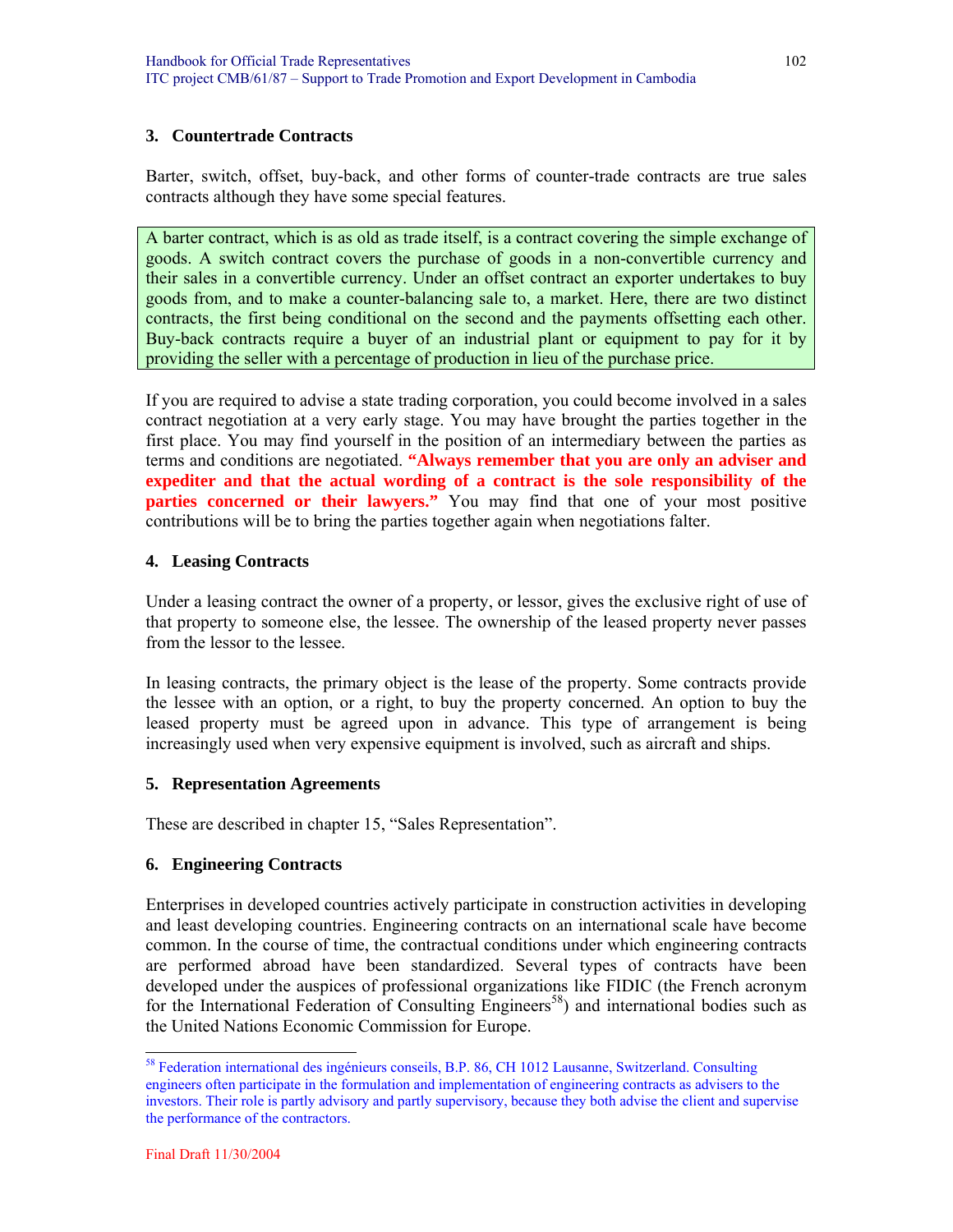## 3. Countertrade Contracts

Barter, switch, offset, buy-back, and other forms of counter-trade contracts are true sales contracts although they have some special features.

A barter contract, which is as old as trade itself, is a contract covering the simple exchange of goods. A switch contract covers the purchase of goods in a non-convertible currency and their sales in a convertible currency. Under an offset contract an exporter undertakes to buy goods from, and to make a counter-balancing sale to, a market. Here, there are two distinct contracts, the first being conditional on the second and the payments offsetting each other. Buy-back contracts require a buyer of an industrial plant or equipment to pay for it by providing the seller with a percentage of production in lieu of the purchase price.

If you are required to advise a state trading corporation, you could become involved in a sales contract negotiation at a very early stage. You may have brought the parties together in the first place. You may find yourself in the position of an intermediary between the parties as terms and conditions are negotiated. **"Always remember that you are only an adviser and expediter and that the actual wording of a contract is the sole responsibility of the parties concerned or their lawyers."** You may find that one of your most positive contributions will be to bring the parties together again when negotiations falter.

## 4. Leasing Contracts

Under a leasing contract the owner of a property, or lessor, gives the exclusive right of use of that property to someone else, the lessee. The ownership of the leased property never passes from the lessor to the lessee.

In leasing contracts, the primary object is the lease of the property. Some contracts provide the lessee with an option, or a right, to buy the property concerned. An option to buy the leased property must be agreed upon in advance. This type of arrangement is being increasingly used when very expensive equipment is involved, such as aircraft and ships.

## 5. Representation Agreements

These are described in chapter 15, "Sales Representation".

## 6. Engineering Contracts

Enterprises in developed countries actively participate in construction activities in developing and least developing countries. Engineering contracts on an international scale have become common. In the course of time, the contractual conditions under which engineering contracts are performed abroad have been standardized. Several types of contracts have been developed under the auspices of professional organizations like FIDIC (the French acronym for the International Federation of Consulting Engineers[58]) and international bodies such as the United Nations Economic Commission for Europe.

---

[58] Federation international des ingénieurs conseils, B.P. 86, CH 1012 Lausanne, Switzerland. Consulting engineers often participate in the formulation and implementation of engineering contracts as advisers to the investors. Their role is partly advisory and partly supervisory, because they both advise the client and supervise the performance of the contractors.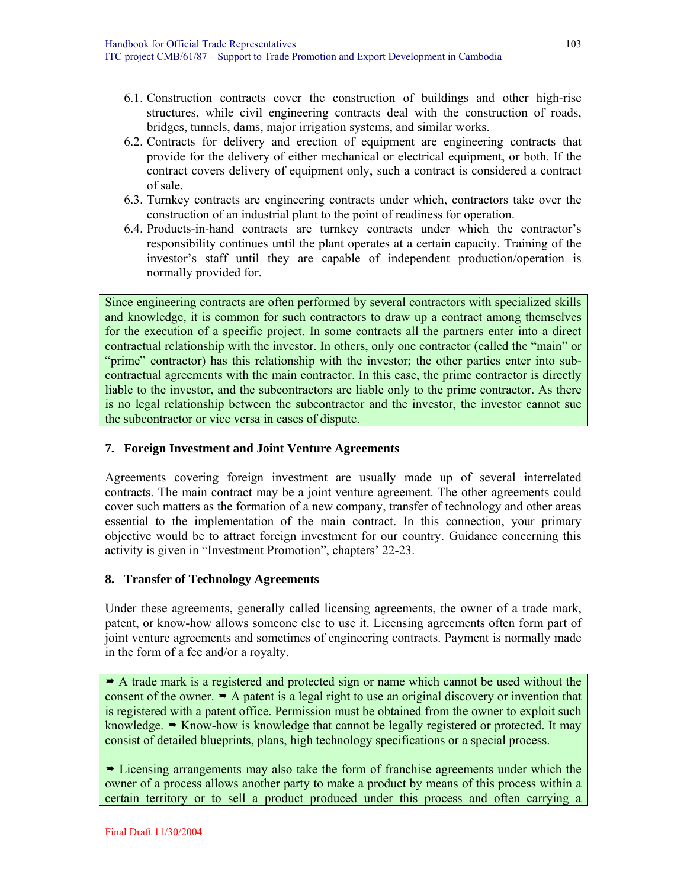6.1. Construction contracts cover the construction of buildings and other high-rise structures, while civil engineering contracts deal with the construction of roads, bridges, tunnels, dams, major irrigation systems, and similar works.
6.2. Contracts for delivery and erection of equipment are engineering contracts that provide for the delivery of either mechanical or electrical equipment, or both. If the contract covers delivery of equipment only, such a contract is considered a contract of sale.
6.3. Turnkey contracts are engineering contracts under which, contractors take over the construction of an industrial plant to the point of readiness for operation.
6.4. Products-in-hand contracts are turnkey contracts under which the contractor's responsibility continues until the plant operates at a certain capacity. Training of the investor's staff until they are capable of independent production/operation is normally provided for.

Since engineering contracts are often performed by several contractors with specialized skills and knowledge, it is common for such contractors to draw up a contract among themselves for the execution of a specific project. In some contracts all the partners enter into a direct contractual relationship with the investor. In others, only one contractor (called the "main" or "prime" contractor) has this relationship with the investor; the other parties enter into sub-contractual agreements with the main contractor. In this case, the prime contractor is directly liable to the investor, and the subcontractors are liable only to the prime contractor. As there is no legal relationship between the subcontractor and the investor, the investor cannot sue the subcontractor or vice versa in cases of dispute.

## 7. Foreign Investment and Joint Venture Agreements

Agreements covering foreign investment are usually made up of several interrelated contracts. The main contract may be a joint venture agreement. The other agreements could cover such matters as the formation of a new company, transfer of technology and other areas essential to the implementation of the main contract. In this connection, your primary objective would be to attract foreign investment for our country. Guidance concerning this activity is given in "Investment Promotion", chapters' 22-23.

## 8. Transfer of Technology Agreements

Under these agreements, generally called licensing agreements, the owner of a trade mark, patent, or know-how allows someone else to use it. Licensing agreements often form part of joint venture agreements and sometimes of engineering contracts. Payment is normally made in the form of a fee and/or a royalty.

➨ A trade mark is a registered and protected sign or name which cannot be used without the consent of the owner. ➨ A patent is a legal right to use an original discovery or invention that is registered with a patent office. Permission must be obtained from the owner to exploit such knowledge. ➨ Know-how is knowledge that cannot be legally registered or protected. It may consist of detailed blueprints, plans, high technology specifications or a special process.

➨ Licensing arrangements may also take the form of franchise agreements under which the owner of a process allows another party to make a product by means of this process within a certain territory or to sell a product produced under this process and often carrying a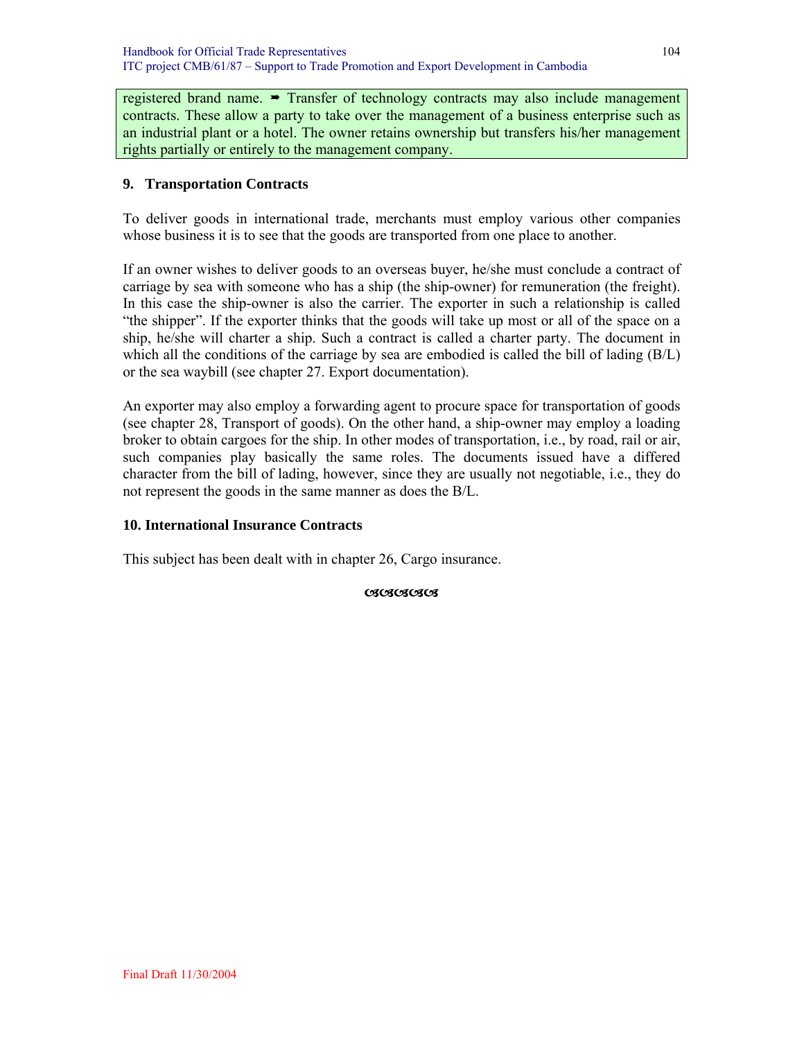registered brand name. ➡ Transfer of technology contracts may also include management contracts. These allow a party to take over the management of a business enterprise such as an industrial plant or a hotel. The owner retains ownership but transfers his/her management rights partially or entirely to the management company.

### 9. Transportation Contracts

To deliver goods in international trade, merchants must employ various other companies whose business it is to see that the goods are transported from one place to another.

If an owner wishes to deliver goods to an overseas buyer, he/she must conclude a contract of carriage by sea with someone who has a ship (the ship-owner) for remuneration (the freight). In this case the ship-owner is also the carrier. The exporter in such a relationship is called "the shipper". If the exporter thinks that the goods will take up most or all of the space on a ship, he/she will charter a ship. Such a contract is called a charter party. The document in which all the conditions of the carriage by sea are embodied is called the bill of lading (B/L) or the sea waybill (see chapter 27. Export documentation).

An exporter may also employ a forwarding agent to procure space for transportation of goods (see chapter 28, Transport of goods). On the other hand, a ship-owner may employ a loading broker to obtain cargoes for the ship. In other modes of transportation, i.e., by road, rail or air, such companies play basically the same roles. The documents issued have a differed character from the bill of lading, however, since they are usually not negotiable, i.e., they do not represent the goods in the same manner as does the B/L.

### 10. International Insurance Contracts

This subject has been dealt with in chapter 26, Cargo insurance.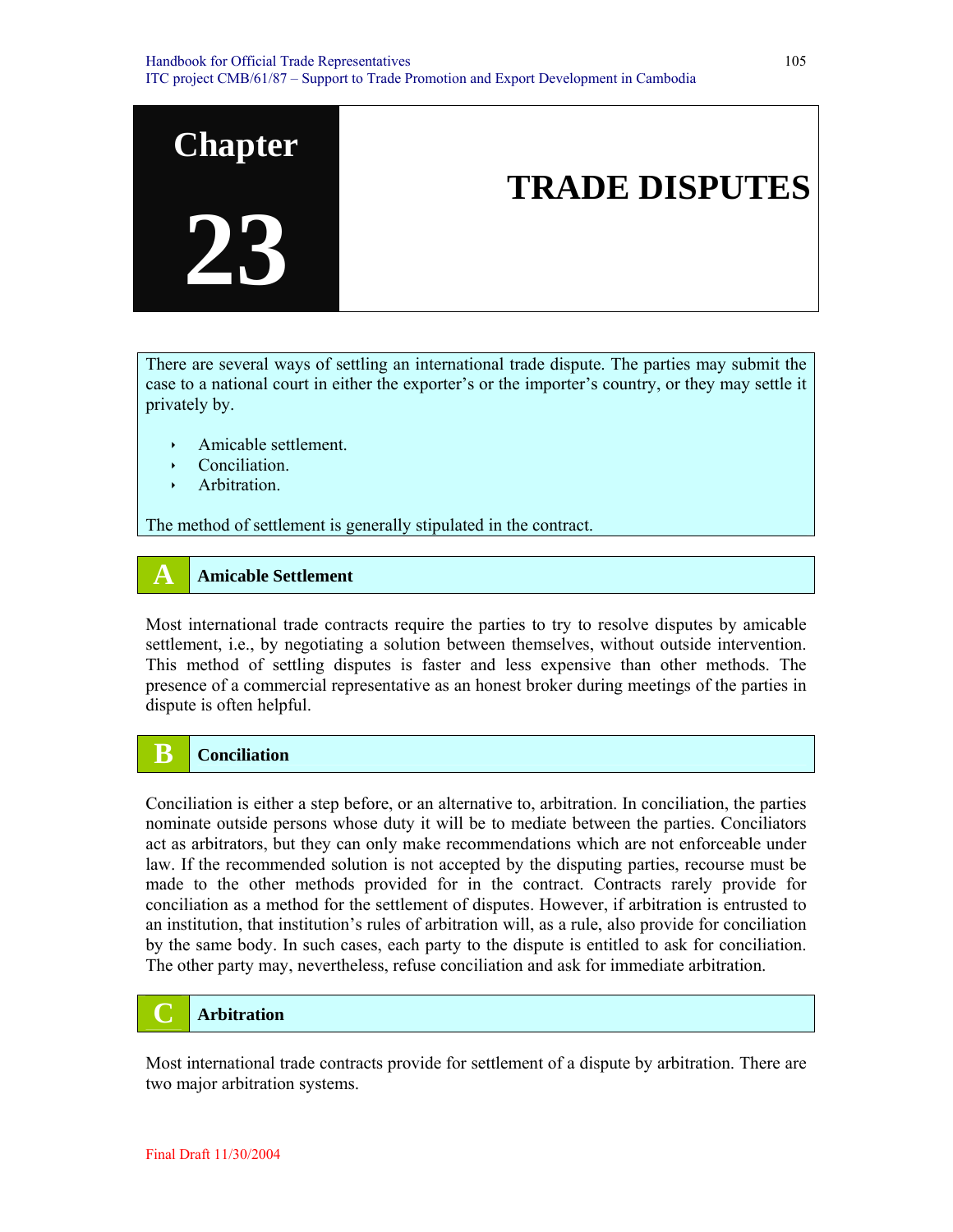# Chapter 23 TRADE DISPUTES

There are several ways of settling an international trade dispute. The parties may submit the case to a national court in either the exporter's or the importer's country, or they may settle it privately by.

- Amicable settlement.
- Conciliation.
- Arbitration.

The method of settlement is generally stipulated in the contract.

## A Amicable Settlement

Most international trade contracts require the parties to try to resolve disputes by amicable settlement, i.e., by negotiating a solution between themselves, without outside intervention. This method of settling disputes is faster and less expensive than other methods. The presence of a commercial representative as an honest broker during meetings of the parties in dispute is often helpful.

## B Conciliation

Conciliation is either a step before, or an alternative to, arbitration. In conciliation, the parties nominate outside persons whose duty it will be to mediate between the parties. Conciliators act as arbitrators, but they can only make recommendations which are not enforceable under law. If the recommended solution is not accepted by the disputing parties, recourse must be made to the other methods provided for in the contract. Contracts rarely provide for conciliation as a method for the settlement of disputes. However, if arbitration is entrusted to an institution, that institution's rules of arbitration will, as a rule, also provide for conciliation by the same body. In such cases, each party to the dispute is entitled to ask for conciliation. The other party may, nevertheless, refuse conciliation and ask for immediate arbitration.

## C Arbitration

Most international trade contracts provide for settlement of a dispute by arbitration. There are two major arbitration systems.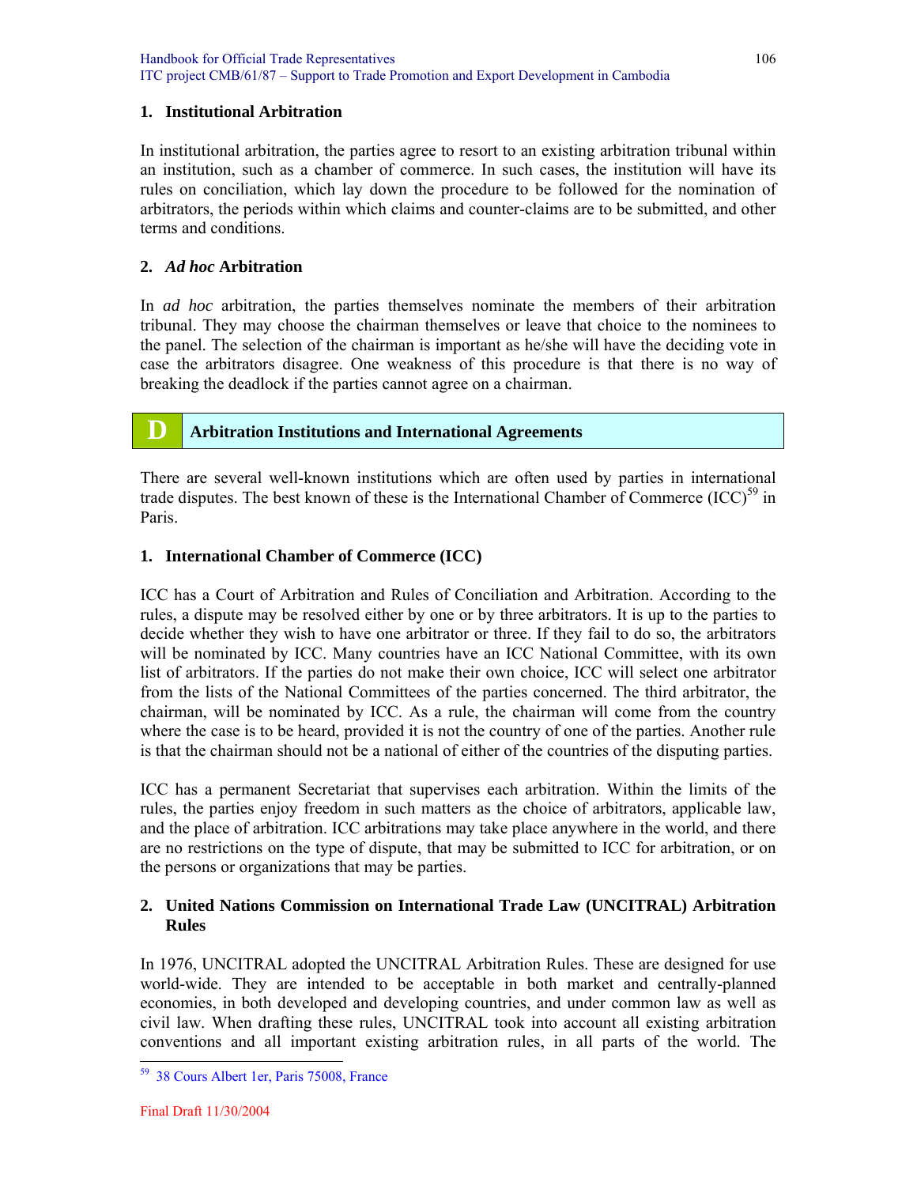### 1. Institutional Arbitration

In institutional arbitration, the parties agree to resort to an existing arbitration tribunal within an institution, such as a chamber of commerce. In such cases, the institution will have its rules on conciliation, which lay down the procedure to be followed for the nomination of arbitrators, the periods within which claims and counter-claims are to be submitted, and other terms and conditions.

### 2. *Ad hoc* Arbitration

In *ad hoc* arbitration, the parties themselves nominate the members of their arbitration tribunal. They may choose the chairman themselves or leave that choice to the nominees to the panel. The selection of the chairman is important as he/she will have the deciding vote in case the arbitrators disagree. One weakness of this procedure is that there is no way of breaking the deadlock if the parties cannot agree on a chairman.

## D Arbitration Institutions and International Agreements

There are several well-known institutions which are often used by parties in international trade disputes. The best known of these is the International Chamber of Commerce (ICC)[59] in Paris.

### 1. International Chamber of Commerce (ICC)

ICC has a Court of Arbitration and Rules of Conciliation and Arbitration. According to the rules, a dispute may be resolved either by one or by three arbitrators. It is up to the parties to decide whether they wish to have one arbitrator or three. If they fail to do so, the arbitrators will be nominated by ICC. Many countries have an ICC National Committee, with its own list of arbitrators. If the parties do not make their own choice, ICC will select one arbitrator from the lists of the National Committees of the parties concerned. The third arbitrator, the chairman, will be nominated by ICC. As a rule, the chairman will come from the country where the case is to be heard, provided it is not the country of one of the parties. Another rule is that the chairman should not be a national of either of the countries of the disputing parties.

ICC has a permanent Secretariat that supervises each arbitration. Within the limits of the rules, the parties enjoy freedom in such matters as the choice of arbitrators, applicable law, and the place of arbitration. ICC arbitrations may take place anywhere in the world, and there are no restrictions on the type of dispute, that may be submitted to ICC for arbitration, or on the persons or organizations that may be parties.

### 2. United Nations Commission on International Trade Law (UNCITRAL) Arbitration Rules

In 1976, UNCITRAL adopted the UNCITRAL Arbitration Rules. These are designed for use world-wide. They are intended to be acceptable in both market and centrally-planned economies, in both developed and developing countries, and under common law as well as civil law. When drafting these rules, UNCITRAL took into account all existing arbitration conventions and all important existing arbitration rules, in all parts of the world. The

[59] 38 Cours Albert 1er, Paris 75008, France

Final Draft 11/30/2004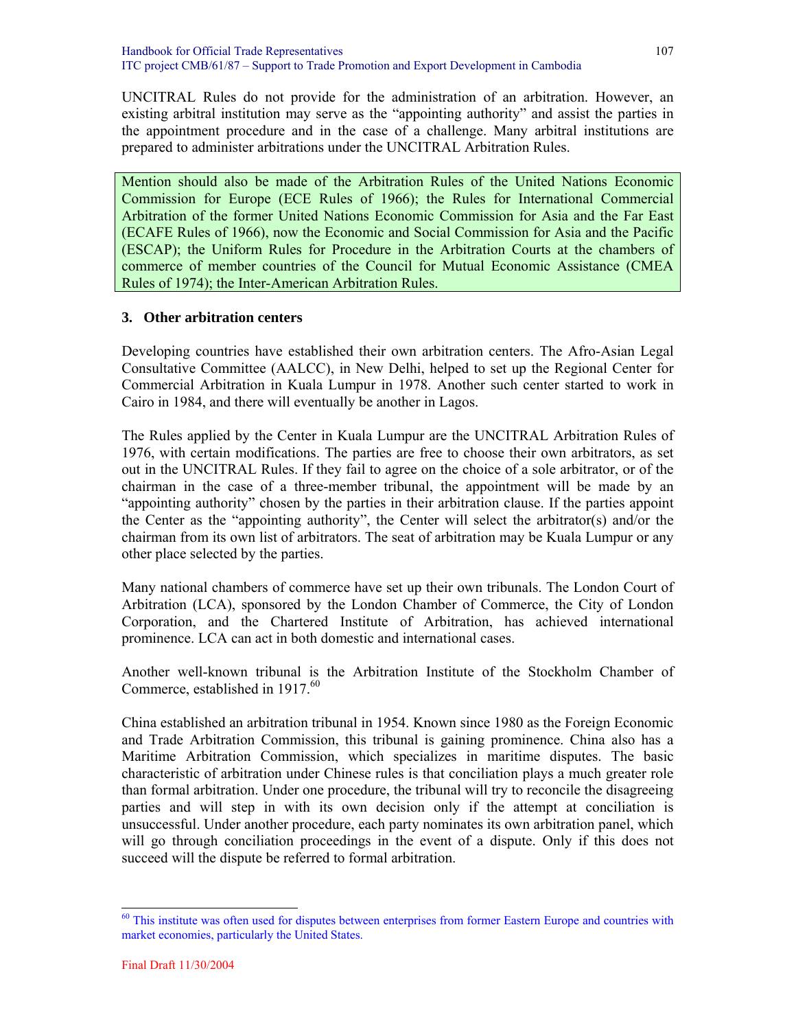UNCITRAL Rules do not provide for the administration of an arbitration. However, an existing arbitral institution may serve as the "appointing authority" and assist the parties in the appointment procedure and in the case of a challenge. Many arbitral institutions are prepared to administer arbitrations under the UNCITRAL Arbitration Rules.

> Mention should also be made of the Arbitration Rules of the United Nations Economic Commission for Europe (ECE Rules of 1966); the Rules for International Commercial Arbitration of the former United Nations Economic Commission for Asia and the Far East (ECAFE Rules of 1966), now the Economic and Social Commission for Asia and the Pacific (ESCAP); the Uniform Rules for Procedure in the Arbitration Courts at the chambers of commerce of member countries of the Council for Mutual Economic Assistance (CMEA Rules of 1974); the Inter-American Arbitration Rules.

### 3. Other arbitration centers

Developing countries have established their own arbitration centers. The Afro-Asian Legal Consultative Committee (AALCC), in New Delhi, helped to set up the Regional Center for Commercial Arbitration in Kuala Lumpur in 1978. Another such center started to work in Cairo in 1984, and there will eventually be another in Lagos.

The Rules applied by the Center in Kuala Lumpur are the UNCITRAL Arbitration Rules of 1976, with certain modifications. The parties are free to choose their own arbitrators, as set out in the UNCITRAL Rules. If they fail to agree on the choice of a sole arbitrator, or of the chairman in the case of a three-member tribunal, the appointment will be made by an "appointing authority" chosen by the parties in their arbitration clause. If the parties appoint the Center as the "appointing authority", the Center will select the arbitrator(s) and/or the chairman from its own list of arbitrators. The seat of arbitration may be Kuala Lumpur or any other place selected by the parties.

Many national chambers of commerce have set up their own tribunals. The London Court of Arbitration (LCA), sponsored by the London Chamber of Commerce, the City of London Corporation, and the Chartered Institute of Arbitration, has achieved international prominence. LCA can act in both domestic and international cases.

Another well-known tribunal is the Arbitration Institute of the Stockholm Chamber of Commerce, established in 1917.[60]

China established an arbitration tribunal in 1954. Known since 1980 as the Foreign Economic and Trade Arbitration Commission, this tribunal is gaining prominence. China also has a Maritime Arbitration Commission, which specializes in maritime disputes. The basic characteristic of arbitration under Chinese rules is that conciliation plays a much greater role than formal arbitration. Under one procedure, the tribunal will try to reconcile the disagreeing parties and will step in with its own decision only if the attempt at conciliation is unsuccessful. Under another procedure, each party nominates its own arbitration panel, which will go through conciliation proceedings in the event of a dispute. Only if this does not succeed will the dispute be referred to formal arbitration.

---

[60] This institute was often used for disputes between enterprises from former Eastern Europe and countries with market economies, particularly the United States.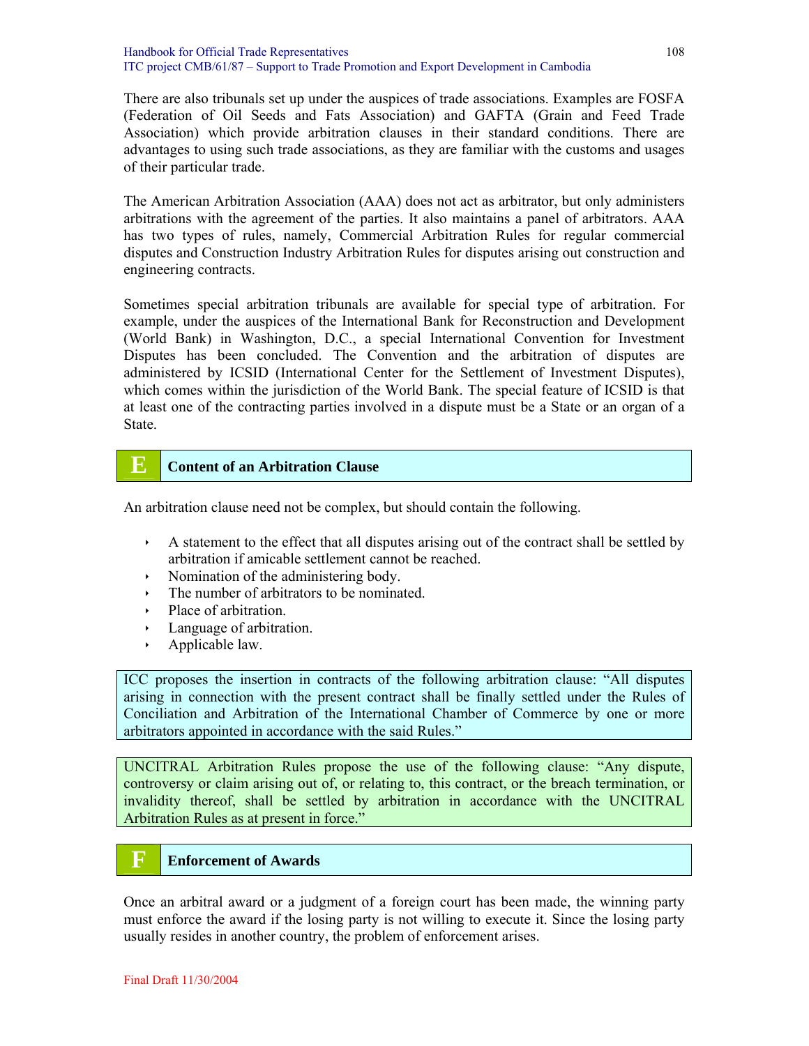There are also tribunals set up under the auspices of trade associations. Examples are FOSFA (Federation of Oil Seeds and Fats Association) and GAFTA (Grain and Feed Trade Association) which provide arbitration clauses in their standard conditions. There are advantages to using such trade associations, as they are familiar with the customs and usages of their particular trade.

The American Arbitration Association (AAA) does not act as arbitrator, but only administers arbitrations with the agreement of the parties. It also maintains a panel of arbitrators. AAA has two types of rules, namely, Commercial Arbitration Rules for regular commercial disputes and Construction Industry Arbitration Rules for disputes arising out construction and engineering contracts.

Sometimes special arbitration tribunals are available for special type of arbitration. For example, under the auspices of the International Bank for Reconstruction and Development (World Bank) in Washington, D.C., a special International Convention for Investment Disputes has been concluded. The Convention and the arbitration of disputes are administered by ICSID (International Center for the Settlement of Investment Disputes), which comes within the jurisdiction of the World Bank. The special feature of ICSID is that at least one of the contracting parties involved in a dispute must be a State or an organ of a State.

## E Content of an Arbitration Clause

An arbitration clause need not be complex, but should contain the following.

- A statement to the effect that all disputes arising out of the contract shall be settled by arbitration if amicable settlement cannot be reached.
- Nomination of the administering body.
- The number of arbitrators to be nominated.
- Place of arbitration.
- Language of arbitration.
- Applicable law.

ICC proposes the insertion in contracts of the following arbitration clause: "All disputes arising in connection with the present contract shall be finally settled under the Rules of Conciliation and Arbitration of the International Chamber of Commerce by one or more arbitrators appointed in accordance with the said Rules."

UNCITRAL Arbitration Rules propose the use of the following clause: "Any dispute, controversy or claim arising out of, or relating to, this contract, or the breach termination, or invalidity thereof, shall be settled by arbitration in accordance with the UNCITRAL Arbitration Rules as at present in force."

## F Enforcement of Awards

Once an arbitral award or a judgment of a foreign court has been made, the winning party must enforce the award if the losing party is not willing to execute it. Since the losing party usually resides in another country, the problem of enforcement arises.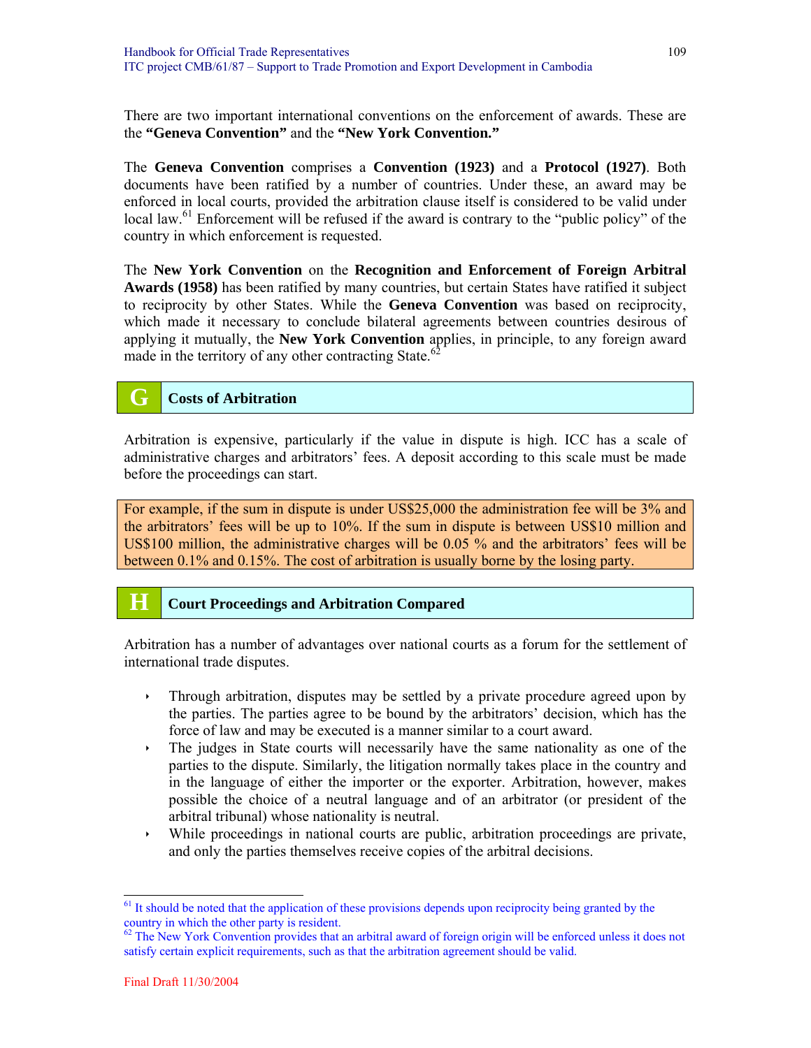There are two important international conventions on the enforcement of awards. These are the **"Geneva Convention"** and the **"New York Convention."**

The **Geneva Convention** comprises a **Convention (1923)** and a **Protocol (1927)**. Both documents have been ratified by a number of countries. Under these, an award may be enforced in local courts, provided the arbitration clause itself is considered to be valid under local law.[61] Enforcement will be refused if the award is contrary to the "public policy" of the country in which enforcement is requested.

The **New York Convention** on the **Recognition and Enforcement of Foreign Arbitral Awards (1958)** has been ratified by many countries, but certain States have ratified it subject to reciprocity by other States. While the **Geneva Convention** was based on reciprocity, which made it necessary to conclude bilateral agreements between countries desirous of applying it mutually, the **New York Convention** applies, in principle, to any foreign award made in the territory of any other contracting State.[62]

## G Costs of Arbitration

Arbitration is expensive, particularly if the value in dispute is high. ICC has a scale of administrative charges and arbitrators' fees. A deposit according to this scale must be made before the proceedings can start.

For example, if the sum in dispute is under US$25,000 the administration fee will be 3% and the arbitrators' fees will be up to 10%. If the sum in dispute is between US$10 million and US$100 million, the administrative charges will be 0.05 % and the arbitrators' fees will be between 0.1% and 0.15%. The cost of arbitration is usually borne by the losing party.

## H Court Proceedings and Arbitration Compared

Arbitration has a number of advantages over national courts as a forum for the settlement of international trade disputes.

- Through arbitration, disputes may be settled by a private procedure agreed upon by the parties. The parties agree to be bound by the arbitrators' decision, which has the force of law and may be executed is a manner similar to a court award.
- The judges in State courts will necessarily have the same nationality as one of the parties to the dispute. Similarly, the litigation normally takes place in the country and in the language of either the importer or the exporter. Arbitration, however, makes possible the choice of a neutral language and of an arbitrator (or president of the arbitral tribunal) whose nationality is neutral.
- While proceedings in national courts are public, arbitration proceedings are private, and only the parties themselves receive copies of the arbitral decisions.

---

[61] It should be noted that the application of these provisions depends upon reciprocity being granted by the country in which the other party is resident.

[62] The New York Convention provides that an arbitral award of foreign origin will be enforced unless it does not satisfy certain explicit requirements, such as that the arbitration agreement should be valid.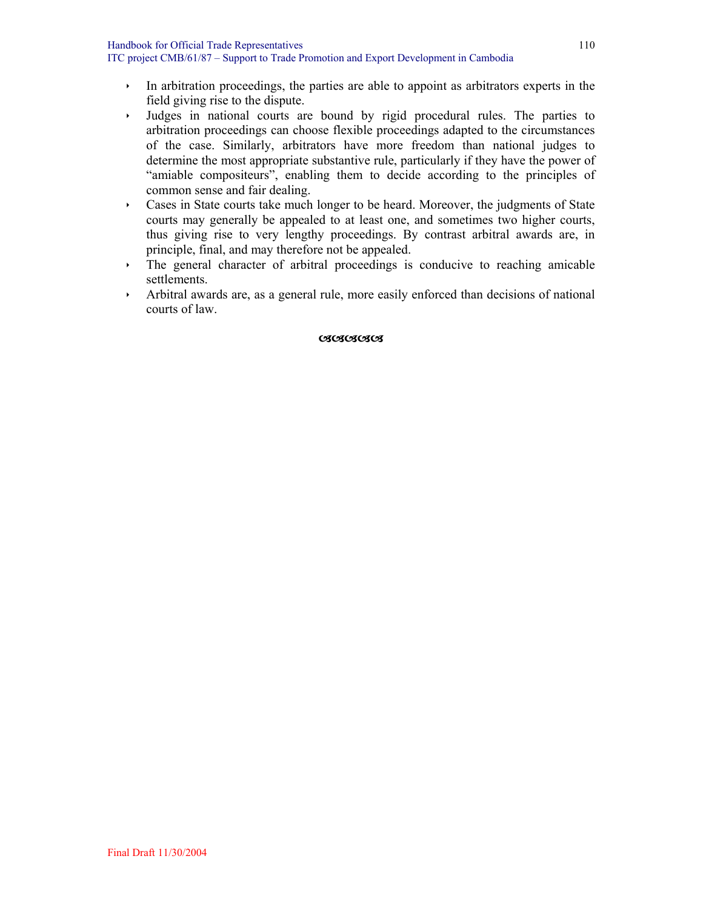- In arbitration proceedings, the parties are able to appoint as arbitrators experts in the field giving rise to the dispute.
- Judges in national courts are bound by rigid procedural rules. The parties to arbitration proceedings can choose flexible proceedings adapted to the circumstances of the case. Similarly, arbitrators have more freedom than national judges to determine the most appropriate substantive rule, particularly if they have the power of "amiable compositeurs", enabling them to decide according to the principles of common sense and fair dealing.
- Cases in State courts take much longer to be heard. Moreover, the judgments of State courts may generally be appealed to at least one, and sometimes two higher courts, thus giving rise to very lengthy proceedings. By contrast arbitral awards are, in principle, final, and may therefore not be appealed.
- The general character of arbitral proceedings is conducive to reaching amicable settlements.
- Arbitral awards are, as a general rule, more easily enforced than decisions of national courts of law.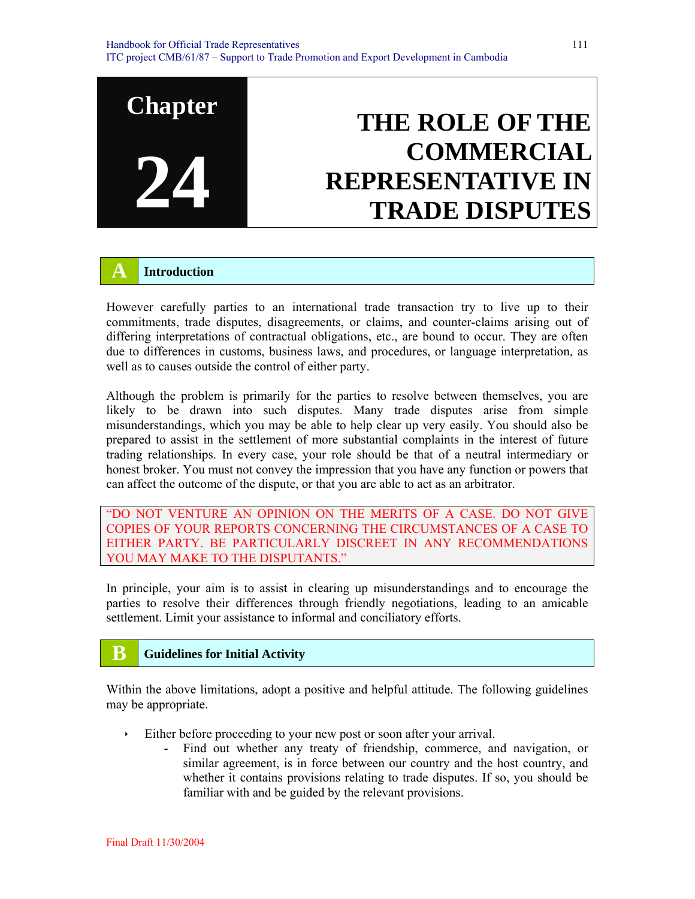# Chapter 24

# THE ROLE OF THE COMMERCIAL REPRESENTATIVE IN TRADE DISPUTES

## A Introduction

However carefully parties to an international trade transaction try to live up to their commitments, trade disputes, disagreements, or claims, and counter-claims arising out of differing interpretations of contractual obligations, etc., are bound to occur. They are often due to differences in customs, business laws, and procedures, or language interpretation, as well as to causes outside the control of either party.

Although the problem is primarily for the parties to resolve between themselves, you are likely to be drawn into such disputes. Many trade disputes arise from simple misunderstandings, which you may be able to help clear up very easily. You should also be prepared to assist in the settlement of more substantial complaints in the interest of future trading relationships. In every case, your role should be that of a neutral intermediary or honest broker. You must not convey the impression that you have any function or powers that can affect the outcome of the dispute, or that you are able to act as an arbitrator.

> "DO NOT VENTURE AN OPINION ON THE MERITS OF A CASE. DO NOT GIVE COPIES OF YOUR REPORTS CONCERNING THE CIRCUMSTANCES OF A CASE TO EITHER PARTY. BE PARTICULARLY DISCREET IN ANY RECOMMENDATIONS YOU MAY MAKE TO THE DISPUTANTS."

In principle, your aim is to assist in clearing up misunderstandings and to encourage the parties to resolve their differences through friendly negotiations, leading to an amicable settlement. Limit your assistance to informal and conciliatory efforts.

## B Guidelines for Initial Activity

Within the above limitations, adopt a positive and helpful attitude. The following guidelines may be appropriate.

- Either before proceeding to your new post or soon after your arrival.
  - Find out whether any treaty of friendship, commerce, and navigation, or similar agreement, is in force between our country and the host country, and whether it contains provisions relating to trade disputes. If so, you should be familiar with and be guided by the relevant provisions.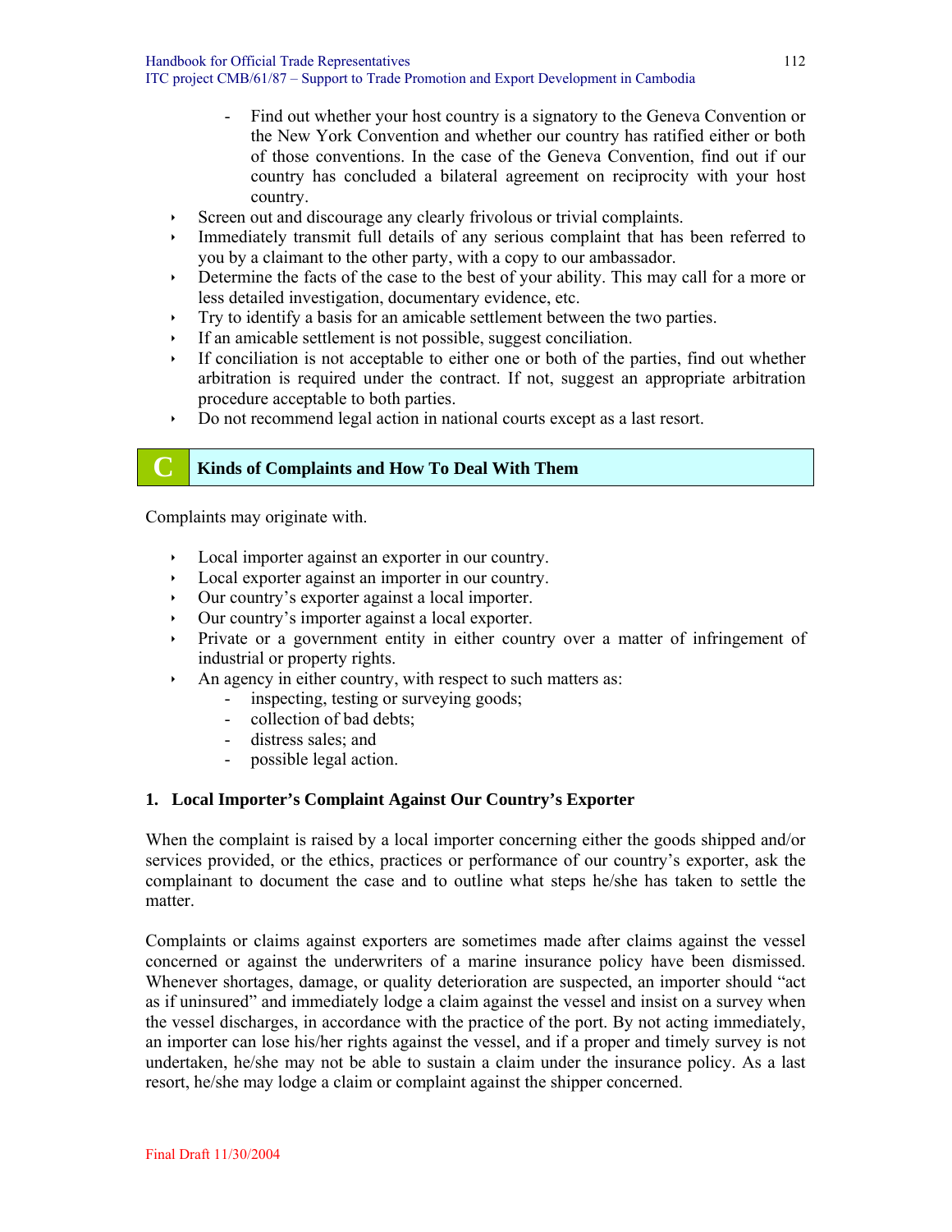- Find out whether your host country is a signatory to the Geneva Convention or the New York Convention and whether our country has ratified either or both of those conventions. In the case of the Geneva Convention, find out if our country has concluded a bilateral agreement on reciprocity with your host country.

- Screen out and discourage any clearly frivolous or trivial complaints.
- Immediately transmit full details of any serious complaint that has been referred to you by a claimant to the other party, with a copy to our ambassador.
- Determine the facts of the case to the best of your ability. This may call for a more or less detailed investigation, documentary evidence, etc.
- Try to identify a basis for an amicable settlement between the two parties.
- If an amicable settlement is not possible, suggest conciliation.
- If conciliation is not acceptable to either one or both of the parties, find out whether arbitration is required under the contract. If not, suggest an appropriate arbitration procedure acceptable to both parties.
- Do not recommend legal action in national courts except as a last resort.

## C Kinds of Complaints and How To Deal With Them

Complaints may originate with.

- Local importer against an exporter in our country.
- Local exporter against an importer in our country.
- Our country's exporter against a local importer.
- Our country's importer against a local exporter.
- Private or a government entity in either country over a matter of infringement of industrial or property rights.
- An agency in either country, with respect to such matters as:
  - inspecting, testing or surveying goods;
  - collection of bad debts;
  - distress sales; and
  - possible legal action.

### 1. Local Importer's Complaint Against Our Country's Exporter

When the complaint is raised by a local importer concerning either the goods shipped and/or services provided, or the ethics, practices or performance of our country's exporter, ask the complainant to document the case and to outline what steps he/she has taken to settle the matter.

Complaints or claims against exporters are sometimes made after claims against the vessel concerned or against the underwriters of a marine insurance policy have been dismissed. Whenever shortages, damage, or quality deterioration are suspected, an importer should "act as if uninsured" and immediately lodge a claim against the vessel and insist on a survey when the vessel discharges, in accordance with the practice of the port. By not acting immediately, an importer can lose his/her rights against the vessel, and if a proper and timely survey is not undertaken, he/she may not be able to sustain a claim under the insurance policy. As a last resort, he/she may lodge a claim or complaint against the shipper concerned.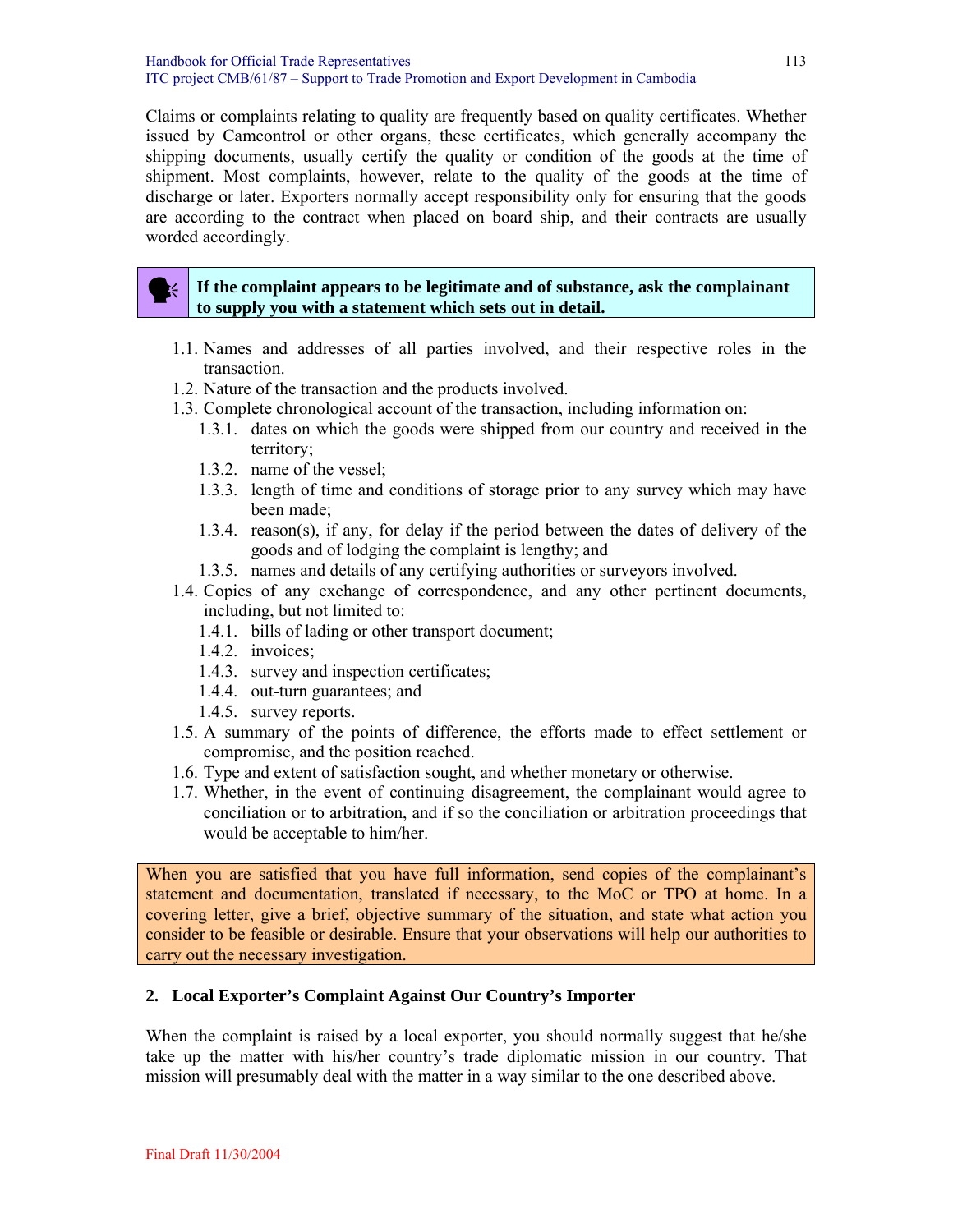Claims or complaints relating to quality are frequently based on quality certificates. Whether issued by Camcontrol or other organs, these certificates, which generally accompany the shipping documents, usually certify the quality or condition of the goods at the time of shipment. Most complaints, however, relate to the quality of the goods at the time of discharge or later. Exporters normally accept responsibility only for ensuring that the goods are according to the contract when placed on board ship, and their contracts are usually worded accordingly.

**If the complaint appears to be legitimate and of substance, ask the complainant to supply you with a statement which sets out in detail.**

1.1. Names and addresses of all parties involved, and their respective roles in the transaction.
1.2. Nature of the transaction and the products involved.
1.3. Complete chronological account of the transaction, including information on:
    - 1.3.1. dates on which the goods were shipped from our country and received in the territory;
    - 1.3.2. name of the vessel;
    - 1.3.3. length of time and conditions of storage prior to any survey which may have been made;
    - 1.3.4. reason(s), if any, for delay if the period between the dates of delivery of the goods and of lodging the complaint is lengthy; and
    - 1.3.5. names and details of any certifying authorities or surveyors involved.
1.4. Copies of any exchange of correspondence, and any other pertinent documents, including, but not limited to:
    - 1.4.1. bills of lading or other transport document;
    - 1.4.2. invoices;
    - 1.4.3. survey and inspection certificates;
    - 1.4.4. out-turn guarantees; and
    - 1.4.5. survey reports.
1.5. A summary of the points of difference, the efforts made to effect settlement or compromise, and the position reached.
1.6. Type and extent of satisfaction sought, and whether monetary or otherwise.
1.7. Whether, in the event of continuing disagreement, the complainant would agree to conciliation or to arbitration, and if so the conciliation or arbitration proceedings that would be acceptable to him/her.

When you are satisfied that you have full information, send copies of the complainant's statement and documentation, translated if necessary, to the MoC or TPO at home. In a covering letter, give a brief, objective summary of the situation, and state what action you consider to be feasible or desirable. Ensure that your observations will help our authorities to carry out the necessary investigation.

## 2. Local Exporter's Complaint Against Our Country's Importer

When the complaint is raised by a local exporter, you should normally suggest that he/she take up the matter with his/her country's trade diplomatic mission in our country. That mission will presumably deal with the matter in a way similar to the one described above.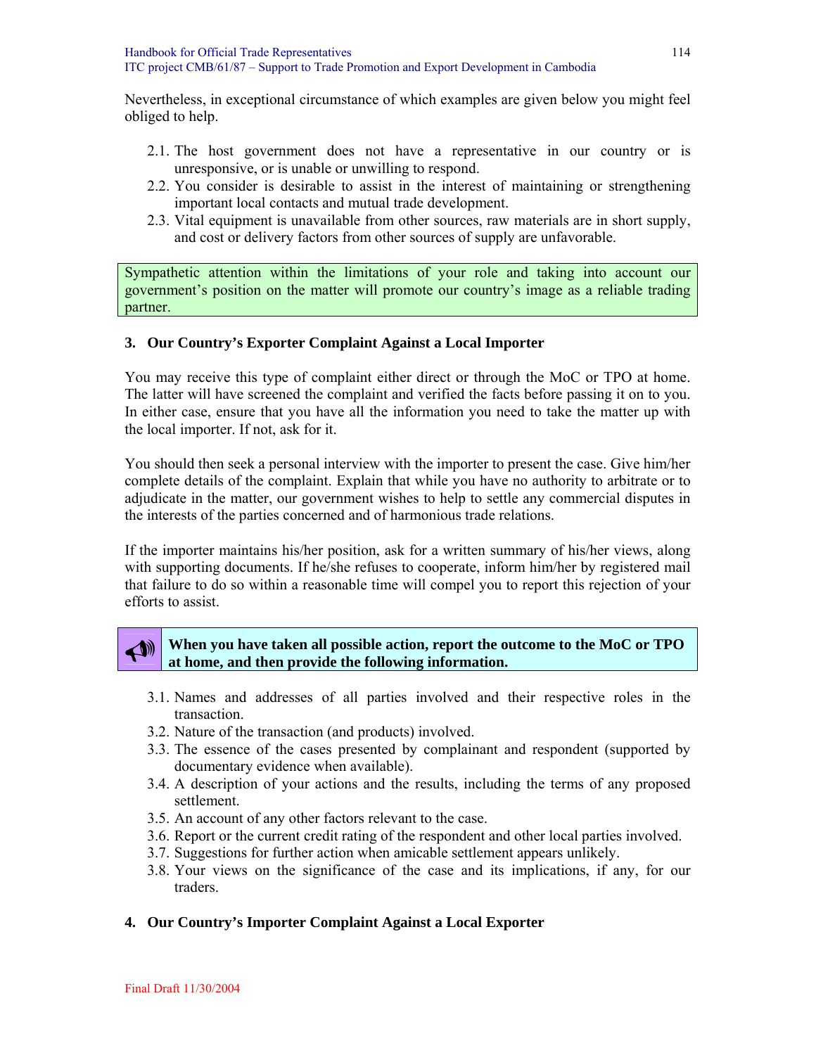Nevertheless, in exceptional circumstance of which examples are given below you might feel obliged to help.

2.1. The host government does not have a representative in our country or is unresponsive, or is unable or unwilling to respond.
2.2. You consider is desirable to assist in the interest of maintaining or strengthening important local contacts and mutual trade development.
2.3. Vital equipment is unavailable from other sources, raw materials are in short supply, and cost or delivery factors from other sources of supply are unfavorable.

Sympathetic attention within the limitations of your role and taking into account our government's position on the matter will promote our country's image as a reliable trading partner.

### 3. Our Country's Exporter Complaint Against a Local Importer

You may receive this type of complaint either direct or through the MoC or TPO at home. The latter will have screened the complaint and verified the facts before passing it on to you. In either case, ensure that you have all the information you need to take the matter up with the local importer. If not, ask for it.

You should then seek a personal interview with the importer to present the case. Give him/her complete details of the complaint. Explain that while you have no authority to arbitrate or to adjudicate in the matter, our government wishes to help to settle any commercial disputes in the interests of the parties concerned and of harmonious trade relations.

If the importer maintains his/her position, ask for a written summary of his/her views, along with supporting documents. If he/she refuses to cooperate, inform him/her by registered mail that failure to do so within a reasonable time will compel you to report this rejection of your efforts to assist.

**When you have taken all possible action, report the outcome to the MoC or TPO at home, and then provide the following information.**

3.1. Names and addresses of all parties involved and their respective roles in the transaction.
3.2. Nature of the transaction (and products) involved.
3.3. The essence of the cases presented by complainant and respondent (supported by documentary evidence when available).
3.4. A description of your actions and the results, including the terms of any proposed settlement.
3.5. An account of any other factors relevant to the case.
3.6. Report or the current credit rating of the respondent and other local parties involved.
3.7. Suggestions for further action when amicable settlement appears unlikely.
3.8. Your views on the significance of the case and its implications, if any, for our traders.

### 4. Our Country's Importer Complaint Against a Local Exporter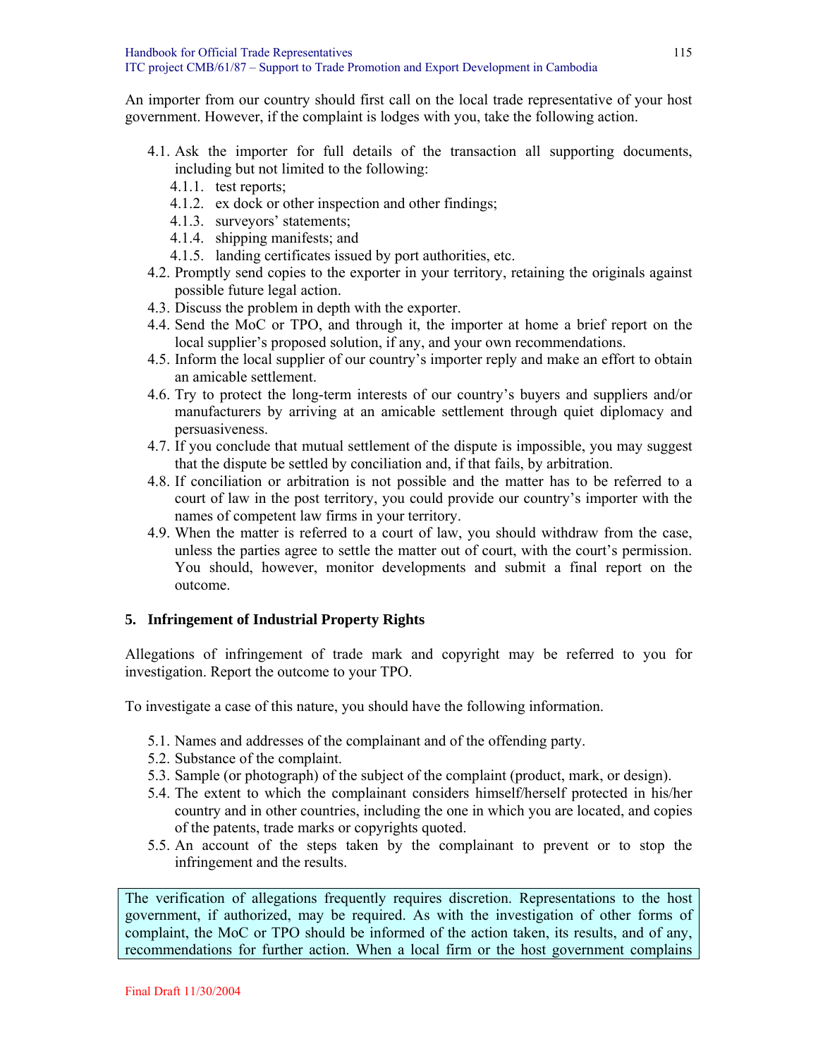An importer from our country should first call on the local trade representative of your host government. However, if the complaint is lodges with you, take the following action.

- 4.1. Ask the importer for full details of the transaction all supporting documents, including but not limited to the following:
  - 4.1.1. test reports;
  - 4.1.2. ex dock or other inspection and other findings;
  - 4.1.3. surveyors' statements;
  - 4.1.4. shipping manifests; and
  - 4.1.5. landing certificates issued by port authorities, etc.
- 4.2. Promptly send copies to the exporter in your territory, retaining the originals against possible future legal action.
- 4.3. Discuss the problem in depth with the exporter.
- 4.4. Send the MoC or TPO, and through it, the importer at home a brief report on the local supplier's proposed solution, if any, and your own recommendations.
- 4.5. Inform the local supplier of our country's importer reply and make an effort to obtain an amicable settlement.
- 4.6. Try to protect the long-term interests of our country's buyers and suppliers and/or manufacturers by arriving at an amicable settlement through quiet diplomacy and persuasiveness.
- 4.7. If you conclude that mutual settlement of the dispute is impossible, you may suggest that the dispute be settled by conciliation and, if that fails, by arbitration.
- 4.8. If conciliation or arbitration is not possible and the matter has to be referred to a court of law in the post territory, you could provide our country's importer with the names of competent law firms in your territory.
- 4.9. When the matter is referred to a court of law, you should withdraw from the case, unless the parties agree to settle the matter out of court, with the court's permission. You should, however, monitor developments and submit a final report on the outcome.

## 5. Infringement of Industrial Property Rights

Allegations of infringement of trade mark and copyright may be referred to you for investigation. Report the outcome to your TPO.

To investigate a case of this nature, you should have the following information.

- 5.1. Names and addresses of the complainant and of the offending party.
- 5.2. Substance of the complaint.
- 5.3. Sample (or photograph) of the subject of the complaint (product, mark, or design).
- 5.4. The extent to which the complainant considers himself/herself protected in his/her country and in other countries, including the one in which you are located, and copies of the patents, trade marks or copyrights quoted.
- 5.5. An account of the steps taken by the complainant to prevent or to stop the infringement and the results.

The verification of allegations frequently requires discretion. Representations to the host government, if authorized, may be required. As with the investigation of other forms of complaint, the MoC or TPO should be informed of the action taken, its results, and of any, recommendations for further action. When a local firm or the host government complains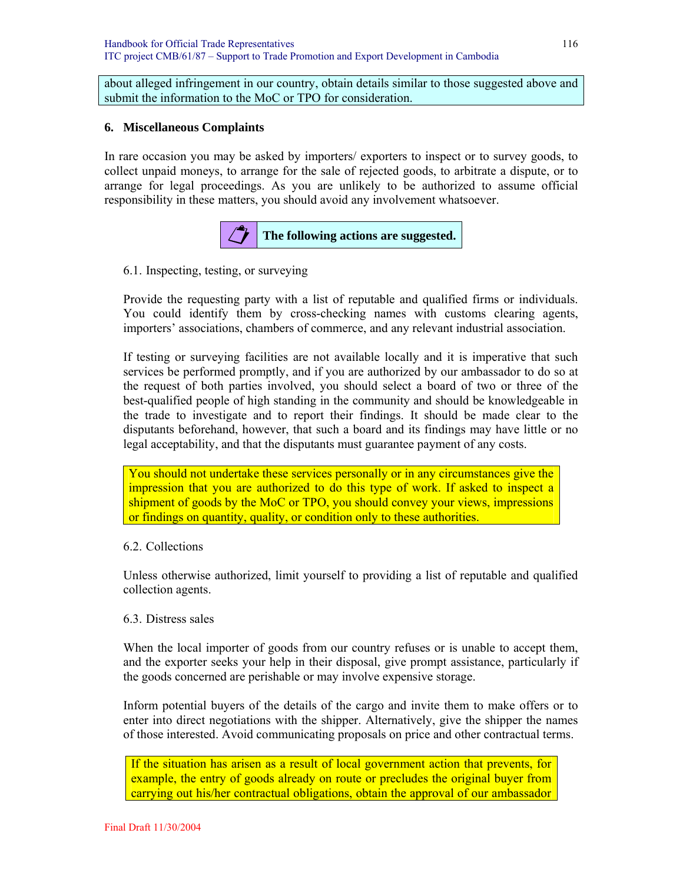about alleged infringement in our country, obtain details similar to those suggested above and submit the information to the MoC or TPO for consideration.

## 6. Miscellaneous Complaints

In rare occasion you may be asked by importers/ exporters to inspect or to survey goods, to collect unpaid moneys, to arrange for the sale of rejected goods, to arbitrate a dispute, or to arrange for legal proceedings. As you are unlikely to be authorized to assume official responsibility in these matters, you should avoid any involvement whatsoever.

**The following actions are suggested.**

### 6.1. Inspecting, testing, or surveying

Provide the requesting party with a list of reputable and qualified firms or individuals. You could identify them by cross-checking names with customs clearing agents, importers' associations, chambers of commerce, and any relevant industrial association.

If testing or surveying facilities are not available locally and it is imperative that such services be performed promptly, and if you are authorized by our ambassador to do so at the request of both parties involved, you should select a board of two or three of the best-qualified people of high standing in the community and should be knowledgeable in the trade to investigate and to report their findings. It should be made clear to the disputants beforehand, however, that such a board and its findings may have little or no legal acceptability, and that the disputants must guarantee payment of any costs.

You should not undertake these services personally or in any circumstances give the impression that you are authorized to do this type of work. If asked to inspect a shipment of goods by the MoC or TPO, you should convey your views, impressions or findings on quantity, quality, or condition only to these authorities.

### 6.2. Collections

Unless otherwise authorized, limit yourself to providing a list of reputable and qualified collection agents.

### 6.3. Distress sales

When the local importer of goods from our country refuses or is unable to accept them, and the exporter seeks your help in their disposal, give prompt assistance, particularly if the goods concerned are perishable or may involve expensive storage.

Inform potential buyers of the details of the cargo and invite them to make offers or to enter into direct negotiations with the shipper. Alternatively, give the shipper the names of those interested. Avoid communicating proposals on price and other contractual terms.

If the situation has arisen as a result of local government action that prevents, for example, the entry of goods already on route or precludes the original buyer from carrying out his/her contractual obligations, obtain the approval of our ambassador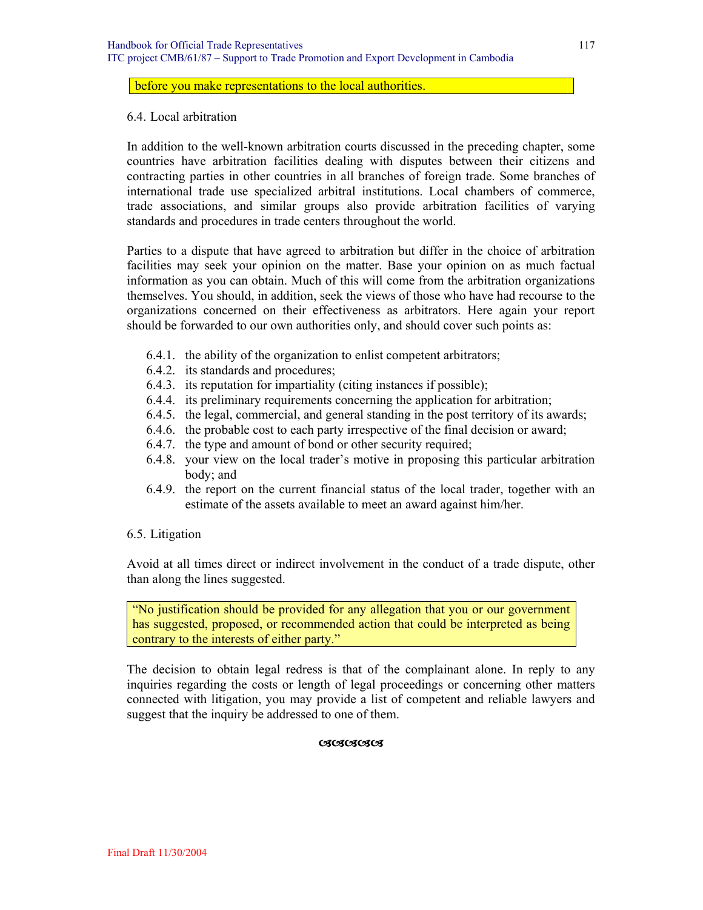before you make representations to the local authorities.

## 6.4. Local arbitration

In addition to the well-known arbitration courts discussed in the preceding chapter, some countries have arbitration facilities dealing with disputes between their citizens and contracting parties in other countries in all branches of foreign trade. Some branches of international trade use specialized arbitral institutions. Local chambers of commerce, trade associations, and similar groups also provide arbitration facilities of varying standards and procedures in trade centers throughout the world.

Parties to a dispute that have agreed to arbitration but differ in the choice of arbitration facilities may seek your opinion on the matter. Base your opinion on as much factual information as you can obtain. Much of this will come from the arbitration organizations themselves. You should, in addition, seek the views of those who have had recourse to the organizations concerned on their effectiveness as arbitrators. Here again your report should be forwarded to our own authorities only, and should cover such points as:

- 6.4.1. the ability of the organization to enlist competent arbitrators;
- 6.4.2. its standards and procedures;
- 6.4.3. its reputation for impartiality (citing instances if possible);
- 6.4.4. its preliminary requirements concerning the application for arbitration;
- 6.4.5. the legal, commercial, and general standing in the post territory of its awards;
- 6.4.6. the probable cost to each party irrespective of the final decision or award;
- 6.4.7. the type and amount of bond or other security required;
- 6.4.8. your view on the local trader's motive in proposing this particular arbitration body; and
- 6.4.9. the report on the current financial status of the local trader, together with an estimate of the assets available to meet an award against him/her.

## 6.5. Litigation

Avoid at all times direct or indirect involvement in the conduct of a trade dispute, other than along the lines suggested.

"No justification should be provided for any allegation that you or our government has suggested, proposed, or recommended action that could be interpreted as being contrary to the interests of either party."

The decision to obtain legal redress is that of the complainant alone. In reply to any inquiries regarding the costs or length of legal proceedings or concerning other matters connected with litigation, you may provide a list of competent and reliable lawyers and suggest that the inquiry be addressed to one of them.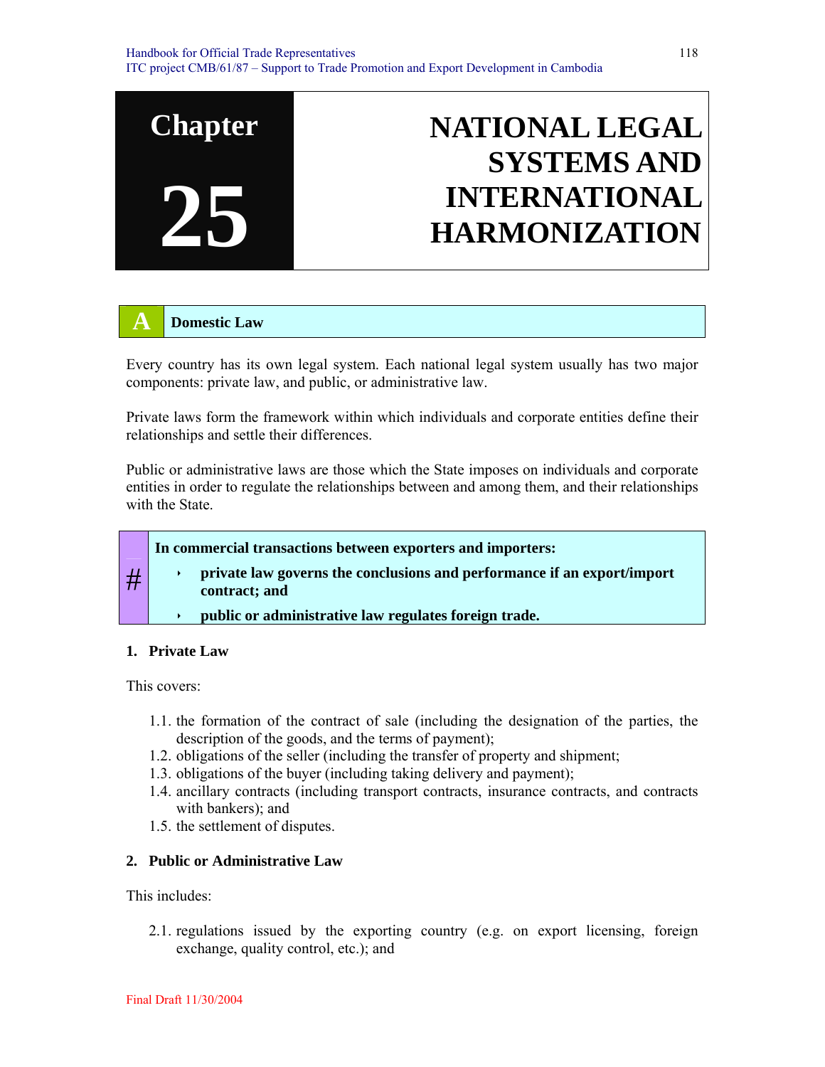# Chapter 25 NATIONAL LEGAL SYSTEMS AND INTERNATIONAL HARMONIZATION

## A Domestic Law

Every country has its own legal system. Each national legal system usually has two major components: private law, and public, or administrative law.

Private laws form the framework within which individuals and corporate entities define their relationships and settle their differences.

Public or administrative laws are those which the State imposes on individuals and corporate entities in order to regulate the relationships between and among them, and their relationships with the State.

> #
> **In commercial transactions between exporters and importers:**
> - **private law governs the conclusions and performance if an export/import contract; and**
> - **public or administrative law regulates foreign trade.**

### 1. Private Law

This covers:

1.1. the formation of the contract of sale (including the designation of the parties, the description of the goods, and the terms of payment);
1.2. obligations of the seller (including the transfer of property and shipment;
1.3. obligations of the buyer (including taking delivery and payment);
1.4. ancillary contracts (including transport contracts, insurance contracts, and contracts with bankers); and
1.5. the settlement of disputes.

### 2. Public or Administrative Law

This includes:

2.1. regulations issued by the exporting country (e.g. on export licensing, foreign exchange, quality control, etc.); and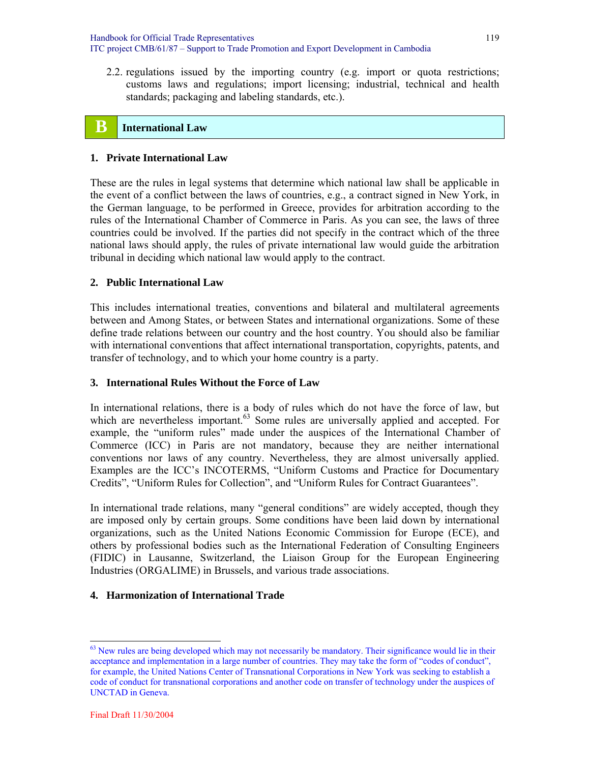2.2. regulations issued by the importing country (e.g. import or quota restrictions; customs laws and regulations; import licensing; industrial, technical and health standards; packaging and labeling standards, etc.).

## B International Law

### 1. Private International Law

These are the rules in legal systems that determine which national law shall be applicable in the event of a conflict between the laws of countries, e.g., a contract signed in New York, in the German language, to be performed in Greece, provides for arbitration according to the rules of the International Chamber of Commerce in Paris. As you can see, the laws of three countries could be involved. If the parties did not specify in the contract which of the three national laws should apply, the rules of private international law would guide the arbitration tribunal in deciding which national law would apply to the contract.

### 2. Public International Law

This includes international treaties, conventions and bilateral and multilateral agreements between and Among States, or between States and international organizations. Some of these define trade relations between our country and the host country. You should also be familiar with international conventions that affect international transportation, copyrights, patents, and transfer of technology, and to which your home country is a party.

### 3. International Rules Without the Force of Law

In international relations, there is a body of rules which do not have the force of law, but which are nevertheless important.[63] Some rules are universally applied and accepted. For example, the "uniform rules" made under the auspices of the International Chamber of Commerce (ICC) in Paris are not mandatory, because they are neither international conventions nor laws of any country. Nevertheless, they are almost universally applied. Examples are the ICC's INCOTERMS, "Uniform Customs and Practice for Documentary Credits", "Uniform Rules for Collection", and "Uniform Rules for Contract Guarantees".

In international trade relations, many "general conditions" are widely accepted, though they are imposed only by certain groups. Some conditions have been laid down by international organizations, such as the United Nations Economic Commission for Europe (ECE), and others by professional bodies such as the International Federation of Consulting Engineers (FIDIC) in Lausanne, Switzerland, the Liaison Group for the European Engineering Industries (ORGALIME) in Brussels, and various trade associations.

### 4. Harmonization of International Trade

[63] New rules are being developed which may not necessarily be mandatory. Their significance would lie in their acceptance and implementation in a large number of countries. They may take the form of "codes of conduct", for example, the United Nations Center of Transnational Corporations in New York was seeking to establish a code of conduct for transnational corporations and another code on transfer of technology under the auspices of UNCTAD in Geneva.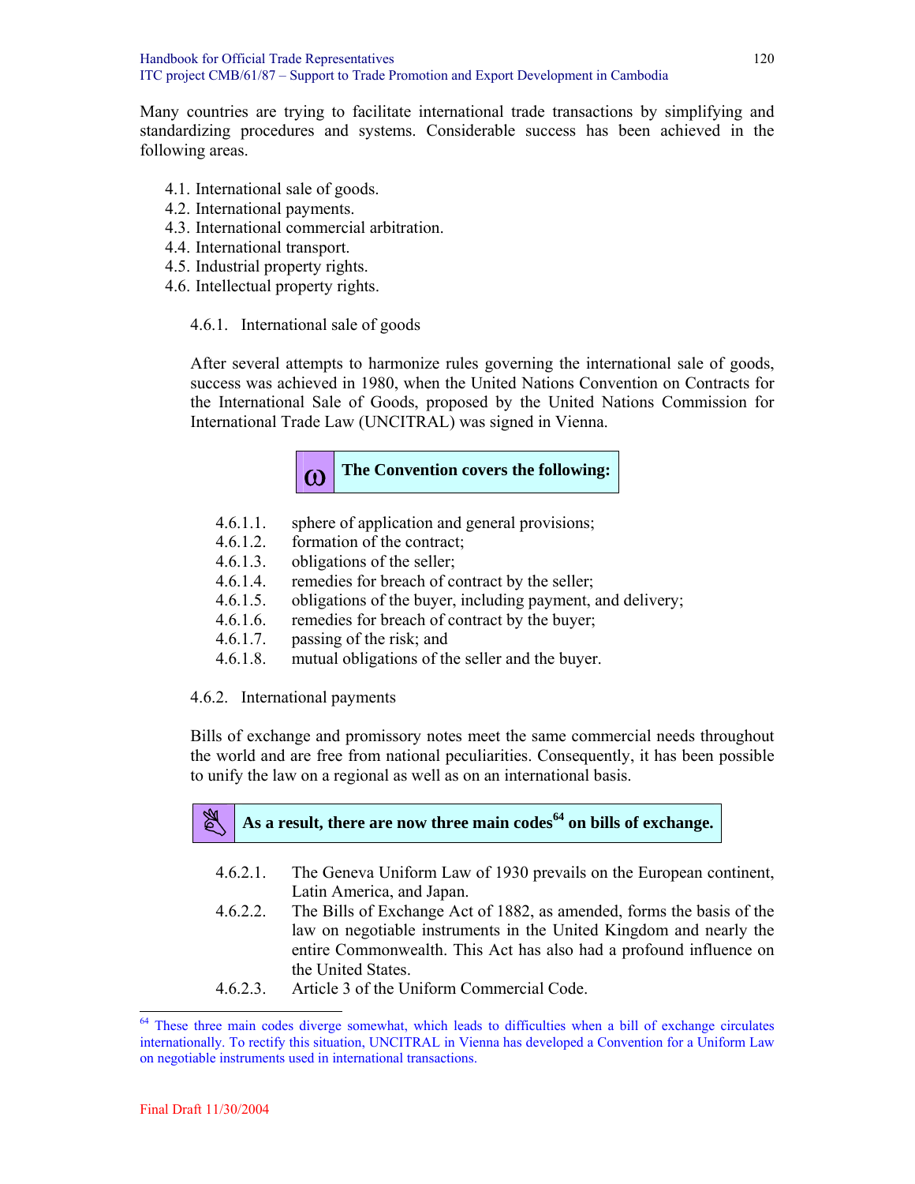Many countries are trying to facilitate international trade transactions by simplifying and standardizing procedures and systems. Considerable success has been achieved in the following areas.

4.1. International sale of goods.
4.2. International payments.
4.3. International commercial arbitration.
4.4. International transport.
4.5. Industrial property rights.
4.6. Intellectual property rights.

4.6.1. International sale of goods

After several attempts to harmonize rules governing the international sale of goods, success was achieved in 1980, when the United Nations Convention on Contracts for the International Sale of Goods, proposed by the United Nations Commission for International Trade Law (UNCITRAL) was signed in Vienna.

**The Convention covers the following:**

4.6.1.1. sphere of application and general provisions;
4.6.1.2. formation of the contract;
4.6.1.3. obligations of the seller;
4.6.1.4. remedies for breach of contract by the seller;
4.6.1.5. obligations of the buyer, including payment, and delivery;
4.6.1.6. remedies for breach of contract by the buyer;
4.6.1.7. passing of the risk; and
4.6.1.8. mutual obligations of the seller and the buyer.

4.6.2. International payments

Bills of exchange and promissory notes meet the same commercial needs throughout the world and are free from national peculiarities. Consequently, it has been possible to unify the law on a regional as well as on an international basis.

**As a result, there are now three main codes[64] on bills of exchange.**

4.6.2.1. The Geneva Uniform Law of 1930 prevails on the European continent, Latin America, and Japan.
4.6.2.2. The Bills of Exchange Act of 1882, as amended, forms the basis of the law on negotiable instruments in the United Kingdom and nearly the entire Commonwealth. This Act has also had a profound influence on the United States.
4.6.2.3. Article 3 of the Uniform Commercial Code.

[64] These three main codes diverge somewhat, which leads to difficulties when a bill of exchange circulates internationally. To rectify this situation, UNCITRAL in Vienna has developed a Convention for a Uniform Law on negotiable instruments used in international transactions.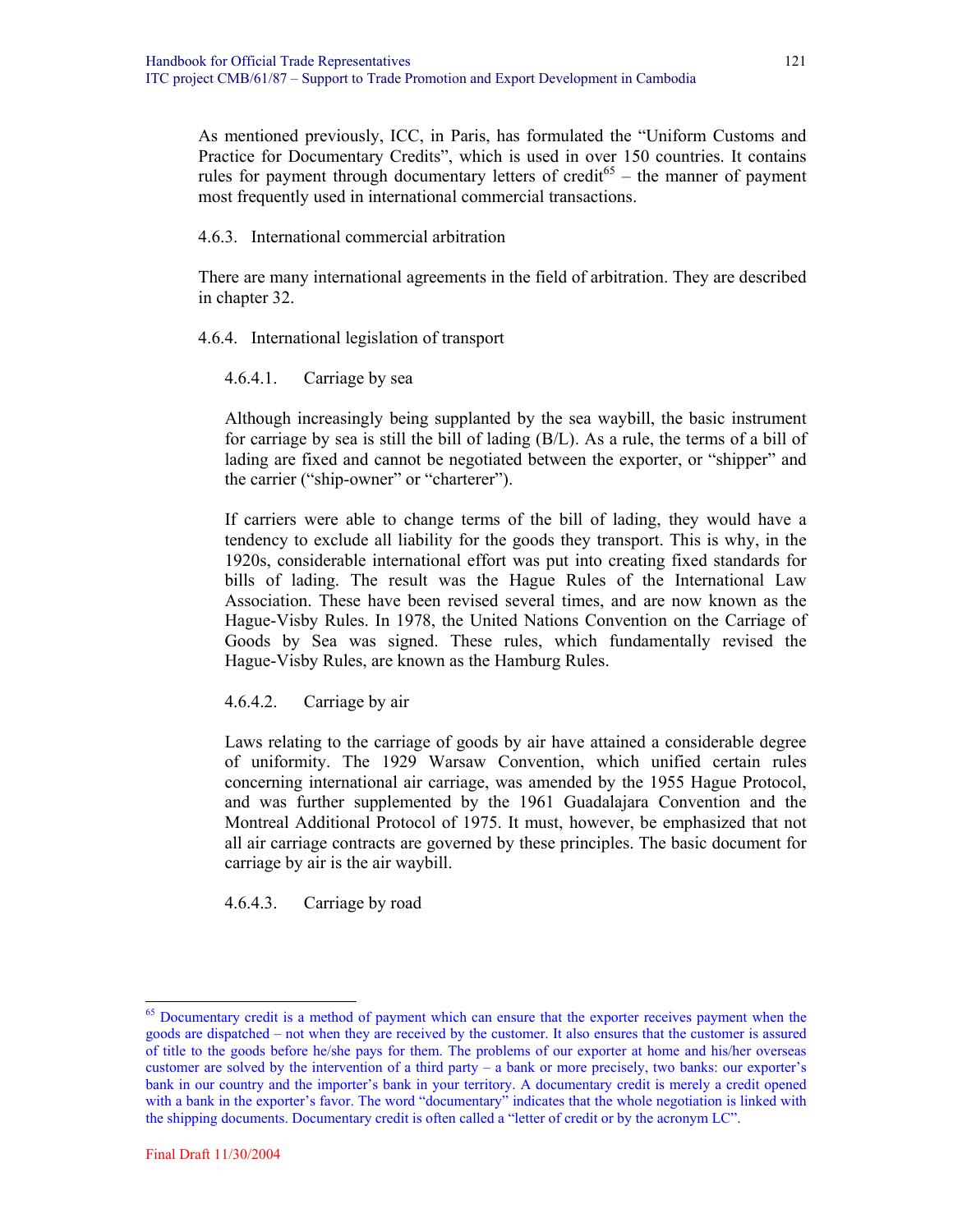As mentioned previously, ICC, in Paris, has formulated the "Uniform Customs and Practice for Documentary Credits", which is used in over 150 countries. It contains rules for payment through documentary letters of credit[65] – the manner of payment most frequently used in international commercial transactions.

### 4.6.3. International commercial arbitration

There are many international agreements in the field of arbitration. They are described in chapter 32.

### 4.6.4. International legislation of transport

#### 4.6.4.1. Carriage by sea

Although increasingly being supplanted by the sea waybill, the basic instrument for carriage by sea is still the bill of lading (B/L). As a rule, the terms of a bill of lading are fixed and cannot be negotiated between the exporter, or "shipper" and the carrier ("ship-owner" or "charterer").

If carriers were able to change terms of the bill of lading, they would have a tendency to exclude all liability for the goods they transport. This is why, in the 1920s, considerable international effort was put into creating fixed standards for bills of lading. The result was the Hague Rules of the International Law Association. These have been revised several times, and are now known as the Hague-Visby Rules. In 1978, the United Nations Convention on the Carriage of Goods by Sea was signed. These rules, which fundamentally revised the Hague-Visby Rules, are known as the Hamburg Rules.

#### 4.6.4.2. Carriage by air

Laws relating to the carriage of goods by air have attained a considerable degree of uniformity. The 1929 Warsaw Convention, which unified certain rules concerning international air carriage, was amended by the 1955 Hague Protocol, and was further supplemented by the 1961 Guadalajara Convention and the Montreal Additional Protocol of 1975. It must, however, be emphasized that not all air carriage contracts are governed by these principles. The basic document for carriage by air is the air waybill.

#### 4.6.4.3. Carriage by road

---

[65] Documentary credit is a method of payment which can ensure that the exporter receives payment when the goods are dispatched – not when they are received by the customer. It also ensures that the customer is assured of title to the goods before he/she pays for them. The problems of our exporter at home and his/her overseas customer are solved by the intervention of a third party – a bank or more precisely, two banks: our exporter's bank in our country and the importer's bank in your territory. A documentary credit is merely a credit opened with a bank in the exporter's favor. The word "documentary" indicates that the whole negotiation is linked with the shipping documents. Documentary credit is often called a "letter of credit or by the acronym LC".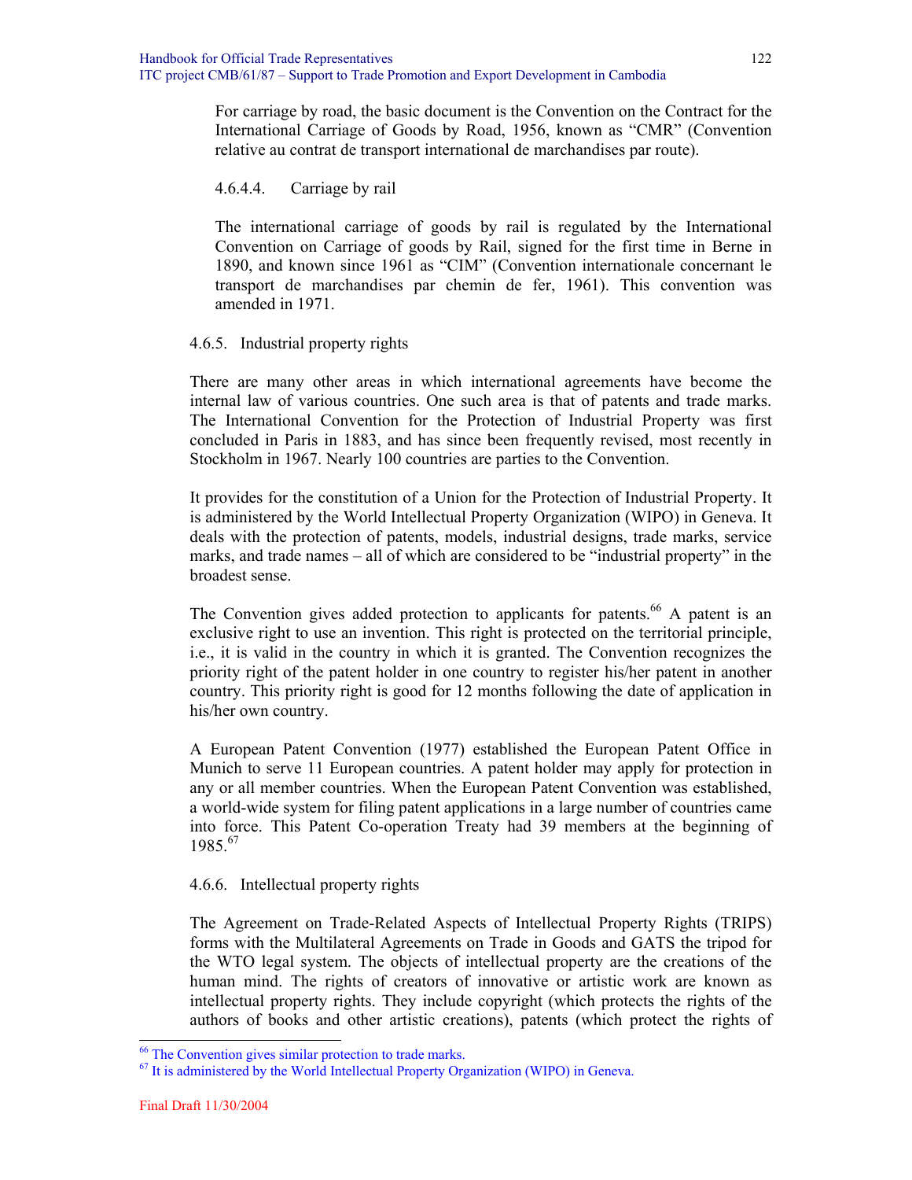For carriage by road, the basic document is the Convention on the Contract for the International Carriage of Goods by Road, 1956, known as "CMR" (Convention relative au contrat de transport international de marchandises par route).

#### 4.6.4.4. Carriage by rail

The international carriage of goods by rail is regulated by the International Convention on Carriage of goods by Rail, signed for the first time in Berne in 1890, and known since 1961 as "CIM" (Convention internationale concernant le transport de marchandises par chemin de fer, 1961). This convention was amended in 1971.

### 4.6.5. Industrial property rights

There are many other areas in which international agreements have become the internal law of various countries. One such area is that of patents and trade marks. The International Convention for the Protection of Industrial Property was first concluded in Paris in 1883, and has since been frequently revised, most recently in Stockholm in 1967. Nearly 100 countries are parties to the Convention.

It provides for the constitution of a Union for the Protection of Industrial Property. It is administered by the World Intellectual Property Organization (WIPO) in Geneva. It deals with the protection of patents, models, industrial designs, trade marks, service marks, and trade names – all of which are considered to be "industrial property" in the broadest sense.

The Convention gives added protection to applicants for patents.[66] A patent is an exclusive right to use an invention. This right is protected on the territorial principle, i.e., it is valid in the country in which it is granted. The Convention recognizes the priority right of the patent holder in one country to register his/her patent in another country. This priority right is good for 12 months following the date of application in his/her own country.

A European Patent Convention (1977) established the European Patent Office in Munich to serve 11 European countries. A patent holder may apply for protection in any or all member countries. When the European Patent Convention was established, a world-wide system for filing patent applications in a large number of countries came into force. This Patent Co-operation Treaty had 39 members at the beginning of 1985.[67]

### 4.6.6. Intellectual property rights

The Agreement on Trade-Related Aspects of Intellectual Property Rights (TRIPS) forms with the Multilateral Agreements on Trade in Goods and GATS the tripod for the WTO legal system. The objects of intellectual property are the creations of the human mind. The rights of creators of innovative or artistic work are known as intellectual property rights. They include copyright (which protects the rights of the authors of books and other artistic creations), patents (which protect the rights of

---

[66] The Convention gives similar protection to trade marks.

[67] It is administered by the World Intellectual Property Organization (WIPO) in Geneva.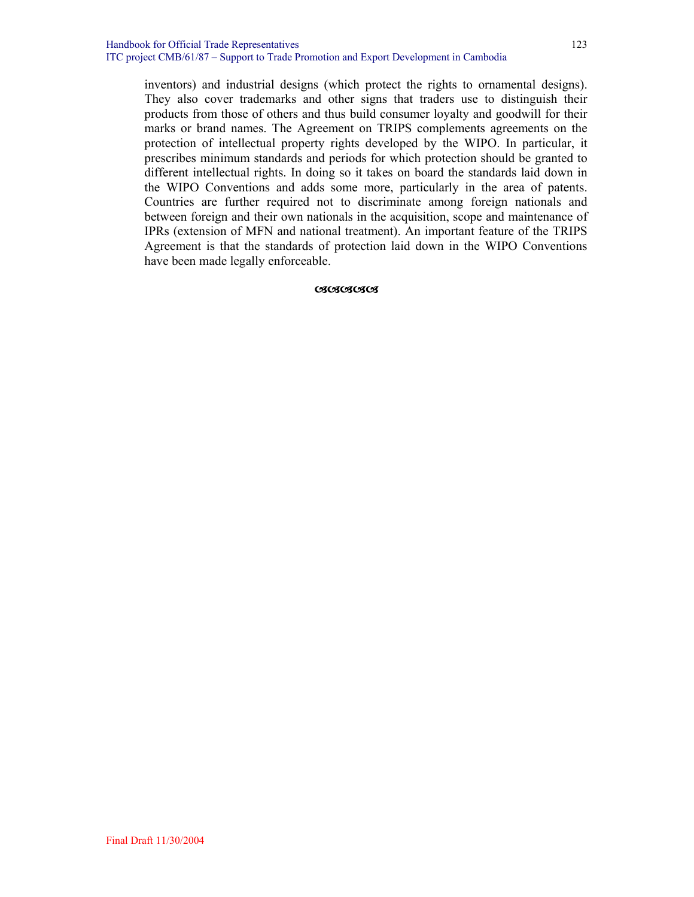inventors) and industrial designs (which protect the rights to ornamental designs). They also cover trademarks and other signs that traders use to distinguish their products from those of others and thus build consumer loyalty and goodwill for their marks or brand names. The Agreement on TRIPS complements agreements on the protection of intellectual property rights developed by the WIPO. In particular, it prescribes minimum standards and periods for which protection should be granted to different intellectual rights. In doing so it takes on board the standards laid down in the WIPO Conventions and adds some more, particularly in the area of patents. Countries are further required not to discriminate among foreign nationals and between foreign and their own nationals in the acquisition, scope and maintenance of IPRs (extension of MFN and national treatment). An important feature of the TRIPS Agreement is that the standards of protection laid down in the WIPO Conventions have been made legally enforceable.

ଔଔଔଔଔ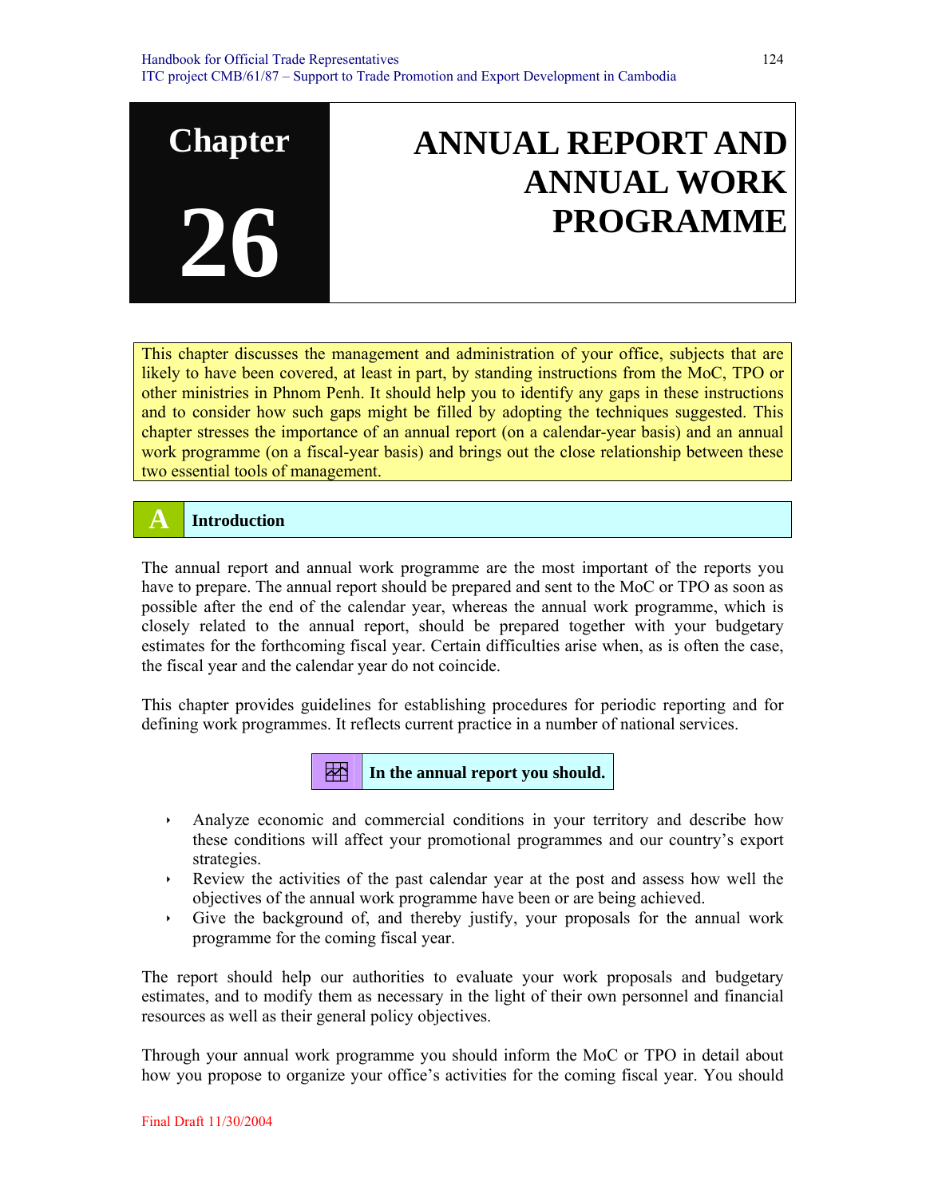# Chapter 26

# ANNUAL REPORT AND ANNUAL WORK PROGRAMME

This chapter discusses the management and administration of your office, subjects that are likely to have been covered, at least in part, by standing instructions from the MoC, TPO or other ministries in Phnom Penh. It should help you to identify any gaps in these instructions and to consider how such gaps might be filled by adopting the techniques suggested. This chapter stresses the importance of an annual report (on a calendar-year basis) and an annual work programme (on a fiscal-year basis) and brings out the close relationship between these two essential tools of management.

## A Introduction

The annual report and annual work programme are the most important of the reports you have to prepare. The annual report should be prepared and sent to the MoC or TPO as soon as possible after the end of the calendar year, whereas the annual work programme, which is closely related to the annual report, should be prepared together with your budgetary estimates for the forthcoming fiscal year. Certain difficulties arise when, as is often the case, the fiscal year and the calendar year do not coincide.

This chapter provides guidelines for establishing procedures for periodic reporting and for defining work programmes. It reflects current practice in a number of national services.

**In the annual report you should.**

- Analyze economic and commercial conditions in your territory and describe how these conditions will affect your promotional programmes and our country's export strategies.
- Review the activities of the past calendar year at the post and assess how well the objectives of the annual work programme have been or are being achieved.
- Give the background of, and thereby justify, your proposals for the annual work programme for the coming fiscal year.

The report should help our authorities to evaluate your work proposals and budgetary estimates, and to modify them as necessary in the light of their own personnel and financial resources as well as their general policy objectives.

Through your annual work programme you should inform the MoC or TPO in detail about how you propose to organize your office's activities for the coming fiscal year. You should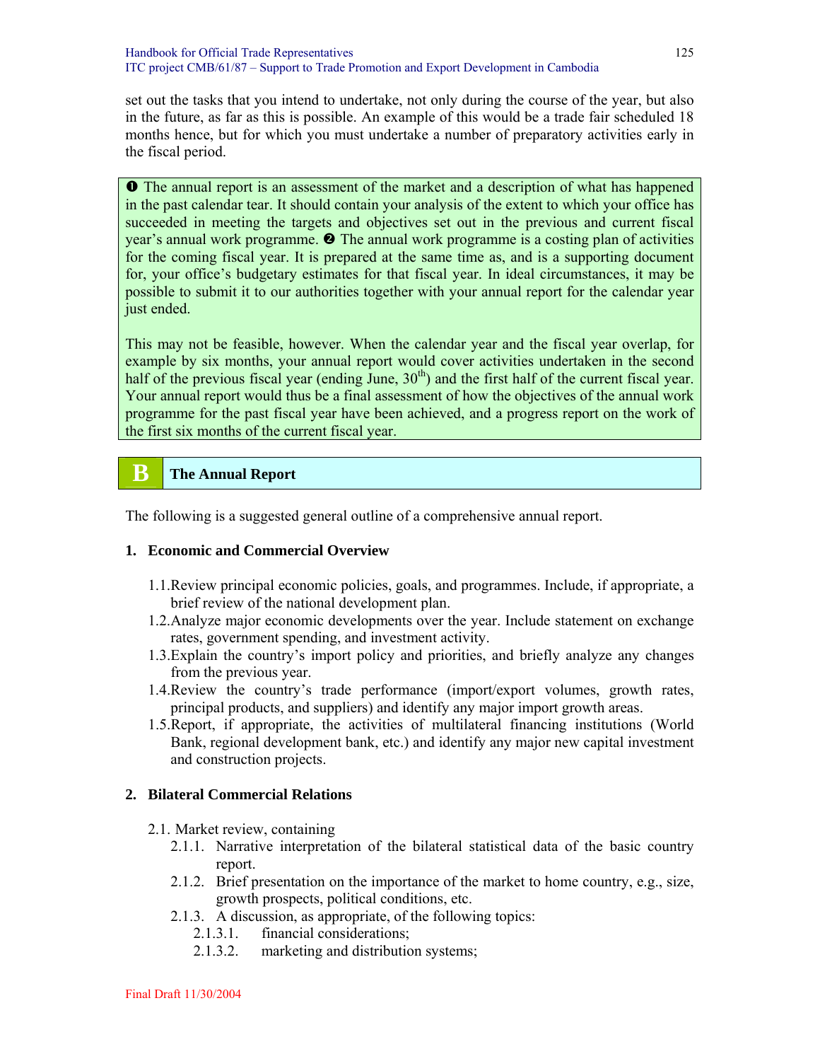set out the tasks that you intend to undertake, not only during the course of the year, but also in the future, as far as this is possible. An example of this would be a trade fair scheduled 18 months hence, but for which you must undertake a number of preparatory activities early in the fiscal period.

> ❶ The annual report is an assessment of the market and a description of what has happened in the past calendar tear. It should contain your analysis of the extent to which your office has succeeded in meeting the targets and objectives set out in the previous and current fiscal year's annual work programme. ❷ The annual work programme is a costing plan of activities for the coming fiscal year. It is prepared at the same time as, and is a supporting document for, your office's budgetary estimates for that fiscal year. In ideal circumstances, it may be possible to submit it to our authorities together with your annual report for the calendar year just ended.
>
> This may not be feasible, however. When the calendar year and the fiscal year overlap, for example by six months, your annual report would cover activities undertaken in the second half of the previous fiscal year (ending June, 30th) and the first half of the current fiscal year. Your annual report would thus be a final assessment of how the objectives of the annual work programme for the past fiscal year have been achieved, and a progress report on the work of the first six months of the current fiscal year.

## B The Annual Report

The following is a suggested general outline of a comprehensive annual report.

### 1. Economic and Commercial Overview

1.1. Review principal economic policies, goals, and programmes. Include, if appropriate, a brief review of the national development plan.

1.2. Analyze major economic developments over the year. Include statement on exchange rates, government spending, and investment activity.

1.3. Explain the country's import policy and priorities, and briefly analyze any changes from the previous year.

1.4. Review the country's trade performance (import/export volumes, growth rates, principal products, and suppliers) and identify any major import growth areas.

1.5. Report, if appropriate, the activities of multilateral financing institutions (World Bank, regional development bank, etc.) and identify any major new capital investment and construction projects.

### 2. Bilateral Commercial Relations

2.1. Market review, containing

- 2.1.1. Narrative interpretation of the bilateral statistical data of the basic country report.
- 2.1.2. Brief presentation on the importance of the market to home country, e.g., size, growth prospects, political conditions, etc.
- 2.1.3. A discussion, as appropriate, of the following topics:
  - 2.1.3.1. financial considerations;
  - 2.1.3.2. marketing and distribution systems;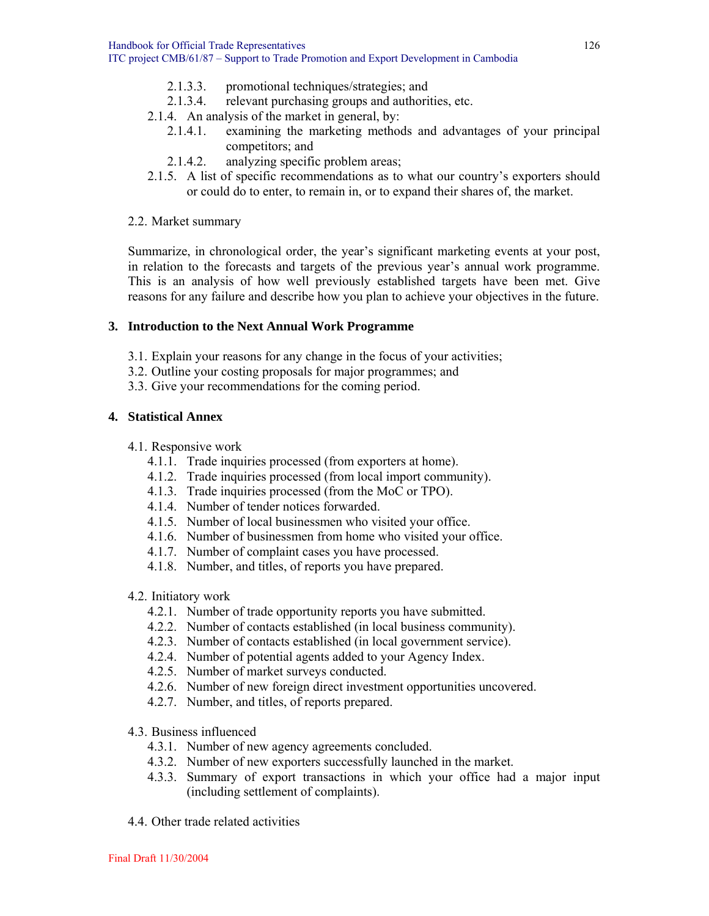- 2.1.3.3. promotional techniques/strategies; and
- 2.1.3.4. relevant purchasing groups and authorities, etc.

- 2.1.4. An analysis of the market in general, by:
  - 2.1.4.1. examining the marketing methods and advantages of your principal competitors; and
  - 2.1.4.2. analyzing specific problem areas;
- 2.1.5. A list of specific recommendations as to what our country's exporters should or could do to enter, to remain in, or to expand their shares of, the market.

2.2. Market summary

Summarize, in chronological order, the year's significant marketing events at your post, in relation to the forecasts and targets of the previous year's annual work programme. This is an analysis of how well previously established targets have been met. Give reasons for any failure and describe how you plan to achieve your objectives in the future.

## 3. Introduction to the Next Annual Work Programme

- 3.1. Explain your reasons for any change in the focus of your activities;
- 3.2. Outline your costing proposals for major programmes; and
- 3.3. Give your recommendations for the coming period.

## 4. Statistical Annex

4.1. Responsive work
- 4.1.1. Trade inquiries processed (from exporters at home).
- 4.1.2. Trade inquiries processed (from local import community).
- 4.1.3. Trade inquiries processed (from the MoC or TPO).
- 4.1.4. Number of tender notices forwarded.
- 4.1.5. Number of local businessmen who visited your office.
- 4.1.6. Number of businessmen from home who visited your office.
- 4.1.7. Number of complaint cases you have processed.
- 4.1.8. Number, and titles, of reports you have prepared.

4.2. Initiatory work
- 4.2.1. Number of trade opportunity reports you have submitted.
- 4.2.2. Number of contacts established (in local business community).
- 4.2.3. Number of contacts established (in local government service).
- 4.2.4. Number of potential agents added to your Agency Index.
- 4.2.5. Number of market surveys conducted.
- 4.2.6. Number of new foreign direct investment opportunities uncovered.
- 4.2.7. Number, and titles, of reports prepared.

4.3. Business influenced
- 4.3.1. Number of new agency agreements concluded.
- 4.3.2. Number of new exporters successfully launched in the market.
- 4.3.3. Summary of export transactions in which your office had a major input (including settlement of complaints).

4.4. Other trade related activities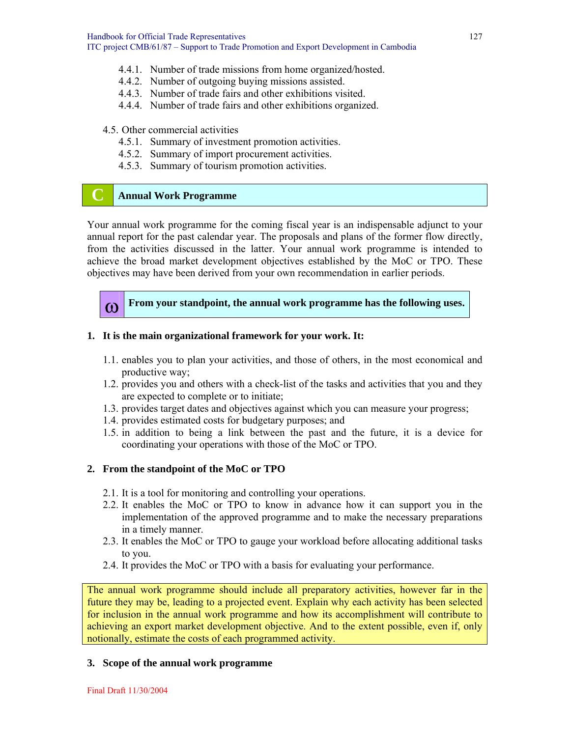4.4.1. Number of trade missions from home organized/hosted.
4.4.2. Number of outgoing buying missions assisted.
4.4.3. Number of trade fairs and other exhibitions visited.
4.4.4. Number of trade fairs and other exhibitions organized.

4.5. Other commercial activities
4.5.1. Summary of investment promotion activities.
4.5.2. Summary of import procurement activities.
4.5.3. Summary of tourism promotion activities.

## C Annual Work Programme

Your annual work programme for the coming fiscal year is an indispensable adjunct to your annual report for the past calendar year. The proposals and plans of the former flow directly, from the activities discussed in the latter. Your annual work programme is intended to achieve the broad market development objectives established by the MoC or TPO. These objectives may have been derived from your own recommendation in earlier periods.

**ω From your standpoint, the annual work programme has the following uses.**

**1. It is the main organizational framework for your work. It:**

1.1. enables you to plan your activities, and those of others, in the most economical and productive way;
1.2. provides you and others with a check-list of the tasks and activities that you and they are expected to complete or to initiate;
1.3. provides target dates and objectives against which you can measure your progress;
1.4. provides estimated costs for budgetary purposes; and
1.5. in addition to being a link between the past and the future, it is a device for coordinating your operations with those of the MoC or TPO.

**2. From the standpoint of the MoC or TPO**

2.1. It is a tool for monitoring and controlling your operations.
2.2. It enables the MoC or TPO to know in advance how it can support you in the implementation of the approved programme and to make the necessary preparations in a timely manner.
2.3. It enables the MoC or TPO to gauge your workload before allocating additional tasks to you.
2.4. It provides the MoC or TPO with a basis for evaluating your performance.

The annual work programme should include all preparatory activities, however far in the future they may be, leading to a projected event. Explain why each activity has been selected for inclusion in the annual work programme and how its accomplishment will contribute to achieving an export market development objective. And to the extent possible, even if, only notionally, estimate the costs of each programmed activity.

**3. Scope of the annual work programme**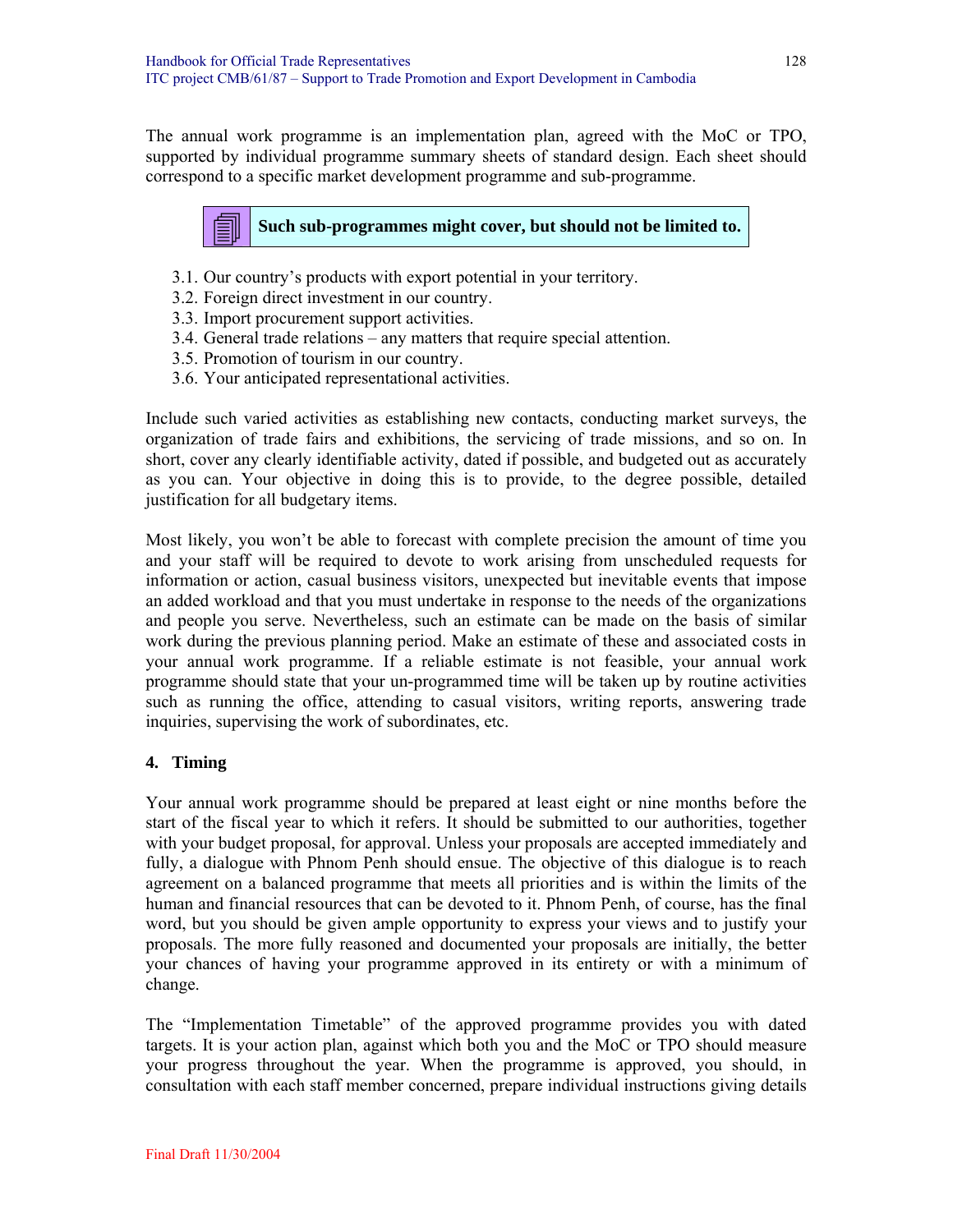The annual work programme is an implementation plan, agreed with the MoC or TPO, supported by individual programme summary sheets of standard design. Each sheet should correspond to a specific market development programme and sub-programme.

**Such sub-programmes might cover, but should not be limited to.**

3.1. Our country's products with export potential in your territory.
3.2. Foreign direct investment in our country.
3.3. Import procurement support activities.
3.4. General trade relations – any matters that require special attention.
3.5. Promotion of tourism in our country.
3.6. Your anticipated representational activities.

Include such varied activities as establishing new contacts, conducting market surveys, the organization of trade fairs and exhibitions, the servicing of trade missions, and so on. In short, cover any clearly identifiable activity, dated if possible, and budgeted out as accurately as you can. Your objective in doing this is to provide, to the degree possible, detailed justification for all budgetary items.

Most likely, you won't be able to forecast with complete precision the amount of time you and your staff will be required to devote to work arising from unscheduled requests for information or action, casual business visitors, unexpected but inevitable events that impose an added workload and that you must undertake in response to the needs of the organizations and people you serve. Nevertheless, such an estimate can be made on the basis of similar work during the previous planning period. Make an estimate of these and associated costs in your annual work programme. If a reliable estimate is not feasible, your annual work programme should state that your un-programmed time will be taken up by routine activities such as running the office, attending to casual visitors, writing reports, answering trade inquiries, supervising the work of subordinates, etc.

#### 4. Timing

Your annual work programme should be prepared at least eight or nine months before the start of the fiscal year to which it refers. It should be submitted to our authorities, together with your budget proposal, for approval. Unless your proposals are accepted immediately and fully, a dialogue with Phnom Penh should ensue. The objective of this dialogue is to reach agreement on a balanced programme that meets all priorities and is within the limits of the human and financial resources that can be devoted to it. Phnom Penh, of course, has the final word, but you should be given ample opportunity to express your views and to justify your proposals. The more fully reasoned and documented your proposals are initially, the better your chances of having your programme approved in its entirety or with a minimum of change.

The "Implementation Timetable" of the approved programme provides you with dated targets. It is your action plan, against which both you and the MoC or TPO should measure your progress throughout the year. When the programme is approved, you should, in consultation with each staff member concerned, prepare individual instructions giving details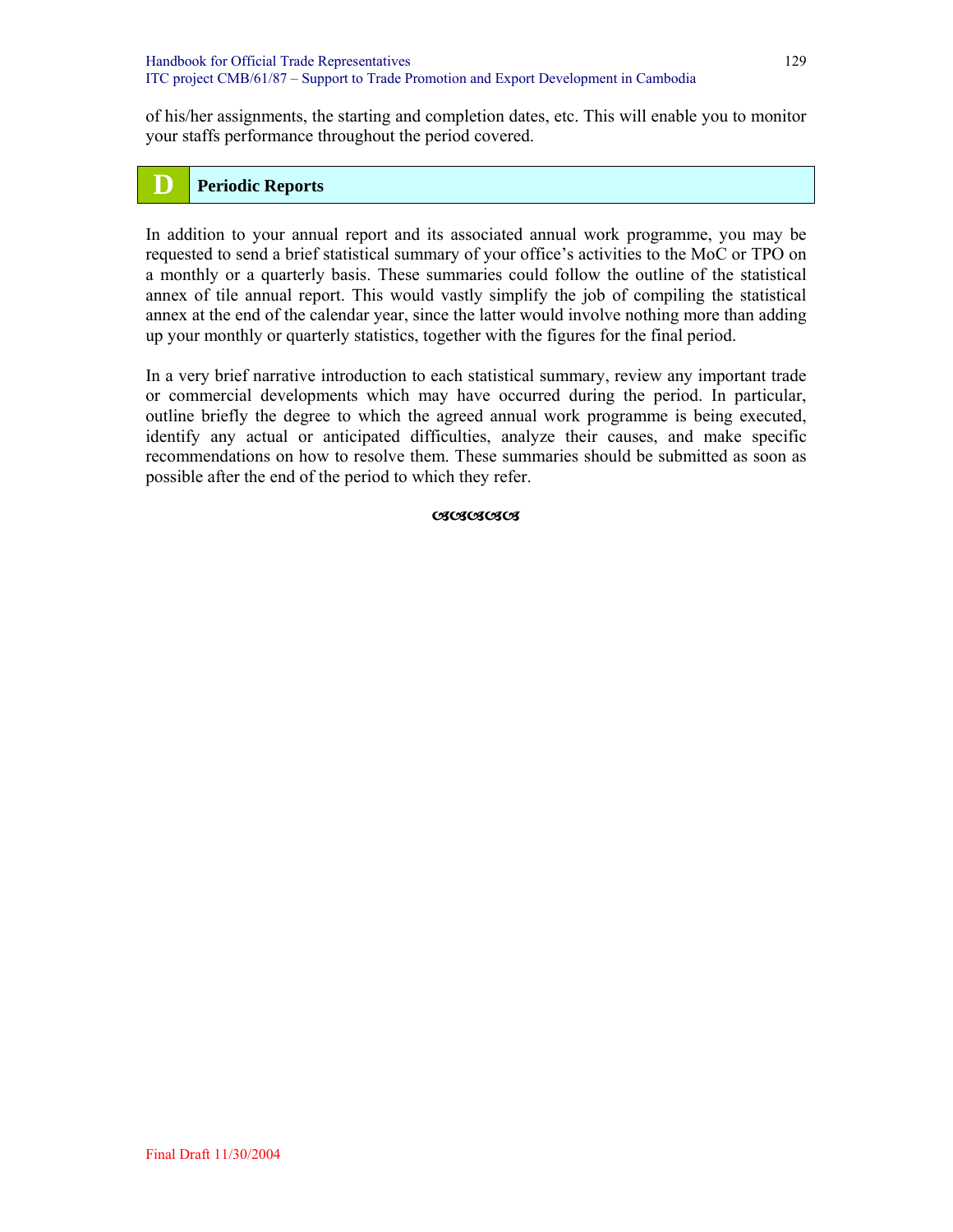of his/her assignments, the starting and completion dates, etc. This will enable you to monitor your staffs performance throughout the period covered.

## D Periodic Reports

In addition to your annual report and its associated annual work programme, you may be requested to send a brief statistical summary of your office's activities to the MoC or TPO on a monthly or a quarterly basis. These summaries could follow the outline of the statistical annex of tile annual report. This would vastly simplify the job of compiling the statistical annex at the end of the calendar year, since the latter would involve nothing more than adding up your monthly or quarterly statistics, together with the figures for the final period.

In a very brief narrative introduction to each statistical summary, review any important trade or commercial developments which may have occurred during the period. In particular, outline briefly the degree to which the agreed annual work programme is being executed, identify any actual or anticipated difficulties, analyze their causes, and make specific recommendations on how to resolve them. These summaries should be submitted as soon as possible after the end of the period to which they refer.

Final Draft 11/30/2004